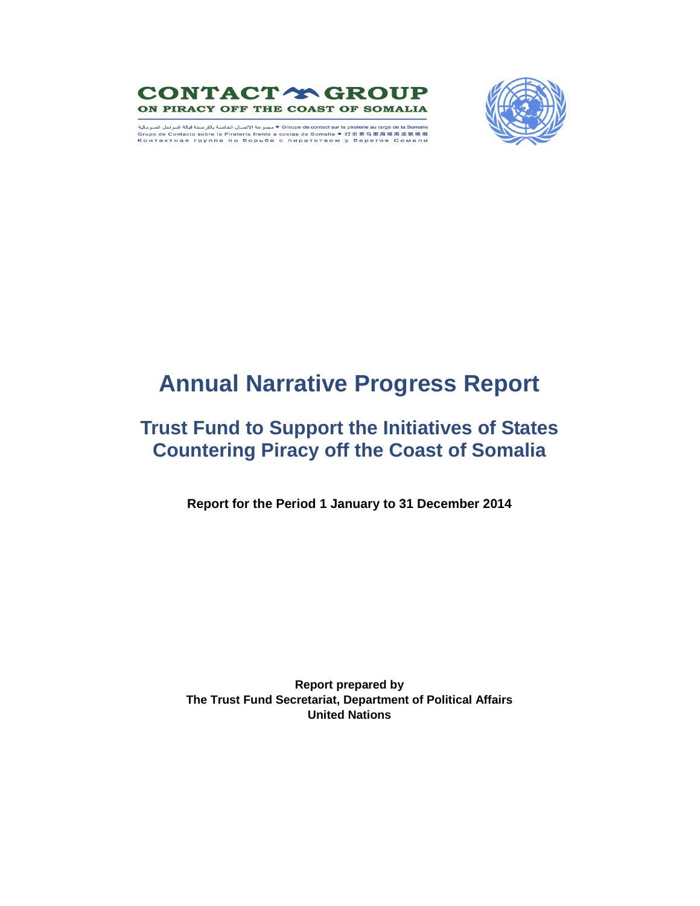CONTACT GROUP
ON PIRACY OFF THE COAST OF SOMALIA

مجموعة الاتصال الخاصة بالقرصنة قبالة السواحل الصومالية • Groupe de contact sur la piraterie au large de la Somalie
Grupo de Contacto sobre la Piratería frente a costas de Somalia • 打击索马里海域海盗联络组
Контактная группа по борьбе с пиратством у берегов Сомали

# Annual Narrative Progress Report

## Trust Fund to Support the Initiatives of States Countering Piracy off the Coast of Somalia

**Report for the Period 1 January to 31 December 2014**

**Report prepared by**
**The Trust Fund Secretariat, Department of Political Affairs**
**United Nations**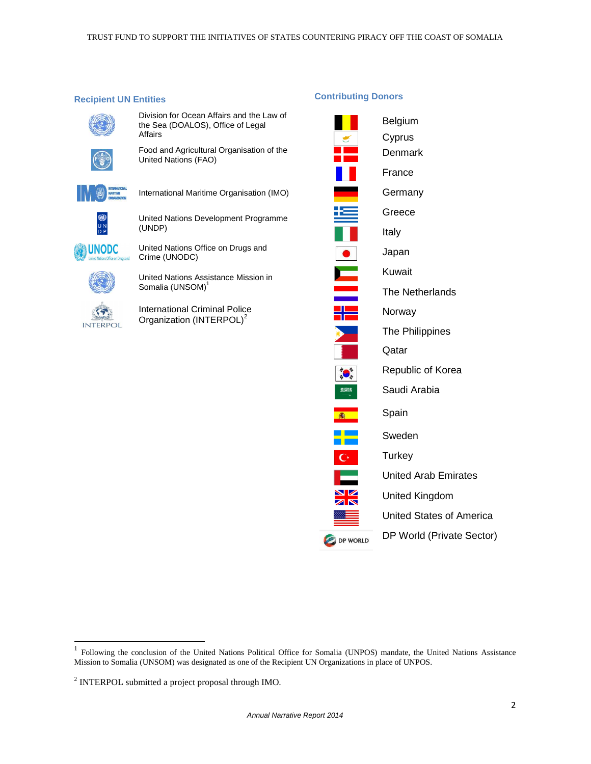## Recipient UN Entities

- Division for Ocean Affairs and the Law of the Sea (DOALOS), Office of Legal Affairs
- Food and Agricultural Organisation of the United Nations (FAO)
- International Maritime Organisation (IMO)
- United Nations Development Programme (UNDP)
- United Nations Office on Drugs and Crime (UNODC)
- United Nations Assistance Mission in Somalia (UNSOM)[1]
- International Criminal Police Organization (INTERPOL)[2]

## Contributing Donors

- Belgium
- Cyprus
- Denmark
- France
- Germany
- Greece
- Italy
- Japan
- Kuwait
- The Netherlands
- Norway
- The Philippines
- Qatar
- Republic of Korea
- Saudi Arabia
- Spain
- Sweden
- Turkey
- United Arab Emirates
- United Kingdom
- United States of America
- DP World (Private Sector)

---

[1] Following the conclusion of the United Nations Political Office for Somalia (UNPOS) mandate, the United Nations Assistance Mission to Somalia (UNSOM) was designated as one of the Recipient UN Organizations in place of UNPOS.

[2] INTERPOL submitted a project proposal through IMO.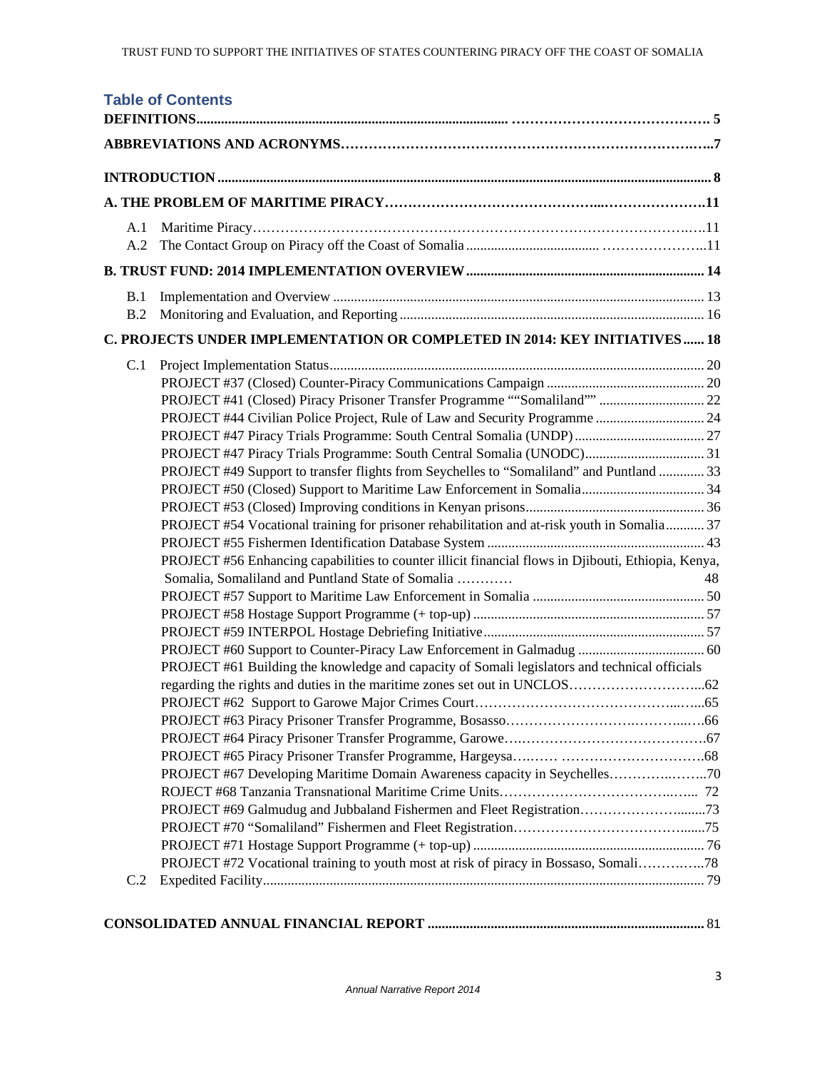## Table of Contents

**DEFINITIONS ........................................................................................................ 5**

**ABBREVIATIONS AND ACRONYMS.......................................................................................7**

**INTRODUCTION ........................................................................................................ 8**

**A. THE PROBLEM OF MARITIME PIRACY.......................................................................11**

- A.1 Maritime Piracy.......................................................................................11
- A.2 The Contact Group on Piracy off the Coast of Somalia ..............................................11

**B. TRUST FUND: 2014 IMPLEMENTATION OVERVIEW ............................................................ 14**

- B.1 Implementation and Overview ............................................................................ 13
- B.2 Monitoring and Evaluation, and Reporting .................................................................. 16

**C. PROJECTS UNDER IMPLEMENTATION OR COMPLETED IN 2014: KEY INITIATIVES ...... 18**

- C.1 Project Implementation Status.......................................................................... 20
  - PROJECT #37 (Closed) Counter-Piracy Communications Campaign ...................................... 20
  - PROJECT #41 (Closed) Piracy Prisoner Transfer Programme ""Somaliland"" ............................ 22
  - PROJECT #44 Civilian Police Project, Rule of Law and Security Programme ............................. 24
  - PROJECT #47 Piracy Trials Programme: South Central Somalia (UNDP) .................................... 27
  - PROJECT #47 Piracy Trials Programme: South Central Somalia (UNODC)................................ 31
  - PROJECT #49 Support to transfer flights from Seychelles to "Somaliland" and Puntland ............. 33
  - PROJECT #50 (Closed) Support to Maritime Law Enforcement in Somalia................................. 34
  - PROJECT #53 (Closed) Improving conditions in Kenyan prisons.............................................. 36
  - PROJECT #54 Vocational training for prisoner rehabilitation and at-risk youth in Somalia........... 37
  - PROJECT #55 Fishermen Identification Database System ..................................................... 43
  - PROJECT #56 Enhancing capabilities to counter illicit financial flows in Djibouti, Ethiopia, Kenya, Somalia, Somaliland and Puntland State of Somalia ............ 48
  - PROJECT #57 Support to Maritime Law Enforcement in Somalia ........................................... 50
  - PROJECT #58 Hostage Support Programme (+ top-up) ........................................................ 57
  - PROJECT #59 INTERPOL Hostage Debriefing Initiative....................................................... 57
  - PROJECT #60 Support to Counter-Piracy Law Enforcement in Galmadug .................................. 60
  - PROJECT #61 Building the knowledge and capacity of Somali legislators and technical officials regarding the rights and duties in the maritime zones set out in UNCLOS..............................62
  - PROJECT #62 Support to Garowe Major Crimes Court.................................................65
  - PROJECT #63 Piracy Prisoner Transfer Programme, Bosasso.............................................66
  - PROJECT #64 Piracy Prisoner Transfer Programme, Garowe.............................................67
  - PROJECT #65 Piracy Prisoner Transfer Programme, Hargeysa.............................................68
  - PROJECT #67 Developing Maritime Domain Awareness capacity in Seychelles...........................70
  - ROJECT #68 Tanzania Transnational Maritime Crime Units........................................... 72
  - PROJECT #69 Galmudug and Jubbaland Fishermen and Fleet Registration...............................73
  - PROJECT #70 "Somaliland" Fishermen and Fleet Registration............................................75
  - PROJECT #71 Hostage Support Programme (+ top-up) .......................................................... 76
  - PROJECT #72 Vocational training to youth most at risk of piracy in Bossaso, Somali...................78
- C.2 Expedited Facility............................................................................................. 79

**CONSOLIDATED ANNUAL FINANCIAL REPORT ................................................................ 81**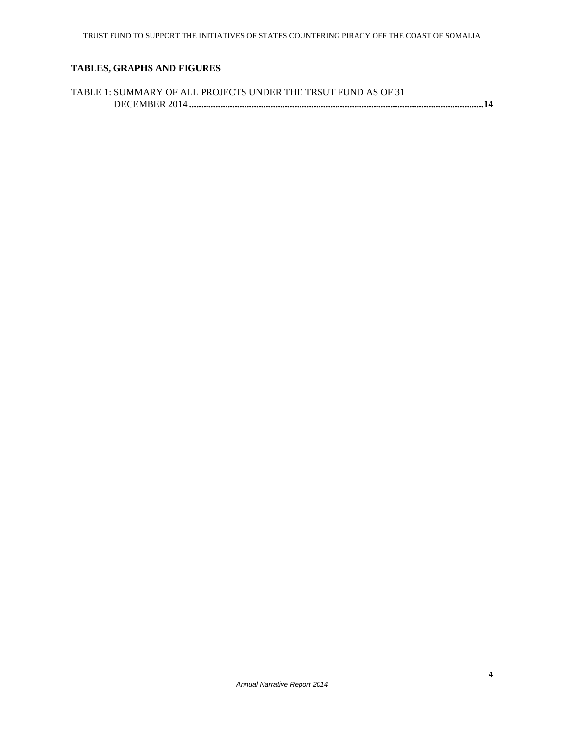## TABLES, GRAPHS AND FIGURES

TABLE 1: SUMMARY OF ALL PROJECTS UNDER THE TRSUT FUND AS OF 31 DECEMBER 2014 ........................................................................................................................**14**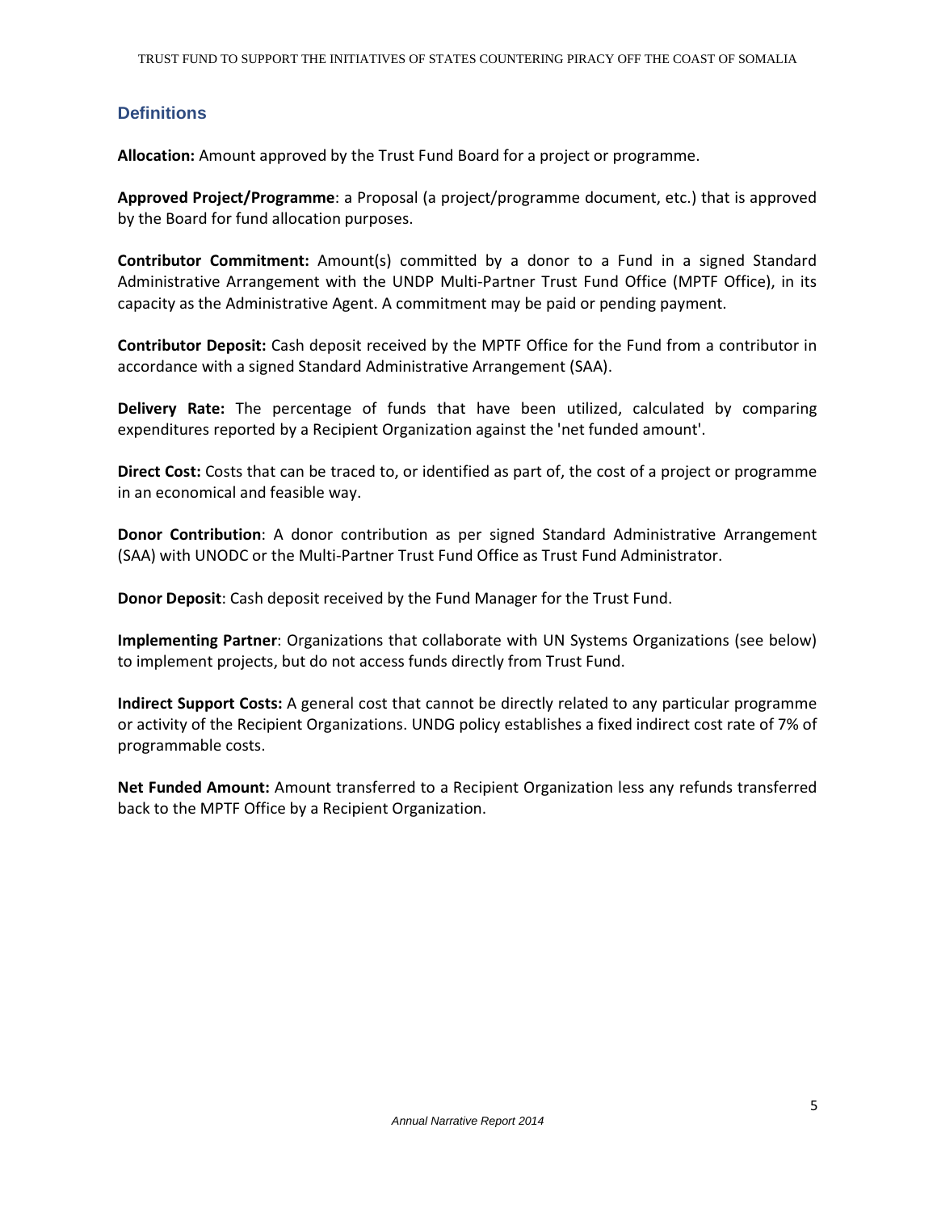## Definitions

**Allocation:** Amount approved by the Trust Fund Board for a project or programme.

**Approved Project/Programme**: a Proposal (a project/programme document, etc.) that is approved by the Board for fund allocation purposes.

**Contributor Commitment:** Amount(s) committed by a donor to a Fund in a signed Standard Administrative Arrangement with the UNDP Multi-Partner Trust Fund Office (MPTF Office), in its capacity as the Administrative Agent. A commitment may be paid or pending payment.

**Contributor Deposit:** Cash deposit received by the MPTF Office for the Fund from a contributor in accordance with a signed Standard Administrative Arrangement (SAA).

**Delivery Rate:** The percentage of funds that have been utilized, calculated by comparing expenditures reported by a Recipient Organization against the 'net funded amount'.

**Direct Cost:** Costs that can be traced to, or identified as part of, the cost of a project or programme in an economical and feasible way.

**Donor Contribution**: A donor contribution as per signed Standard Administrative Arrangement (SAA) with UNODC or the Multi-Partner Trust Fund Office as Trust Fund Administrator.

**Donor Deposit**: Cash deposit received by the Fund Manager for the Trust Fund.

**Implementing Partner**: Organizations that collaborate with UN Systems Organizations (see below) to implement projects, but do not access funds directly from Trust Fund.

**Indirect Support Costs:** A general cost that cannot be directly related to any particular programme or activity of the Recipient Organizations. UNDG policy establishes a fixed indirect cost rate of 7% of programmable costs.

**Net Funded Amount:** Amount transferred to a Recipient Organization less any refunds transferred back to the MPTF Office by a Recipient Organization.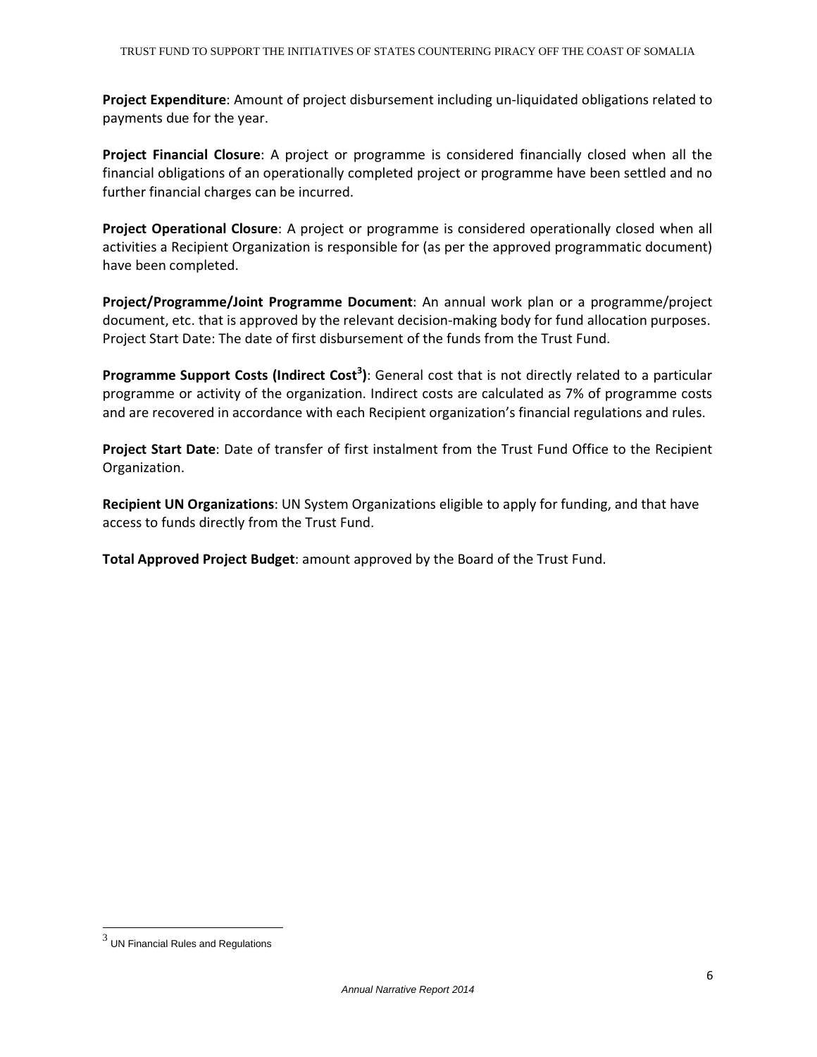**Project Expenditure**: Amount of project disbursement including un-liquidated obligations related to payments due for the year.

**Project Financial Closure**: A project or programme is considered financially closed when all the financial obligations of an operationally completed project or programme have been settled and no further financial charges can be incurred.

**Project Operational Closure**: A project or programme is considered operationally closed when all activities a Recipient Organization is responsible for (as per the approved programmatic document) have been completed.

**Project/Programme/Joint Programme Document**: An annual work plan or a programme/project document, etc. that is approved by the relevant decision-making body for fund allocation purposes. Project Start Date: The date of first disbursement of the funds from the Trust Fund.

**Programme Support Costs (Indirect Cost[3])**: General cost that is not directly related to a particular programme or activity of the organization. Indirect costs are calculated as 7% of programme costs and are recovered in accordance with each Recipient organization's financial regulations and rules.

**Project Start Date**: Date of transfer of first instalment from the Trust Fund Office to the Recipient Organization.

**Recipient UN Organizations**: UN System Organizations eligible to apply for funding, and that have access to funds directly from the Trust Fund.

**Total Approved Project Budget**: amount approved by the Board of the Trust Fund.

---

[3] UN Financial Rules and Regulations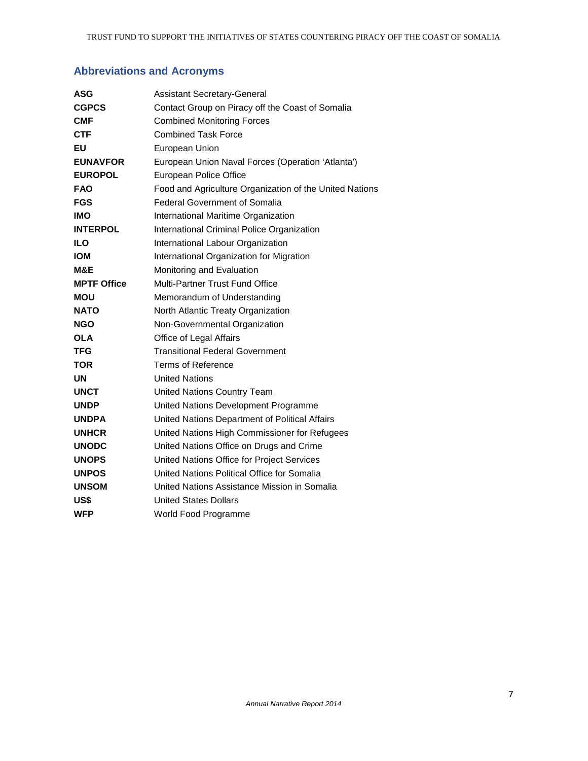## Abbreviations and Acronyms

| | |
|---|---|
| **ASG** | Assistant Secretary-General |
| **CGPCS** | Contact Group on Piracy off the Coast of Somalia |
| **CMF** | Combined Monitoring Forces |
| **CTF** | Combined Task Force |
| **EU** | European Union |
| **EUNAVFOR** | European Union Naval Forces (Operation 'Atlanta') |
| **EUROPOL** | European Police Office |
| **FAO** | Food and Agriculture Organization of the United Nations |
| **FGS** | Federal Government of Somalia |
| **IMO** | International Maritime Organization |
| **INTERPOL** | International Criminal Police Organization |
| **ILO** | International Labour Organization |
| **IOM** | International Organization for Migration |
| **M&E** | Monitoring and Evaluation |
| **MPTF Office** | Multi-Partner Trust Fund Office |
| **MOU** | Memorandum of Understanding |
| **NATO** | North Atlantic Treaty Organization |
| **NGO** | Non-Governmental Organization |
| **OLA** | Office of Legal Affairs |
| **TFG** | Transitional Federal Government |
| **TOR** | Terms of Reference |
| **UN** | United Nations |
| **UNCT** | United Nations Country Team |
| **UNDP** | United Nations Development Programme |
| **UNDPA** | United Nations Department of Political Affairs |
| **UNHCR** | United Nations High Commissioner for Refugees |
| **UNODC** | United Nations Office on Drugs and Crime |
| **UNOPS** | United Nations Office for Project Services |
| **UNPOS** | United Nations Political Office for Somalia |
| **UNSOM** | United Nations Assistance Mission in Somalia |
| **US$** | United States Dollars |
| **WFP** | World Food Programme |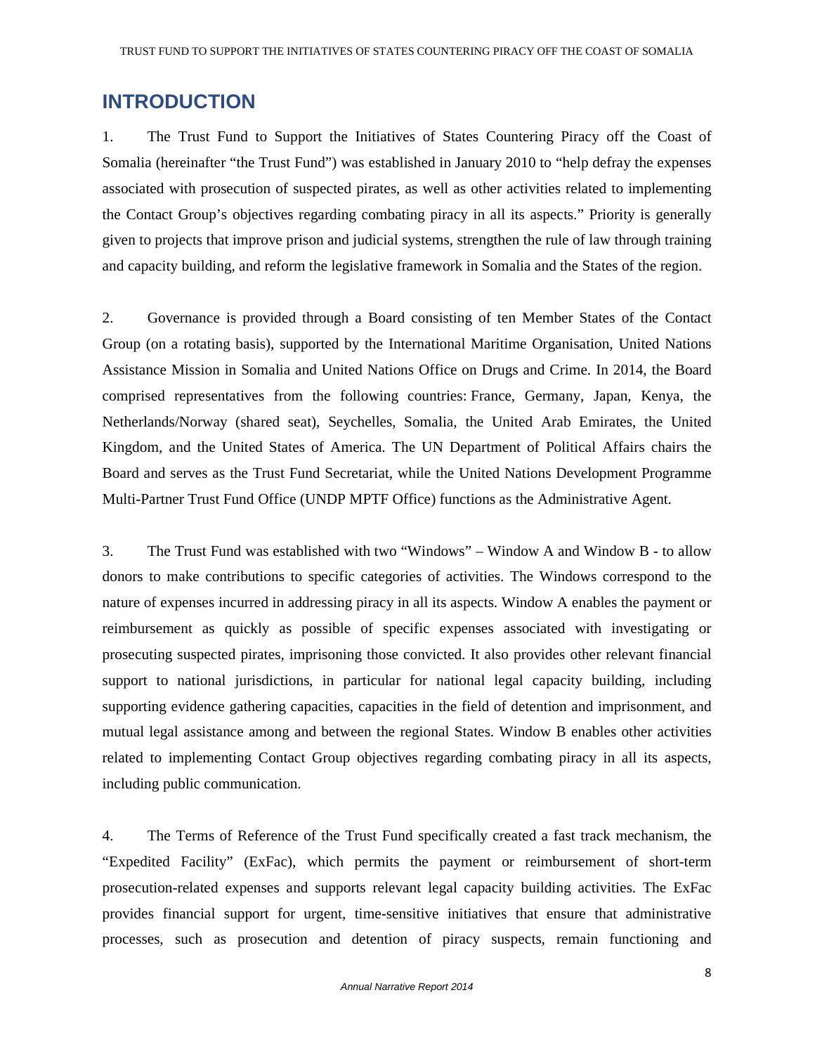# INTRODUCTION

1. The Trust Fund to Support the Initiatives of States Countering Piracy off the Coast of Somalia (hereinafter "the Trust Fund") was established in January 2010 to "help defray the expenses associated with prosecution of suspected pirates, as well as other activities related to implementing the Contact Group's objectives regarding combating piracy in all its aspects." Priority is generally given to projects that improve prison and judicial systems, strengthen the rule of law through training and capacity building, and reform the legislative framework in Somalia and the States of the region.

2. Governance is provided through a Board consisting of ten Member States of the Contact Group (on a rotating basis), supported by the International Maritime Organisation, United Nations Assistance Mission in Somalia and United Nations Office on Drugs and Crime. In 2014, the Board comprised representatives from the following countries: France, Germany, Japan, Kenya, the Netherlands/Norway (shared seat), Seychelles, Somalia, the United Arab Emirates, the United Kingdom, and the United States of America. The UN Department of Political Affairs chairs the Board and serves as the Trust Fund Secretariat, while the United Nations Development Programme Multi-Partner Trust Fund Office (UNDP MPTF Office) functions as the Administrative Agent.

3. The Trust Fund was established with two "Windows" – Window A and Window B - to allow donors to make contributions to specific categories of activities. The Windows correspond to the nature of expenses incurred in addressing piracy in all its aspects. Window A enables the payment or reimbursement as quickly as possible of specific expenses associated with investigating or prosecuting suspected pirates, imprisoning those convicted. It also provides other relevant financial support to national jurisdictions, in particular for national legal capacity building, including supporting evidence gathering capacities, capacities in the field of detention and imprisonment, and mutual legal assistance among and between the regional States. Window B enables other activities related to implementing Contact Group objectives regarding combating piracy in all its aspects, including public communication.

4. The Terms of Reference of the Trust Fund specifically created a fast track mechanism, the "Expedited Facility" (ExFac), which permits the payment or reimbursement of short-term prosecution-related expenses and supports relevant legal capacity building activities. The ExFac provides financial support for urgent, time-sensitive initiatives that ensure that administrative processes, such as prosecution and detention of piracy suspects, remain functioning and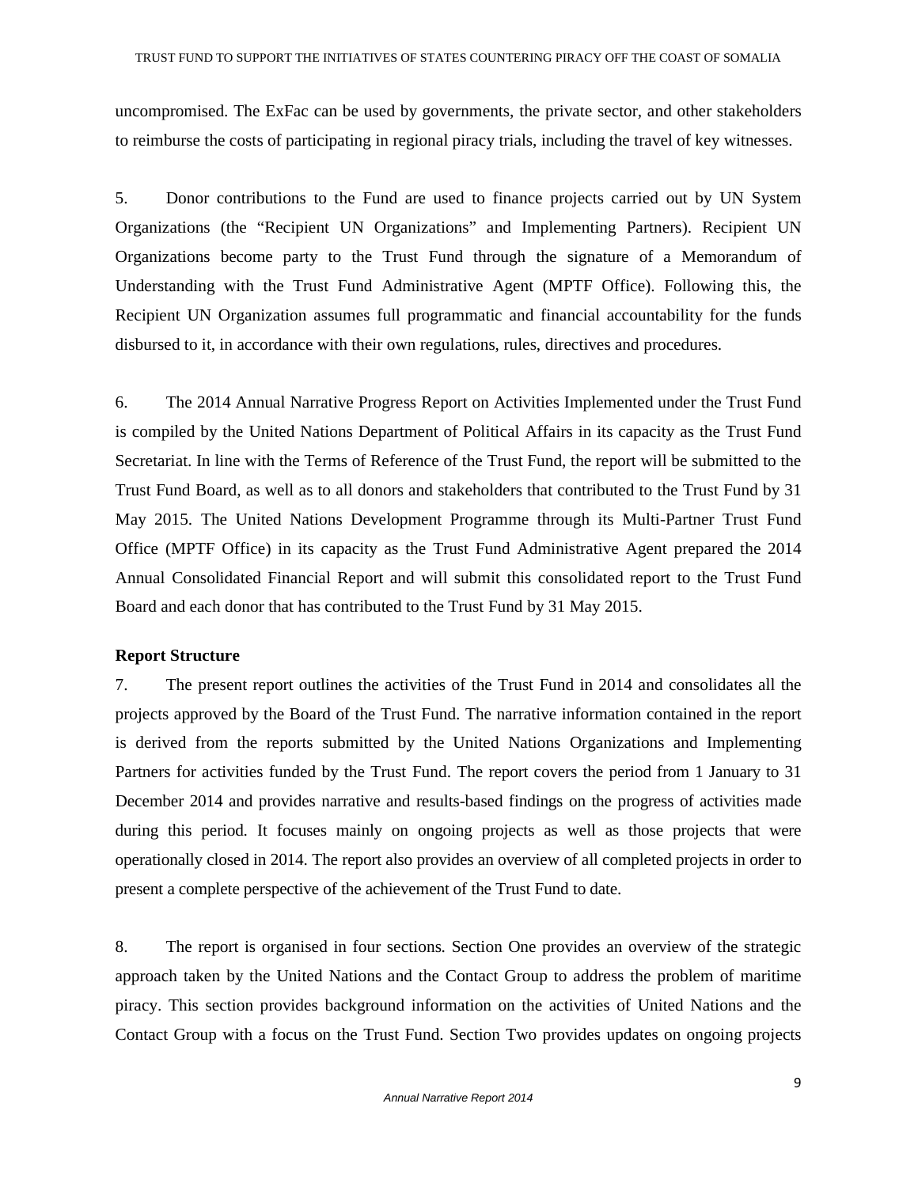uncompromised. The ExFac can be used by governments, the private sector, and other stakeholders to reimburse the costs of participating in regional piracy trials, including the travel of key witnesses.

5. Donor contributions to the Fund are used to finance projects carried out by UN System Organizations (the "Recipient UN Organizations" and Implementing Partners). Recipient UN Organizations become party to the Trust Fund through the signature of a Memorandum of Understanding with the Trust Fund Administrative Agent (MPTF Office). Following this, the Recipient UN Organization assumes full programmatic and financial accountability for the funds disbursed to it, in accordance with their own regulations, rules, directives and procedures.

6. The 2014 Annual Narrative Progress Report on Activities Implemented under the Trust Fund is compiled by the United Nations Department of Political Affairs in its capacity as the Trust Fund Secretariat. In line with the Terms of Reference of the Trust Fund, the report will be submitted to the Trust Fund Board, as well as to all donors and stakeholders that contributed to the Trust Fund by 31 May 2015. The United Nations Development Programme through its Multi-Partner Trust Fund Office (MPTF Office) in its capacity as the Trust Fund Administrative Agent prepared the 2014 Annual Consolidated Financial Report and will submit this consolidated report to the Trust Fund Board and each donor that has contributed to the Trust Fund by 31 May 2015.

**Report Structure**

7. The present report outlines the activities of the Trust Fund in 2014 and consolidates all the projects approved by the Board of the Trust Fund. The narrative information contained in the report is derived from the reports submitted by the United Nations Organizations and Implementing Partners for activities funded by the Trust Fund. The report covers the period from 1 January to 31 December 2014 and provides narrative and results-based findings on the progress of activities made during this period. It focuses mainly on ongoing projects as well as those projects that were operationally closed in 2014. The report also provides an overview of all completed projects in order to present a complete perspective of the achievement of the Trust Fund to date.

8. The report is organised in four sections. Section One provides an overview of the strategic approach taken by the United Nations and the Contact Group to address the problem of maritime piracy. This section provides background information on the activities of United Nations and the Contact Group with a focus on the Trust Fund. Section Two provides updates on ongoing projects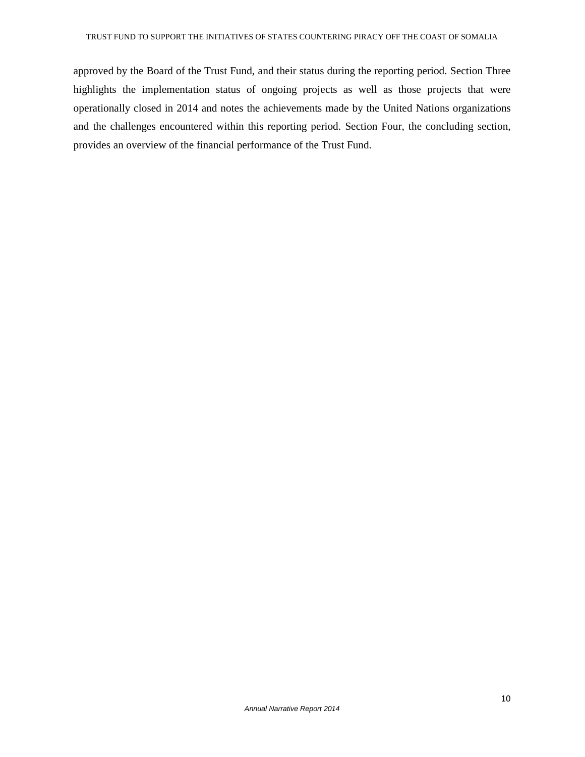approved by the Board of the Trust Fund, and their status during the reporting period. Section Three highlights the implementation status of ongoing projects as well as those projects that were operationally closed in 2014 and notes the achievements made by the United Nations organizations and the challenges encountered within this reporting period. Section Four, the concluding section, provides an overview of the financial performance of the Trust Fund.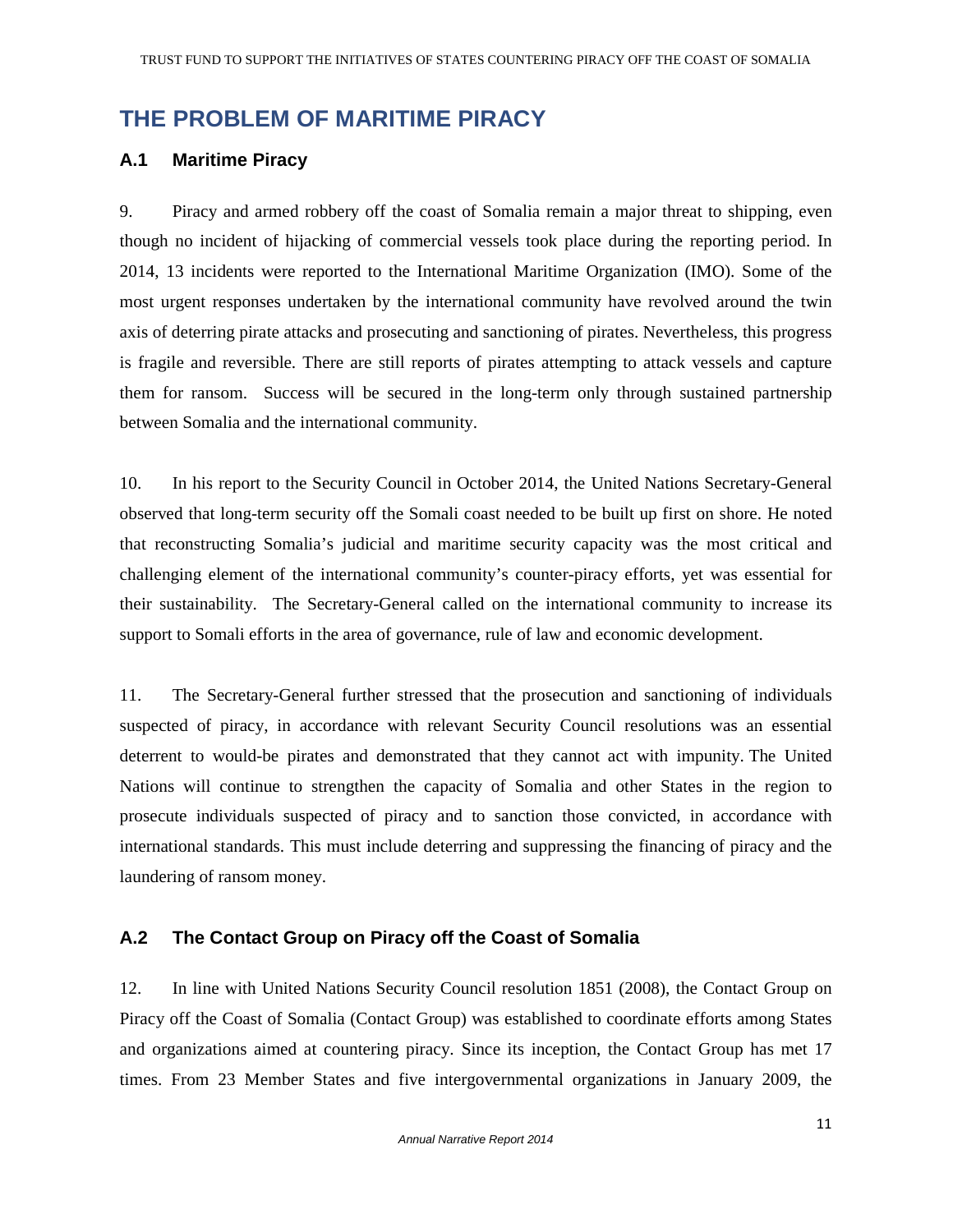# THE PROBLEM OF MARITIME PIRACY

## A.1 Maritime Piracy

9. Piracy and armed robbery off the coast of Somalia remain a major threat to shipping, even though no incident of hijacking of commercial vessels took place during the reporting period. In 2014, 13 incidents were reported to the International Maritime Organization (IMO). Some of the most urgent responses undertaken by the international community have revolved around the twin axis of deterring pirate attacks and prosecuting and sanctioning of pirates. Nevertheless, this progress is fragile and reversible. There are still reports of pirates attempting to attack vessels and capture them for ransom. Success will be secured in the long-term only through sustained partnership between Somalia and the international community.

10. In his report to the Security Council in October 2014, the United Nations Secretary-General observed that long-term security off the Somali coast needed to be built up first on shore. He noted that reconstructing Somalia's judicial and maritime security capacity was the most critical and challenging element of the international community's counter-piracy efforts, yet was essential for their sustainability. The Secretary-General called on the international community to increase its support to Somali efforts in the area of governance, rule of law and economic development.

11. The Secretary-General further stressed that the prosecution and sanctioning of individuals suspected of piracy, in accordance with relevant Security Council resolutions was an essential deterrent to would-be pirates and demonstrated that they cannot act with impunity. The United Nations will continue to strengthen the capacity of Somalia and other States in the region to prosecute individuals suspected of piracy and to sanction those convicted, in accordance with international standards. This must include deterring and suppressing the financing of piracy and the laundering of ransom money.

## A.2 The Contact Group on Piracy off the Coast of Somalia

12. In line with United Nations Security Council resolution 1851 (2008), the Contact Group on Piracy off the Coast of Somalia (Contact Group) was established to coordinate efforts among States and organizations aimed at countering piracy. Since its inception, the Contact Group has met 17 times. From 23 Member States and five intergovernmental organizations in January 2009, the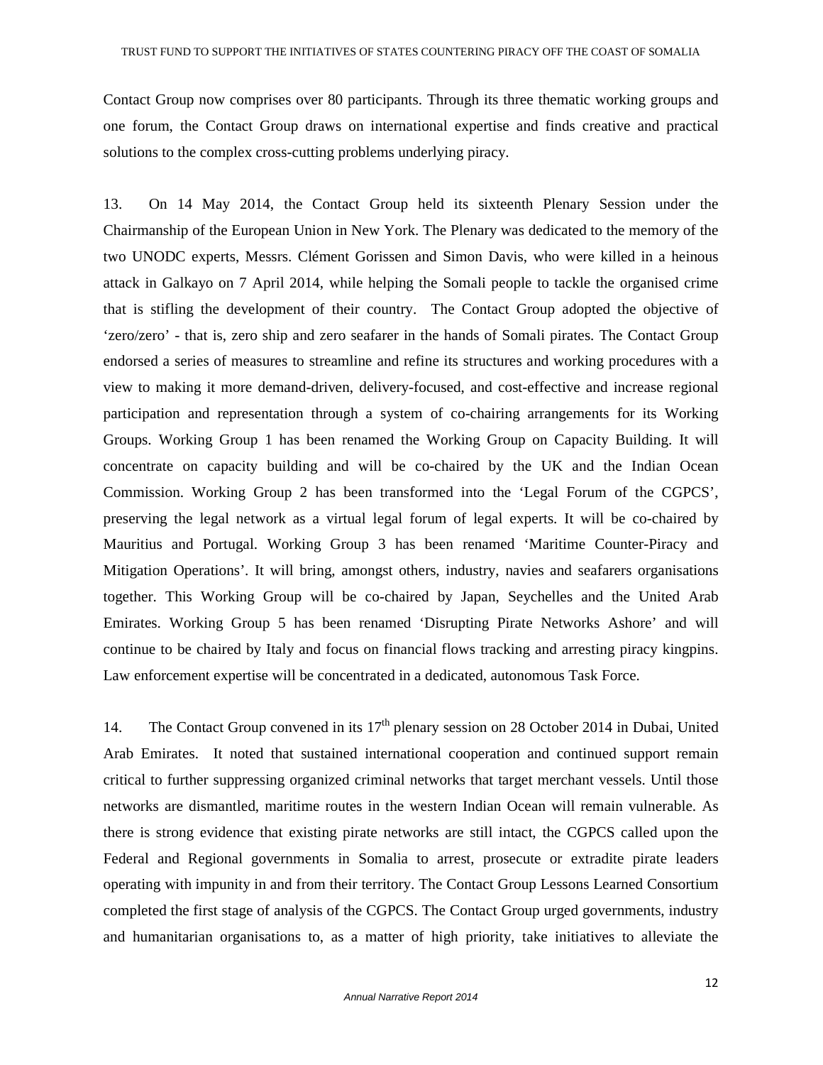Contact Group now comprises over 80 participants. Through its three thematic working groups and one forum, the Contact Group draws on international expertise and finds creative and practical solutions to the complex cross-cutting problems underlying piracy.

13. On 14 May 2014, the Contact Group held its sixteenth Plenary Session under the Chairmanship of the European Union in New York. The Plenary was dedicated to the memory of the two UNODC experts, Messrs. Clément Gorissen and Simon Davis, who were killed in a heinous attack in Galkayo on 7 April 2014, while helping the Somali people to tackle the organised crime that is stifling the development of their country. The Contact Group adopted the objective of 'zero/zero' - that is, zero ship and zero seafarer in the hands of Somali pirates. The Contact Group endorsed a series of measures to streamline and refine its structures and working procedures with a view to making it more demand-driven, delivery-focused, and cost-effective and increase regional participation and representation through a system of co-chairing arrangements for its Working Groups. Working Group 1 has been renamed the Working Group on Capacity Building. It will concentrate on capacity building and will be co-chaired by the UK and the Indian Ocean Commission. Working Group 2 has been transformed into the 'Legal Forum of the CGPCS', preserving the legal network as a virtual legal forum of legal experts. It will be co-chaired by Mauritius and Portugal. Working Group 3 has been renamed 'Maritime Counter-Piracy and Mitigation Operations'. It will bring, amongst others, industry, navies and seafarers organisations together. This Working Group will be co-chaired by Japan, Seychelles and the United Arab Emirates. Working Group 5 has been renamed 'Disrupting Pirate Networks Ashore' and will continue to be chaired by Italy and focus on financial flows tracking and arresting piracy kingpins. Law enforcement expertise will be concentrated in a dedicated, autonomous Task Force.

14. The Contact Group convened in its 17th plenary session on 28 October 2014 in Dubai, United Arab Emirates. It noted that sustained international cooperation and continued support remain critical to further suppressing organized criminal networks that target merchant vessels. Until those networks are dismantled, maritime routes in the western Indian Ocean will remain vulnerable. As there is strong evidence that existing pirate networks are still intact, the CGPCS called upon the Federal and Regional governments in Somalia to arrest, prosecute or extradite pirate leaders operating with impunity in and from their territory. The Contact Group Lessons Learned Consortium completed the first stage of analysis of the CGPCS. The Contact Group urged governments, industry and humanitarian organisations to, as a matter of high priority, take initiatives to alleviate the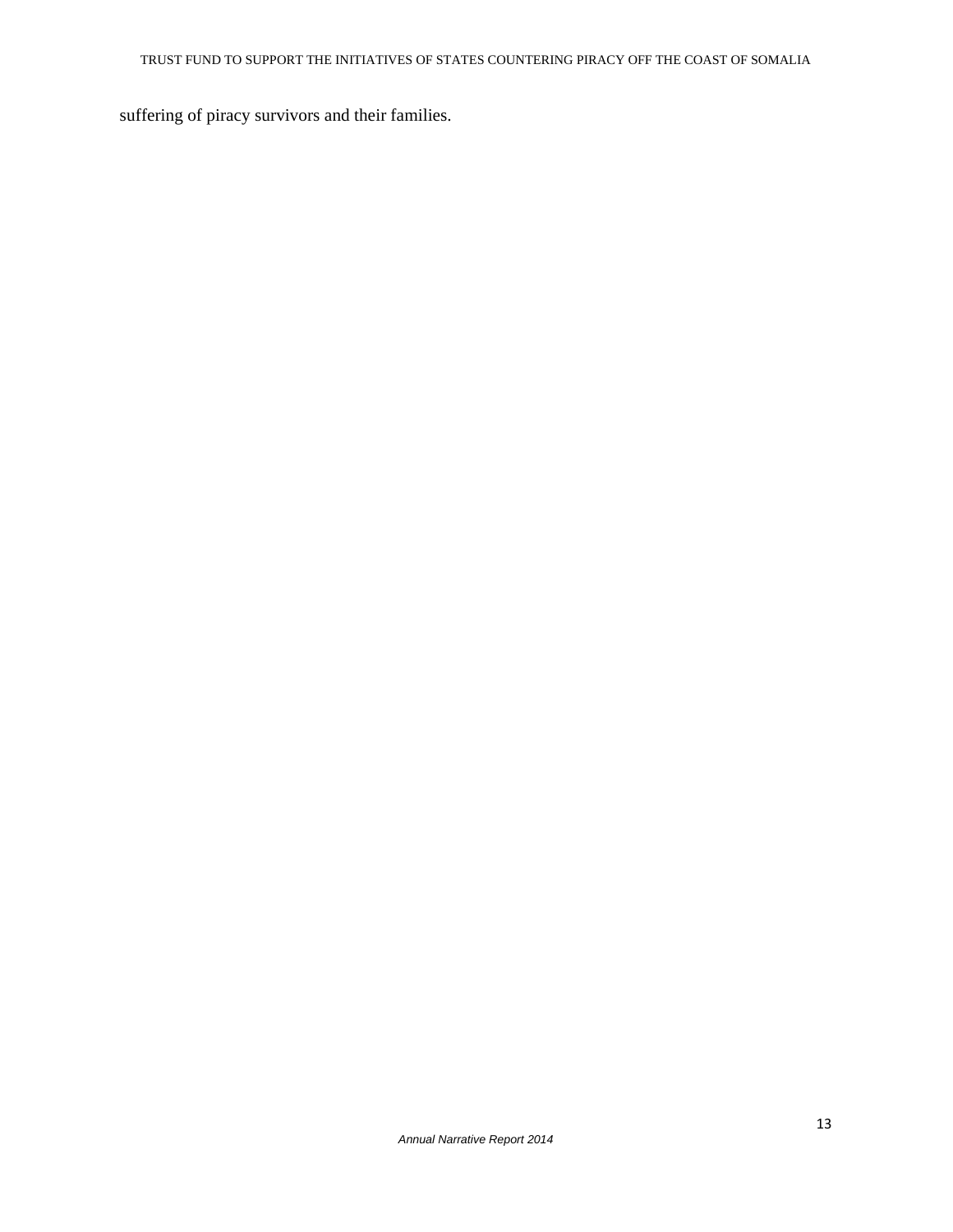suffering of piracy survivors and their families.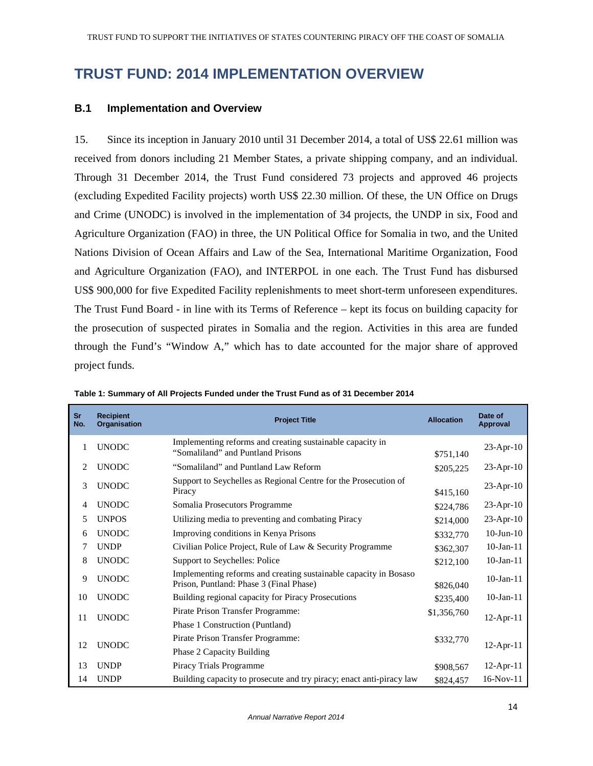# TRUST FUND: 2014 IMPLEMENTATION OVERVIEW

## B.1 Implementation and Overview

15. Since its inception in January 2010 until 31 December 2014, a total of US$ 22.61 million was received from donors including 21 Member States, a private shipping company, and an individual. Through 31 December 2014, the Trust Fund considered 73 projects and approved 46 projects (excluding Expedited Facility projects) worth US$ 22.30 million. Of these, the UN Office on Drugs and Crime (UNODC) is involved in the implementation of 34 projects, the UNDP in six, Food and Agriculture Organization (FAO) in three, the UN Political Office for Somalia in two, and the United Nations Division of Ocean Affairs and Law of the Sea, International Maritime Organization, Food and Agriculture Organization (FAO), and INTERPOL in one each. The Trust Fund has disbursed US$ 900,000 for five Expedited Facility replenishments to meet short-term unforeseen expenditures. The Trust Fund Board - in line with its Terms of Reference – kept its focus on building capacity for the prosecution of suspected pirates in Somalia and the region. Activities in this area are funded through the Fund's "Window A," which has to date accounted for the major share of approved project funds.

**Table 1: Summary of All Projects Funded under the Trust Fund as of 31 December 2014**

| Sr No. | Recipient Organisation | Project Title | Allocation | Date of Approval |
|---|---|---|---|---|
| 1 | UNODC | Implementing reforms and creating sustainable capacity in "Somaliland" and Puntland Prisons | $751,140 | 23-Apr-10 |
| 2 | UNODC | "Somaliland" and Puntland Law Reform | $205,225 | 23-Apr-10 |
| 3 | UNODC | Support to Seychelles as Regional Centre for the Prosecution of Piracy | $415,160 | 23-Apr-10 |
| 4 | UNODC | Somalia Prosecutors Programme | $224,786 | 23-Apr-10 |
| 5 | UNPOS | Utilizing media to preventing and combating Piracy | $214,000 | 23-Apr-10 |
| 6 | UNODC | Improving conditions in Kenya Prisons | $332,770 | 10-Jun-10 |
| 7 | UNDP | Civilian Police Project, Rule of Law & Security Programme | $362,307 | 10-Jan-11 |
| 8 | UNODC | Support to Seychelles: Police | $212,100 | 10-Jan-11 |
| 9 | UNODC | Implementing reforms and creating sustainable capacity in Bosaso Prison, Puntland: Phase 3 (Final Phase) | $826,040 | 10-Jan-11 |
| 10 | UNODC | Building regional capacity for Piracy Prosecutions | $235,400 | 10-Jan-11 |
| 11 | UNODC | Pirate Prison Transfer Programme: Phase 1 Construction (Puntland) | $1,356,760 | 12-Apr-11 |
| 12 | UNODC | Pirate Prison Transfer Programme: Phase 2 Capacity Building | $332,770 | 12-Apr-11 |
| 13 | UNDP | Piracy Trials Programme | $908,567 | 12-Apr-11 |
| 14 | UNDP | Building capacity to prosecute and try piracy; enact anti-piracy law | $824,457 | 16-Nov-11 |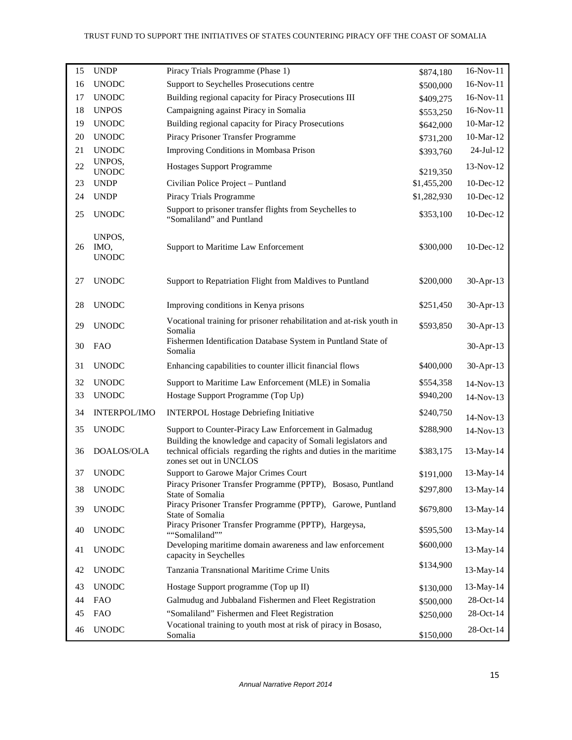| | | | | |
|---|---|---|---|---|
| 15 | UNDP | Piracy Trials Programme (Phase 1) | $874,180 | 16-Nov-11 |
| 16 | UNODC | Support to Seychelles Prosecutions centre | $500,000 | 16-Nov-11 |
| 17 | UNODC | Building regional capacity for Piracy Prosecutions III | $409,275 | 16-Nov-11 |
| 18 | UNPOS | Campaigning against Piracy in Somalia | $553,250 | 16-Nov-11 |
| 19 | UNODC | Building regional capacity for Piracy Prosecutions | $642,000 | 10-Mar-12 |
| 20 | UNODC | Piracy Prisoner Transfer Programme | $731,200 | 10-Mar-12 |
| 21 | UNODC | Improving Conditions in Mombasa Prison | $393,760 | 24-Jul-12 |
| 22 | UNPOS, UNODC | Hostages Support Programme | $219,350 | 13-Nov-12 |
| 23 | UNDP | Civilian Police Project – Puntland | $1,455,200 | 10-Dec-12 |
| 24 | UNDP | Piracy Trials Programme | $1,282,930 | 10-Dec-12 |
| 25 | UNODC | Support to prisoner transfer flights from Seychelles to "Somaliland" and Puntland | $353,100 | 10-Dec-12 |
| 26 | UNPOS, IMO, UNODC | Support to Maritime Law Enforcement | $300,000 | 10-Dec-12 |
| 27 | UNODC | Support to Repatriation Flight from Maldives to Puntland | $200,000 | 30-Apr-13 |
| 28 | UNODC | Improving conditions in Kenya prisons | $251,450 | 30-Apr-13 |
| 29 | UNODC | Vocational training for prisoner rehabilitation and at-risk youth in Somalia | $593,850 | 30-Apr-13 |
| 30 | FAO | Fishermen Identification Database System in Puntland State of Somalia | | 30-Apr-13 |
| 31 | UNODC | Enhancing capabilities to counter illicit financial flows | $400,000 | 30-Apr-13 |
| 32 | UNODC | Support to Maritime Law Enforcement (MLE) in Somalia | $554,358 | 14-Nov-13 |
| 33 | UNODC | Hostage Support Programme (Top Up) | $940,200 | 14-Nov-13 |
| 34 | INTERPOL/IMO | INTERPOL Hostage Debriefing Initiative | $240,750 | 14-Nov-13 |
| 35 | UNODC | Support to Counter-Piracy Law Enforcement in Galmadug | $288,900 | 14-Nov-13 |
| 36 | DOALOS/OLA | Building the knowledge and capacity of Somali legislators and technical officials regarding the rights and duties in the maritime zones set out in UNCLOS | $383,175 | 13-May-14 |
| 37 | UNODC | Support to Garowe Major Crimes Court | $191,000 | 13-May-14 |
| 38 | UNODC | Piracy Prisoner Transfer Programme (PPTP), Bosaso, Puntland State of Somalia | $297,800 | 13-May-14 |
| 39 | UNODC | Piracy Prisoner Transfer Programme (PPTP), Garowe, Puntland State of Somalia | $679,800 | 13-May-14 |
| 40 | UNODC | Piracy Prisoner Transfer Programme (PPTP), Hargeysa, ""Somaliland"" | $595,500 | 13-May-14 |
| 41 | UNODC | Developing maritime domain awareness and law enforcement capacity in Seychelles | $600,000 | 13-May-14 |
| 42 | UNODC | Tanzania Transnational Maritime Crime Units | $134,900 | 13-May-14 |
| 43 | UNODC | Hostage Support programme (Top up II) | $130,000 | 13-May-14 |
| 44 | FAO | Galmudug and Jubbaland Fishermen and Fleet Registration | $500,000 | 28-Oct-14 |
| 45 | FAO | "Somaliland" Fishermen and Fleet Registration | $250,000 | 28-Oct-14 |
| 46 | UNODC | Vocational training to youth most at risk of piracy in Bosaso, Somalia | $150,000 | 28-Oct-14 |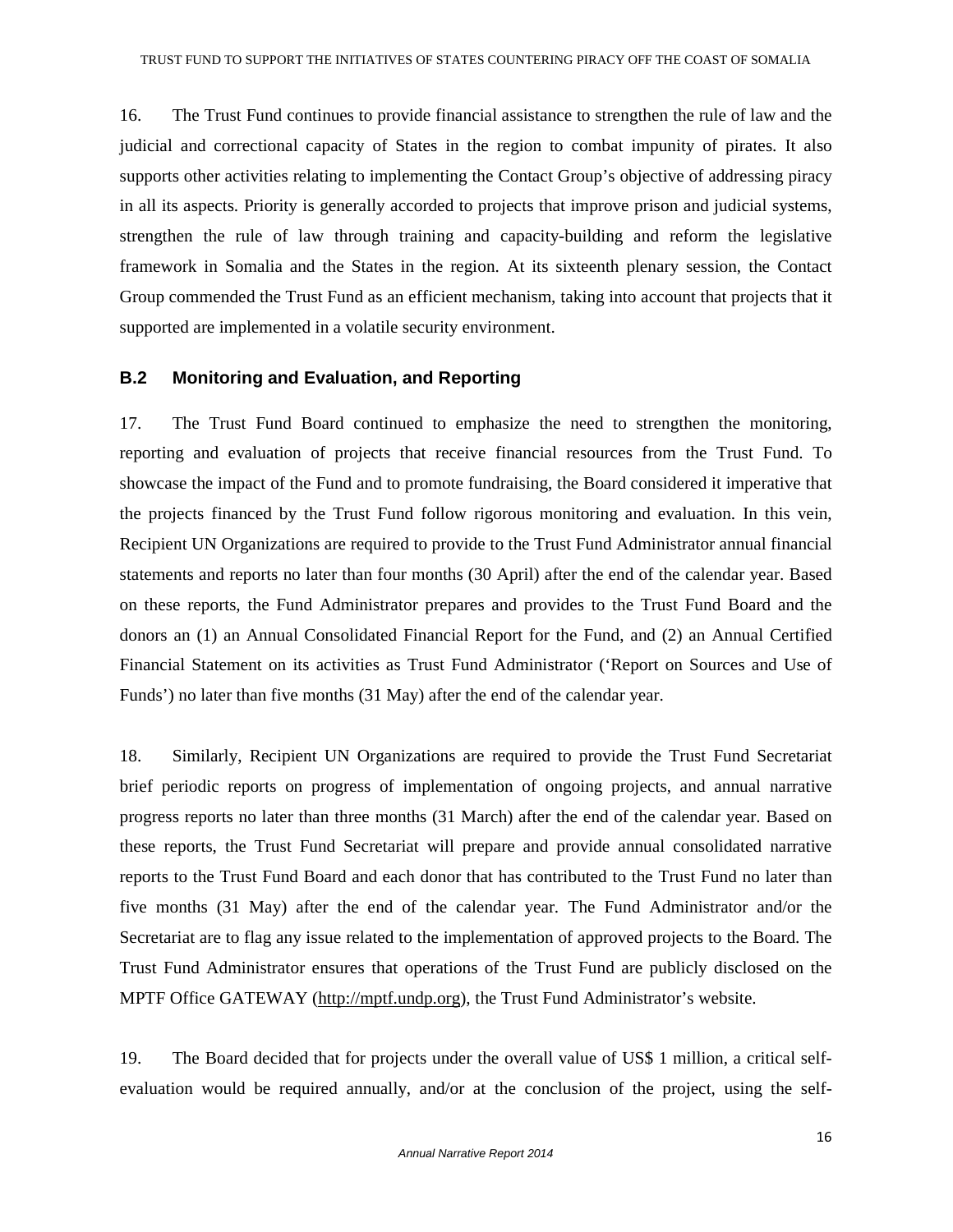16. The Trust Fund continues to provide financial assistance to strengthen the rule of law and the judicial and correctional capacity of States in the region to combat impunity of pirates. It also supports other activities relating to implementing the Contact Group's objective of addressing piracy in all its aspects. Priority is generally accorded to projects that improve prison and judicial systems, strengthen the rule of law through training and capacity-building and reform the legislative framework in Somalia and the States in the region. At its sixteenth plenary session, the Contact Group commended the Trust Fund as an efficient mechanism, taking into account that projects that it supported are implemented in a volatile security environment.

### B.2 Monitoring and Evaluation, and Reporting

17. The Trust Fund Board continued to emphasize the need to strengthen the monitoring, reporting and evaluation of projects that receive financial resources from the Trust Fund. To showcase the impact of the Fund and to promote fundraising, the Board considered it imperative that the projects financed by the Trust Fund follow rigorous monitoring and evaluation. In this vein, Recipient UN Organizations are required to provide to the Trust Fund Administrator annual financial statements and reports no later than four months (30 April) after the end of the calendar year. Based on these reports, the Fund Administrator prepares and provides to the Trust Fund Board and the donors an (1) an Annual Consolidated Financial Report for the Fund, and (2) an Annual Certified Financial Statement on its activities as Trust Fund Administrator ('Report on Sources and Use of Funds') no later than five months (31 May) after the end of the calendar year.

18. Similarly, Recipient UN Organizations are required to provide the Trust Fund Secretariat brief periodic reports on progress of implementation of ongoing projects, and annual narrative progress reports no later than three months (31 March) after the end of the calendar year. Based on these reports, the Trust Fund Secretariat will prepare and provide annual consolidated narrative reports to the Trust Fund Board and each donor that has contributed to the Trust Fund no later than five months (31 May) after the end of the calendar year. The Fund Administrator and/or the Secretariat are to flag any issue related to the implementation of approved projects to the Board. The Trust Fund Administrator ensures that operations of the Trust Fund are publicly disclosed on the MPTF Office GATEWAY (http://mptf.undp.org), the Trust Fund Administrator's website.

19. The Board decided that for projects under the overall value of US$ 1 million, a critical self-evaluation would be required annually, and/or at the conclusion of the project, using the self-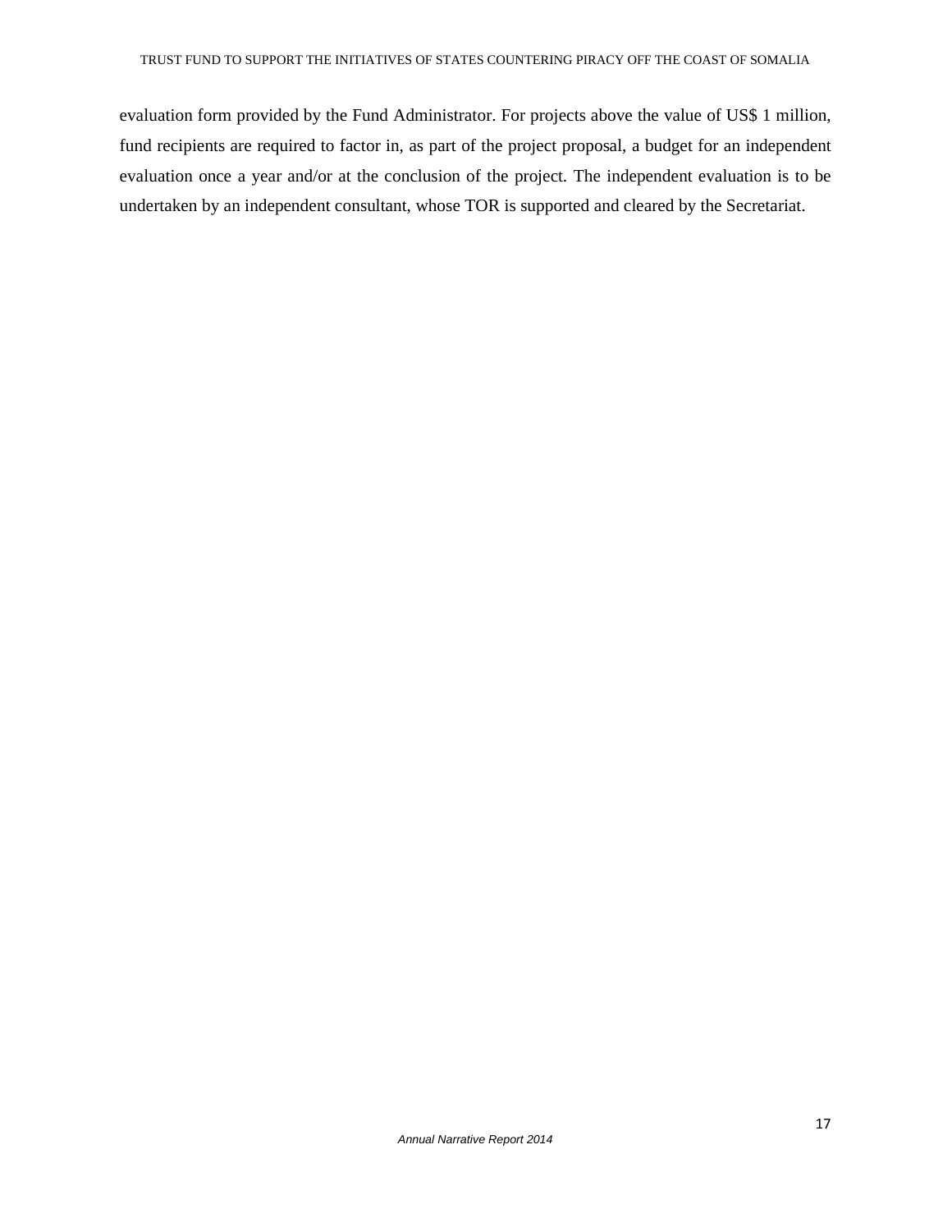evaluation form provided by the Fund Administrator. For projects above the value of US$ 1 million, fund recipients are required to factor in, as part of the project proposal, a budget for an independent evaluation once a year and/or at the conclusion of the project. The independent evaluation is to be undertaken by an independent consultant, whose TOR is supported and cleared by the Secretariat.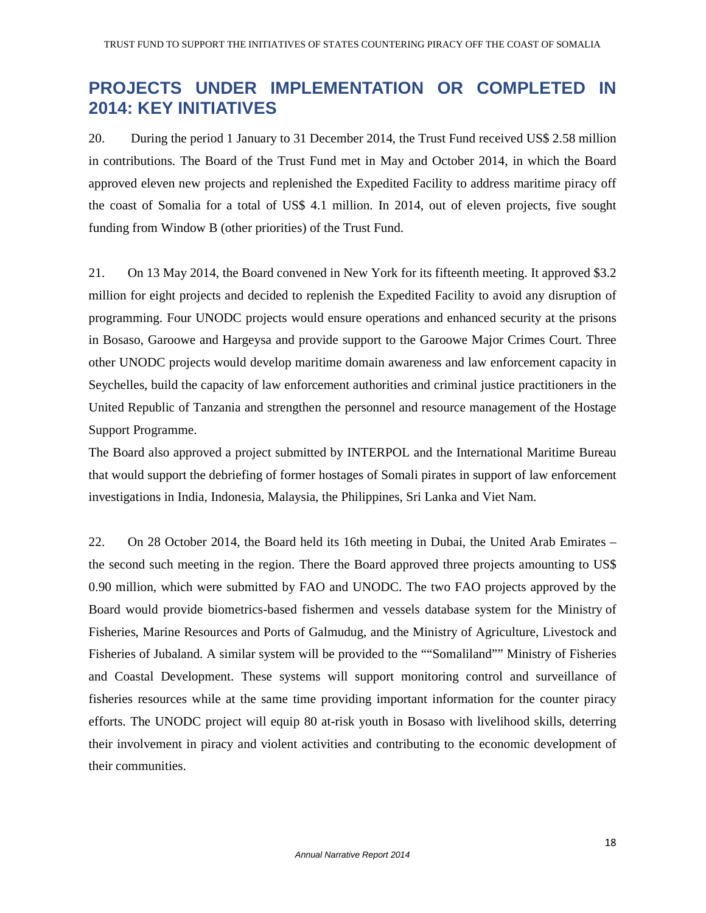## PROJECTS UNDER IMPLEMENTATION OR COMPLETED IN 2014: KEY INITIATIVES

20. During the period 1 January to 31 December 2014, the Trust Fund received US$ 2.58 million in contributions. The Board of the Trust Fund met in May and October 2014, in which the Board approved eleven new projects and replenished the Expedited Facility to address maritime piracy off the coast of Somalia for a total of US$ 4.1 million. In 2014, out of eleven projects, five sought funding from Window B (other priorities) of the Trust Fund.

21. On 13 May 2014, the Board convened in New York for its fifteenth meeting. It approved $3.2 million for eight projects and decided to replenish the Expedited Facility to avoid any disruption of programming. Four UNODC projects would ensure operations and enhanced security at the prisons in Bosaso, Garoowe and Hargeysa and provide support to the Garoowe Major Crimes Court. Three other UNODC projects would develop maritime domain awareness and law enforcement capacity in Seychelles, build the capacity of law enforcement authorities and criminal justice practitioners in the United Republic of Tanzania and strengthen the personnel and resource management of the Hostage Support Programme.

The Board also approved a project submitted by INTERPOL and the International Maritime Bureau that would support the debriefing of former hostages of Somali pirates in support of law enforcement investigations in India, Indonesia, Malaysia, the Philippines, Sri Lanka and Viet Nam.

22. On 28 October 2014, the Board held its 16th meeting in Dubai, the United Arab Emirates – the second such meeting in the region. There the Board approved three projects amounting to US$ 0.90 million, which were submitted by FAO and UNODC. The two FAO projects approved by the Board would provide biometrics-based fishermen and vessels database system for the Ministry of Fisheries, Marine Resources and Ports of Galmudug, and the Ministry of Agriculture, Livestock and Fisheries of Jubaland. A similar system will be provided to the ""Somaliland"" Ministry of Fisheries and Coastal Development. These systems will support monitoring control and surveillance of fisheries resources while at the same time providing important information for the counter piracy efforts. The UNODC project will equip 80 at-risk youth in Bosaso with livelihood skills, deterring their involvement in piracy and violent activities and contributing to the economic development of their communities.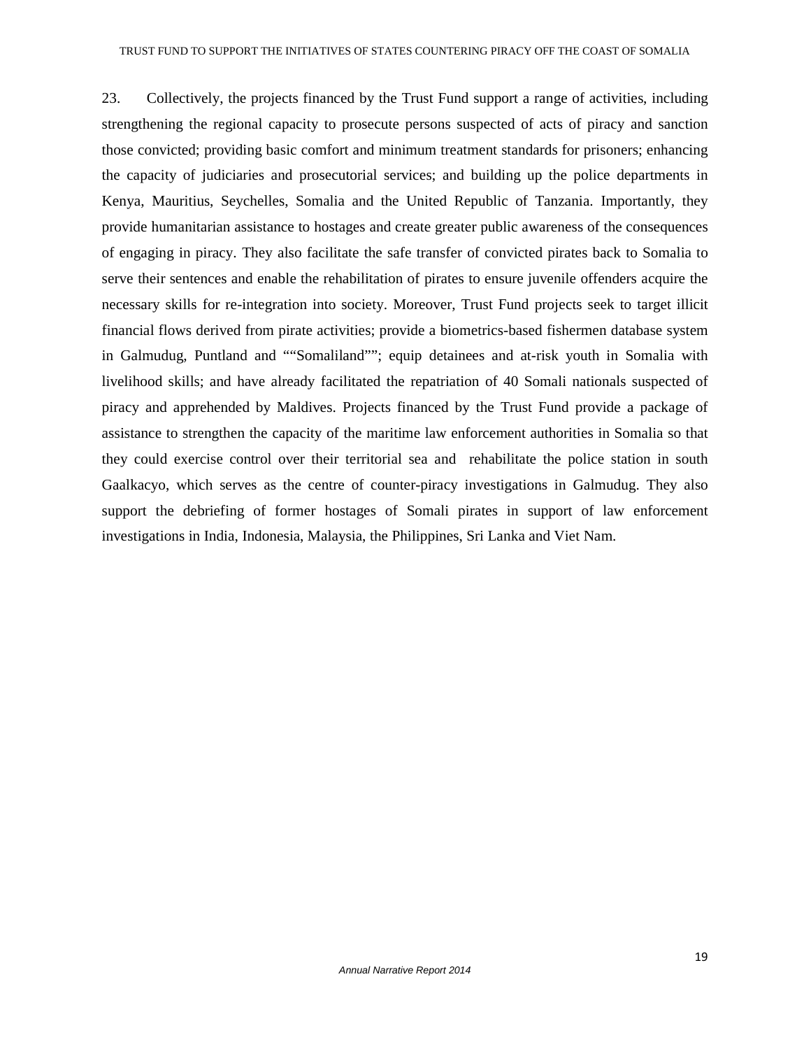23. Collectively, the projects financed by the Trust Fund support a range of activities, including strengthening the regional capacity to prosecute persons suspected of acts of piracy and sanction those convicted; providing basic comfort and minimum treatment standards for prisoners; enhancing the capacity of judiciaries and prosecutorial services; and building up the police departments in Kenya, Mauritius, Seychelles, Somalia and the United Republic of Tanzania. Importantly, they provide humanitarian assistance to hostages and create greater public awareness of the consequences of engaging in piracy. They also facilitate the safe transfer of convicted pirates back to Somalia to serve their sentences and enable the rehabilitation of pirates to ensure juvenile offenders acquire the necessary skills for re-integration into society. Moreover, Trust Fund projects seek to target illicit financial flows derived from pirate activities; provide a biometrics-based fishermen database system in Galmudug, Puntland and ""Somaliland""; equip detainees and at-risk youth in Somalia with livelihood skills; and have already facilitated the repatriation of 40 Somali nationals suspected of piracy and apprehended by Maldives. Projects financed by the Trust Fund provide a package of assistance to strengthen the capacity of the maritime law enforcement authorities in Somalia so that they could exercise control over their territorial sea and rehabilitate the police station in south Gaalkacyo, which serves as the centre of counter-piracy investigations in Galmudug. They also support the debriefing of former hostages of Somali pirates in support of law enforcement investigations in India, Indonesia, Malaysia, the Philippines, Sri Lanka and Viet Nam.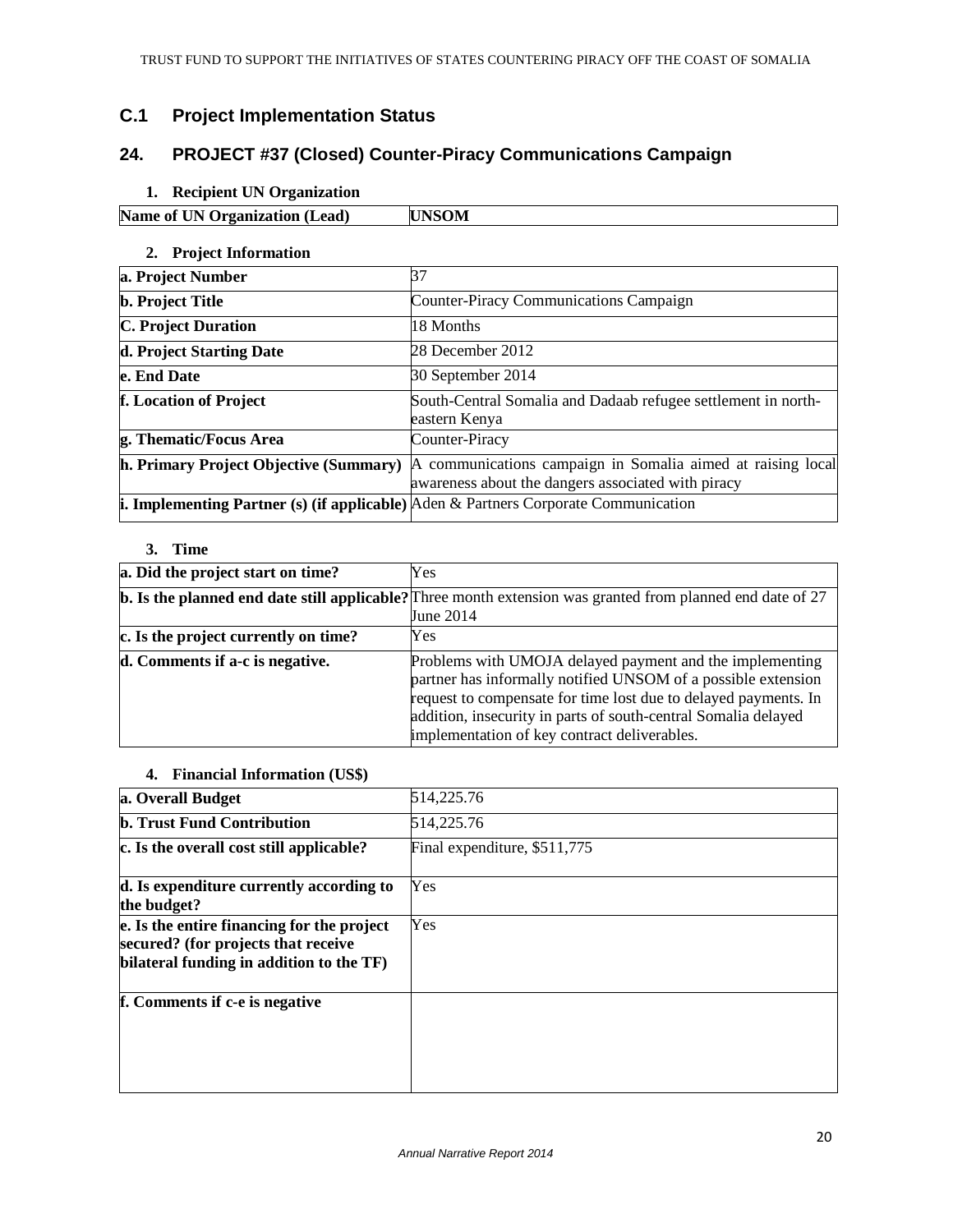## C.1 Project Implementation Status

## 24. PROJECT #37 (Closed) Counter-Piracy Communications Campaign

### 1. Recipient UN Organization

| Name of UN Organization (Lead) | UNSOM |
|---|---|

### 2. Project Information

| | |
|---|---|
| **a. Project Number** | 37 |
| **b. Project Title** | Counter-Piracy Communications Campaign |
| **C. Project Duration** | 18 Months |
| **d. Project Starting Date** | 28 December 2012 |
| **e. End Date** | 30 September 2014 |
| **f. Location of Project** | South-Central Somalia and Dadaab refugee settlement in north-eastern Kenya |
| **g. Thematic/Focus Area** | Counter-Piracy |
| **h. Primary Project Objective (Summary)** | A communications campaign in Somalia aimed at raising local awareness about the dangers associated with piracy |
| **i. Implementing Partner (s) (if applicable)** | Aden & Partners Corporate Communication |

### 3. Time

| | |
|---|---|
| **a. Did the project start on time?** | Yes |
| **b. Is the planned end date still applicable?** | Three month extension was granted from planned end date of 27 June 2014 |
| **c. Is the project currently on time?** | Yes |
| **d. Comments if a-c is negative.** | Problems with UMOJA delayed payment and the implementing partner has informally notified UNSOM of a possible extension request to compensate for time lost due to delayed payments. In addition, insecurity in parts of south-central Somalia delayed implementation of key contract deliverables. |

### 4. Financial Information (US$)

| | |
|---|---|
| **a. Overall Budget** | 514,225.76 |
| **b. Trust Fund Contribution** | 514,225.76 |
| **c. Is the overall cost still applicable?** | Final expenditure, $511,775 |
| **d. Is expenditure currently according to the budget?** | Yes |
| **e. Is the entire financing for the project secured? (for projects that receive bilateral funding in addition to the TF)** | Yes |
| **f. Comments if c-e is negative** | |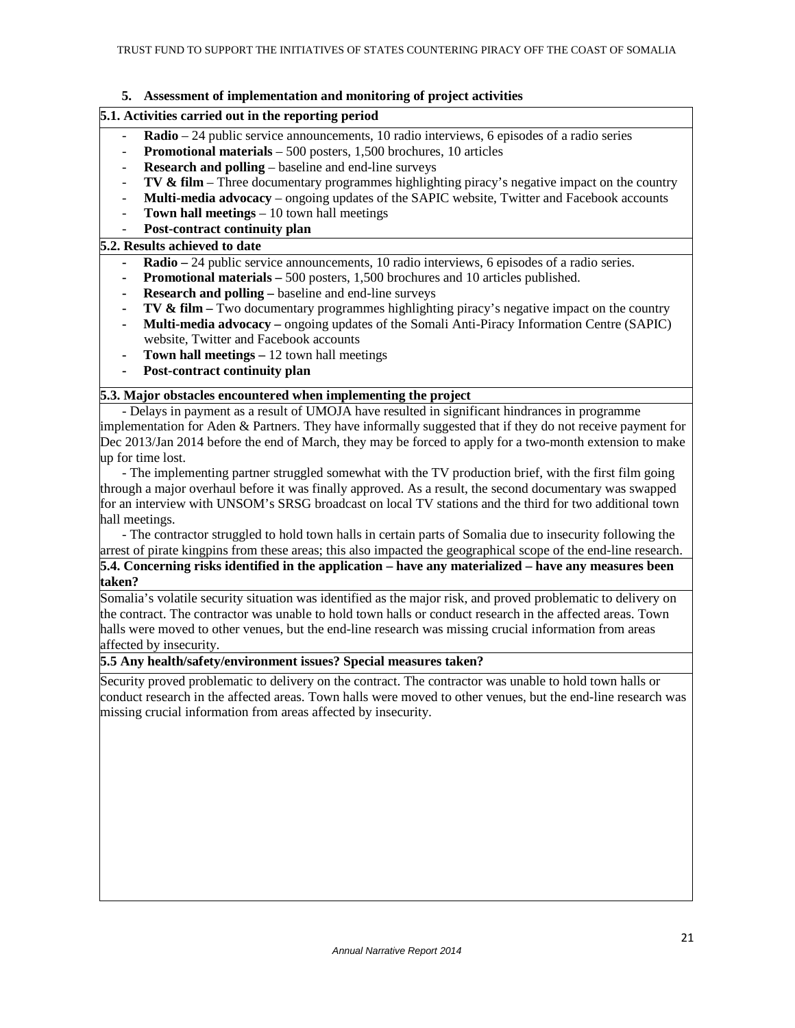## 5. Assessment of implementation and monitoring of project activities

**5.1. Activities carried out in the reporting period**

- **Radio** – 24 public service announcements, 10 radio interviews, 6 episodes of a radio series
- **Promotional materials** – 500 posters, 1,500 brochures, 10 articles
- **Research and polling** – baseline and end-line surveys
- **TV & film** – Three documentary programmes highlighting piracy's negative impact on the country
- **Multi-media advocacy** – ongoing updates of the SAPIC website, Twitter and Facebook accounts
- **Town hall meetings** – 10 town hall meetings
- **Post-contract continuity plan**

**5.2. Results achieved to date**

- **Radio –** 24 public service announcements, 10 radio interviews, 6 episodes of a radio series.
- **Promotional materials –** 500 posters, 1,500 brochures and 10 articles published.
- **Research and polling –** baseline and end-line surveys
- **TV & film –** Two documentary programmes highlighting piracy's negative impact on the country
- **Multi-media advocacy –** ongoing updates of the Somali Anti-Piracy Information Centre (SAPIC) website, Twitter and Facebook accounts
- **Town hall meetings –** 12 town hall meetings
- **Post-contract continuity plan**

**5.3. Major obstacles encountered when implementing the project**

- Delays in payment as a result of UMOJA have resulted in significant hindrances in programme implementation for Aden & Partners. They have informally suggested that if they do not receive payment for Dec 2013/Jan 2014 before the end of March, they may be forced to apply for a two-month extension to make up for time lost.

- The implementing partner struggled somewhat with the TV production brief, with the first film going through a major overhaul before it was finally approved. As a result, the second documentary was swapped for an interview with UNSOM's SRSG broadcast on local TV stations and the third for two additional town hall meetings.

- The contractor struggled to hold town halls in certain parts of Somalia due to insecurity following the arrest of pirate kingpins from these areas; this also impacted the geographical scope of the end-line research.

**5.4. Concerning risks identified in the application – have any materialized – have any measures been taken?**

Somalia's volatile security situation was identified as the major risk, and proved problematic to delivery on the contract. The contractor was unable to hold town halls or conduct research in the affected areas. Town halls were moved to other venues, but the end-line research was missing crucial information from areas affected by insecurity.

**5.5 Any health/safety/environment issues? Special measures taken?**

Security proved problematic to delivery on the contract. The contractor was unable to hold town halls or conduct research in the affected areas. Town halls were moved to other venues, but the end-line research was missing crucial information from areas affected by insecurity.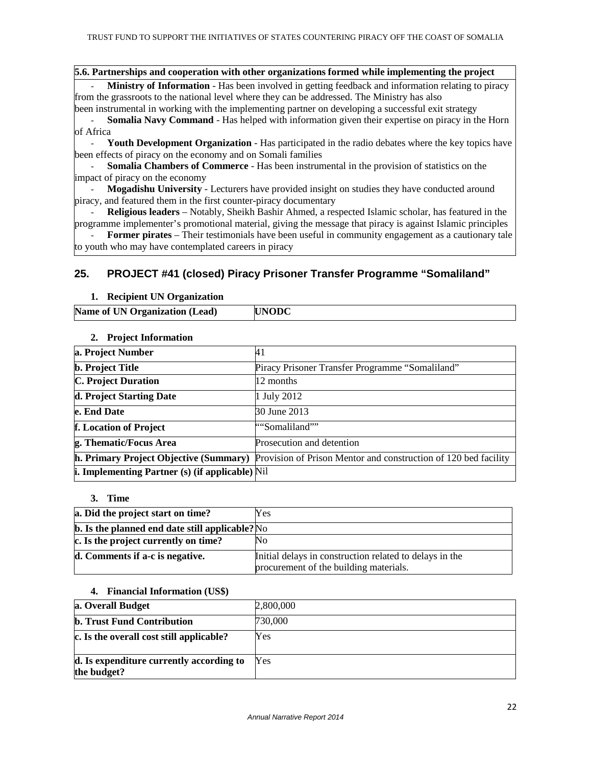| 5.6. Partnerships and cooperation with other organizations formed while implementing the project |
|---|
| - **Ministry of Information** - Has been involved in getting feedback and information relating to piracy from the grassroots to the national level where they can be addressed. The Ministry has also been instrumental in working with the implementing partner on developing a successful exit strategy<br>- **Somalia Navy Command** - Has helped with information given their expertise on piracy in the Horn of Africa<br>- **Youth Development Organization** - Has participated in the radio debates where the key topics have been effects of piracy on the economy and on Somali families<br>- **Somalia Chambers of Commerce** - Has been instrumental in the provision of statistics on the impact of piracy on the economy<br>- **Mogadishu University** - Lecturers have provided insight on studies they have conducted around piracy, and featured them in the first counter-piracy documentary<br>- **Religious leaders** – Notably, Sheikh Bashir Ahmed, a respected Islamic scholar, has featured in the programme implementer's promotional material, giving the message that piracy is against Islamic principles<br>- **Former pirates** – Their testimonials have been useful in community engagement as a cautionary tale to youth who may have contemplated careers in piracy |

## 25. PROJECT #41 (closed) Piracy Prisoner Transfer Programme "Somaliland"

### 1. Recipient UN Organization

| Name of UN Organization (Lead) | UNODC |
|---|---|

### 2. Project Information

| a. Project Number | 41 |
|---|---|
| b. Project Title | Piracy Prisoner Transfer Programme "Somaliland" |
| C. Project Duration | 12 months |
| d. Project Starting Date | 1 July 2012 |
| e. End Date | 30 June 2013 |
| f. Location of Project | ""Somaliland"" |
| g. Thematic/Focus Area | Prosecution and detention |
| h. Primary Project Objective (Summary) | Provision of Prison Mentor and construction of 120 bed facility |
| i. Implementing Partner (s) (if applicable) | Nil |

### 3. Time

| a. Did the project start on time? | Yes |
|---|---|
| b. Is the planned end date still applicable? | No |
| c. Is the project currently on time? | No |
| d. Comments if a-c is negative. | Initial delays in construction related to delays in the procurement of the building materials. |

### 4. Financial Information (US$)

| a. Overall Budget | 2,800,000 |
|---|---|
| b. Trust Fund Contribution | 730,000 |
| c. Is the overall cost still applicable? | Yes |
| d. Is expenditure currently according to the budget? | Yes |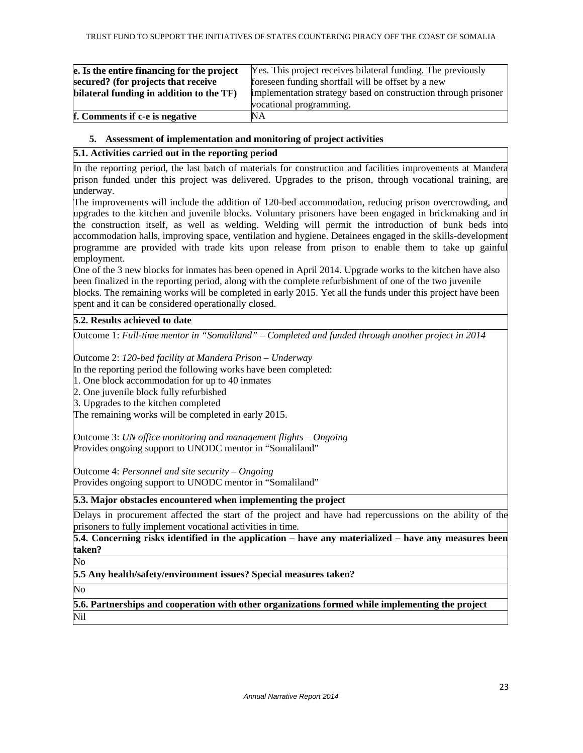| e. Is the entire financing for the project secured? (for projects that receive bilateral funding in addition to the TF) | Yes. This project receives bilateral funding. The previously foreseen funding shortfall will be offset by a new implementation strategy based on construction through prisoner vocational programming. |
|---|---|
| **f. Comments if c-e is negative** | NA |

## 5. Assessment of implementation and monitoring of project activities

**5.1. Activities carried out in the reporting period**

In the reporting period, the last batch of materials for construction and facilities improvements at Mandera prison funded under this project was delivered. Upgrades to the prison, through vocational training, are underway.

The improvements will include the addition of 120-bed accommodation, reducing prison overcrowding, and upgrades to the kitchen and juvenile blocks. Voluntary prisoners have been engaged in brickmaking and in the construction itself, as well as welding. Welding will permit the introduction of bunk beds into accommodation halls, improving space, ventilation and hygiene. Detainees engaged in the skills-development programme are provided with trade kits upon release from prison to enable them to take up gainful employment.

One of the 3 new blocks for inmates has been opened in April 2014. Upgrade works to the kitchen have also been finalized in the reporting period, along with the complete refurbishment of one of the two juvenile blocks. The remaining works will be completed in early 2015. Yet all the funds under this project have been spent and it can be considered operationally closed.

**5.2. Results achieved to date**

Outcome 1: *Full-time mentor in "Somaliland" – Completed and funded through another project in 2014*

Outcome 2: *120-bed facility at Mandera Prison – Underway*
In the reporting period the following works have been completed:
1. One block accommodation for up to 40 inmates
2. One juvenile block fully refurbished
3. Upgrades to the kitchen completed
The remaining works will be completed in early 2015.

Outcome 3: *UN office monitoring and management flights – Ongoing*
Provides ongoing support to UNODC mentor in "Somaliland"

Outcome 4: *Personnel and site security – Ongoing*
Provides ongoing support to UNODC mentor in "Somaliland"

**5.3. Major obstacles encountered when implementing the project**

Delays in procurement affected the start of the project and have had repercussions on the ability of the prisoners to fully implement vocational activities in time.

**5.4. Concerning risks identified in the application – have any materialized – have any measures been taken?**

No

**5.5 Any health/safety/environment issues? Special measures taken?**

No

**5.6. Partnerships and cooperation with other organizations formed while implementing the project**

Nil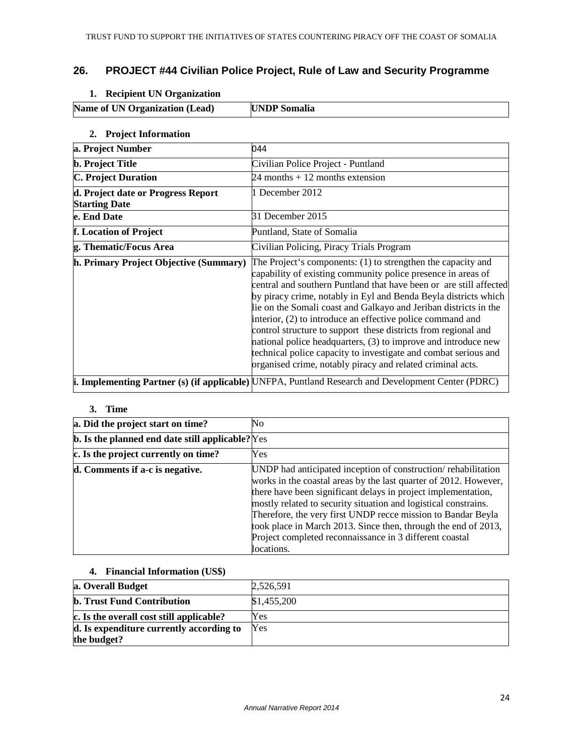## 26. PROJECT #44 Civilian Police Project, Rule of Law and Security Programme

### 1. Recipient UN Organization

| Name of UN Organization (Lead) | UNDP Somalia |
|---|---|

### 2. Project Information

| a. Project Number | 044 |
|---|---|
| b. Project Title | Civilian Police Project - Puntland |
| C. Project Duration | 24 months + 12 months extension |
| d. Project date or Progress Report Starting Date | 1 December 2012 |
| e. End Date | 31 December 2015 |
| f. Location of Project | Puntland, State of Somalia |
| g. Thematic/Focus Area | Civilian Policing, Piracy Trials Program |
| h. Primary Project Objective (Summary) | The Project's components: (1) to strengthen the capacity and capability of existing community police presence in areas of central and southern Puntland that have been or are still affected by piracy crime, notably in Eyl and Benda Beyla districts which lie on the Somali coast and Galkayo and Jeriban districts in the interior, (2) to introduce an effective police command and control structure to support these districts from regional and national police headquarters, (3) to improve and introduce new technical police capacity to investigate and combat serious and organised crime, notably piracy and related criminal acts. |
| i. Implementing Partner (s) (if applicable) | UNFPA, Puntland Research and Development Center (PDRC) |

### 3. Time

| a. Did the project start on time? | No |
|---|---|
| b. Is the planned end date still applicable? | Yes |
| c. Is the project currently on time? | Yes |
| d. Comments if a-c is negative. | UNDP had anticipated inception of construction/ rehabilitation works in the coastal areas by the last quarter of 2012. However, there have been significant delays in project implementation, mostly related to security situation and logistical constrains. Therefore, the very first UNDP recce mission to Bandar Beyla took place in March 2013. Since then, through the end of 2013, Project completed reconnaissance in 3 different coastal locations. |

### 4. Financial Information (US$)

| a. Overall Budget | 2,526,591 |
|---|---|
| b. Trust Fund Contribution | $1,455,200 |
| c. Is the overall cost still applicable? | Yes |
| d. Is expenditure currently according to the budget? | Yes |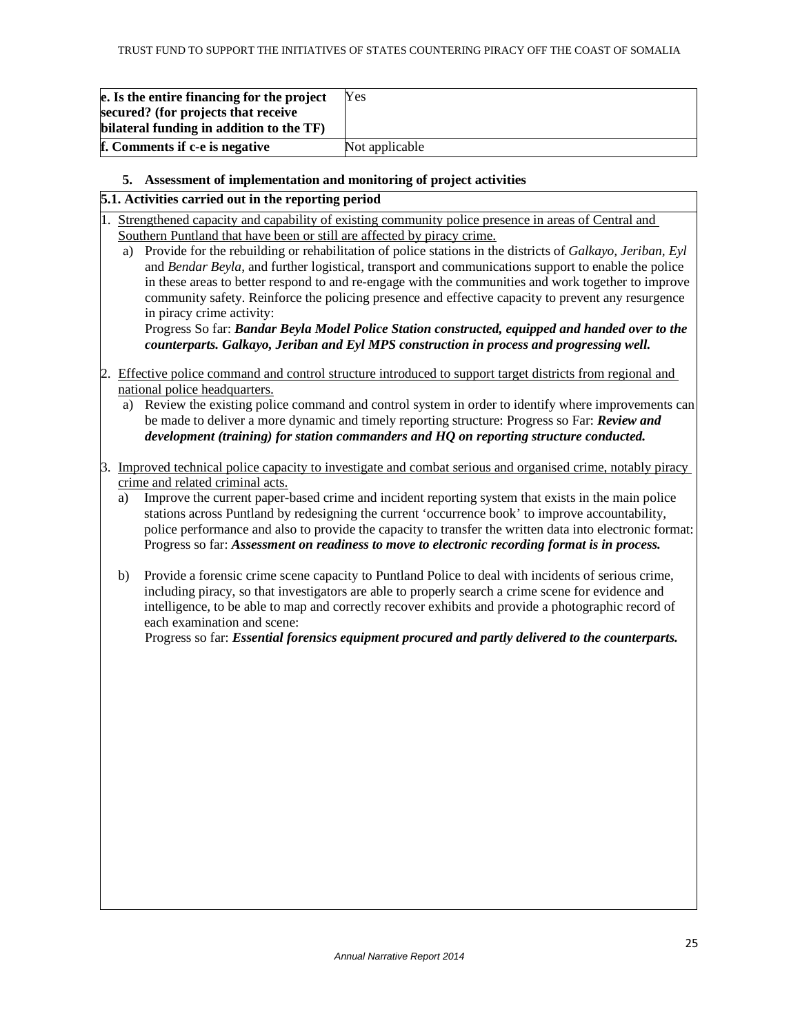| e. Is the entire financing for the project secured? (for projects that receive bilateral funding in addition to the TF) | Yes |
|---|---|
| f. Comments if c-e is negative | Not applicable |

### 5. Assessment of implementation and monitoring of project activities

**5.1. Activities carried out in the reporting period**

1. Strengthened capacity and capability of existing community police presence in areas of Central and Southern Puntland that have been or still are affected by piracy crime.
   a) Provide for the rebuilding or rehabilitation of police stations in the districts of *Galkayo, Jeriban, Eyl* and *Bendar Beyla*, and further logistical, transport and communications support to enable the police in these areas to better respond to and re-engage with the communities and work together to improve community safety. Reinforce the policing presence and effective capacity to prevent any resurgence in piracy crime activity:
   Progress So far: ***Bandar Beyla Model Police Station constructed, equipped and handed over to the counterparts. Galkayo, Jeriban and Eyl MPS construction in process and progressing well.***

2. Effective police command and control structure introduced to support target districts from regional and national police headquarters.
   a) Review the existing police command and control system in order to identify where improvements can be made to deliver a more dynamic and timely reporting structure: Progress so Far: ***Review and development (training) for station commanders and HQ on reporting structure conducted.***

3. Improved technical police capacity to investigate and combat serious and organised crime, notably piracy crime and related criminal acts.
   a) Improve the current paper-based crime and incident reporting system that exists in the main police stations across Puntland by redesigning the current 'occurrence book' to improve accountability, police performance and also to provide the capacity to transfer the written data into electronic format: Progress so far: ***Assessment on readiness to move to electronic recording format is in process.***

   b) Provide a forensic crime scene capacity to Puntland Police to deal with incidents of serious crime, including piracy, so that investigators are able to properly search a crime scene for evidence and intelligence, to be able to map and correctly recover exhibits and provide a photographic record of each examination and scene:
   Progress so far: ***Essential forensics equipment procured and partly delivered to the counterparts.***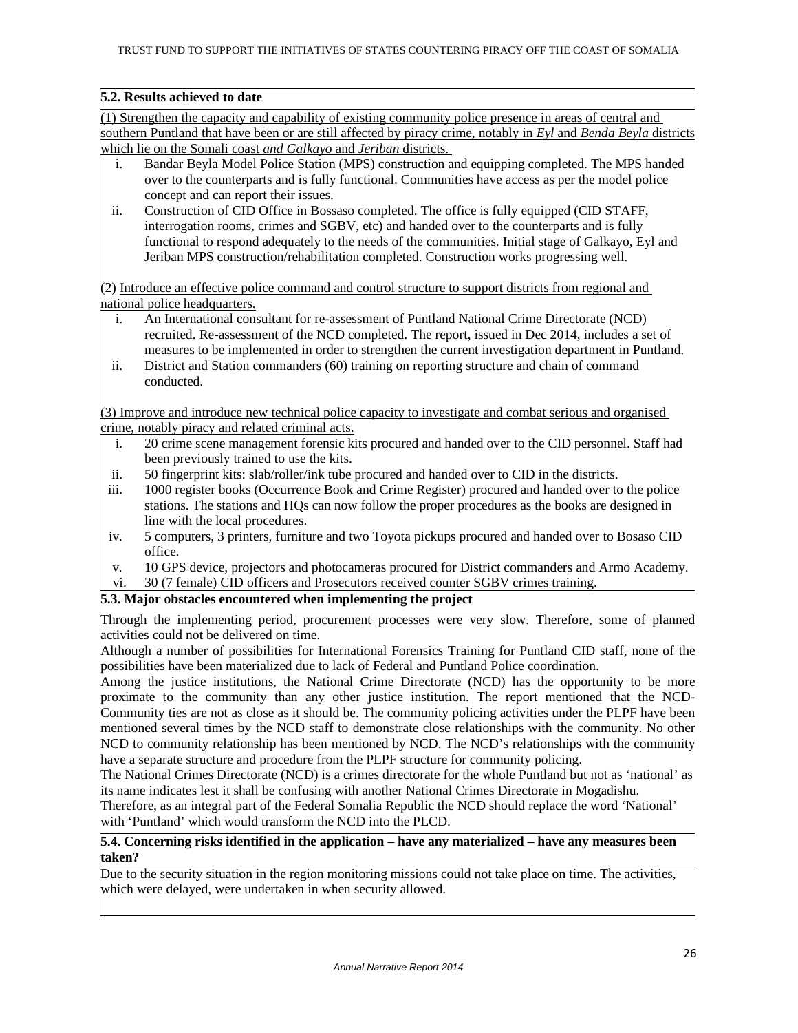**5.2. Results achieved to date**

(1) Strengthen the capacity and capability of existing community police presence in areas of central and southern Puntland that have been or are still affected by piracy crime, notably in *Eyl* and *Benda Beyla* districts which lie on the Somali coast *and Galkayo* and *Jeriban* districts.

i. Bandar Beyla Model Police Station (MPS) construction and equipping completed. The MPS handed over to the counterparts and is fully functional. Communities have access as per the model police concept and can report their issues.
ii. Construction of CID Office in Bossaso completed. The office is fully equipped (CID STAFF, interrogation rooms, crimes and SGBV, etc) and handed over to the counterparts and is fully functional to respond adequately to the needs of the communities. Initial stage of Galkayo, Eyl and Jeriban MPS construction/rehabilitation completed. Construction works progressing well.

(2) Introduce an effective police command and control structure to support districts from regional and national police headquarters.

i. An International consultant for re-assessment of Puntland National Crime Directorate (NCD) recruited. Re-assessment of the NCD completed. The report, issued in Dec 2014, includes a set of measures to be implemented in order to strengthen the current investigation department in Puntland.
ii. District and Station commanders (60) training on reporting structure and chain of command conducted.

(3) Improve and introduce new technical police capacity to investigate and combat serious and organised crime, notably piracy and related criminal acts.

i. 20 crime scene management forensic kits procured and handed over to the CID personnel. Staff had been previously trained to use the kits.
ii. 50 fingerprint kits: slab/roller/ink tube procured and handed over to CID in the districts.
iii. 1000 register books (Occurrence Book and Crime Register) procured and handed over to the police stations. The stations and HQs can now follow the proper procedures as the books are designed in line with the local procedures.
iv. 5 computers, 3 printers, furniture and two Toyota pickups procured and handed over to Bosaso CID office.
v. 10 GPS device, projectors and photocameras procured for District commanders and Armo Academy.
vi. 30 (7 female) CID officers and Prosecutors received counter SGBV crimes training.

**5.3. Major obstacles encountered when implementing the project**

Through the implementing period, procurement processes were very slow. Therefore, some of planned activities could not be delivered on time.

Although a number of possibilities for International Forensics Training for Puntland CID staff, none of the possibilities have been materialized due to lack of Federal and Puntland Police coordination.

Among the justice institutions, the National Crime Directorate (NCD) has the opportunity to be more proximate to the community than any other justice institution. The report mentioned that the NCD-Community ties are not as close as it should be. The community policing activities under the PLPF have been mentioned several times by the NCD staff to demonstrate close relationships with the community. No other NCD to community relationship has been mentioned by NCD. The NCD's relationships with the community have a separate structure and procedure from the PLPF structure for community policing.

The National Crimes Directorate (NCD) is a crimes directorate for the whole Puntland but not as 'national' as its name indicates lest it shall be confusing with another National Crimes Directorate in Mogadishu.

Therefore, as an integral part of the Federal Somalia Republic the NCD should replace the word 'National' with 'Puntland' which would transform the NCD into the PLCD.

**5.4. Concerning risks identified in the application – have any materialized – have any measures been taken?**

Due to the security situation in the region monitoring missions could not take place on time. The activities, which were delayed, were undertaken in when security allowed.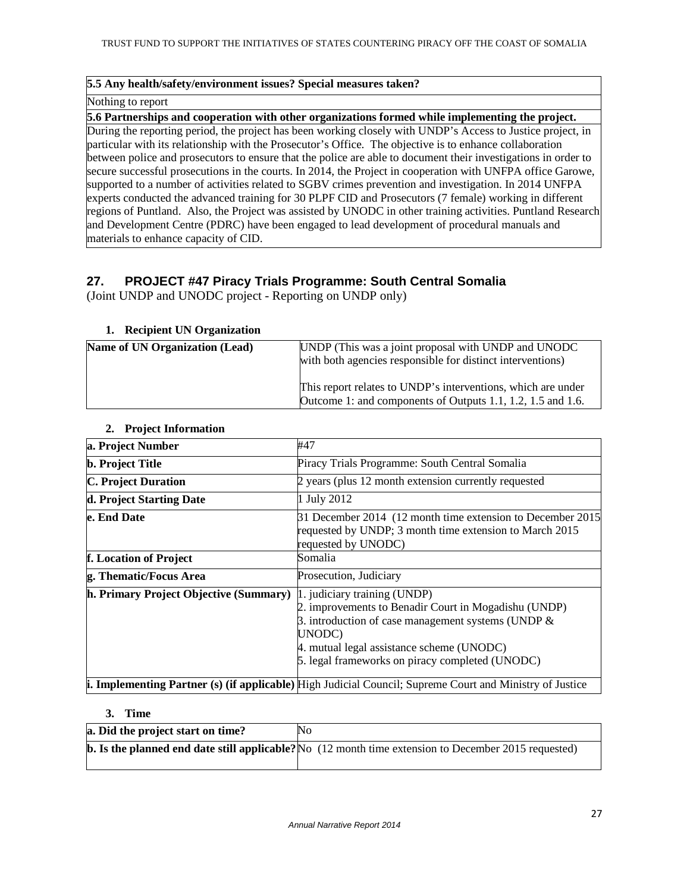| 5.5 Any health/safety/environment issues? Special measures taken? |
|---|
| Nothing to report |
| **5.6 Partnerships and cooperation with other organizations formed while implementing the project.** |
| During the reporting period, the project has been working closely with UNDP's Access to Justice project, in particular with its relationship with the Prosecutor's Office. The objective is to enhance collaboration between police and prosecutors to ensure that the police are able to document their investigations in order to secure successful prosecutions in the courts. In 2014, the Project in cooperation with UNFPA office Garowe, supported to a number of activities related to SGBV crimes prevention and investigation. In 2014 UNFPA experts conducted the advanced training for 30 PLPF CID and Prosecutors (7 female) working in different regions of Puntland. Also, the Project was assisted by UNODC in other training activities. Puntland Research and Development Centre (PDRC) have been engaged to lead development of procedural manuals and materials to enhance capacity of CID. |

## 27. PROJECT #47 Piracy Trials Programme: South Central Somalia

(Joint UNDP and UNODC project - Reporting on UNDP only)

### 1. Recipient UN Organization

| Name of UN Organization (Lead) | UNDP (This was a joint proposal with UNDP and UNODC with both agencies responsible for distinct interventions)<br><br>This report relates to UNDP's interventions, which are under Outcome 1: and components of Outputs 1.1, 1.2, 1.5 and 1.6. |
|---|---|

### 2. Project Information

| a. Project Number | #47 |
|---|---|
| **b. Project Title** | Piracy Trials Programme: South Central Somalia |
| **C. Project Duration** | 2 years (plus 12 month extension currently requested |
| **d. Project Starting Date** | 1 July 2012 |
| **e. End Date** | 31 December 2014 (12 month time extension to December 2015 requested by UNDP; 3 month time extension to March 2015 requested by UNODC) |
| **f. Location of Project** | Somalia |
| **g. Thematic/Focus Area** | Prosecution, Judiciary |
| **h. Primary Project Objective (Summary)** | 1. judiciary training (UNDP)<br>2. improvements to Benadir Court in Mogadishu (UNDP)<br>3. introduction of case management systems (UNDP & UNODC)<br>4. mutual legal assistance scheme (UNODC)<br>5. legal frameworks on piracy completed (UNODC) |
| **i. Implementing Partner (s) (if applicable)** | High Judicial Council; Supreme Court and Ministry of Justice |

### 3. Time

| a. Did the project start on time? | No |
|---|---|
| **b. Is the planned end date still applicable?** | No (12 month time extension to December 2015 requested) |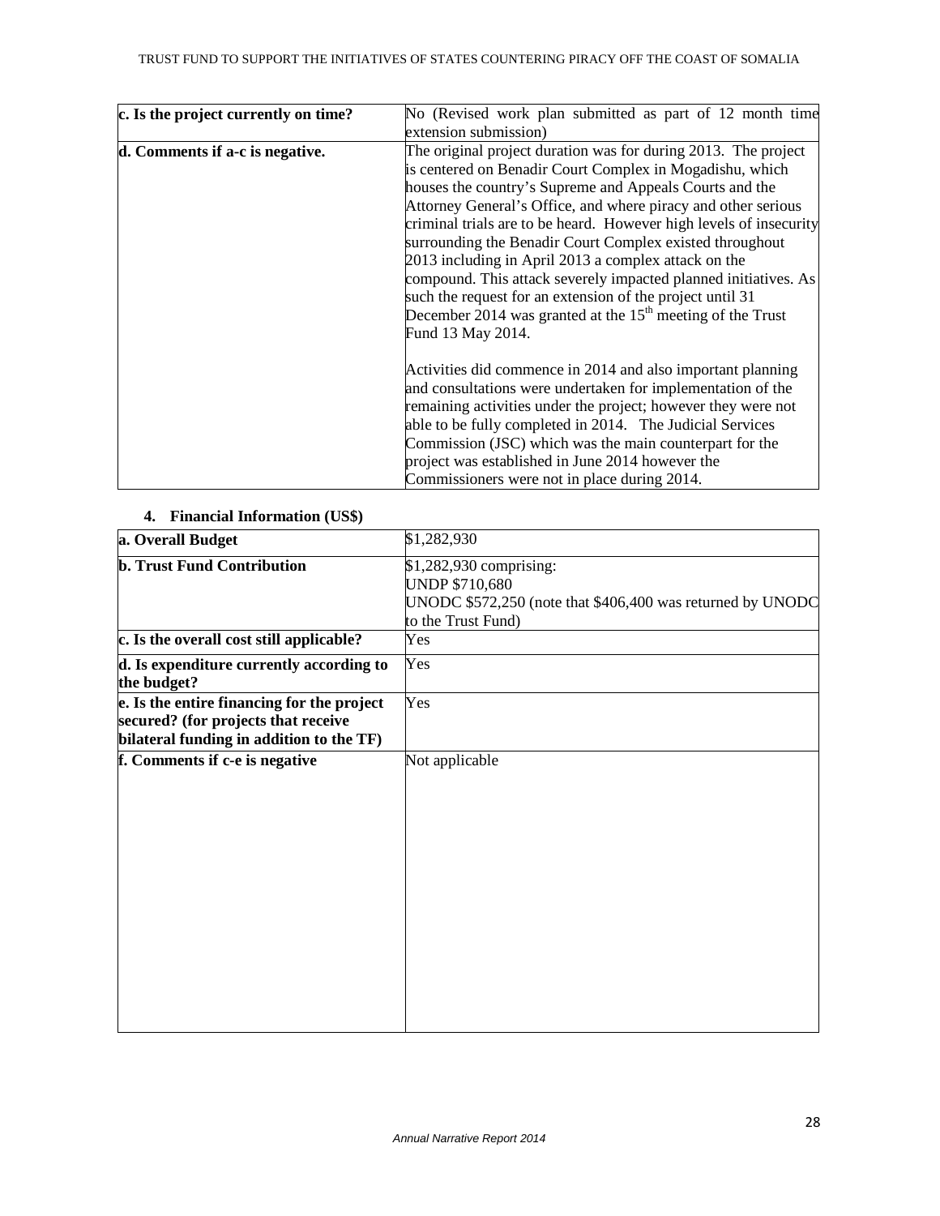| c. Is the project currently on time? | No (Revised work plan submitted as part of 12 month time extension submission) |
|---|---|
| d. Comments if a-c is negative. | The original project duration was for during 2013. The project is centered on Benadir Court Complex in Mogadishu, which houses the country's Supreme and Appeals Courts and the Attorney General's Office, and where piracy and other serious criminal trials are to be heard. However high levels of insecurity surrounding the Benadir Court Complex existed throughout 2013 including in April 2013 a complex attack on the compound. This attack severely impacted planned initiatives. As such the request for an extension of the project until 31 December 2014 was granted at the 15th meeting of the Trust Fund 13 May 2014.<br><br>Activities did commence in 2014 and also important planning and consultations were undertaken for implementation of the remaining activities under the project; however they were not able to be fully completed in 2014. The Judicial Services Commission (JSC) which was the main counterpart for the project was established in June 2014 however the Commissioners were not in place during 2014. |

## 4. Financial Information (US$)

| a. Overall Budget | $1,282,930 |
|---|---|
| **b. Trust Fund Contribution** | $1,282,930 comprising:<br>UNDP $710,680<br>UNODC $572,250 (note that $406,400 was returned by UNODC to the Trust Fund) |
| **c. Is the overall cost still applicable?** | Yes |
| **d. Is expenditure currently according to the budget?** | Yes |
| **e. Is the entire financing for the project secured? (for projects that receive bilateral funding in addition to the TF)** | Yes |
| **f. Comments if c-e is negative** | Not applicable |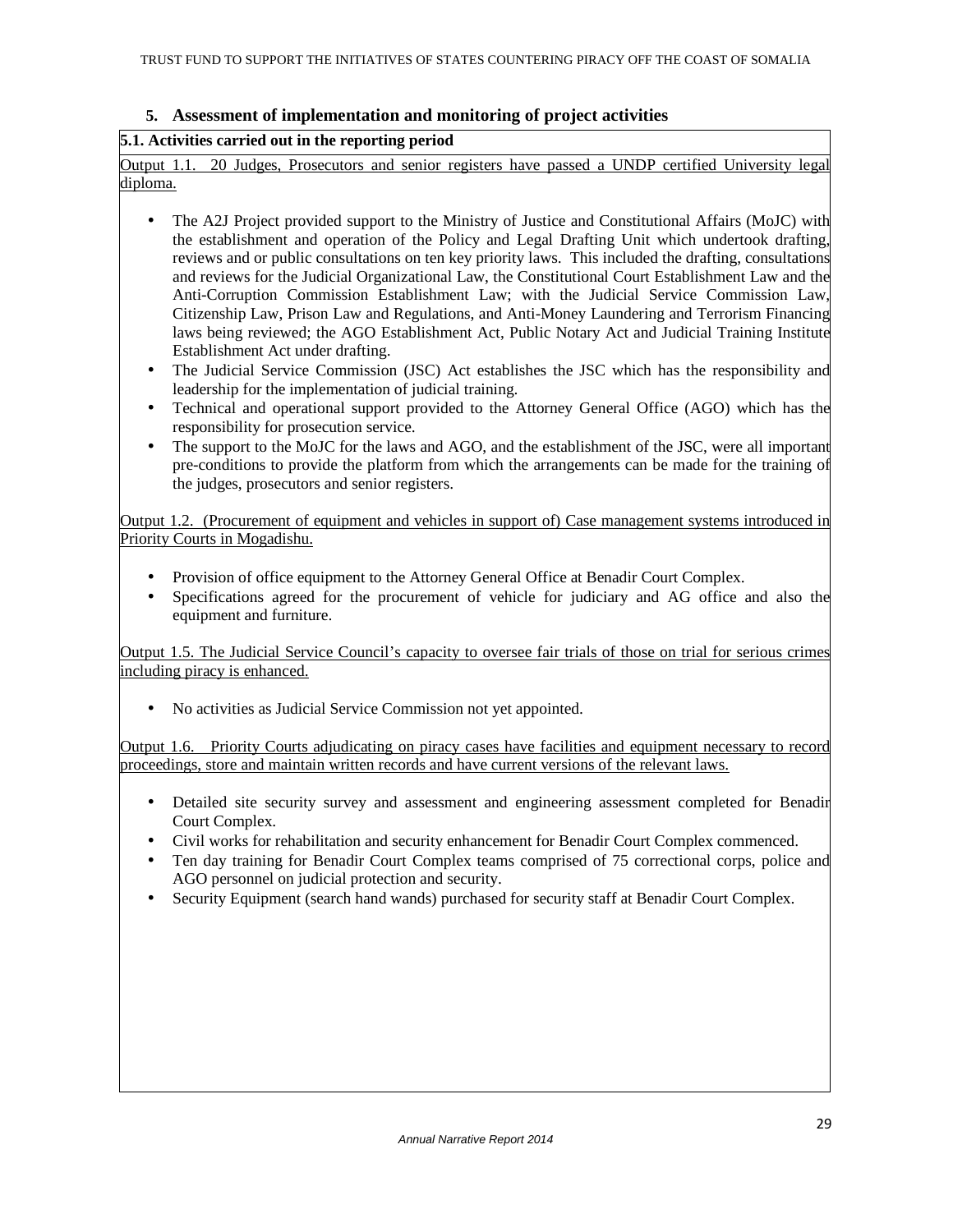## 5. Assessment of implementation and monitoring of project activities

**5.1. Activities carried out in the reporting period**

Output 1.1. 20 Judges, Prosecutors and senior registers have passed a UNDP certified University legal diploma.

- The A2J Project provided support to the Ministry of Justice and Constitutional Affairs (MoJC) with the establishment and operation of the Policy and Legal Drafting Unit which undertook drafting, reviews and or public consultations on ten key priority laws. This included the drafting, consultations and reviews for the Judicial Organizational Law, the Constitutional Court Establishment Law and the Anti-Corruption Commission Establishment Law; with the Judicial Service Commission Law, Citizenship Law, Prison Law and Regulations, and Anti-Money Laundering and Terrorism Financing laws being reviewed; the AGO Establishment Act, Public Notary Act and Judicial Training Institute Establishment Act under drafting.
- The Judicial Service Commission (JSC) Act establishes the JSC which has the responsibility and leadership for the implementation of judicial training.
- Technical and operational support provided to the Attorney General Office (AGO) which has the responsibility for prosecution service.
- The support to the MoJC for the laws and AGO, and the establishment of the JSC, were all important pre-conditions to provide the platform from which the arrangements can be made for the training of the judges, prosecutors and senior registers.

Output 1.2. (Procurement of equipment and vehicles in support of) Case management systems introduced in Priority Courts in Mogadishu.

- Provision of office equipment to the Attorney General Office at Benadir Court Complex.
- Specifications agreed for the procurement of vehicle for judiciary and AG office and also the equipment and furniture.

Output 1.5. The Judicial Service Council's capacity to oversee fair trials of those on trial for serious crimes including piracy is enhanced.

- No activities as Judicial Service Commission not yet appointed.

Output 1.6. Priority Courts adjudicating on piracy cases have facilities and equipment necessary to record proceedings, store and maintain written records and have current versions of the relevant laws.

- Detailed site security survey and assessment and engineering assessment completed for Benadir Court Complex.
- Civil works for rehabilitation and security enhancement for Benadir Court Complex commenced.
- Ten day training for Benadir Court Complex teams comprised of 75 correctional corps, police and AGO personnel on judicial protection and security.
- Security Equipment (search hand wands) purchased for security staff at Benadir Court Complex.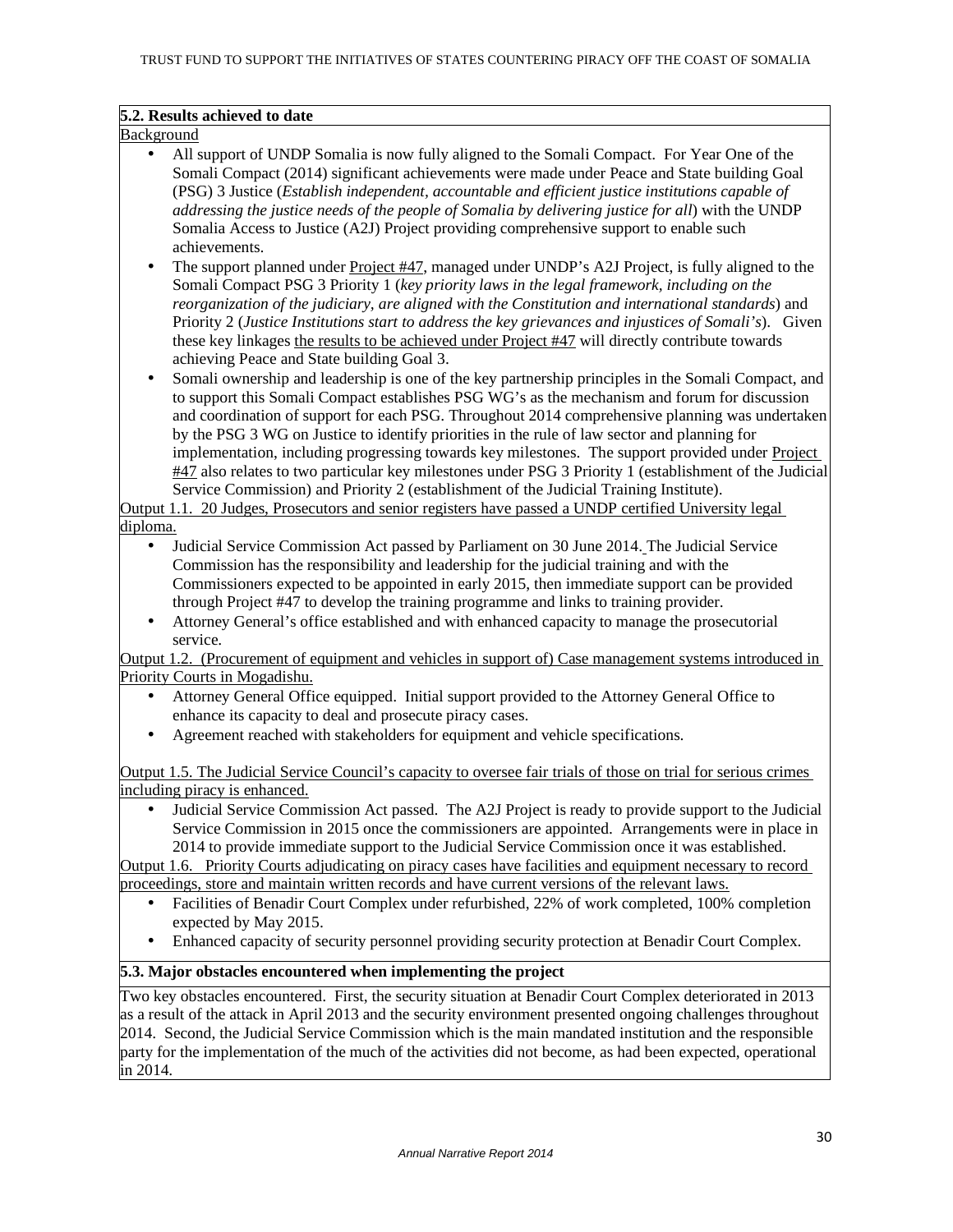**5.2. Results achieved to date**

Background

- All support of UNDP Somalia is now fully aligned to the Somali Compact. For Year One of the Somali Compact (2014) significant achievements were made under Peace and State building Goal (PSG) 3 Justice (*Establish independent, accountable and efficient justice institutions capable of addressing the justice needs of the people of Somalia by delivering justice for all*) with the UNDP Somalia Access to Justice (A2J) Project providing comprehensive support to enable such achievements.
- The support planned under Project #47, managed under UNDP's A2J Project, is fully aligned to the Somali Compact PSG 3 Priority 1 (*key priority laws in the legal framework, including on the reorganization of the judiciary, are aligned with the Constitution and international standards*) and Priority 2 (*Justice Institutions start to address the key grievances and injustices of Somali's*). Given these key linkages the results to be achieved under Project #47 will directly contribute towards achieving Peace and State building Goal 3.
- Somali ownership and leadership is one of the key partnership principles in the Somali Compact, and to support this Somali Compact establishes PSG WG's as the mechanism and forum for discussion and coordination of support for each PSG. Throughout 2014 comprehensive planning was undertaken by the PSG 3 WG on Justice to identify priorities in the rule of law sector and planning for implementation, including progressing towards key milestones. The support provided under Project #47 also relates to two particular key milestones under PSG 3 Priority 1 (establishment of the Judicial Service Commission) and Priority 2 (establishment of the Judicial Training Institute).

Output 1.1. 20 Judges, Prosecutors and senior registers have passed a UNDP certified University legal diploma.

- Judicial Service Commission Act passed by Parliament on 30 June 2014. The Judicial Service Commission has the responsibility and leadership for the judicial training and with the Commissioners expected to be appointed in early 2015, then immediate support can be provided through Project #47 to develop the training programme and links to training provider.
- Attorney General's office established and with enhanced capacity to manage the prosecutorial service.

Output 1.2. (Procurement of equipment and vehicles in support of) Case management systems introduced in Priority Courts in Mogadishu.

- Attorney General Office equipped. Initial support provided to the Attorney General Office to enhance its capacity to deal and prosecute piracy cases.
- Agreement reached with stakeholders for equipment and vehicle specifications.

Output 1.5. The Judicial Service Council's capacity to oversee fair trials of those on trial for serious crimes including piracy is enhanced.

- Judicial Service Commission Act passed. The A2J Project is ready to provide support to the Judicial Service Commission in 2015 once the commissioners are appointed. Arrangements were in place in 2014 to provide immediate support to the Judicial Service Commission once it was established.

Output 1.6. Priority Courts adjudicating on piracy cases have facilities and equipment necessary to record proceedings, store and maintain written records and have current versions of the relevant laws.

- Facilities of Benadir Court Complex under refurbished, 22% of work completed, 100% completion expected by May 2015.
- Enhanced capacity of security personnel providing security protection at Benadir Court Complex.

**5.3. Major obstacles encountered when implementing the project**

Two key obstacles encountered. First, the security situation at Benadir Court Complex deteriorated in 2013 as a result of the attack in April 2013 and the security environment presented ongoing challenges throughout 2014. Second, the Judicial Service Commission which is the main mandated institution and the responsible party for the implementation of the much of the activities did not become, as had been expected, operational in 2014.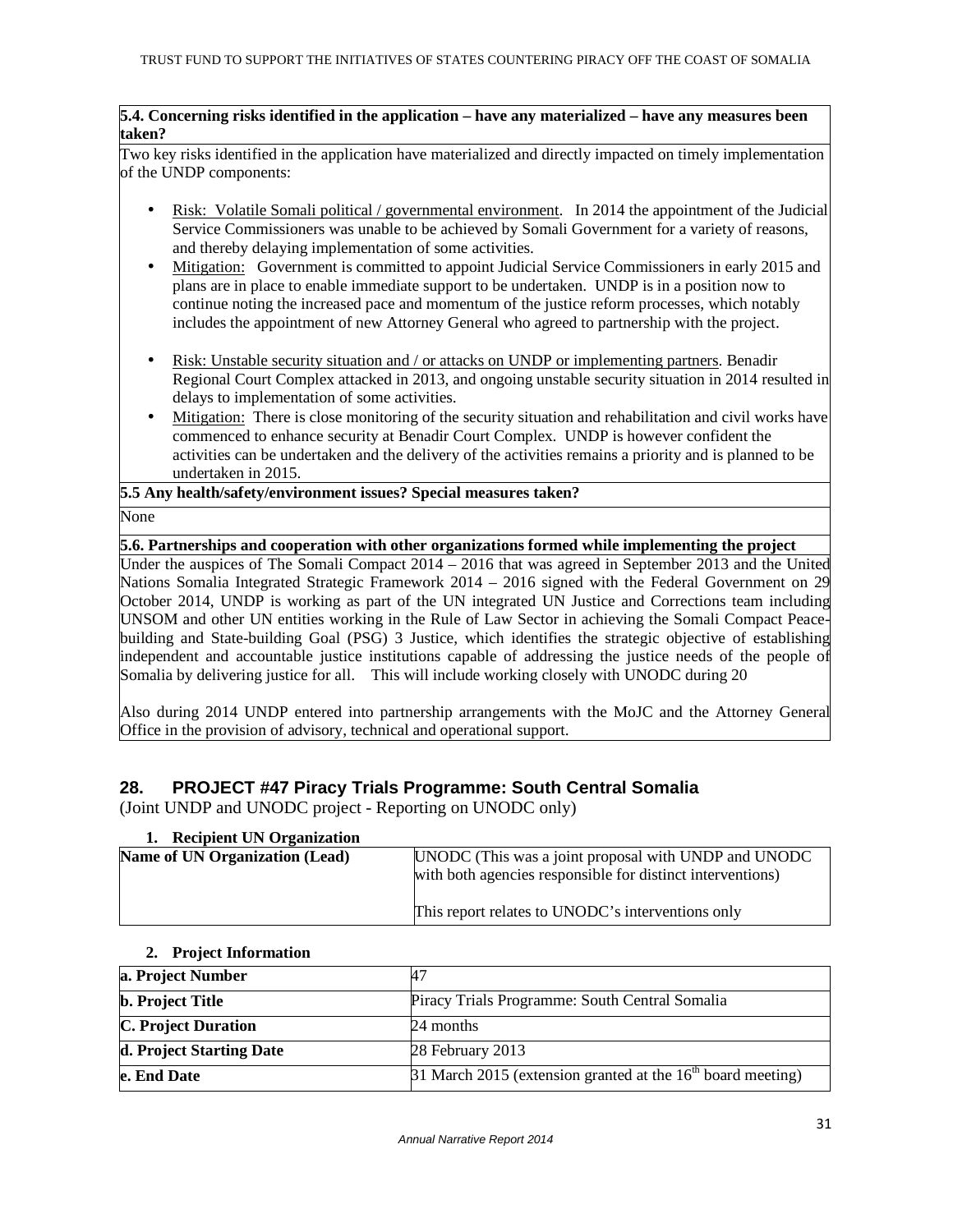**5.4. Concerning risks identified in the application – have any materialized – have any measures been taken?**

Two key risks identified in the application have materialized and directly impacted on timely implementation of the UNDP components:

- Risk: Volatile Somali political / governmental environment. In 2014 the appointment of the Judicial Service Commissioners was unable to be achieved by Somali Government for a variety of reasons, and thereby delaying implementation of some activities.
- Mitigation: Government is committed to appoint Judicial Service Commissioners in early 2015 and plans are in place to enable immediate support to be undertaken. UNDP is in a position now to continue noting the increased pace and momentum of the justice reform processes, which notably includes the appointment of new Attorney General who agreed to partnership with the project.

- Risk: Unstable security situation and / or attacks on UNDP or implementing partners. Benadir Regional Court Complex attacked in 2013, and ongoing unstable security situation in 2014 resulted in delays to implementation of some activities.
- Mitigation: There is close monitoring of the security situation and rehabilitation and civil works have commenced to enhance security at Benadir Court Complex. UNDP is however confident the activities can be undertaken and the delivery of the activities remains a priority and is planned to be undertaken in 2015.

**5.5 Any health/safety/environment issues? Special measures taken?**

None

**5.6. Partnerships and cooperation with other organizations formed while implementing the project**

Under the auspices of The Somali Compact 2014 – 2016 that was agreed in September 2013 and the United Nations Somalia Integrated Strategic Framework 2014 – 2016 signed with the Federal Government on 29 October 2014, UNDP is working as part of the UN integrated UN Justice and Corrections team including UNSOM and other UN entities working in the Rule of Law Sector in achieving the Somali Compact Peace-building and State-building Goal (PSG) 3 Justice, which identifies the strategic objective of establishing independent and accountable justice institutions capable of addressing the justice needs of the people of Somalia by delivering justice for all. This will include working closely with UNODC during 20

Also during 2014 UNDP entered into partnership arrangements with the MoJC and the Attorney General Office in the provision of advisory, technical and operational support.

## 28. PROJECT #47 Piracy Trials Programme: South Central Somalia

(Joint UNDP and UNODC project - Reporting on UNODC only)

### 1. Recipient UN Organization

| Name of UN Organization (Lead) | UNODC (This was a joint proposal with UNDP and UNODC with both agencies responsible for distinct interventions)<br><br>This report relates to UNODC's interventions only |
|---|---|

### 2. Project Information

| a. Project Number | 47 |
|---|---|
| b. Project Title | Piracy Trials Programme: South Central Somalia |
| C. Project Duration | 24 months |
| d. Project Starting Date | 28 February 2013 |
| e. End Date | 31 March 2015 (extension granted at the 16th board meeting) |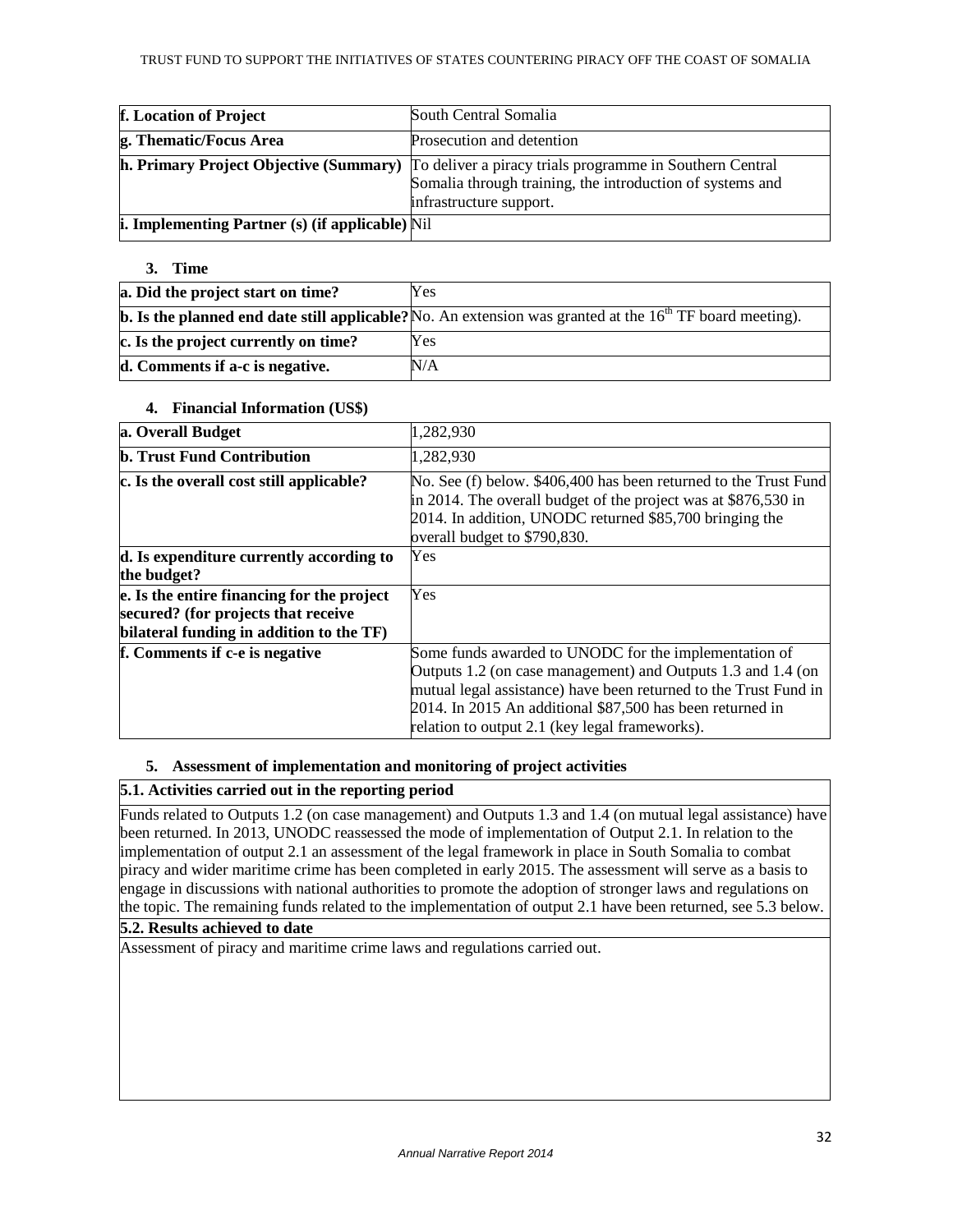| f. Location of Project | South Central Somalia |
|---|---|
| g. Thematic/Focus Area | Prosecution and detention |
| h. Primary Project Objective (Summary) | To deliver a piracy trials programme in Southern Central Somalia through training, the introduction of systems and infrastructure support. |
| i. Implementing Partner (s) (if applicable) | Nil |

### 3. Time

| a. Did the project start on time? | Yes |
|---|---|
| b. Is the planned end date still applicable? | No. An extension was granted at the 16th TF board meeting). |
| c. Is the project currently on time? | Yes |
| d. Comments if a-c is negative. | N/A |

### 4. Financial Information (US$)

| a. Overall Budget | 1,282,930 |
|---|---|
| b. Trust Fund Contribution | 1,282,930 |
| c. Is the overall cost still applicable? | No. See (f) below. $406,400 has been returned to the Trust Fund in 2014. The overall budget of the project was at $876,530 in 2014. In addition, UNODC returned $85,700 bringing the overall budget to $790,830. |
| d. Is expenditure currently according to the budget? | Yes |
| e. Is the entire financing for the project secured? (for projects that receive bilateral funding in addition to the TF) | Yes |
| f. Comments if c-e is negative | Some funds awarded to UNODC for the implementation of Outputs 1.2 (on case management) and Outputs 1.3 and 1.4 (on mutual legal assistance) have been returned to the Trust Fund in 2014. In 2015 An additional $87,500 has been returned in relation to output 2.1 (key legal frameworks). |

### 5. Assessment of implementation and monitoring of project activities

**5.1. Activities carried out in the reporting period**

Funds related to Outputs 1.2 (on case management) and Outputs 1.3 and 1.4 (on mutual legal assistance) have been returned. In 2013, UNODC reassessed the mode of implementation of Output 2.1. In relation to the implementation of output 2.1 an assessment of the legal framework in place in South Somalia to combat piracy and wider maritime crime has been completed in early 2015. The assessment will serve as a basis to engage in discussions with national authorities to promote the adoption of stronger laws and regulations on the topic. The remaining funds related to the implementation of output 2.1 have been returned, see 5.3 below.

**5.2. Results achieved to date**

Assessment of piracy and maritime crime laws and regulations carried out.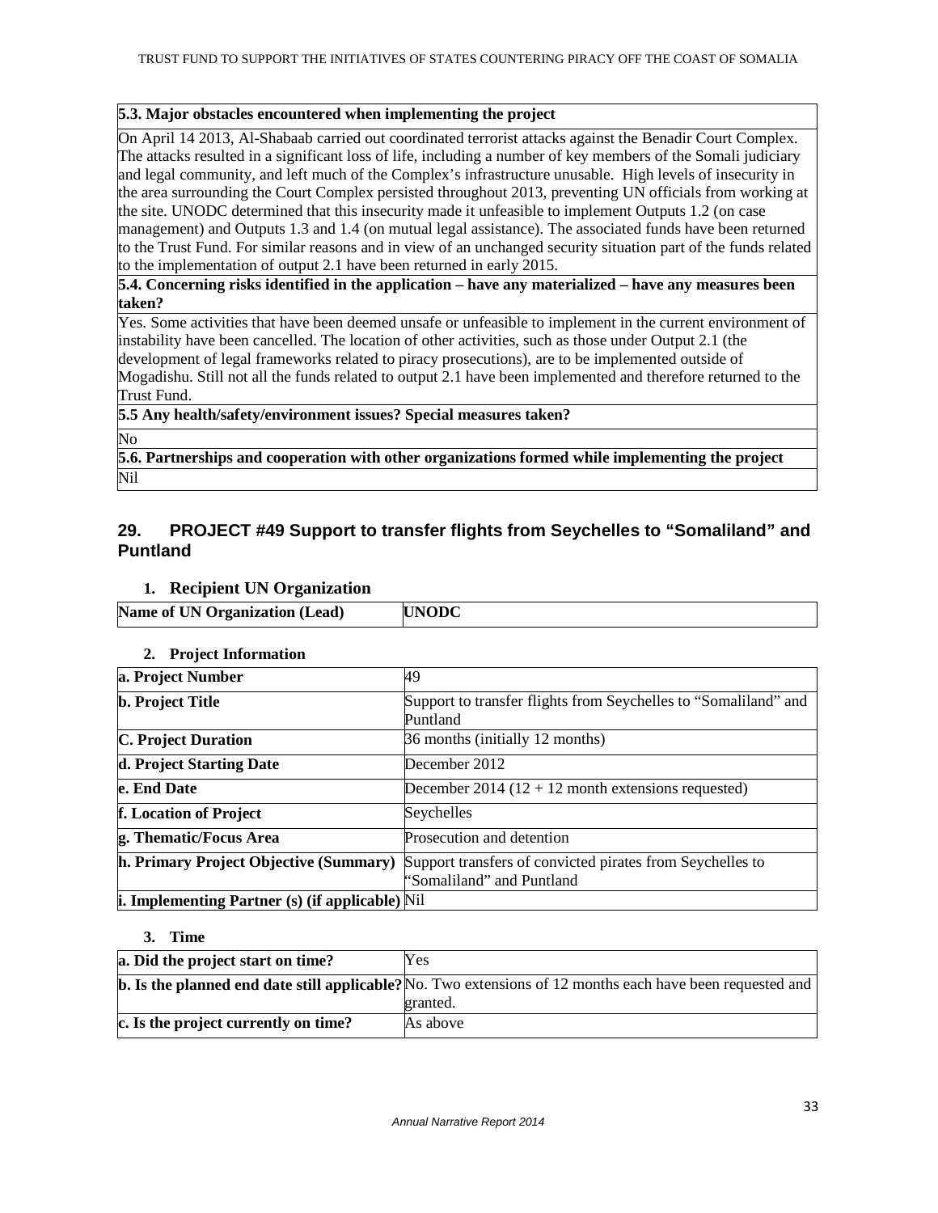| **5.3. Major obstacles encountered when implementing the project** |
|---|
| On April 14 2013, Al-Shabaab carried out coordinated terrorist attacks against the Benadir Court Complex. The attacks resulted in a significant loss of life, including a number of key members of the Somali judiciary and legal community, and left much of the Complex's infrastructure unusable. High levels of insecurity in the area surrounding the Court Complex persisted throughout 2013, preventing UN officials from working at the site. UNODC determined that this insecurity made it unfeasible to implement Outputs 1.2 (on case management) and Outputs 1.3 and 1.4 (on mutual legal assistance). The associated funds have been returned to the Trust Fund. For similar reasons and in view of an unchanged security situation part of the funds related to the implementation of output 2.1 have been returned in early 2015. |
| **5.4. Concerning risks identified in the application – have any materialized – have any measures been taken?** |
| Yes. Some activities that have been deemed unsafe or unfeasible to implement in the current environment of instability have been cancelled. The location of other activities, such as those under Output 2.1 (the development of legal frameworks related to piracy prosecutions), are to be implemented outside of Mogadishu. Still not all the funds related to output 2.1 have been implemented and therefore returned to the Trust Fund. |
| **5.5 Any health/safety/environment issues? Special measures taken?** |
| No |
| **5.6. Partnerships and cooperation with other organizations formed while implementing the project** |
| Nil |

## 29. PROJECT #49 Support to transfer flights from Seychelles to "Somaliland" and Puntland

### 1. Recipient UN Organization

| **Name of UN Organization (Lead)** | **UNODC** |
|---|---|

### 2. Project Information

| **a. Project Number** | 49 |
|---|---|
| **b. Project Title** | Support to transfer flights from Seychelles to "Somaliland" and Puntland |
| **C. Project Duration** | 36 months (initially 12 months) |
| **d. Project Starting Date** | December 2012 |
| **e. End Date** | December 2014 (12 + 12 month extensions requested) |
| **f. Location of Project** | Seychelles |
| **g. Thematic/Focus Area** | Prosecution and detention |
| **h. Primary Project Objective (Summary)** | Support transfers of convicted pirates from Seychelles to "Somaliland" and Puntland |
| **i. Implementing Partner (s) (if applicable)** | Nil |

### 3. Time

| **a. Did the project start on time?** | Yes |
|---|---|
| **b. Is the planned end date still applicable?** | No. Two extensions of 12 months each have been requested and granted. |
| **c. Is the project currently on time?** | As above |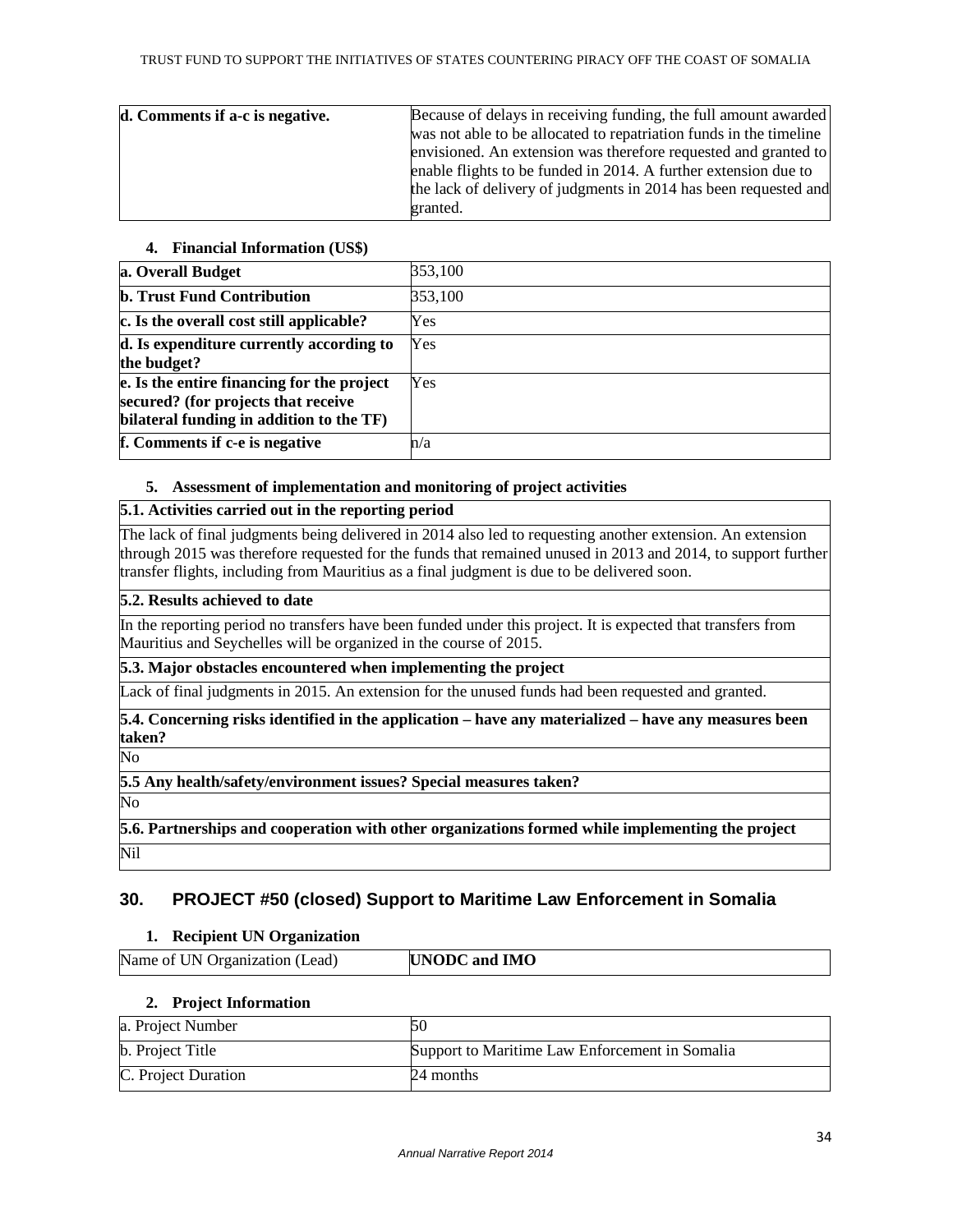| d. Comments if a-c is negative. | Because of delays in receiving funding, the full amount awarded was not able to be allocated to repatriation funds in the timeline envisioned. An extension was therefore requested and granted to enable flights to be funded in 2014. A further extension due to the lack of delivery of judgments in 2014 has been requested and granted. |
|---|---|

#### 4. Financial Information (US$)

| **a. Overall Budget** | 353,100 |
|---|---|
| **b. Trust Fund Contribution** | 353,100 |
| **c. Is the overall cost still applicable?** | Yes |
| **d. Is expenditure currently according to the budget?** | Yes |
| **e. Is the entire financing for the project secured? (for projects that receive bilateral funding in addition to the TF)** | Yes |
| **f. Comments if c-e is negative** | n/a |

#### 5. Assessment of implementation and monitoring of project activities

| **5.1. Activities carried out in the reporting period** |
|---|
| The lack of final judgments being delivered in 2014 also led to requesting another extension. An extension through 2015 was therefore requested for the funds that remained unused in 2013 and 2014, to support further transfer flights, including from Mauritius as a final judgment is due to be delivered soon. |
| **5.2. Results achieved to date** |
| In the reporting period no transfers have been funded under this project. It is expected that transfers from Mauritius and Seychelles will be organized in the course of 2015. |
| **5.3. Major obstacles encountered when implementing the project** |
| Lack of final judgments in 2015. An extension for the unused funds had been requested and granted. |
| **5.4. Concerning risks identified in the application – have any materialized – have any measures been taken?** |
| No |
| **5.5 Any health/safety/environment issues? Special measures taken?** |
| No |
| **5.6. Partnerships and cooperation with other organizations formed while implementing the project** |
| Nil |

## 30. PROJECT #50 (closed) Support to Maritime Law Enforcement in Somalia

#### 1. Recipient UN Organization

| Name of UN Organization (Lead) | **UNODC and IMO** |
|---|---|

#### 2. Project Information

| a. Project Number | 50 |
|---|---|
| b. Project Title | Support to Maritime Law Enforcement in Somalia |
| C. Project Duration | 24 months |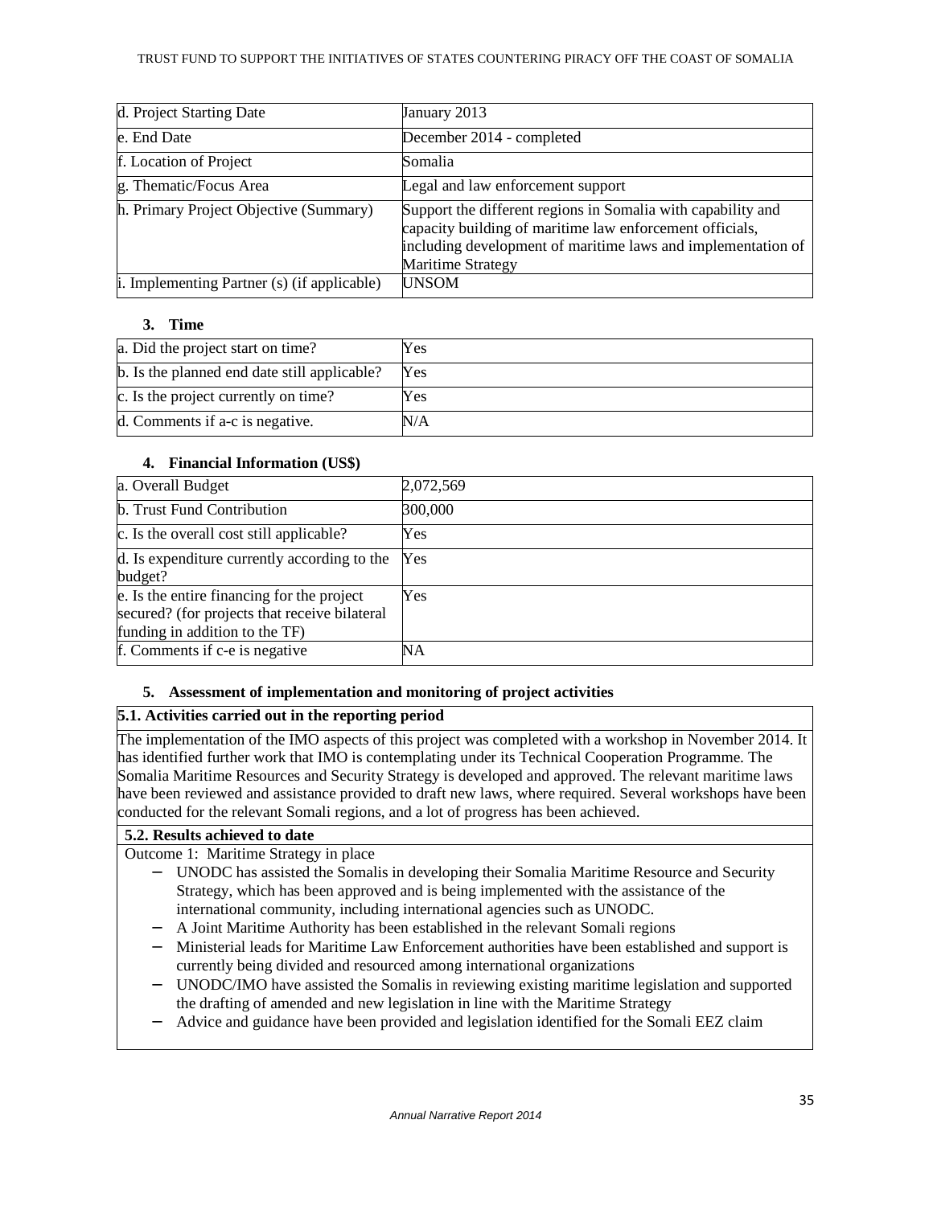| | |
|---|---|
| d. Project Starting Date | January 2013 |
| e. End Date | December 2014 - completed |
| f. Location of Project | Somalia |
| g. Thematic/Focus Area | Legal and law enforcement support |
| h. Primary Project Objective (Summary) | Support the different regions in Somalia with capability and capacity building of maritime law enforcement officials, including development of maritime laws and implementation of Maritime Strategy |
| i. Implementing Partner (s) (if applicable) | UNSOM |

### 3. Time

| | |
|---|---|
| a. Did the project start on time? | Yes |
| b. Is the planned end date still applicable? | Yes |
| c. Is the project currently on time? | Yes |
| d. Comments if a-c is negative. | N/A |

### 4. Financial Information (US$)

| | |
|---|---|
| a. Overall Budget | 2,072,569 |
| b. Trust Fund Contribution | 300,000 |
| c. Is the overall cost still applicable? | Yes |
| d. Is expenditure currently according to the budget? | Yes |
| e. Is the entire financing for the project secured? (for projects that receive bilateral funding in addition to the TF) | Yes |
| f. Comments if c-e is negative | NA |

### 5. Assessment of implementation and monitoring of project activities

**5.1. Activities carried out in the reporting period**

The implementation of the IMO aspects of this project was completed with a workshop in November 2014. It has identified further work that IMO is contemplating under its Technical Cooperation Programme. The Somalia Maritime Resources and Security Strategy is developed and approved. The relevant maritime laws have been reviewed and assistance provided to draft new laws, where required. Several workshops have been conducted for the relevant Somali regions, and a lot of progress has been achieved.

**5.2. Results achieved to date**

Outcome 1: Maritime Strategy in place

- UNODC has assisted the Somalis in developing their Somalia Maritime Resource and Security Strategy, which has been approved and is being implemented with the assistance of the international community, including international agencies such as UNODC.
- A Joint Maritime Authority has been established in the relevant Somali regions
- Ministerial leads for Maritime Law Enforcement authorities have been established and support is currently being divided and resourced among international organizations
- UNODC/IMO have assisted the Somalis in reviewing existing maritime legislation and supported the drafting of amended and new legislation in line with the Maritime Strategy
- Advice and guidance have been provided and legislation identified for the Somali EEZ claim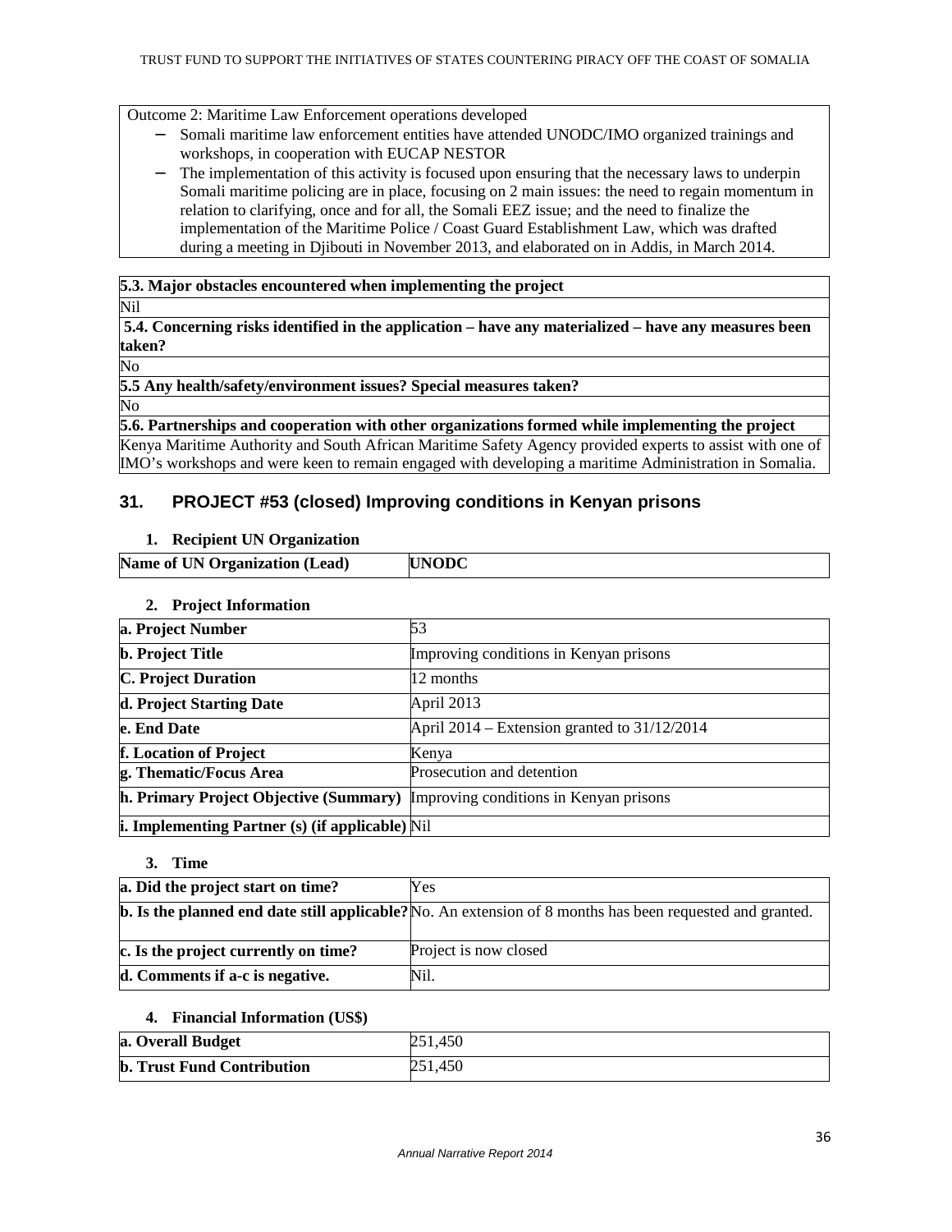Outcome 2: Maritime Law Enforcement operations developed

- Somali maritime law enforcement entities have attended UNODC/IMO organized trainings and workshops, in cooperation with EUCAP NESTOR
- The implementation of this activity is focused upon ensuring that the necessary laws to underpin Somali maritime policing are in place, focusing on 2 main issues: the need to regain momentum in relation to clarifying, once and for all, the Somali EEZ issue; and the need to finalize the implementation of the Maritime Police / Coast Guard Establishment Law, which was drafted during a meeting in Djibouti in November 2013, and elaborated on in Addis, in March 2014.

**5.3. Major obstacles encountered when implementing the project**

Nil

**5.4. Concerning risks identified in the application – have any materialized – have any measures been taken?**

No

**5.5 Any health/safety/environment issues? Special measures taken?**

No

**5.6. Partnerships and cooperation with other organizations formed while implementing the project**

Kenya Maritime Authority and South African Maritime Safety Agency provided experts to assist with one of IMO's workshops and were keen to remain engaged with developing a maritime Administration in Somalia.

## 31. PROJECT #53 (closed) Improving conditions in Kenyan prisons

**1. Recipient UN Organization**

| **Name of UN Organization (Lead)** | **UNODC** |
|---|---|

**2. Project Information**

| | |
|---|---|
| **a. Project Number** | 53 |
| **b. Project Title** | Improving conditions in Kenyan prisons |
| **C. Project Duration** | 12 months |
| **d. Project Starting Date** | April 2013 |
| **e. End Date** | April 2014 – Extension granted to 31/12/2014 |
| **f. Location of Project** | Kenya |
| **g. Thematic/Focus Area** | Prosecution and detention |
| **h. Primary Project Objective (Summary)** | Improving conditions in Kenyan prisons |
| **i. Implementing Partner (s) (if applicable)** | Nil |

**3. Time**

| | |
|---|---|
| **a. Did the project start on time?** | Yes |
| **b. Is the planned end date still applicable?** | No. An extension of 8 months has been requested and granted. |
| **c. Is the project currently on time?** | Project is now closed |
| **d. Comments if a-c is negative.** | Nil. |

**4. Financial Information (US$)**

| | |
|---|---|
| **a. Overall Budget** | 251,450 |
| **b. Trust Fund Contribution** | 251,450 |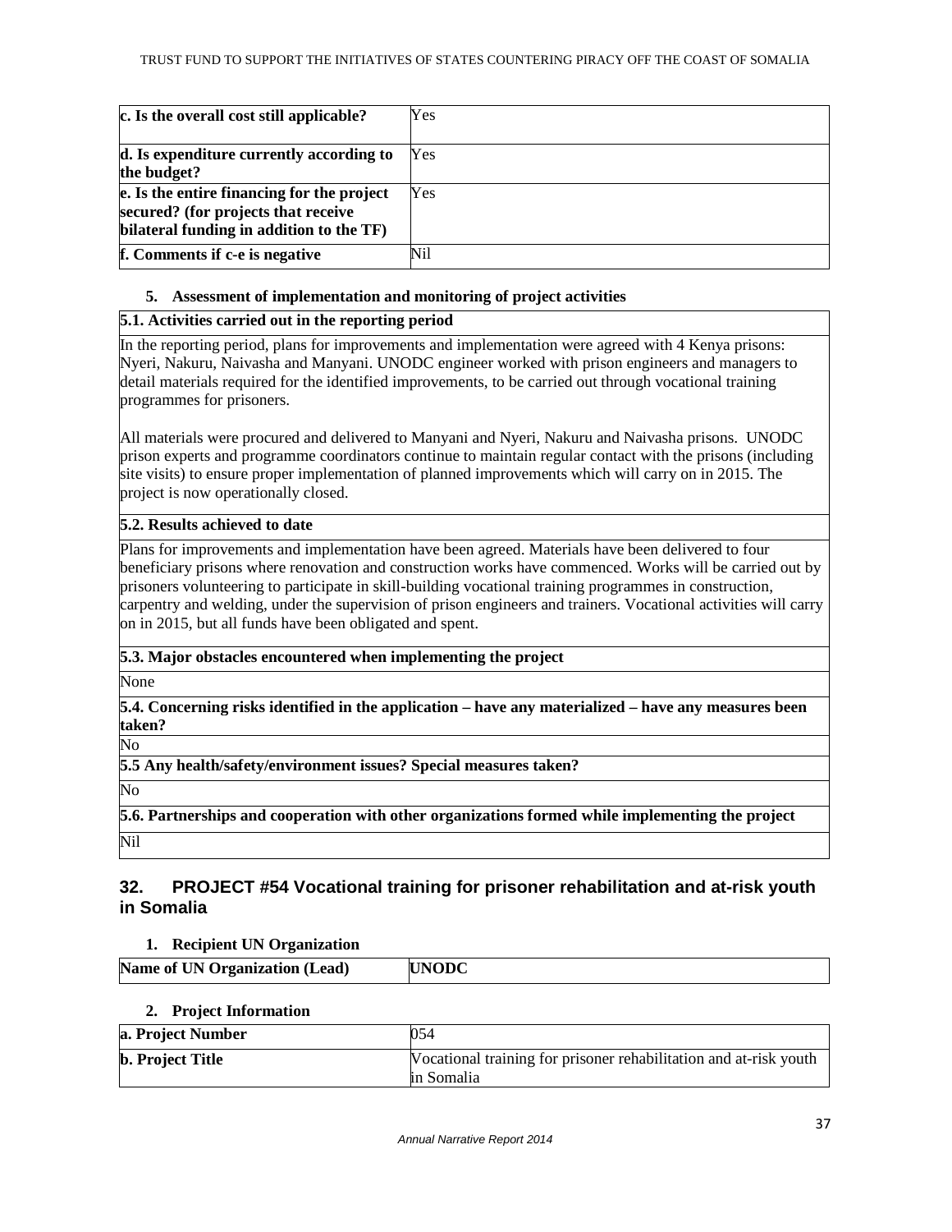| c. Is the overall cost still applicable? | Yes |
| --- | --- |
| d. Is expenditure currently according to the budget? | Yes |
| e. Is the entire financing for the project secured? (for projects that receive bilateral funding in addition to the TF) | Yes |
| f. Comments if c-e is negative | Nil |

#### 5. Assessment of implementation and monitoring of project activities

**5.1. Activities carried out in the reporting period**

In the reporting period, plans for improvements and implementation were agreed with 4 Kenya prisons: Nyeri, Nakuru, Naivasha and Manyani. UNODC engineer worked with prison engineers and managers to detail materials required for the identified improvements, to be carried out through vocational training programmes for prisoners.

All materials were procured and delivered to Manyani and Nyeri, Nakuru and Naivasha prisons. UNODC prison experts and programme coordinators continue to maintain regular contact with the prisons (including site visits) to ensure proper implementation of planned improvements which will carry on in 2015. The project is now operationally closed.

**5.2. Results achieved to date**

Plans for improvements and implementation have been agreed. Materials have been delivered to four beneficiary prisons where renovation and construction works have commenced. Works will be carried out by prisoners volunteering to participate in skill-building vocational training programmes in construction, carpentry and welding, under the supervision of prison engineers and trainers. Vocational activities will carry on in 2015, but all funds have been obligated and spent.

**5.3. Major obstacles encountered when implementing the project**

None

**5.4. Concerning risks identified in the application – have any materialized – have any measures been taken?**

No

**5.5 Any health/safety/environment issues? Special measures taken?**

No

**5.6. Partnerships and cooperation with other organizations formed while implementing the project**

Nil

## 32. PROJECT #54 Vocational training for prisoner rehabilitation and at-risk youth in Somalia

#### 1. Recipient UN Organization

| Name of UN Organization (Lead) | UNODC |
| --- | --- |

#### 2. Project Information

| a. Project Number | 054 |
| --- | --- |
| b. Project Title | Vocational training for prisoner rehabilitation and at-risk youth in Somalia |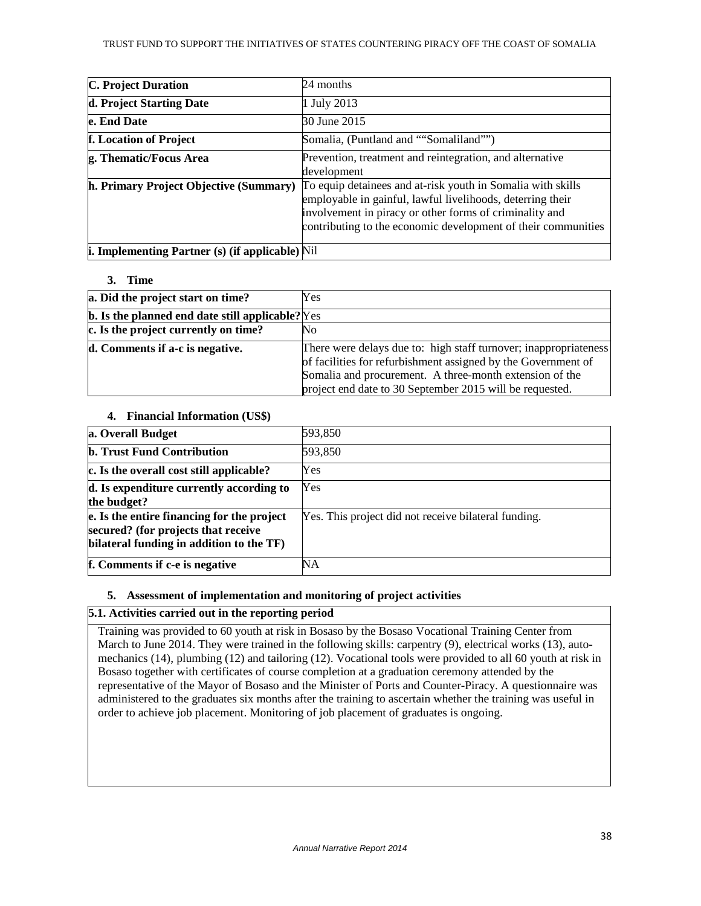| C. Project Duration | 24 months |
| --- | --- |
| d. Project Starting Date | 1 July 2013 |
| e. End Date | 30 June 2015 |
| f. Location of Project | Somalia, (Puntland and ""Somaliland"") |
| g. Thematic/Focus Area | Prevention, treatment and reintegration, and alternative development |
| h. Primary Project Objective (Summary) | To equip detainees and at-risk youth in Somalia with skills employable in gainful, lawful livelihoods, deterring their involvement in piracy or other forms of criminality and contributing to the economic development of their communities |
| i. Implementing Partner (s) (if applicable) | Nil |

### 3. Time

| a. Did the project start on time? | Yes |
| --- | --- |
| b. Is the planned end date still applicable? | Yes |
| c. Is the project currently on time? | No |
| d. Comments if a-c is negative. | There were delays due to: high staff turnover; inappropriateness of facilities for refurbishment assigned by the Government of Somalia and procurement. A three-month extension of the project end date to 30 September 2015 will be requested. |

### 4. Financial Information (US$)

| a. Overall Budget | 593,850 |
| --- | --- |
| b. Trust Fund Contribution | 593,850 |
| c. Is the overall cost still applicable? | Yes |
| d. Is expenditure currently according to the budget? | Yes |
| e. Is the entire financing for the project secured? (for projects that receive bilateral funding in addition to the TF) | Yes. This project did not receive bilateral funding. |
| f. Comments if c-e is negative | NA |

### 5. Assessment of implementation and monitoring of project activities

**5.1. Activities carried out in the reporting period**

Training was provided to 60 youth at risk in Bosaso by the Bosaso Vocational Training Center from March to June 2014. They were trained in the following skills: carpentry (9), electrical works (13), auto-mechanics (14), plumbing (12) and tailoring (12). Vocational tools were provided to all 60 youth at risk in Bosaso together with certificates of course completion at a graduation ceremony attended by the representative of the Mayor of Bosaso and the Minister of Ports and Counter-Piracy. A questionnaire was administered to the graduates six months after the training to ascertain whether the training was useful in order to achieve job placement. Monitoring of job placement of graduates is ongoing.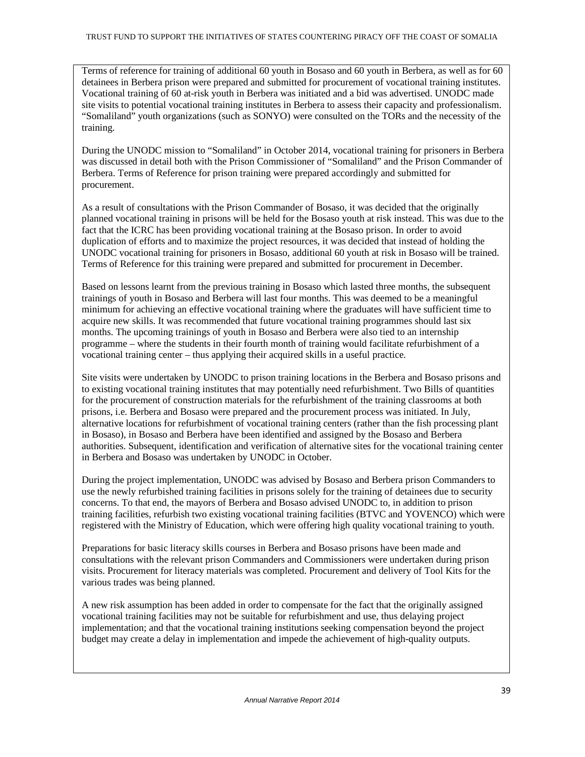Terms of reference for training of additional 60 youth in Bosaso and 60 youth in Berbera, as well as for 60 detainees in Berbera prison were prepared and submitted for procurement of vocational training institutes. Vocational training of 60 at-risk youth in Berbera was initiated and a bid was advertised. UNODC made site visits to potential vocational training institutes in Berbera to assess their capacity and professionalism. "Somaliland" youth organizations (such as SONYO) were consulted on the TORs and the necessity of the training.

During the UNODC mission to "Somaliland" in October 2014, vocational training for prisoners in Berbera was discussed in detail both with the Prison Commissioner of "Somaliland" and the Prison Commander of Berbera. Terms of Reference for prison training were prepared accordingly and submitted for procurement.

As a result of consultations with the Prison Commander of Bosaso, it was decided that the originally planned vocational training in prisons will be held for the Bosaso youth at risk instead. This was due to the fact that the ICRC has been providing vocational training at the Bosaso prison. In order to avoid duplication of efforts and to maximize the project resources, it was decided that instead of holding the UNODC vocational training for prisoners in Bosaso, additional 60 youth at risk in Bosaso will be trained. Terms of Reference for this training were prepared and submitted for procurement in December.

Based on lessons learnt from the previous training in Bosaso which lasted three months, the subsequent trainings of youth in Bosaso and Berbera will last four months. This was deemed to be a meaningful minimum for achieving an effective vocational training where the graduates will have sufficient time to acquire new skills. It was recommended that future vocational training programmes should last six months. The upcoming trainings of youth in Bosaso and Berbera were also tied to an internship programme – where the students in their fourth month of training would facilitate refurbishment of a vocational training center – thus applying their acquired skills in a useful practice.

Site visits were undertaken by UNODC to prison training locations in the Berbera and Bosaso prisons and to existing vocational training institutes that may potentially need refurbishment. Two Bills of quantities for the procurement of construction materials for the refurbishment of the training classrooms at both prisons, i.e. Berbera and Bosaso were prepared and the procurement process was initiated. In July, alternative locations for refurbishment of vocational training centers (rather than the fish processing plant in Bosaso), in Bosaso and Berbera have been identified and assigned by the Bosaso and Berbera authorities. Subsequent, identification and verification of alternative sites for the vocational training center in Berbera and Bosaso was undertaken by UNODC in October.

During the project implementation, UNODC was advised by Bosaso and Berbera prison Commanders to use the newly refurbished training facilities in prisons solely for the training of detainees due to security concerns. To that end, the mayors of Berbera and Bosaso advised UNODC to, in addition to prison training facilities, refurbish two existing vocational training facilities (BTVC and YOVENCO) which were registered with the Ministry of Education, which were offering high quality vocational training to youth.

Preparations for basic literacy skills courses in Berbera and Bosaso prisons have been made and consultations with the relevant prison Commanders and Commissioners were undertaken during prison visits. Procurement for literacy materials was completed. Procurement and delivery of Tool Kits for the various trades was being planned.

A new risk assumption has been added in order to compensate for the fact that the originally assigned vocational training facilities may not be suitable for refurbishment and use, thus delaying project implementation; and that the vocational training institutions seeking compensation beyond the project budget may create a delay in implementation and impede the achievement of high-quality outputs.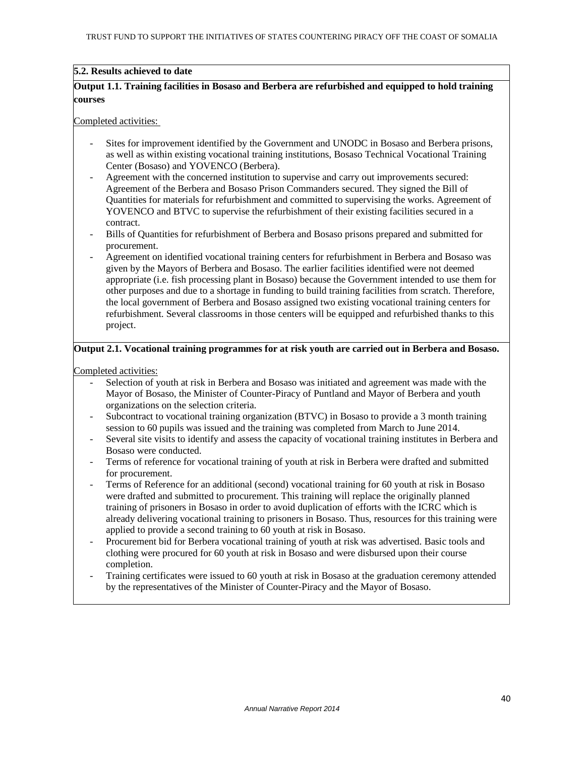**5.2. Results achieved to date**

**Output 1.1. Training facilities in Bosaso and Berbera are refurbished and equipped to hold training courses**

Completed activities:

- Sites for improvement identified by the Government and UNODC in Bosaso and Berbera prisons, as well as within existing vocational training institutions, Bosaso Technical Vocational Training Center (Bosaso) and YOVENCO (Berbera).
- Agreement with the concerned institution to supervise and carry out improvements secured: Agreement of the Berbera and Bosaso Prison Commanders secured. They signed the Bill of Quantities for materials for refurbishment and committed to supervising the works. Agreement of YOVENCO and BTVC to supervise the refurbishment of their existing facilities secured in a contract.
- Bills of Quantities for refurbishment of Berbera and Bosaso prisons prepared and submitted for procurement.
- Agreement on identified vocational training centers for refurbishment in Berbera and Bosaso was given by the Mayors of Berbera and Bosaso. The earlier facilities identified were not deemed appropriate (i.e. fish processing plant in Bosaso) because the Government intended to use them for other purposes and due to a shortage in funding to build training facilities from scratch. Therefore, the local government of Berbera and Bosaso assigned two existing vocational training centers for refurbishment. Several classrooms in those centers will be equipped and refurbished thanks to this project.

**Output 2.1. Vocational training programmes for at risk youth are carried out in Berbera and Bosaso.**

Completed activities:

- Selection of youth at risk in Berbera and Bosaso was initiated and agreement was made with the Mayor of Bosaso, the Minister of Counter-Piracy of Puntland and Mayor of Berbera and youth organizations on the selection criteria.
- Subcontract to vocational training organization (BTVC) in Bosaso to provide a 3 month training session to 60 pupils was issued and the training was completed from March to June 2014.
- Several site visits to identify and assess the capacity of vocational training institutes in Berbera and Bosaso were conducted.
- Terms of reference for vocational training of youth at risk in Berbera were drafted and submitted for procurement.
- Terms of Reference for an additional (second) vocational training for 60 youth at risk in Bosaso were drafted and submitted to procurement. This training will replace the originally planned training of prisoners in Bosaso in order to avoid duplication of efforts with the ICRC which is already delivering vocational training to prisoners in Bosaso. Thus, resources for this training were applied to provide a second training to 60 youth at risk in Bosaso.
- Procurement bid for Berbera vocational training of youth at risk was advertised. Basic tools and clothing were procured for 60 youth at risk in Bosaso and were disbursed upon their course completion.
- Training certificates were issued to 60 youth at risk in Bosaso at the graduation ceremony attended by the representatives of the Minister of Counter-Piracy and the Mayor of Bosaso.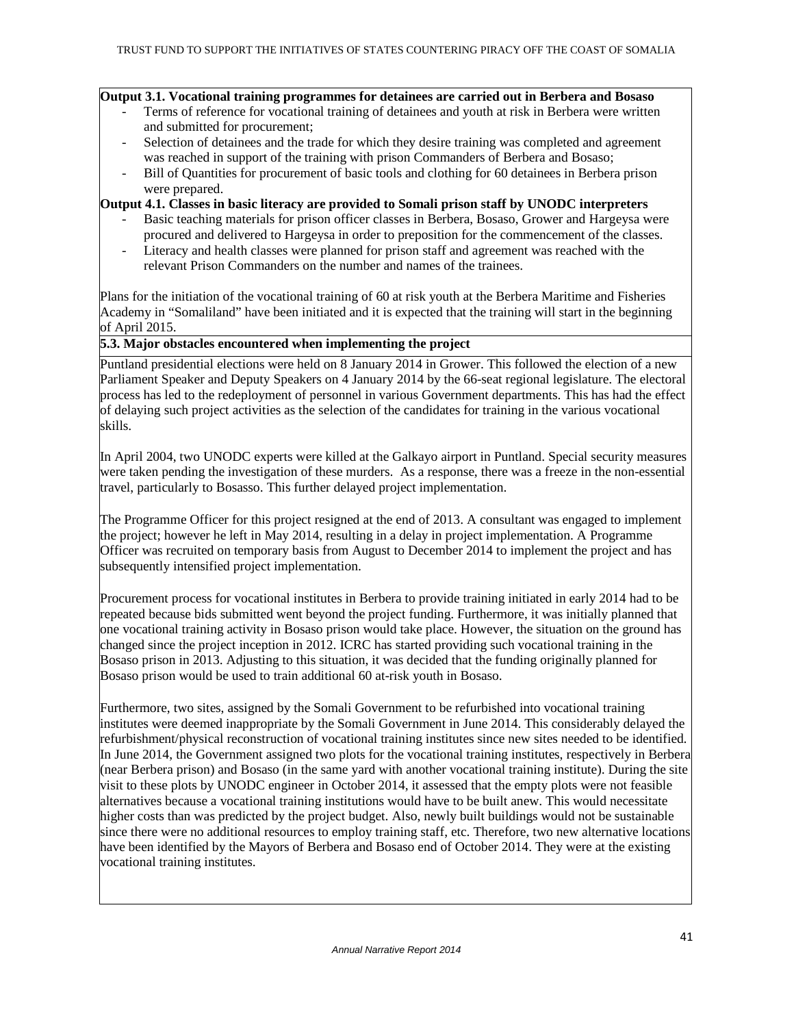**Output 3.1. Vocational training programmes for detainees are carried out in Berbera and Bosaso**

- Terms of reference for vocational training of detainees and youth at risk in Berbera were written and submitted for procurement;
- Selection of detainees and the trade for which they desire training was completed and agreement was reached in support of the training with prison Commanders of Berbera and Bosaso;
- Bill of Quantities for procurement of basic tools and clothing for 60 detainees in Berbera prison were prepared.

**Output 4.1. Classes in basic literacy are provided to Somali prison staff by UNODC interpreters**

- Basic teaching materials for prison officer classes in Berbera, Bosaso, Grower and Hargeysa were procured and delivered to Hargeysa in order to preposition for the commencement of the classes.
- Literacy and health classes were planned for prison staff and agreement was reached with the relevant Prison Commanders on the number and names of the trainees.

Plans for the initiation of the vocational training of 60 at risk youth at the Berbera Maritime and Fisheries Academy in "Somaliland" have been initiated and it is expected that the training will start in the beginning of April 2015.

**5.3. Major obstacles encountered when implementing the project**

Puntland presidential elections were held on 8 January 2014 in Grower. This followed the election of a new Parliament Speaker and Deputy Speakers on 4 January 2014 by the 66-seat regional legislature. The electoral process has led to the redeployment of personnel in various Government departments. This has had the effect of delaying such project activities as the selection of the candidates for training in the various vocational skills.

In April 2004, two UNODC experts were killed at the Galkayo airport in Puntland. Special security measures were taken pending the investigation of these murders. As a response, there was a freeze in the non-essential travel, particularly to Bosasso. This further delayed project implementation.

The Programme Officer for this project resigned at the end of 2013. A consultant was engaged to implement the project; however he left in May 2014, resulting in a delay in project implementation. A Programme Officer was recruited on temporary basis from August to December 2014 to implement the project and has subsequently intensified project implementation.

Procurement process for vocational institutes in Berbera to provide training initiated in early 2014 had to be repeated because bids submitted went beyond the project funding. Furthermore, it was initially planned that one vocational training activity in Bosaso prison would take place. However, the situation on the ground has changed since the project inception in 2012. ICRC has started providing such vocational training in the Bosaso prison in 2013. Adjusting to this situation, it was decided that the funding originally planned for Bosaso prison would be used to train additional 60 at-risk youth in Bosaso.

Furthermore, two sites, assigned by the Somali Government to be refurbished into vocational training institutes were deemed inappropriate by the Somali Government in June 2014. This considerably delayed the refurbishment/physical reconstruction of vocational training institutes since new sites needed to be identified. In June 2014, the Government assigned two plots for the vocational training institutes, respectively in Berbera (near Berbera prison) and Bosaso (in the same yard with another vocational training institute). During the site visit to these plots by UNODC engineer in October 2014, it assessed that the empty plots were not feasible alternatives because a vocational training institutions would have to be built anew. This would necessitate higher costs than was predicted by the project budget. Also, newly built buildings would not be sustainable since there were no additional resources to employ training staff, etc. Therefore, two new alternative locations have been identified by the Mayors of Berbera and Bosaso end of October 2014. They were at the existing vocational training institutes.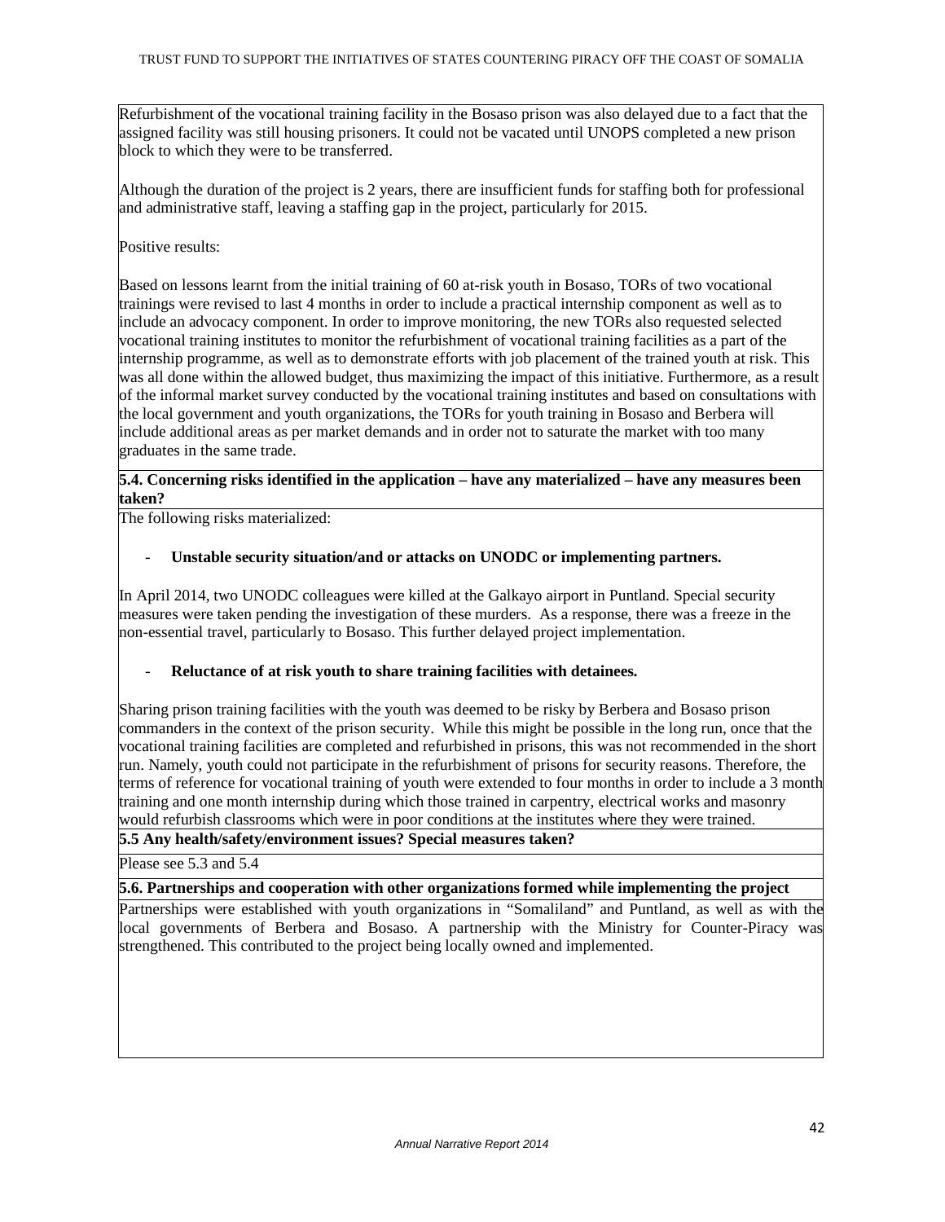Refurbishment of the vocational training facility in the Bosaso prison was also delayed due to a fact that the assigned facility was still housing prisoners. It could not be vacated until UNOPS completed a new prison block to which they were to be transferred.

Although the duration of the project is 2 years, there are insufficient funds for staffing both for professional and administrative staff, leaving a staffing gap in the project, particularly for 2015.

Positive results:

Based on lessons learnt from the initial training of 60 at-risk youth in Bosaso, TORs of two vocational trainings were revised to last 4 months in order to include a practical internship component as well as to include an advocacy component. In order to improve monitoring, the new TORs also requested selected vocational training institutes to monitor the refurbishment of vocational training facilities as a part of the internship programme, as well as to demonstrate efforts with job placement of the trained youth at risk. This was all done within the allowed budget, thus maximizing the impact of this initiative. Furthermore, as a result of the informal market survey conducted by the vocational training institutes and based on consultations with the local government and youth organizations, the TORs for youth training in Bosaso and Berbera will include additional areas as per market demands and in order not to saturate the market with too many graduates in the same trade.

**5.4. Concerning risks identified in the application – have any materialized – have any measures been taken?**

The following risks materialized:

- **Unstable security situation/and or attacks on UNODC or implementing partners.**

In April 2014, two UNODC colleagues were killed at the Galkayo airport in Puntland. Special security measures were taken pending the investigation of these murders. As a response, there was a freeze in the non-essential travel, particularly to Bosaso. This further delayed project implementation.

- **Reluctance of at risk youth to share training facilities with detainees.**

Sharing prison training facilities with the youth was deemed to be risky by Berbera and Bosaso prison commanders in the context of the prison security. While this might be possible in the long run, once that the vocational training facilities are completed and refurbished in prisons, this was not recommended in the short run. Namely, youth could not participate in the refurbishment of prisons for security reasons. Therefore, the terms of reference for vocational training of youth were extended to four months in order to include a 3 month training and one month internship during which those trained in carpentry, electrical works and masonry would refurbish classrooms which were in poor conditions at the institutes where they were trained.

**5.5 Any health/safety/environment issues? Special measures taken?**

Please see 5.3 and 5.4

**5.6. Partnerships and cooperation with other organizations formed while implementing the project**

Partnerships were established with youth organizations in "Somaliland" and Puntland, as well as with the local governments of Berbera and Bosaso. A partnership with the Ministry for Counter-Piracy was strengthened. This contributed to the project being locally owned and implemented.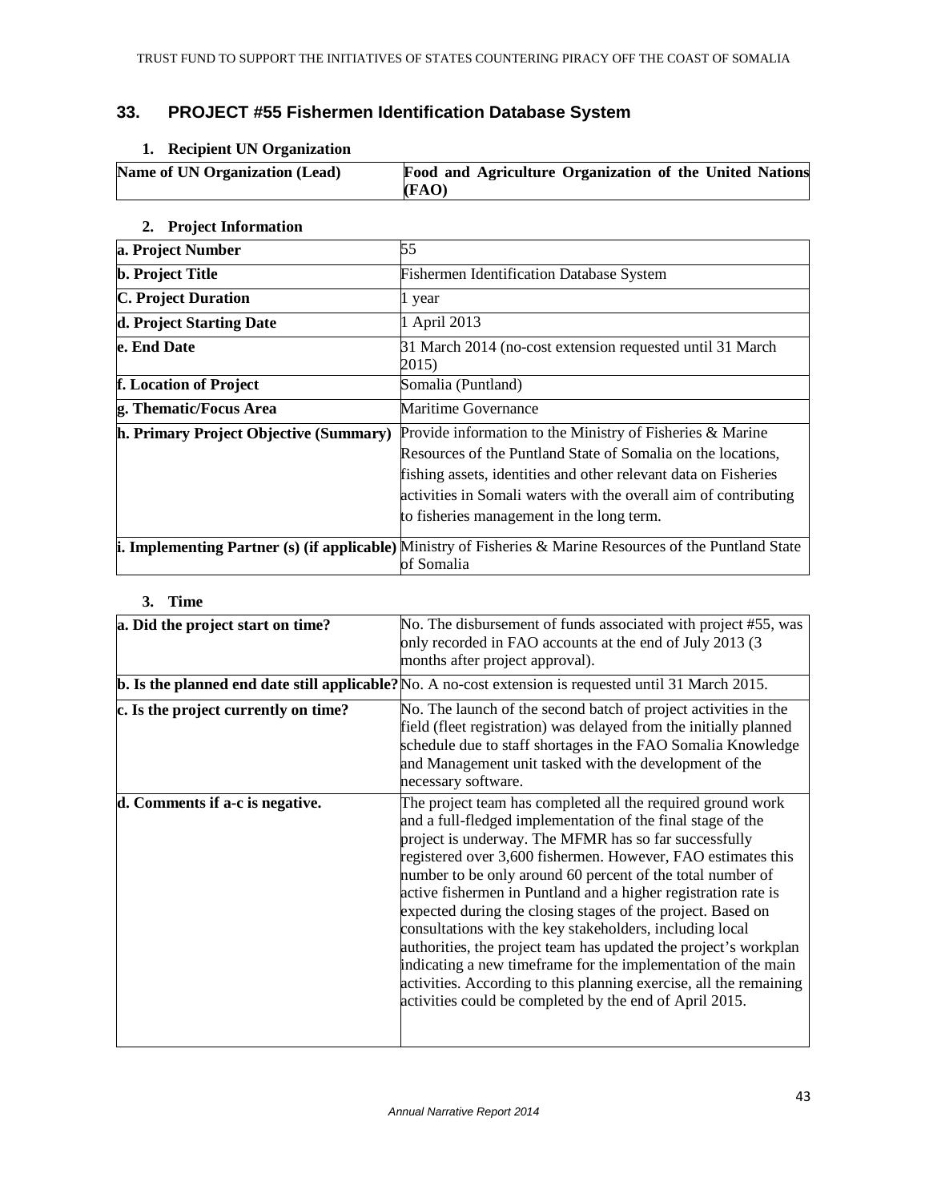## 33. PROJECT #55 Fishermen Identification Database System

### 1. Recipient UN Organization

| Name of UN Organization (Lead) | Food and Agriculture Organization of the United Nations (FAO) |
|---|---|

### 2. Project Information

| | |
|---|---|
| **a. Project Number** | 55 |
| **b. Project Title** | Fishermen Identification Database System |
| **C. Project Duration** | 1 year |
| **d. Project Starting Date** | 1 April 2013 |
| **e. End Date** | 31 March 2014 (no-cost extension requested until 31 March 2015) |
| **f. Location of Project** | Somalia (Puntland) |
| **g. Thematic/Focus Area** | Maritime Governance |
| **h. Primary Project Objective (Summary)** | Provide information to the Ministry of Fisheries & Marine Resources of the Puntland State of Somalia on the locations, fishing assets, identities and other relevant data on Fisheries activities in Somali waters with the overall aim of contributing to fisheries management in the long term. |
| **i. Implementing Partner (s) (if applicable)** | Ministry of Fisheries & Marine Resources of the Puntland State of Somalia |

### 3. Time

| | |
|---|---|
| **a. Did the project start on time?** | No. The disbursement of funds associated with project #55, was only recorded in FAO accounts at the end of July 2013 (3 months after project approval). |
| **b. Is the planned end date still applicable?** | No. A no-cost extension is requested until 31 March 2015. |
| **c. Is the project currently on time?** | No. The launch of the second batch of project activities in the field (fleet registration) was delayed from the initially planned schedule due to staff shortages in the FAO Somalia Knowledge and Management unit tasked with the development of the necessary software. |
| **d. Comments if a-c is negative.** | The project team has completed all the required ground work and a full-fledged implementation of the final stage of the project is underway. The MFMR has so far successfully registered over 3,600 fishermen. However, FAO estimates this number to be only around 60 percent of the total number of active fishermen in Puntland and a higher registration rate is expected during the closing stages of the project. Based on consultations with the key stakeholders, including local authorities, the project team has updated the project's workplan indicating a new timeframe for the implementation of the main activities. According to this planning exercise, all the remaining activities could be completed by the end of April 2015. |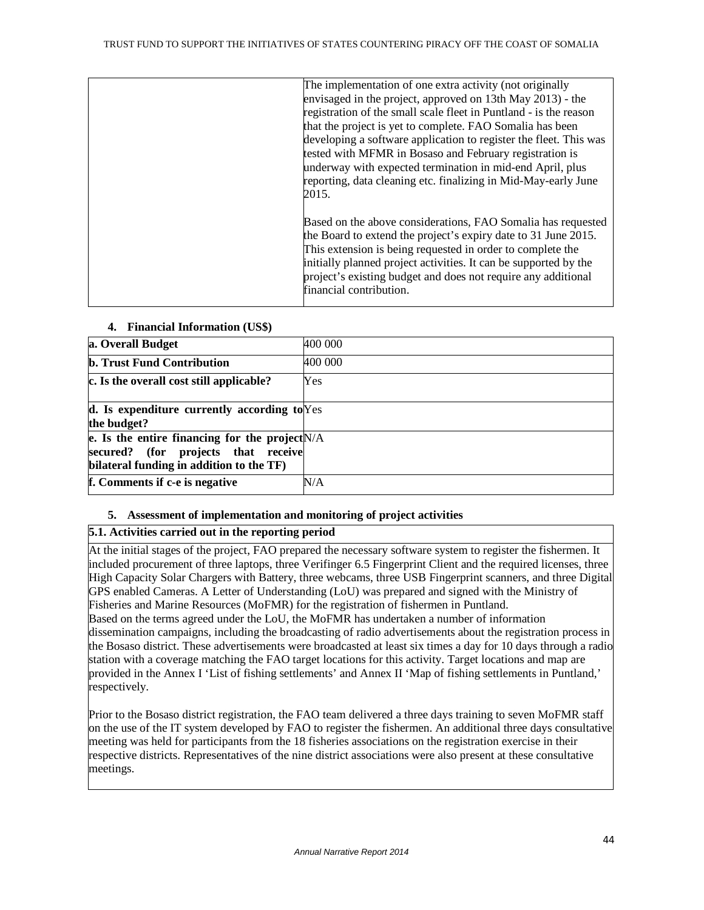| | The implementation of one extra activity (not originally envisaged in the project, approved on 13th May 2013) - the registration of the small scale fleet in Puntland - is the reason that the project is yet to complete. FAO Somalia has been developing a software application to register the fleet. This was tested with MFMR in Bosaso and February registration is underway with expected termination in mid-end April, plus reporting, data cleaning etc. finalizing in Mid-May-early June 2015.<br><br>Based on the above considerations, FAO Somalia has requested the Board to extend the project's expiry date to 31 June 2015. This extension is being requested in order to complete the initially planned project activities. It can be supported by the project's existing budget and does not require any additional financial contribution. |
|---|---|

### 4. Financial Information (US$)

| **a. Overall Budget** | 400 000 |
|---|---|
| **b. Trust Fund Contribution** | 400 000 |
| **c. Is the overall cost still applicable?** | Yes |
| **d. Is expenditure currently according to the budget?** | Yes |
| **e. Is the entire financing for the project secured? (for projects that receive bilateral funding in addition to the TF)** | N/A |
| **f. Comments if c-e is negative** | N/A |

### 5. Assessment of implementation and monitoring of project activities

**5.1. Activities carried out in the reporting period**

At the initial stages of the project, FAO prepared the necessary software system to register the fishermen. It included procurement of three laptops, three Verifinger 6.5 Fingerprint Client and the required licenses, three High Capacity Solar Chargers with Battery, three webcams, three USB Fingerprint scanners, and three Digital GPS enabled Cameras. A Letter of Understanding (LoU) was prepared and signed with the Ministry of Fisheries and Marine Resources (MoFMR) for the registration of fishermen in Puntland.
Based on the terms agreed under the LoU, the MoFMR has undertaken a number of information dissemination campaigns, including the broadcasting of radio advertisements about the registration process in the Bosaso district. These advertisements were broadcasted at least six times a day for 10 days through a radio station with a coverage matching the FAO target locations for this activity. Target locations and map are provided in the Annex I 'List of fishing settlements' and Annex II 'Map of fishing settlements in Puntland,' respectively.

Prior to the Bosaso district registration, the FAO team delivered a three days training to seven MoFMR staff on the use of the IT system developed by FAO to register the fishermen. An additional three days consultative meeting was held for participants from the 18 fisheries associations on the registration exercise in their respective districts. Representatives of the nine district associations were also present at these consultative meetings.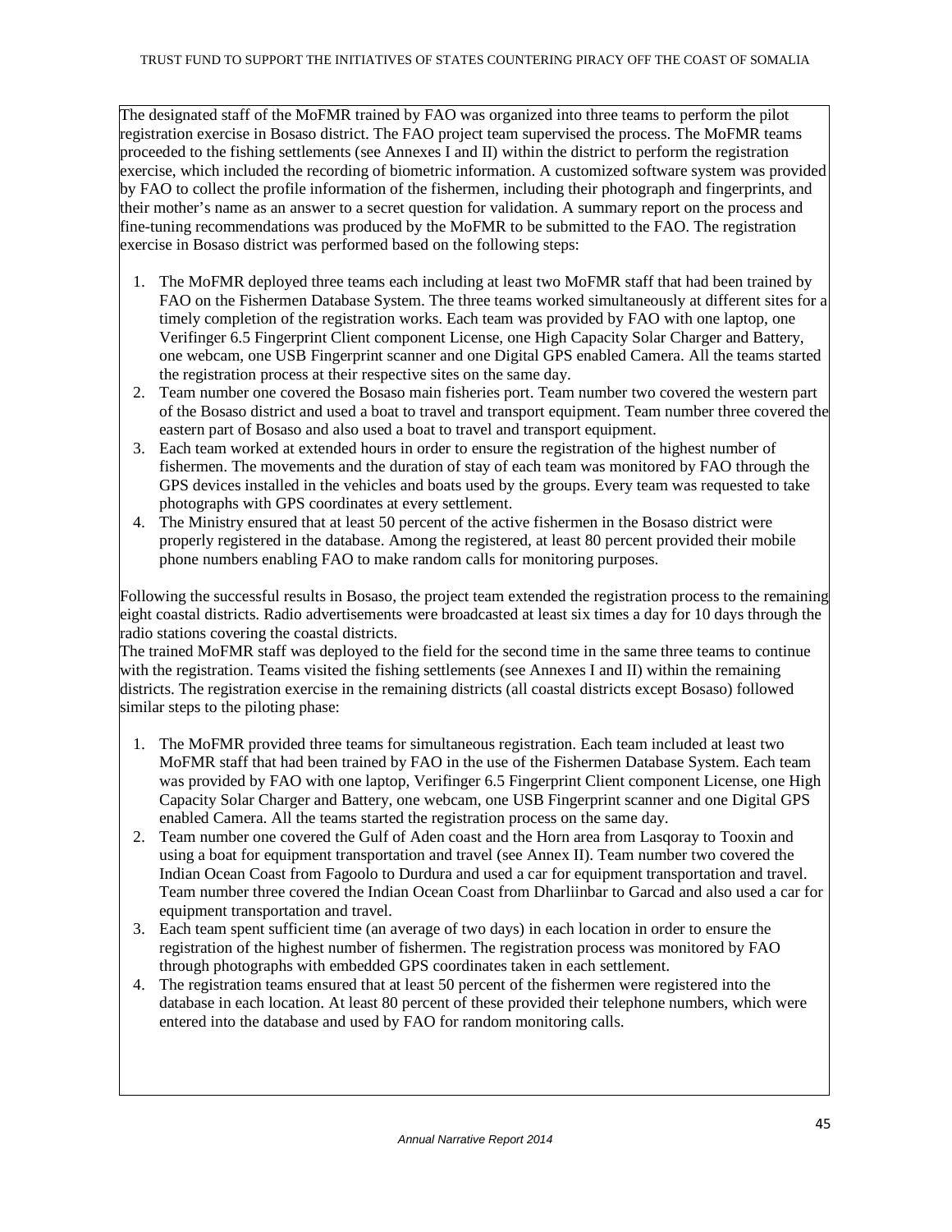The designated staff of the MoFMR trained by FAO was organized into three teams to perform the pilot registration exercise in Bosaso district. The FAO project team supervised the process. The MoFMR teams proceeded to the fishing settlements (see Annexes I and II) within the district to perform the registration exercise, which included the recording of biometric information. A customized software system was provided by FAO to collect the profile information of the fishermen, including their photograph and fingerprints, and their mother's name as an answer to a secret question for validation. A summary report on the process and fine-tuning recommendations was produced by the MoFMR to be submitted to the FAO. The registration exercise in Bosaso district was performed based on the following steps:

1. The MoFMR deployed three teams each including at least two MoFMR staff that had been trained by FAO on the Fishermen Database System. The three teams worked simultaneously at different sites for a timely completion of the registration works. Each team was provided by FAO with one laptop, one Verifinger 6.5 Fingerprint Client component License, one High Capacity Solar Charger and Battery, one webcam, one USB Fingerprint scanner and one Digital GPS enabled Camera. All the teams started the registration process at their respective sites on the same day.
2. Team number one covered the Bosaso main fisheries port. Team number two covered the western part of the Bosaso district and used a boat to travel and transport equipment. Team number three covered the eastern part of Bosaso and also used a boat to travel and transport equipment.
3. Each team worked at extended hours in order to ensure the registration of the highest number of fishermen. The movements and the duration of stay of each team was monitored by FAO through the GPS devices installed in the vehicles and boats used by the groups. Every team was requested to take photographs with GPS coordinates at every settlement.
4. The Ministry ensured that at least 50 percent of the active fishermen in the Bosaso district were properly registered in the database. Among the registered, at least 80 percent provided their mobile phone numbers enabling FAO to make random calls for monitoring purposes.

Following the successful results in Bosaso, the project team extended the registration process to the remaining eight coastal districts. Radio advertisements were broadcasted at least six times a day for 10 days through the radio stations covering the coastal districts.
The trained MoFMR staff was deployed to the field for the second time in the same three teams to continue with the registration. Teams visited the fishing settlements (see Annexes I and II) within the remaining districts. The registration exercise in the remaining districts (all coastal districts except Bosaso) followed similar steps to the piloting phase:

1. The MoFMR provided three teams for simultaneous registration. Each team included at least two MoFMR staff that had been trained by FAO in the use of the Fishermen Database System. Each team was provided by FAO with one laptop, Verifinger 6.5 Fingerprint Client component License, one High Capacity Solar Charger and Battery, one webcam, one USB Fingerprint scanner and one Digital GPS enabled Camera. All the teams started the registration process on the same day.
2. Team number one covered the Gulf of Aden coast and the Horn area from Lasqoray to Tooxin and using a boat for equipment transportation and travel (see Annex II). Team number two covered the Indian Ocean Coast from Fagoolo to Durdura and used a car for equipment transportation and travel. Team number three covered the Indian Ocean Coast from Dharliinbar to Garcad and also used a car for equipment transportation and travel.
3. Each team spent sufficient time (an average of two days) in each location in order to ensure the registration of the highest number of fishermen. The registration process was monitored by FAO through photographs with embedded GPS coordinates taken in each settlement.
4. The registration teams ensured that at least 50 percent of the fishermen were registered into the database in each location. At least 80 percent of these provided their telephone numbers, which were entered into the database and used by FAO for random monitoring calls.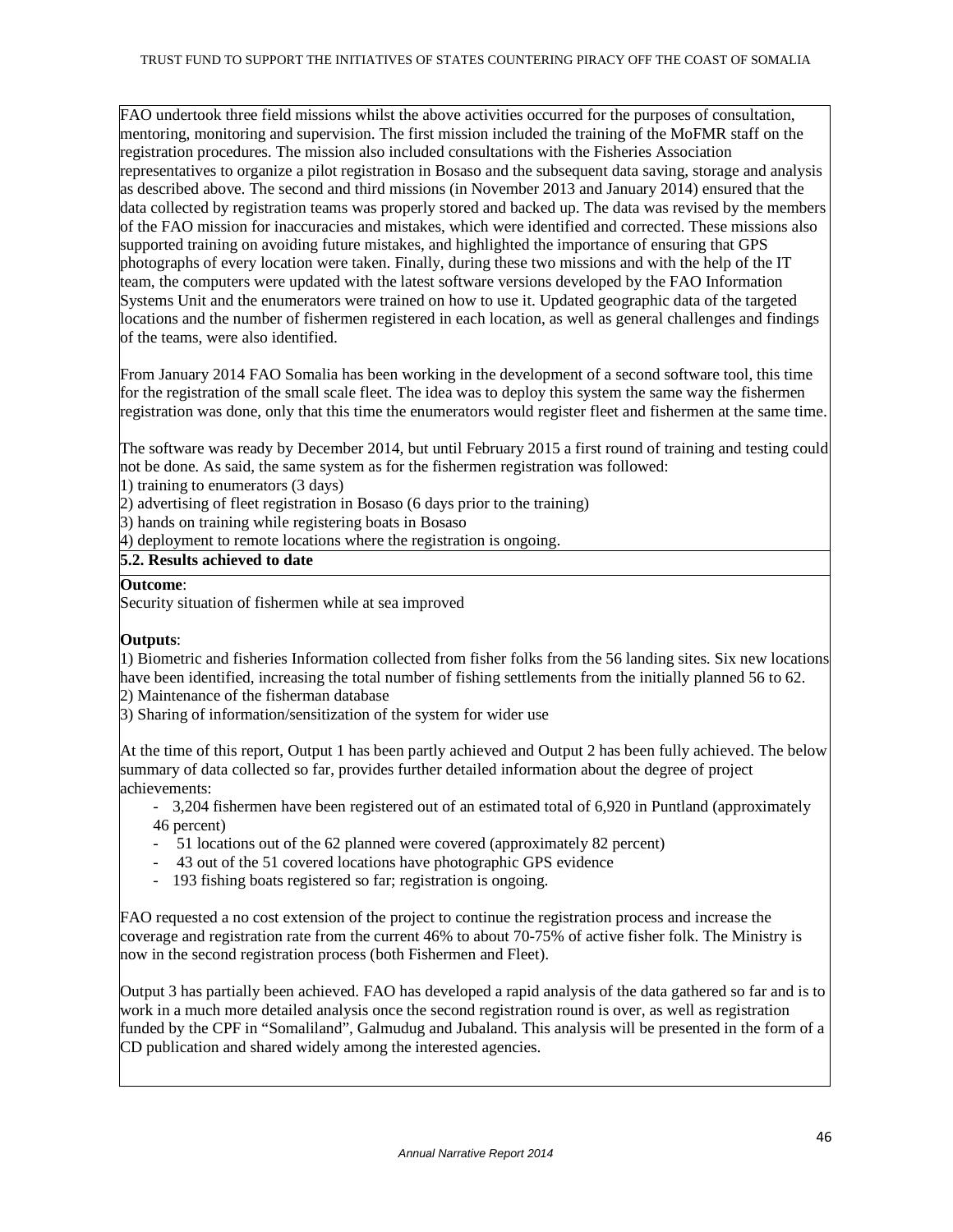FAO undertook three field missions whilst the above activities occurred for the purposes of consultation, mentoring, monitoring and supervision. The first mission included the training of the MoFMR staff on the registration procedures. The mission also included consultations with the Fisheries Association representatives to organize a pilot registration in Bosaso and the subsequent data saving, storage and analysis as described above. The second and third missions (in November 2013 and January 2014) ensured that the data collected by registration teams was properly stored and backed up. The data was revised by the members of the FAO mission for inaccuracies and mistakes, which were identified and corrected. These missions also supported training on avoiding future mistakes, and highlighted the importance of ensuring that GPS photographs of every location were taken. Finally, during these two missions and with the help of the IT team, the computers were updated with the latest software versions developed by the FAO Information Systems Unit and the enumerators were trained on how to use it. Updated geographic data of the targeted locations and the number of fishermen registered in each location, as well as general challenges and findings of the teams, were also identified.

From January 2014 FAO Somalia has been working in the development of a second software tool, this time for the registration of the small scale fleet. The idea was to deploy this system the same way the fishermen registration was done, only that this time the enumerators would register fleet and fishermen at the same time.

The software was ready by December 2014, but until February 2015 a first round of training and testing could not be done. As said, the same system as for the fishermen registration was followed:
1) training to enumerators (3 days)
2) advertising of fleet registration in Bosaso (6 days prior to the training)
3) hands on training while registering boats in Bosaso
4) deployment to remote locations where the registration is ongoing.

**5.2. Results achieved to date**

**Outcome**:
Security situation of fishermen while at sea improved

**Outputs**:
1) Biometric and fisheries Information collected from fisher folks from the 56 landing sites. Six new locations have been identified, increasing the total number of fishing settlements from the initially planned 56 to 62.
2) Maintenance of the fisherman database
3) Sharing of information/sensitization of the system for wider use

At the time of this report, Output 1 has been partly achieved and Output 2 has been fully achieved. The below summary of data collected so far, provides further detailed information about the degree of project achievements:

- 3,204 fishermen have been registered out of an estimated total of 6,920 in Puntland (approximately 46 percent)
- 51 locations out of the 62 planned were covered (approximately 82 percent)
- 43 out of the 51 covered locations have photographic GPS evidence
- 193 fishing boats registered so far; registration is ongoing.

FAO requested a no cost extension of the project to continue the registration process and increase the coverage and registration rate from the current 46% to about 70-75% of active fisher folk. The Ministry is now in the second registration process (both Fishermen and Fleet).

Output 3 has partially been achieved. FAO has developed a rapid analysis of the data gathered so far and is to work in a much more detailed analysis once the second registration round is over, as well as registration funded by the CPF in "Somaliland", Galmudug and Jubaland. This analysis will be presented in the form of a CD publication and shared widely among the interested agencies.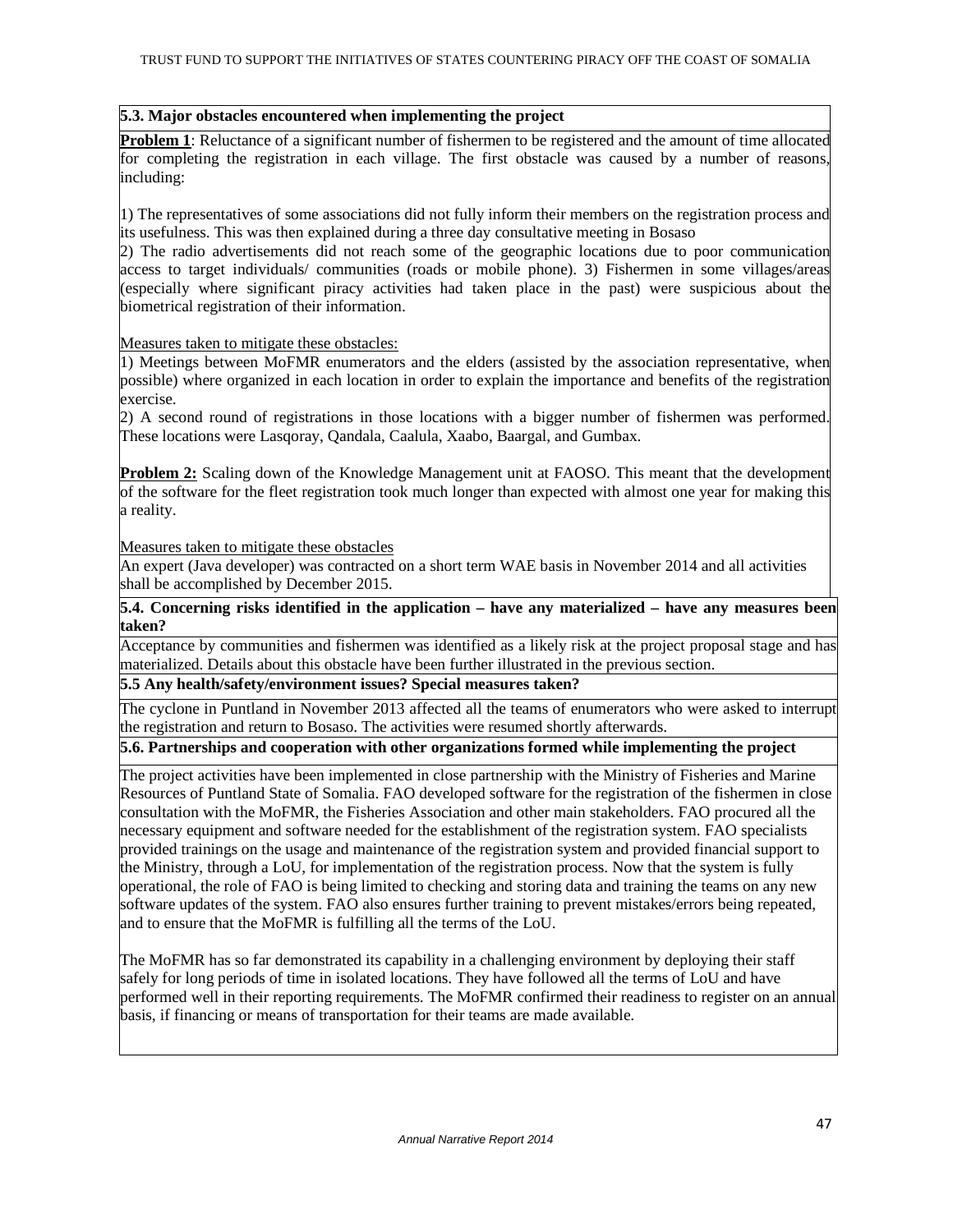**5.3. Major obstacles encountered when implementing the project**

**Problem 1**: Reluctance of a significant number of fishermen to be registered and the amount of time allocated for completing the registration in each village. The first obstacle was caused by a number of reasons, including:

1) The representatives of some associations did not fully inform their members on the registration process and its usefulness. This was then explained during a three day consultative meeting in Bosaso
2) The radio advertisements did not reach some of the geographic locations due to poor communication access to target individuals/ communities (roads or mobile phone). 3) Fishermen in some villages/areas (especially where significant piracy activities had taken place in the past) were suspicious about the biometrical registration of their information.

Measures taken to mitigate these obstacles:
1) Meetings between MoFMR enumerators and the elders (assisted by the association representative, when possible) where organized in each location in order to explain the importance and benefits of the registration exercise.
2) A second round of registrations in those locations with a bigger number of fishermen was performed. These locations were Lasqoray, Qandala, Caalula, Xaabo, Baargal, and Gumbax.

**Problem 2:** Scaling down of the Knowledge Management unit at FAOSO. This meant that the development of the software for the fleet registration took much longer than expected with almost one year for making this a reality.

Measures taken to mitigate these obstacles
An expert (Java developer) was contracted on a short term WAE basis in November 2014 and all activities shall be accomplished by December 2015.

**5.4. Concerning risks identified in the application – have any materialized – have any measures been taken?**

Acceptance by communities and fishermen was identified as a likely risk at the project proposal stage and has materialized. Details about this obstacle have been further illustrated in the previous section.

**5.5 Any health/safety/environment issues? Special measures taken?**

The cyclone in Puntland in November 2013 affected all the teams of enumerators who were asked to interrupt the registration and return to Bosaso. The activities were resumed shortly afterwards.

**5.6. Partnerships and cooperation with other organizations formed while implementing the project**

The project activities have been implemented in close partnership with the Ministry of Fisheries and Marine Resources of Puntland State of Somalia. FAO developed software for the registration of the fishermen in close consultation with the MoFMR, the Fisheries Association and other main stakeholders. FAO procured all the necessary equipment and software needed for the establishment of the registration system. FAO specialists provided trainings on the usage and maintenance of the registration system and provided financial support to the Ministry, through a LoU, for implementation of the registration process. Now that the system is fully operational, the role of FAO is being limited to checking and storing data and training the teams on any new software updates of the system. FAO also ensures further training to prevent mistakes/errors being repeated, and to ensure that the MoFMR is fulfilling all the terms of the LoU.

The MoFMR has so far demonstrated its capability in a challenging environment by deploying their staff safely for long periods of time in isolated locations. They have followed all the terms of LoU and have performed well in their reporting requirements. The MoFMR confirmed their readiness to register on an annual basis, if financing or means of transportation for their teams are made available.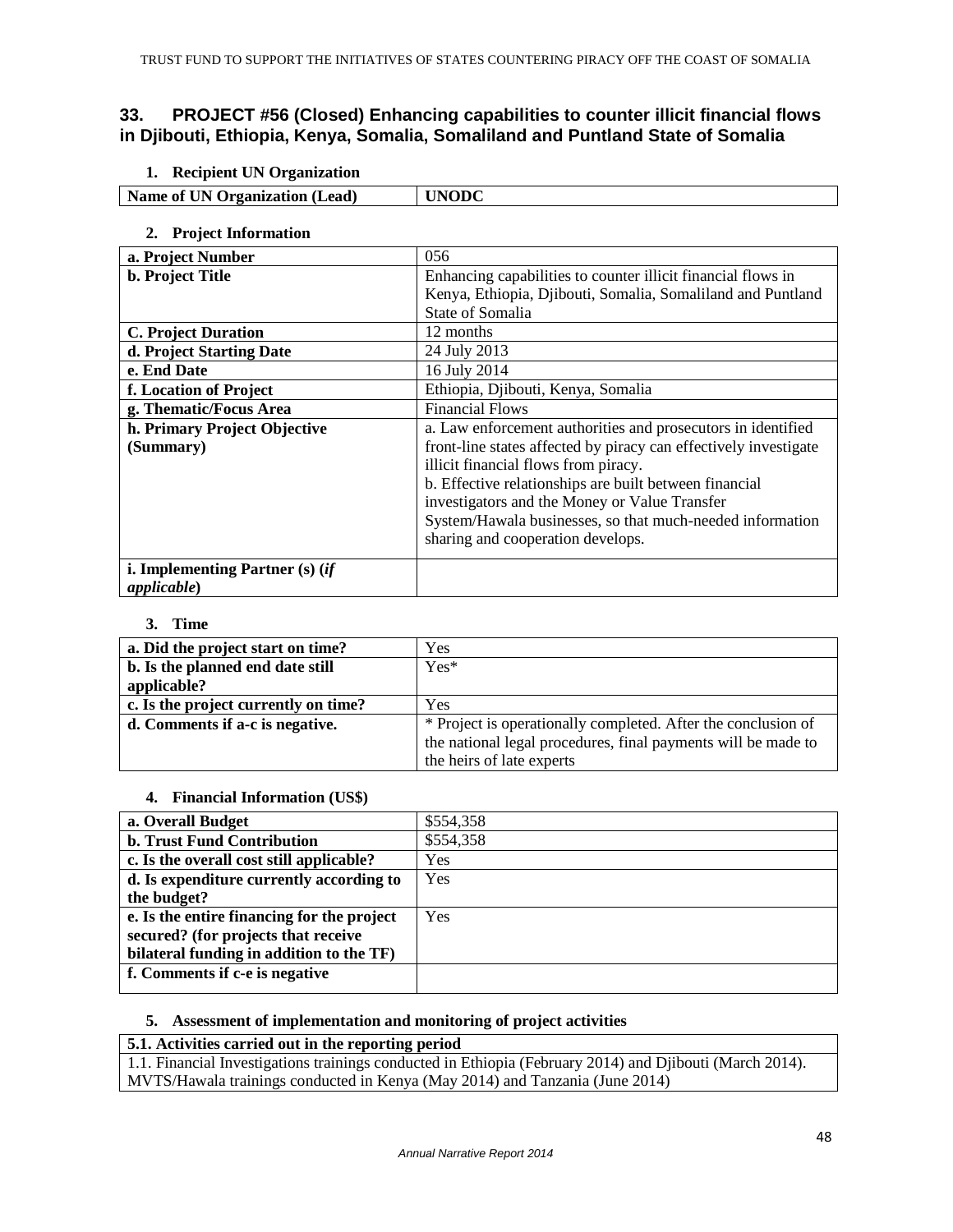## 33. PROJECT #56 (Closed) Enhancing capabilities to counter illicit financial flows in Djibouti, Ethiopia, Kenya, Somalia, Somaliland and Puntland State of Somalia

### 1. Recipient UN Organization

| Name of UN Organization (Lead) | UNODC |
|---|---|

### 2. Project Information

| | |
|---|---|
| **a. Project Number** | 056 |
| **b. Project Title** | Enhancing capabilities to counter illicit financial flows in Kenya, Ethiopia, Djibouti, Somalia, Somaliland and Puntland State of Somalia |
| **C. Project Duration** | 12 months |
| **d. Project Starting Date** | 24 July 2013 |
| **e. End Date** | 16 July 2014 |
| **f. Location of Project** | Ethiopia, Djibouti, Kenya, Somalia |
| **g. Thematic/Focus Area** | Financial Flows |
| **h. Primary Project Objective (Summary)** | a. Law enforcement authorities and prosecutors in identified front-line states affected by piracy can effectively investigate illicit financial flows from piracy.<br>b. Effective relationships are built between financial investigators and the Money or Value Transfer System/Hawala businesses, so that much-needed information sharing and cooperation develops. |
| **i. Implementing Partner (s) (*if applicable*)** | |

### 3. Time

| | |
|---|---|
| **a. Did the project start on time?** | Yes |
| **b. Is the planned end date still applicable?** | Yes* |
| **c. Is the project currently on time?** | Yes |
| **d. Comments if a-c is negative.** | * Project is operationally completed. After the conclusion of the national legal procedures, final payments will be made to the heirs of late experts |

### 4. Financial Information (US$)

| | |
|---|---|
| **a. Overall Budget** | $554,358 |
| **b. Trust Fund Contribution** | $554,358 |
| **c. Is the overall cost still applicable?** | Yes |
| **d. Is expenditure currently according to the budget?** | Yes |
| **e. Is the entire financing for the project secured? (for projects that receive bilateral funding in addition to the TF)** | Yes |
| **f. Comments if c-e is negative** | |

### 5. Assessment of implementation and monitoring of project activities

| 5.1. Activities carried out in the reporting period |
|---|
| 1.1. Financial Investigations trainings conducted in Ethiopia (February 2014) and Djibouti (March 2014). MVTS/Hawala trainings conducted in Kenya (May 2014) and Tanzania (June 2014) |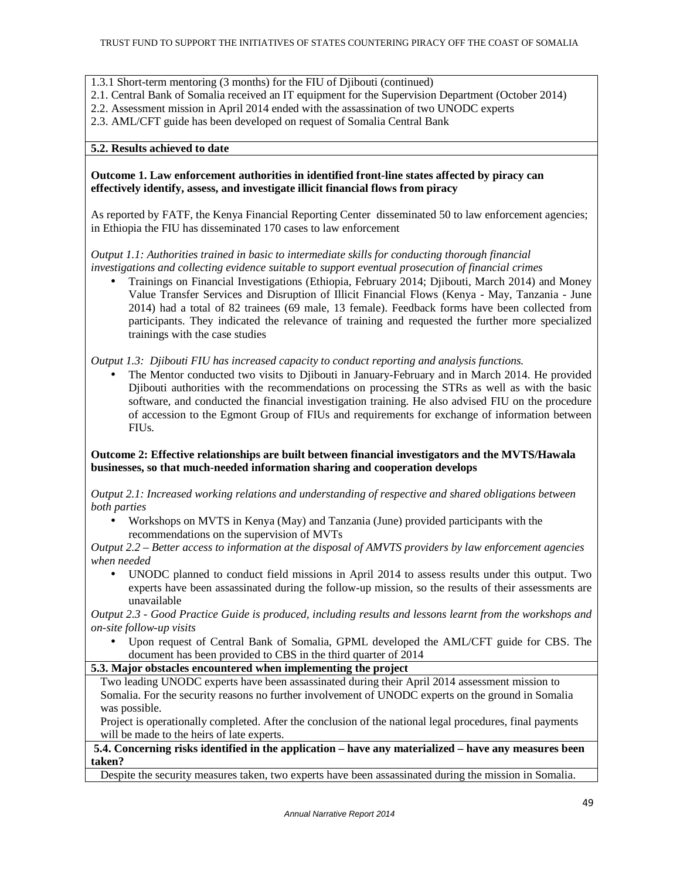1.3.1 Short-term mentoring (3 months) for the FIU of Djibouti (continued)
2.1. Central Bank of Somalia received an IT equipment for the Supervision Department (October 2014)
2.2. Assessment mission in April 2014 ended with the assassination of two UNODC experts
2.3. AML/CFT guide has been developed on request of Somalia Central Bank

**5.2. Results achieved to date**

**Outcome 1. Law enforcement authorities in identified front-line states affected by piracy can effectively identify, assess, and investigate illicit financial flows from piracy**

As reported by FATF, the Kenya Financial Reporting Center disseminated 50 to law enforcement agencies; in Ethiopia the FIU has disseminated 170 cases to law enforcement

*Output 1.1: Authorities trained in basic to intermediate skills for conducting thorough financial investigations and collecting evidence suitable to support eventual prosecution of financial crimes*

- Trainings on Financial Investigations (Ethiopia, February 2014; Djibouti, March 2014) and Money Value Transfer Services and Disruption of Illicit Financial Flows (Kenya - May, Tanzania - June 2014) had a total of 82 trainees (69 male, 13 female). Feedback forms have been collected from participants. They indicated the relevance of training and requested the further more specialized trainings with the case studies

*Output 1.3: Djibouti FIU has increased capacity to conduct reporting and analysis functions.*

- The Mentor conducted two visits to Djibouti in January-February and in March 2014. He provided Djibouti authorities with the recommendations on processing the STRs as well as with the basic software, and conducted the financial investigation training. He also advised FIU on the procedure of accession to the Egmont Group of FIUs and requirements for exchange of information between FIUs.

**Outcome 2: Effective relationships are built between financial investigators and the MVTS/Hawala businesses, so that much-needed information sharing and cooperation develops**

*Output 2.1: Increased working relations and understanding of respective and shared obligations between both parties*

- Workshops on MVTS in Kenya (May) and Tanzania (June) provided participants with the recommendations on the supervision of MVTs

*Output 2.2 – Better access to information at the disposal of AMVTS providers by law enforcement agencies when needed*

- UNODC planned to conduct field missions in April 2014 to assess results under this output. Two experts have been assassinated during the follow-up mission, so the results of their assessments are unavailable

*Output 2.3 - Good Practice Guide is produced, including results and lessons learnt from the workshops and on-site follow-up visits*

- Upon request of Central Bank of Somalia, GPML developed the AML/CFT guide for CBS. The document has been provided to CBS in the third quarter of 2014

**5.3. Major obstacles encountered when implementing the project**

Two leading UNODC experts have been assassinated during their April 2014 assessment mission to Somalia. For the security reasons no further involvement of UNODC experts on the ground in Somalia was possible.
Project is operationally completed. After the conclusion of the national legal procedures, final payments will be made to the heirs of late experts.

**5.4. Concerning risks identified in the application – have any materialized – have any measures been taken?**

Despite the security measures taken, two experts have been assassinated during the mission in Somalia.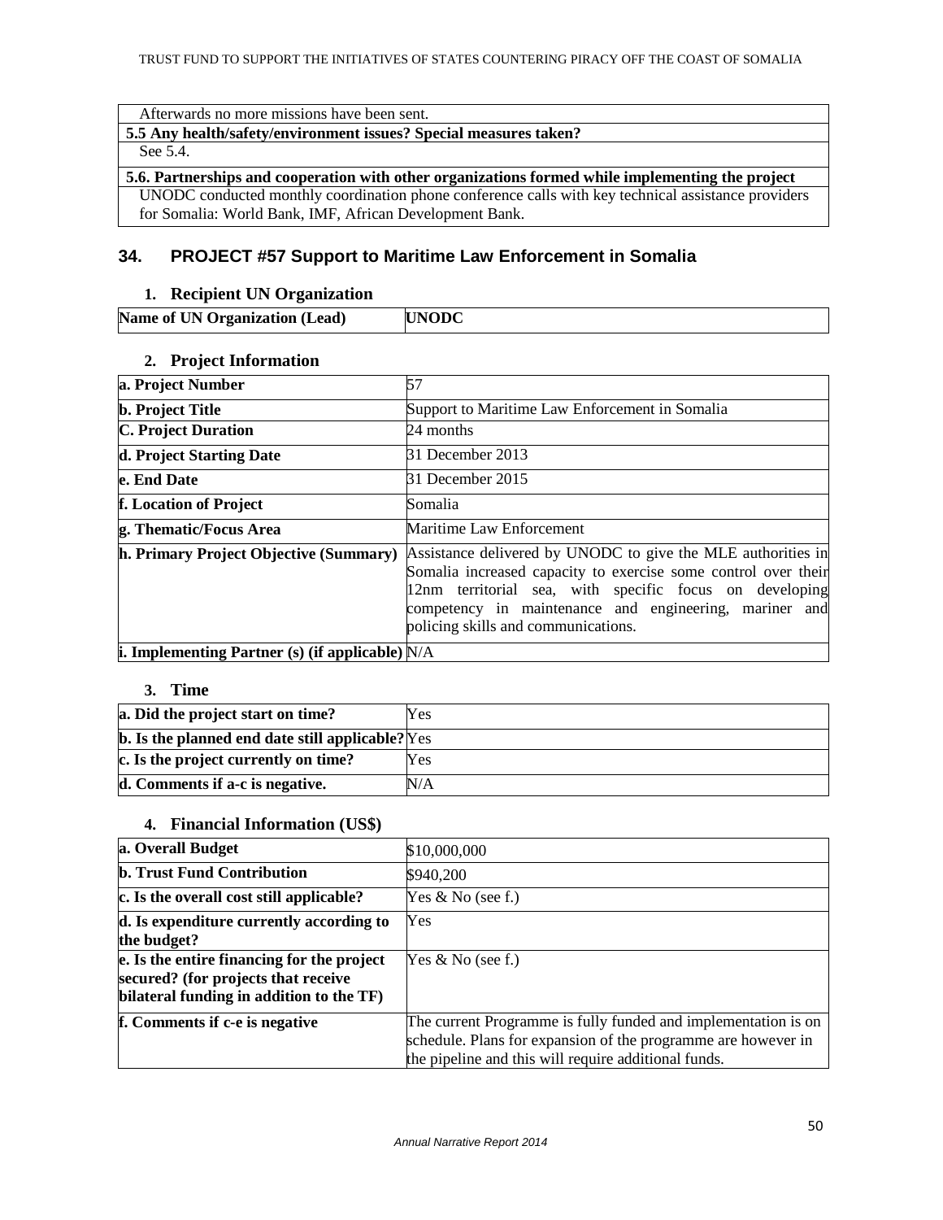| Afterwards no more missions have been sent. |
|---|
| **5.5 Any health/safety/environment issues? Special measures taken?** |
| See 5.4. |
| **5.6. Partnerships and cooperation with other organizations formed while implementing the project** |
| UNODC conducted monthly coordination phone conference calls with key technical assistance providers for Somalia: World Bank, IMF, African Development Bank. |

## 34. PROJECT #57 Support to Maritime Law Enforcement in Somalia

### 1. Recipient UN Organization

| **Name of UN Organization (Lead)** | **UNODC** |
|---|---|

### 2. Project Information

| **a. Project Number** | 57 |
|---|---|
| **b. Project Title** | Support to Maritime Law Enforcement in Somalia |
| **C. Project Duration** | 24 months |
| **d. Project Starting Date** | 31 December 2013 |
| **e. End Date** | 31 December 2015 |
| **f. Location of Project** | Somalia |
| **g. Thematic/Focus Area** | Maritime Law Enforcement |
| **h. Primary Project Objective (Summary)** | Assistance delivered by UNODC to give the MLE authorities in Somalia increased capacity to exercise some control over their 12nm territorial sea, with specific focus on developing competency in maintenance and engineering, mariner and policing skills and communications. |
| **i. Implementing Partner (s) (if applicable)** | N/A |

### 3. Time

| **a. Did the project start on time?** | Yes |
|---|---|
| **b. Is the planned end date still applicable?** | Yes |
| **c. Is the project currently on time?** | Yes |
| **d. Comments if a-c is negative.** | N/A |

### 4. Financial Information (US$)

| **a. Overall Budget** | $10,000,000 |
|---|---|
| **b. Trust Fund Contribution** | $940,200 |
| **c. Is the overall cost still applicable?** | Yes & No (see f.) |
| **d. Is expenditure currently according to the budget?** | Yes |
| **e. Is the entire financing for the project secured? (for projects that receive bilateral funding in addition to the TF)** | Yes & No (see f.) |
| **f. Comments if c-e is negative** | The current Programme is fully funded and implementation is on schedule. Plans for expansion of the programme are however in the pipeline and this will require additional funds. |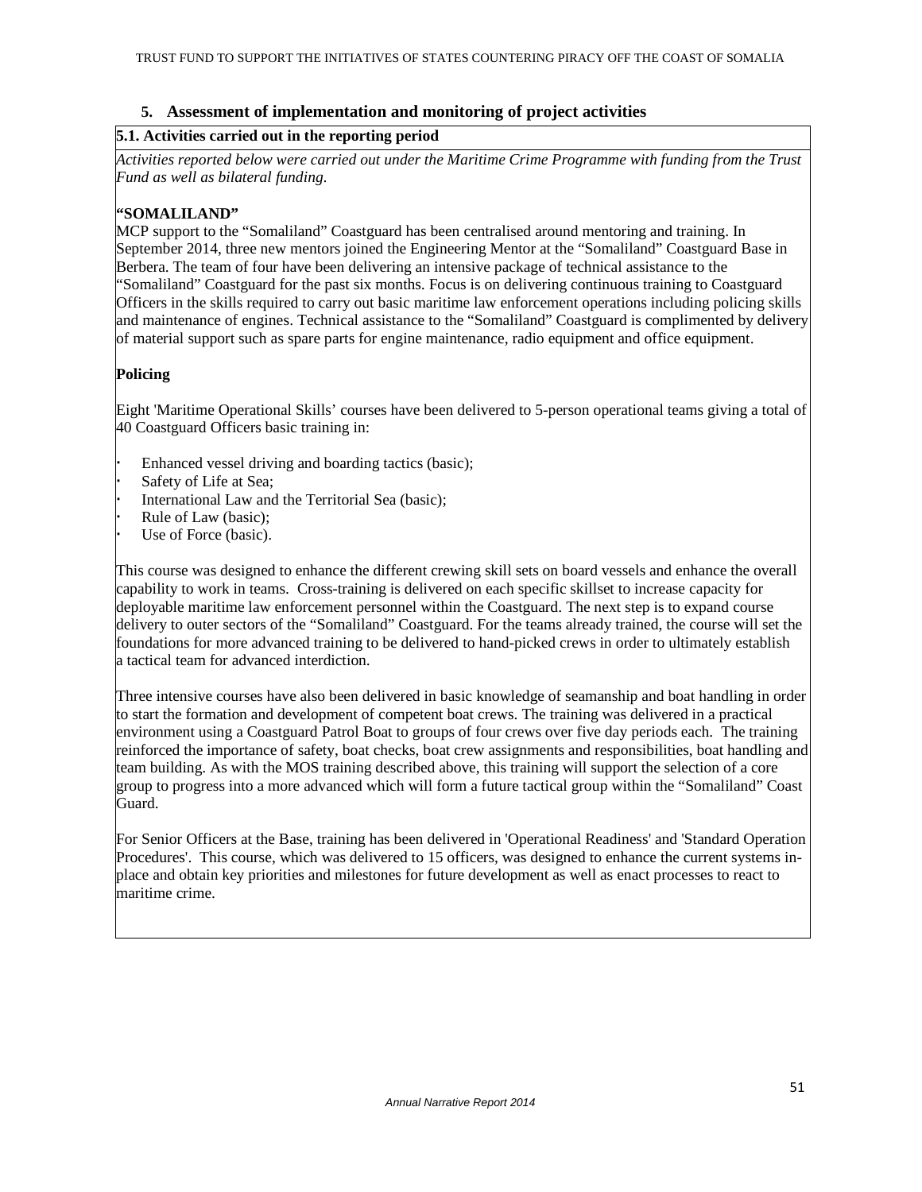## 5. Assessment of implementation and monitoring of project activities

**5.1. Activities carried out in the reporting period**

*Activities reported below were carried out under the Maritime Crime Programme with funding from the Trust Fund as well as bilateral funding.*

**"SOMALILAND"**

MCP support to the "Somaliland" Coastguard has been centralised around mentoring and training. In September 2014, three new mentors joined the Engineering Mentor at the "Somaliland" Coastguard Base in Berbera. The team of four have been delivering an intensive package of technical assistance to the "Somaliland" Coastguard for the past six months. Focus is on delivering continuous training to Coastguard Officers in the skills required to carry out basic maritime law enforcement operations including policing skills and maintenance of engines. Technical assistance to the "Somaliland" Coastguard is complimented by delivery of material support such as spare parts for engine maintenance, radio equipment and office equipment.

**Policing**

Eight 'Maritime Operational Skills' courses have been delivered to 5-person operational teams giving a total of 40 Coastguard Officers basic training in:

- Enhanced vessel driving and boarding tactics (basic);
- Safety of Life at Sea;
- International Law and the Territorial Sea (basic);
- Rule of Law (basic);
- Use of Force (basic).

This course was designed to enhance the different crewing skill sets on board vessels and enhance the overall capability to work in teams. Cross-training is delivered on each specific skillset to increase capacity for deployable maritime law enforcement personnel within the Coastguard. The next step is to expand course delivery to outer sectors of the "Somaliland" Coastguard. For the teams already trained, the course will set the foundations for more advanced training to be delivered to hand-picked crews in order to ultimately establish a tactical team for advanced interdiction.

Three intensive courses have also been delivered in basic knowledge of seamanship and boat handling in order to start the formation and development of competent boat crews. The training was delivered in a practical environment using a Coastguard Patrol Boat to groups of four crews over five day periods each. The training reinforced the importance of safety, boat checks, boat crew assignments and responsibilities, boat handling and team building. As with the MOS training described above, this training will support the selection of a core group to progress into a more advanced which will form a future tactical group within the "Somaliland" Coast Guard.

For Senior Officers at the Base, training has been delivered in 'Operational Readiness' and 'Standard Operation Procedures'. This course, which was delivered to 15 officers, was designed to enhance the current systems in-place and obtain key priorities and milestones for future development as well as enact processes to react to maritime crime.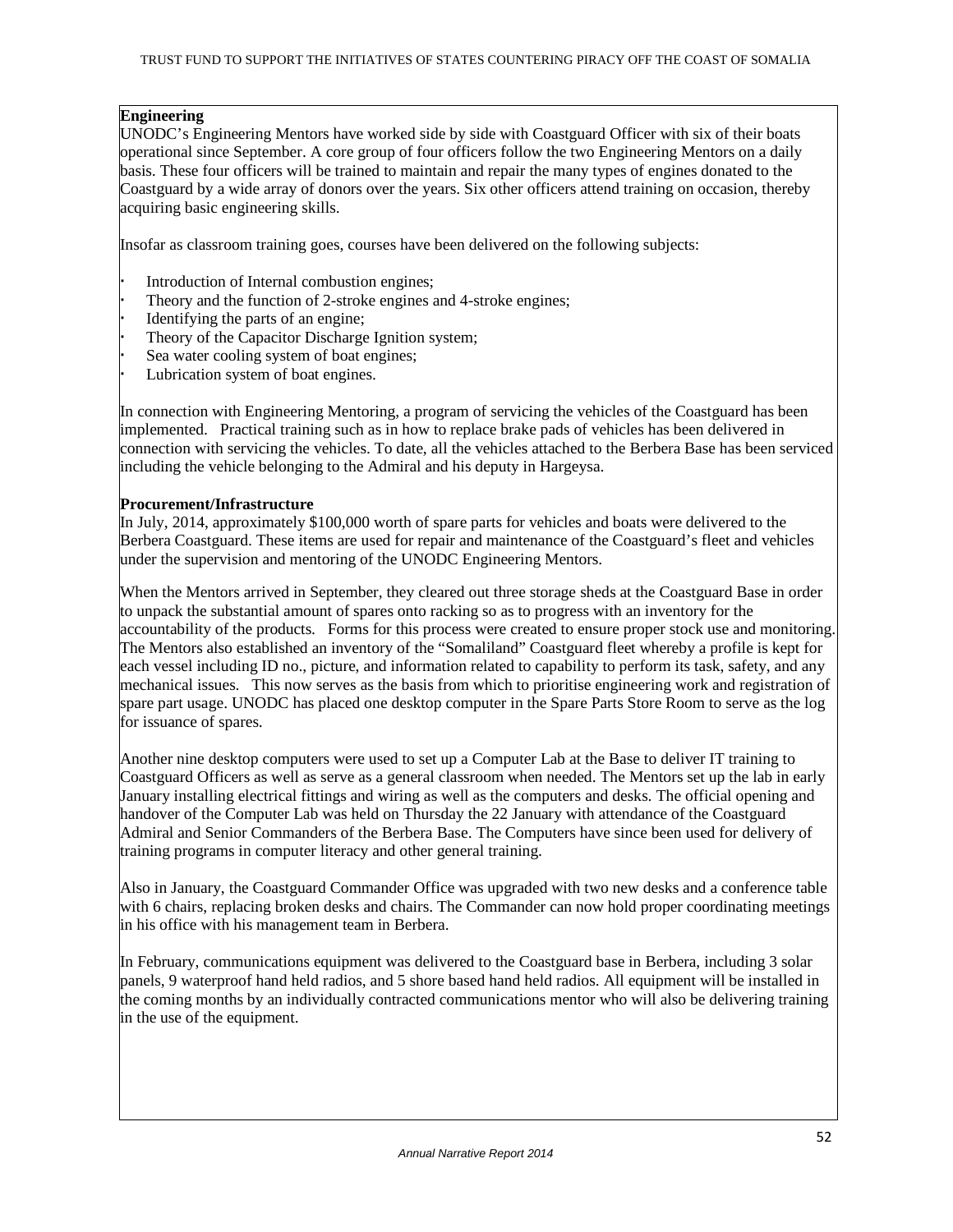**Engineering**

UNODC's Engineering Mentors have worked side by side with Coastguard Officer with six of their boats operational since September. A core group of four officers follow the two Engineering Mentors on a daily basis. These four officers will be trained to maintain and repair the many types of engines donated to the Coastguard by a wide array of donors over the years. Six other officers attend training on occasion, thereby acquiring basic engineering skills.

Insofar as classroom training goes, courses have been delivered on the following subjects:

- Introduction of Internal combustion engines;
- Theory and the function of 2-stroke engines and 4-stroke engines;
- Identifying the parts of an engine;
- Theory of the Capacitor Discharge Ignition system;
- Sea water cooling system of boat engines;
- Lubrication system of boat engines.

In connection with Engineering Mentoring, a program of servicing the vehicles of the Coastguard has been implemented. Practical training such as in how to replace brake pads of vehicles has been delivered in connection with servicing the vehicles. To date, all the vehicles attached to the Berbera Base has been serviced including the vehicle belonging to the Admiral and his deputy in Hargeysa.

**Procurement/Infrastructure**

In July, 2014, approximately $100,000 worth of spare parts for vehicles and boats were delivered to the Berbera Coastguard. These items are used for repair and maintenance of the Coastguard's fleet and vehicles under the supervision and mentoring of the UNODC Engineering Mentors.

When the Mentors arrived in September, they cleared out three storage sheds at the Coastguard Base in order to unpack the substantial amount of spares onto racking so as to progress with an inventory for the accountability of the products. Forms for this process were created to ensure proper stock use and monitoring. The Mentors also established an inventory of the "Somaliland" Coastguard fleet whereby a profile is kept for each vessel including ID no., picture, and information related to capability to perform its task, safety, and any mechanical issues. This now serves as the basis from which to prioritise engineering work and registration of spare part usage. UNODC has placed one desktop computer in the Spare Parts Store Room to serve as the log for issuance of spares.

Another nine desktop computers were used to set up a Computer Lab at the Base to deliver IT training to Coastguard Officers as well as serve as a general classroom when needed. The Mentors set up the lab in early January installing electrical fittings and wiring as well as the computers and desks. The official opening and handover of the Computer Lab was held on Thursday the 22 January with attendance of the Coastguard Admiral and Senior Commanders of the Berbera Base. The Computers have since been used for delivery of training programs in computer literacy and other general training.

Also in January, the Coastguard Commander Office was upgraded with two new desks and a conference table with 6 chairs, replacing broken desks and chairs. The Commander can now hold proper coordinating meetings in his office with his management team in Berbera.

In February, communications equipment was delivered to the Coastguard base in Berbera, including 3 solar panels, 9 waterproof hand held radios, and 5 shore based hand held radios. All equipment will be installed in the coming months by an individually contracted communications mentor who will also be delivering training in the use of the equipment.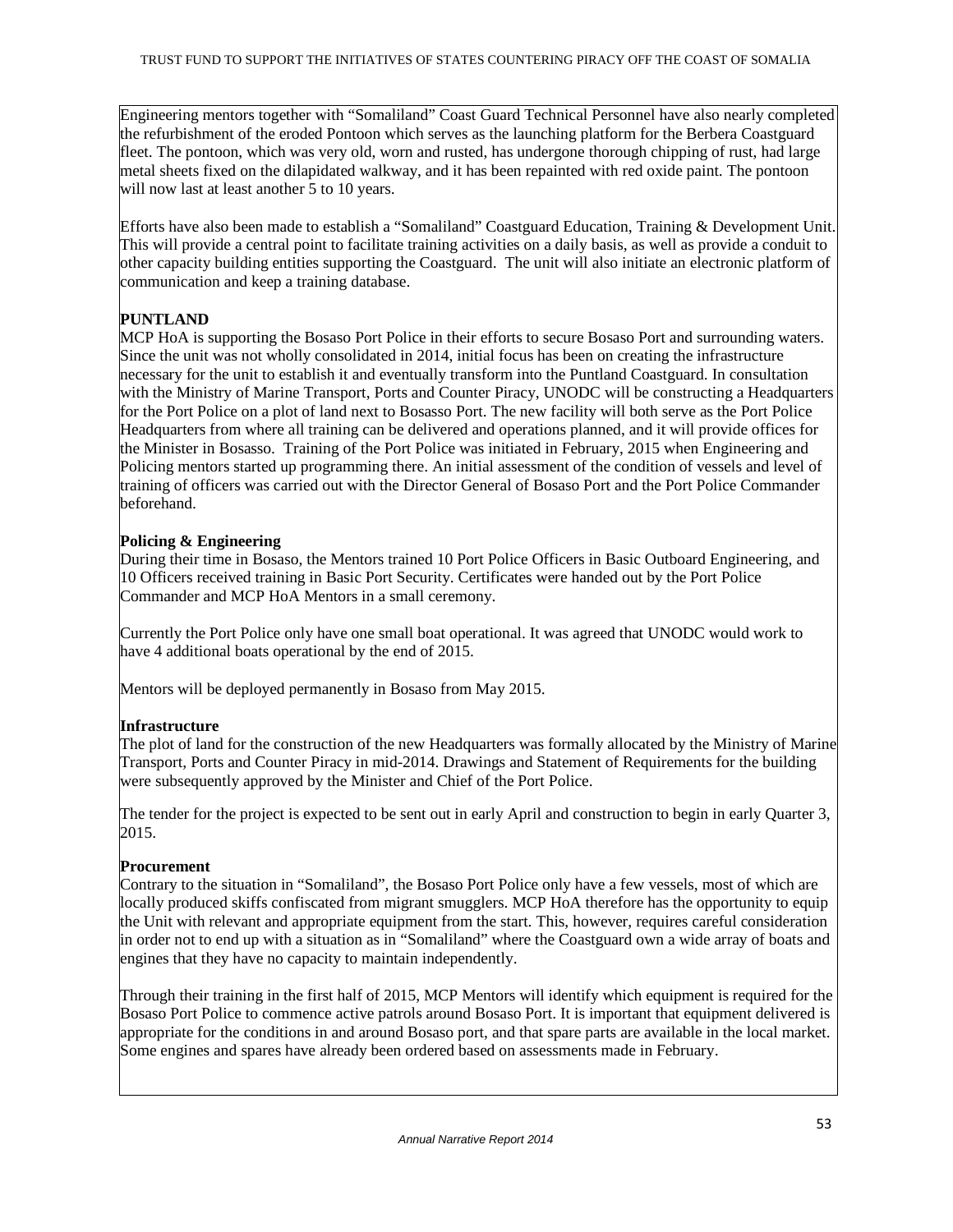Engineering mentors together with "Somaliland" Coast Guard Technical Personnel have also nearly completed the refurbishment of the eroded Pontoon which serves as the launching platform for the Berbera Coastguard fleet. The pontoon, which was very old, worn and rusted, has undergone thorough chipping of rust, had large metal sheets fixed on the dilapidated walkway, and it has been repainted with red oxide paint. The pontoon will now last at least another 5 to 10 years.

Efforts have also been made to establish a "Somaliland" Coastguard Education, Training & Development Unit. This will provide a central point to facilitate training activities on a daily basis, as well as provide a conduit to other capacity building entities supporting the Coastguard. The unit will also initiate an electronic platform of communication and keep a training database.

**PUNTLAND**

MCP HoA is supporting the Bosaso Port Police in their efforts to secure Bosaso Port and surrounding waters. Since the unit was not wholly consolidated in 2014, initial focus has been on creating the infrastructure necessary for the unit to establish it and eventually transform into the Puntland Coastguard. In consultation with the Ministry of Marine Transport, Ports and Counter Piracy, UNODC will be constructing a Headquarters for the Port Police on a plot of land next to Bosasso Port. The new facility will both serve as the Port Police Headquarters from where all training can be delivered and operations planned, and it will provide offices for the Minister in Bosasso. Training of the Port Police was initiated in February, 2015 when Engineering and Policing mentors started up programming there. An initial assessment of the condition of vessels and level of training of officers was carried out with the Director General of Bosaso Port and the Port Police Commander beforehand.

**Policing & Engineering**

During their time in Bosaso, the Mentors trained 10 Port Police Officers in Basic Outboard Engineering, and 10 Officers received training in Basic Port Security. Certificates were handed out by the Port Police Commander and MCP HoA Mentors in a small ceremony.

Currently the Port Police only have one small boat operational. It was agreed that UNODC would work to have 4 additional boats operational by the end of 2015.

Mentors will be deployed permanently in Bosaso from May 2015.

**Infrastructure**

The plot of land for the construction of the new Headquarters was formally allocated by the Ministry of Marine Transport, Ports and Counter Piracy in mid-2014. Drawings and Statement of Requirements for the building were subsequently approved by the Minister and Chief of the Port Police.

The tender for the project is expected to be sent out in early April and construction to begin in early Quarter 3, 2015.

**Procurement**

Contrary to the situation in "Somaliland", the Bosaso Port Police only have a few vessels, most of which are locally produced skiffs confiscated from migrant smugglers. MCP HoA therefore has the opportunity to equip the Unit with relevant and appropriate equipment from the start. This, however, requires careful consideration in order not to end up with a situation as in "Somaliland" where the Coastguard own a wide array of boats and engines that they have no capacity to maintain independently.

Through their training in the first half of 2015, MCP Mentors will identify which equipment is required for the Bosaso Port Police to commence active patrols around Bosaso Port. It is important that equipment delivered is appropriate for the conditions in and around Bosaso port, and that spare parts are available in the local market. Some engines and spares have already been ordered based on assessments made in February.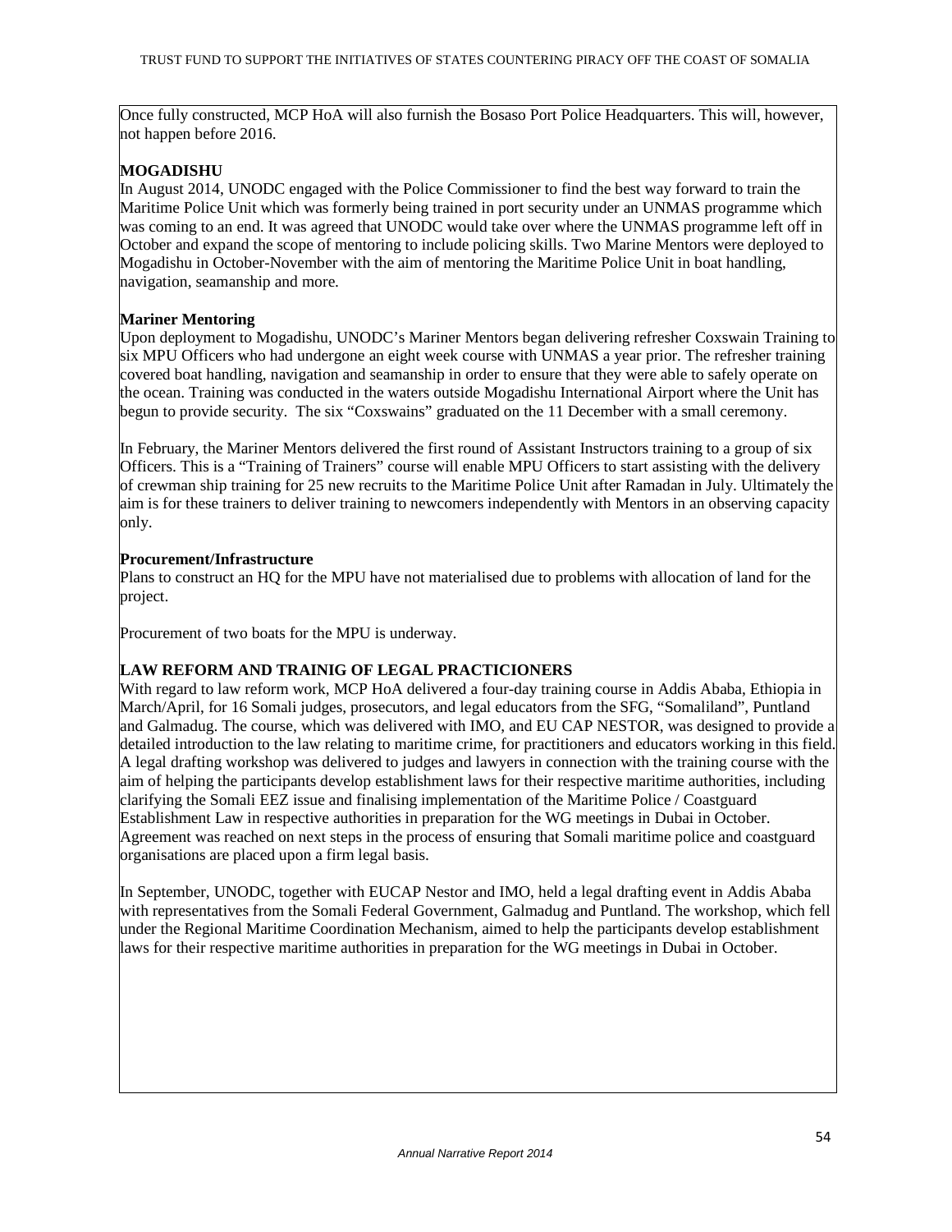Once fully constructed, MCP HoA will also furnish the Bosaso Port Police Headquarters. This will, however, not happen before 2016.

**MOGADISHU**

In August 2014, UNODC engaged with the Police Commissioner to find the best way forward to train the Maritime Police Unit which was formerly being trained in port security under an UNMAS programme which was coming to an end. It was agreed that UNODC would take over where the UNMAS programme left off in October and expand the scope of mentoring to include policing skills. Two Marine Mentors were deployed to Mogadishu in October-November with the aim of mentoring the Maritime Police Unit in boat handling, navigation, seamanship and more.

**Mariner Mentoring**

Upon deployment to Mogadishu, UNODC's Mariner Mentors began delivering refresher Coxswain Training to six MPU Officers who had undergone an eight week course with UNMAS a year prior. The refresher training covered boat handling, navigation and seamanship in order to ensure that they were able to safely operate on the ocean. Training was conducted in the waters outside Mogadishu International Airport where the Unit has begun to provide security. The six "Coxswains" graduated on the 11 December with a small ceremony.

In February, the Mariner Mentors delivered the first round of Assistant Instructors training to a group of six Officers. This is a "Training of Trainers" course will enable MPU Officers to start assisting with the delivery of crewman ship training for 25 new recruits to the Maritime Police Unit after Ramadan in July. Ultimately the aim is for these trainers to deliver training to newcomers independently with Mentors in an observing capacity only.

**Procurement/Infrastructure**

Plans to construct an HQ for the MPU have not materialised due to problems with allocation of land for the project.

Procurement of two boats for the MPU is underway.

**LAW REFORM AND TRAINIG OF LEGAL PRACTICIONERS**

With regard to law reform work, MCP HoA delivered a four-day training course in Addis Ababa, Ethiopia in March/April, for 16 Somali judges, prosecutors, and legal educators from the SFG, "Somaliland", Puntland and Galmadug. The course, which was delivered with IMO, and EU CAP NESTOR, was designed to provide a detailed introduction to the law relating to maritime crime, for practitioners and educators working in this field. A legal drafting workshop was delivered to judges and lawyers in connection with the training course with the aim of helping the participants develop establishment laws for their respective maritime authorities, including clarifying the Somali EEZ issue and finalising implementation of the Maritime Police / Coastguard Establishment Law in respective authorities in preparation for the WG meetings in Dubai in October. Agreement was reached on next steps in the process of ensuring that Somali maritime police and coastguard organisations are placed upon a firm legal basis.

In September, UNODC, together with EUCAP Nestor and IMO, held a legal drafting event in Addis Ababa with representatives from the Somali Federal Government, Galmadug and Puntland. The workshop, which fell under the Regional Maritime Coordination Mechanism, aimed to help the participants develop establishment laws for their respective maritime authorities in preparation for the WG meetings in Dubai in October.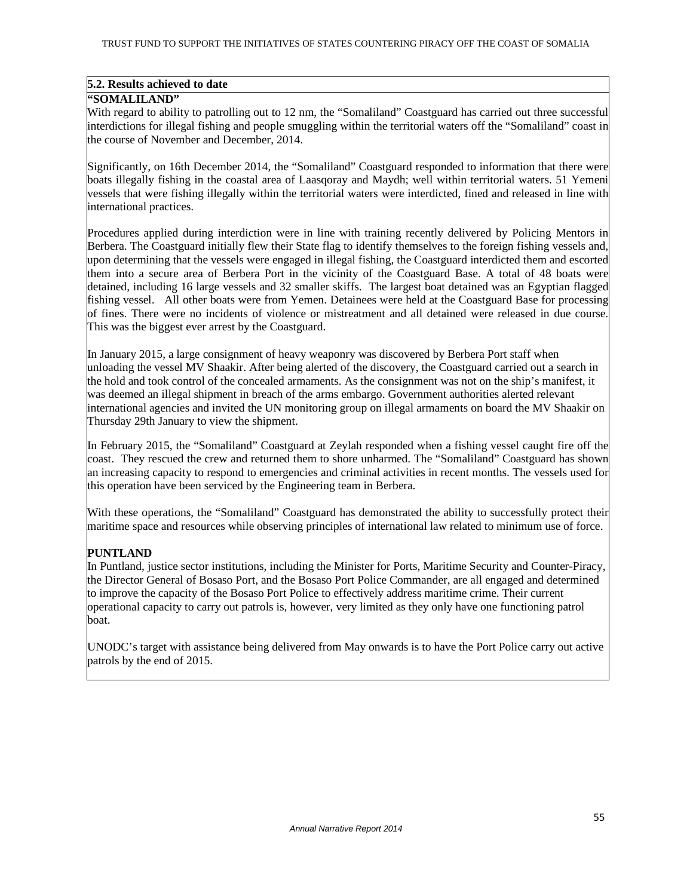**5.2. Results achieved to date**

**"SOMALILAND"**

With regard to ability to patrolling out to 12 nm, the "Somaliland" Coastguard has carried out three successful interdictions for illegal fishing and people smuggling within the territorial waters off the "Somaliland" coast in the course of November and December, 2014.

Significantly, on 16th December 2014, the "Somaliland" Coastguard responded to information that there were boats illegally fishing in the coastal area of Laasqoray and Maydh; well within territorial waters. 51 Yemeni vessels that were fishing illegally within the territorial waters were interdicted, fined and released in line with international practices.

Procedures applied during interdiction were in line with training recently delivered by Policing Mentors in Berbera. The Coastguard initially flew their State flag to identify themselves to the foreign fishing vessels and, upon determining that the vessels were engaged in illegal fishing, the Coastguard interdicted them and escorted them into a secure area of Berbera Port in the vicinity of the Coastguard Base. A total of 48 boats were detained, including 16 large vessels and 32 smaller skiffs. The largest boat detained was an Egyptian flagged fishing vessel. All other boats were from Yemen. Detainees were held at the Coastguard Base for processing of fines. There were no incidents of violence or mistreatment and all detained were released in due course. This was the biggest ever arrest by the Coastguard.

In January 2015, a large consignment of heavy weaponry was discovered by Berbera Port staff when unloading the vessel MV Shaakir. After being alerted of the discovery, the Coastguard carried out a search in the hold and took control of the concealed armaments. As the consignment was not on the ship's manifest, it was deemed an illegal shipment in breach of the arms embargo. Government authorities alerted relevant international agencies and invited the UN monitoring group on illegal armaments on board the MV Shaakir on Thursday 29th January to view the shipment.

In February 2015, the "Somaliland" Coastguard at Zeylah responded when a fishing vessel caught fire off the coast. They rescued the crew and returned them to shore unharmed. The "Somaliland" Coastguard has shown an increasing capacity to respond to emergencies and criminal activities in recent months. The vessels used for this operation have been serviced by the Engineering team in Berbera.

With these operations, the "Somaliland" Coastguard has demonstrated the ability to successfully protect their maritime space and resources while observing principles of international law related to minimum use of force.

**PUNTLAND**

In Puntland, justice sector institutions, including the Minister for Ports, Maritime Security and Counter-Piracy, the Director General of Bosaso Port, and the Bosaso Port Police Commander, are all engaged and determined to improve the capacity of the Bosaso Port Police to effectively address maritime crime. Their current operational capacity to carry out patrols is, however, very limited as they only have one functioning patrol boat.

UNODC's target with assistance being delivered from May onwards is to have the Port Police carry out active patrols by the end of 2015.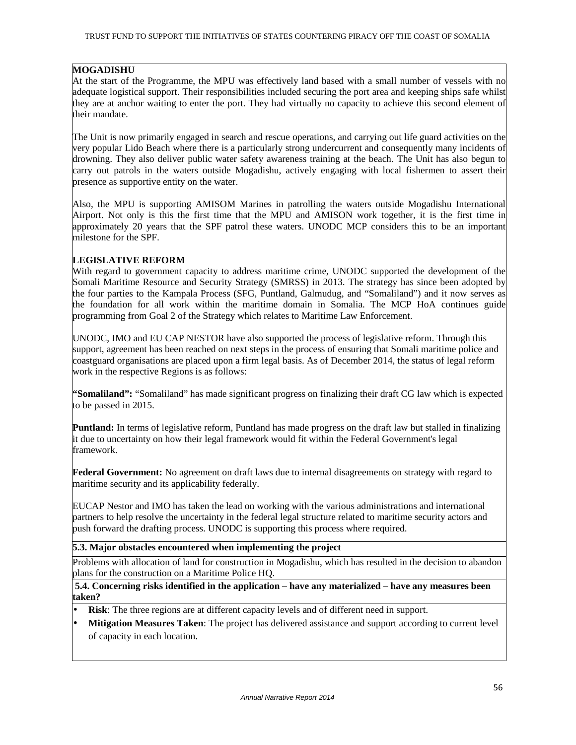**MOGADISHU**

At the start of the Programme, the MPU was effectively land based with a small number of vessels with no adequate logistical support. Their responsibilities included securing the port area and keeping ships safe whilst they are at anchor waiting to enter the port. They had virtually no capacity to achieve this second element of their mandate.

The Unit is now primarily engaged in search and rescue operations, and carrying out life guard activities on the very popular Lido Beach where there is a particularly strong undercurrent and consequently many incidents of drowning. They also deliver public water safety awareness training at the beach. The Unit has also begun to carry out patrols in the waters outside Mogadishu, actively engaging with local fishermen to assert their presence as supportive entity on the water.

Also, the MPU is supporting AMISOM Marines in patrolling the waters outside Mogadishu International Airport. Not only is this the first time that the MPU and AMISON work together, it is the first time in approximately 20 years that the SPF patrol these waters. UNODC MCP considers this to be an important milestone for the SPF.

**LEGISLATIVE REFORM**

With regard to government capacity to address maritime crime, UNODC supported the development of the Somali Maritime Resource and Security Strategy (SMRSS) in 2013. The strategy has since been adopted by the four parties to the Kampala Process (SFG, Puntland, Galmudug, and "Somaliland") and it now serves as the foundation for all work within the maritime domain in Somalia. The MCP HoA continues guide programming from Goal 2 of the Strategy which relates to Maritime Law Enforcement.

UNODC, IMO and EU CAP NESTOR have also supported the process of legislative reform. Through this support, agreement has been reached on next steps in the process of ensuring that Somali maritime police and coastguard organisations are placed upon a firm legal basis. As of December 2014, the status of legal reform work in the respective Regions is as follows:

**"Somaliland":** "Somaliland" has made significant progress on finalizing their draft CG law which is expected to be passed in 2015.

**Puntland:** In terms of legislative reform, Puntland has made progress on the draft law but stalled in finalizing it due to uncertainty on how their legal framework would fit within the Federal Government's legal framework.

**Federal Government:** No agreement on draft laws due to internal disagreements on strategy with regard to maritime security and its applicability federally.

EUCAP Nestor and IMO has taken the lead on working with the various administrations and international partners to help resolve the uncertainty in the federal legal structure related to maritime security actors and push forward the drafting process. UNODC is supporting this process where required.

**5.3. Major obstacles encountered when implementing the project**

Problems with allocation of land for construction in Mogadishu, which has resulted in the decision to abandon plans for the construction on a Maritime Police HQ.

**5.4. Concerning risks identified in the application – have any materialized – have any measures been taken?**

- **Risk**: The three regions are at different capacity levels and of different need in support.
- **Mitigation Measures Taken**: The project has delivered assistance and support according to current level of capacity in each location.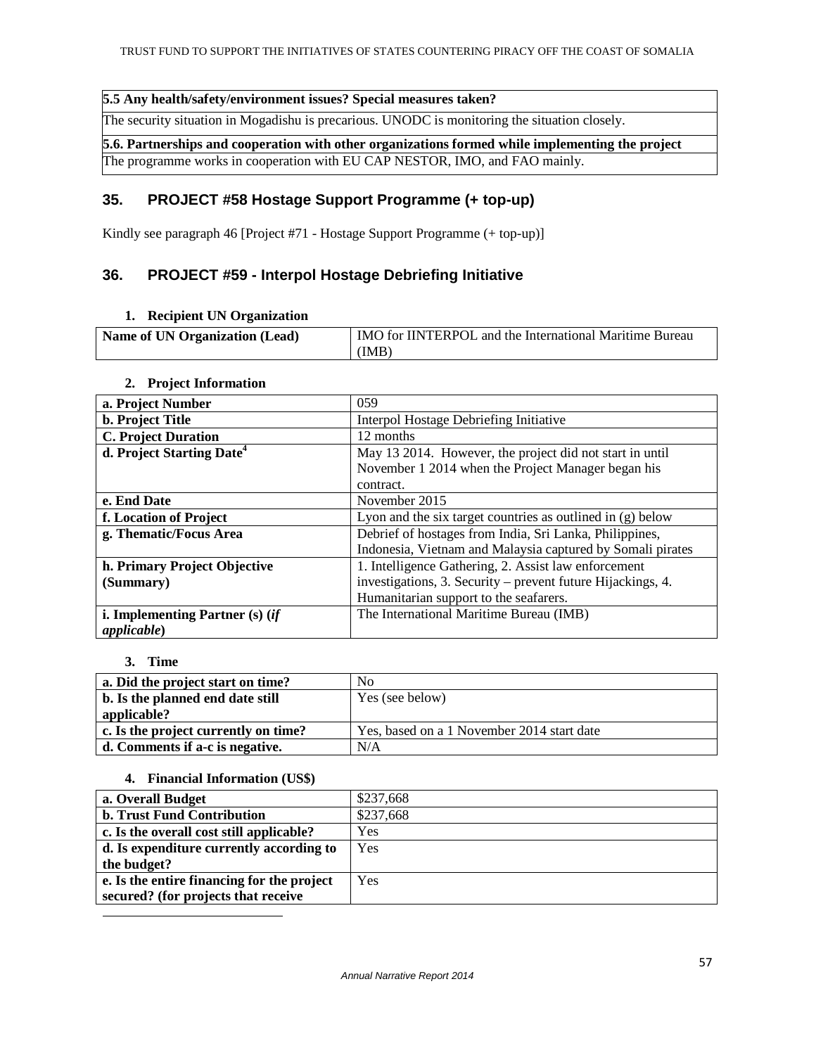| 5.5 Any health/safety/environment issues? Special measures taken? |
|---|
| The security situation in Mogadishu is precarious. UNODC is monitoring the situation closely. |
| **5.6. Partnerships and cooperation with other organizations formed while implementing the project** |
| The programme works in cooperation with EU CAP NESTOR, IMO, and FAO mainly. |

## 35. PROJECT #58 Hostage Support Programme (+ top-up)

Kindly see paragraph 46 [Project #71 - Hostage Support Programme (+ top-up)]

## 36. PROJECT #59 - Interpol Hostage Debriefing Initiative

### 1. Recipient UN Organization

| Name of UN Organization (Lead) | IMO for IINTERPOL and the International Maritime Bureau (IMB) |
|---|---|

### 2. Project Information

| | |
|---|---|
| **a. Project Number** | 059 |
| **b. Project Title** | Interpol Hostage Debriefing Initiative |
| **C. Project Duration** | 12 months |
| **d. Project Starting Date[4]** | May 13 2014. However, the project did not start in until November 1 2014 when the Project Manager began his contract. |
| **e. End Date** | November 2015 |
| **f. Location of Project** | Lyon and the six target countries as outlined in (g) below |
| **g. Thematic/Focus Area** | Debrief of hostages from India, Sri Lanka, Philippines, Indonesia, Vietnam and Malaysia captured by Somali pirates |
| **h. Primary Project Objective (Summary)** | 1. Intelligence Gathering, 2. Assist law enforcement investigations, 3. Security – prevent future Hijackings, 4. Humanitarian support to the seafarers. |
| **i. Implementing Partner (s) (*if applicable*)** | The International Maritime Bureau (IMB) |

### 3. Time

| | |
|---|---|
| **a. Did the project start on time?** | No |
| **b. Is the planned end date still applicable?** | Yes (see below) |
| **c. Is the project currently on time?** | Yes, based on a 1 November 2014 start date |
| **d. Comments if a-c is negative.** | N/A |

### 4. Financial Information (US$)

| | |
|---|---|
| **a. Overall Budget** | $237,668 |
| **b. Trust Fund Contribution** | $237,668 |
| **c. Is the overall cost still applicable?** | Yes |
| **d. Is expenditure currently according to the budget?** | Yes |
| **e. Is the entire financing for the project secured? (for projects that receive** | Yes |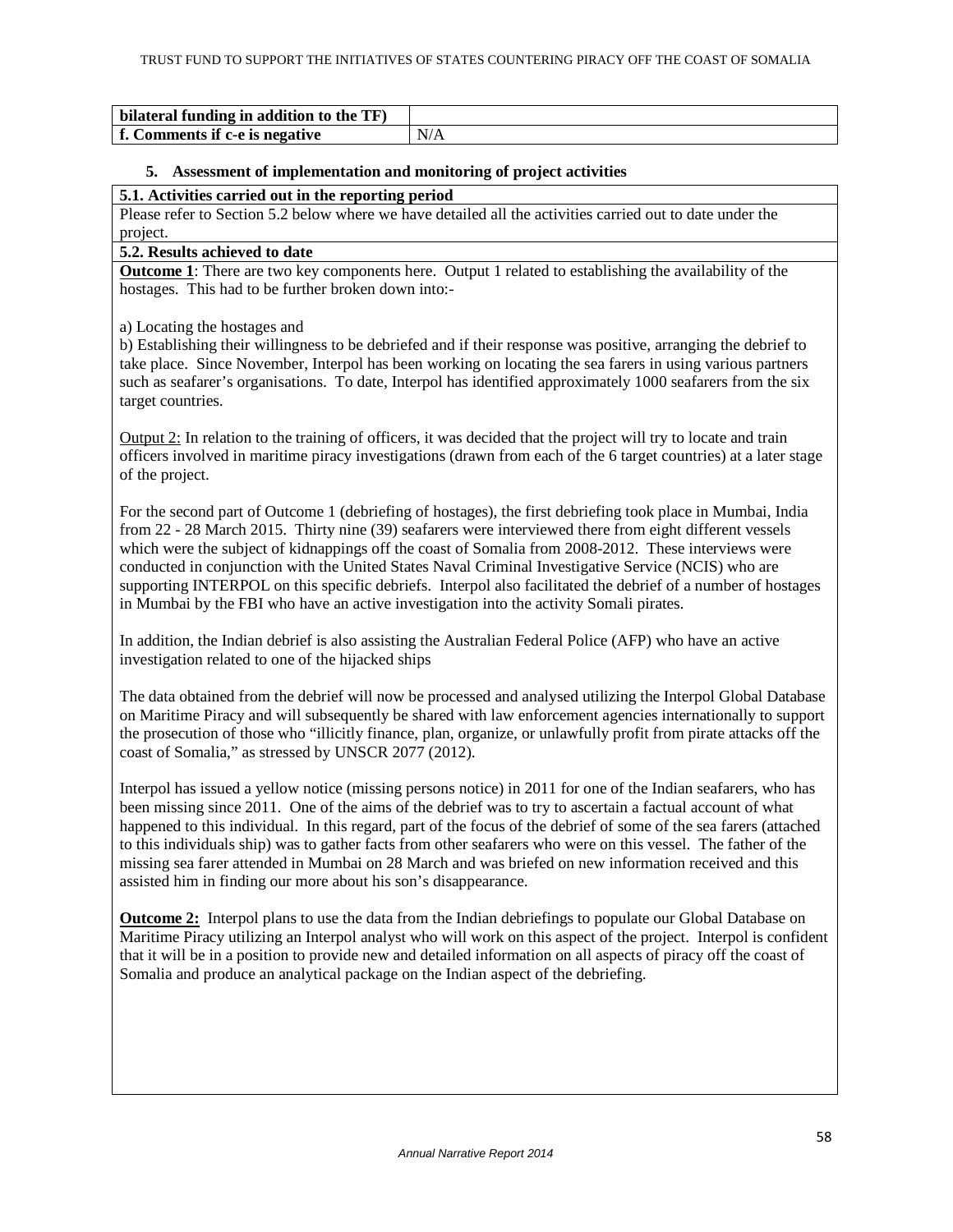| bilateral funding in addition to the TF) | |
|---|---|
| **f. Comments if c-e is negative** | N/A |

## 5. Assessment of implementation and monitoring of project activities

**5.1. Activities carried out in the reporting period**

Please refer to Section 5.2 below where we have detailed all the activities carried out to date under the project.

**5.2. Results achieved to date**

**Outcome 1**: There are two key components here. Output 1 related to establishing the availability of the hostages. This had to be further broken down into:-

a) Locating the hostages and

b) Establishing their willingness to be debriefed and if their response was positive, arranging the debrief to take place. Since November, Interpol has been working on locating the sea farers in using various partners such as seafarer's organisations. To date, Interpol has identified approximately 1000 seafarers from the six target countries.

Output 2: In relation to the training of officers, it was decided that the project will try to locate and train officers involved in maritime piracy investigations (drawn from each of the 6 target countries) at a later stage of the project.

For the second part of Outcome 1 (debriefing of hostages), the first debriefing took place in Mumbai, India from 22 - 28 March 2015. Thirty nine (39) seafarers were interviewed there from eight different vessels which were the subject of kidnappings off the coast of Somalia from 2008-2012. These interviews were conducted in conjunction with the United States Naval Criminal Investigative Service (NCIS) who are supporting INTERPOL on this specific debriefs. Interpol also facilitated the debrief of a number of hostages in Mumbai by the FBI who have an active investigation into the activity Somali pirates.

In addition, the Indian debrief is also assisting the Australian Federal Police (AFP) who have an active investigation related to one of the hijacked ships

The data obtained from the debrief will now be processed and analysed utilizing the Interpol Global Database on Maritime Piracy and will subsequently be shared with law enforcement agencies internationally to support the prosecution of those who "illicitly finance, plan, organize, or unlawfully profit from pirate attacks off the coast of Somalia," as stressed by UNSCR 2077 (2012).

Interpol has issued a yellow notice (missing persons notice) in 2011 for one of the Indian seafarers, who has been missing since 2011. One of the aims of the debrief was to try to ascertain a factual account of what happened to this individual. In this regard, part of the focus of the debrief of some of the sea farers (attached to this individuals ship) was to gather facts from other seafarers who were on this vessel. The father of the missing sea farer attended in Mumbai on 28 March and was briefed on new information received and this assisted him in finding our more about his son's disappearance.

**Outcome 2:** Interpol plans to use the data from the Indian debriefings to populate our Global Database on Maritime Piracy utilizing an Interpol analyst who will work on this aspect of the project. Interpol is confident that it will be in a position to provide new and detailed information on all aspects of piracy off the coast of Somalia and produce an analytical package on the Indian aspect of the debriefing.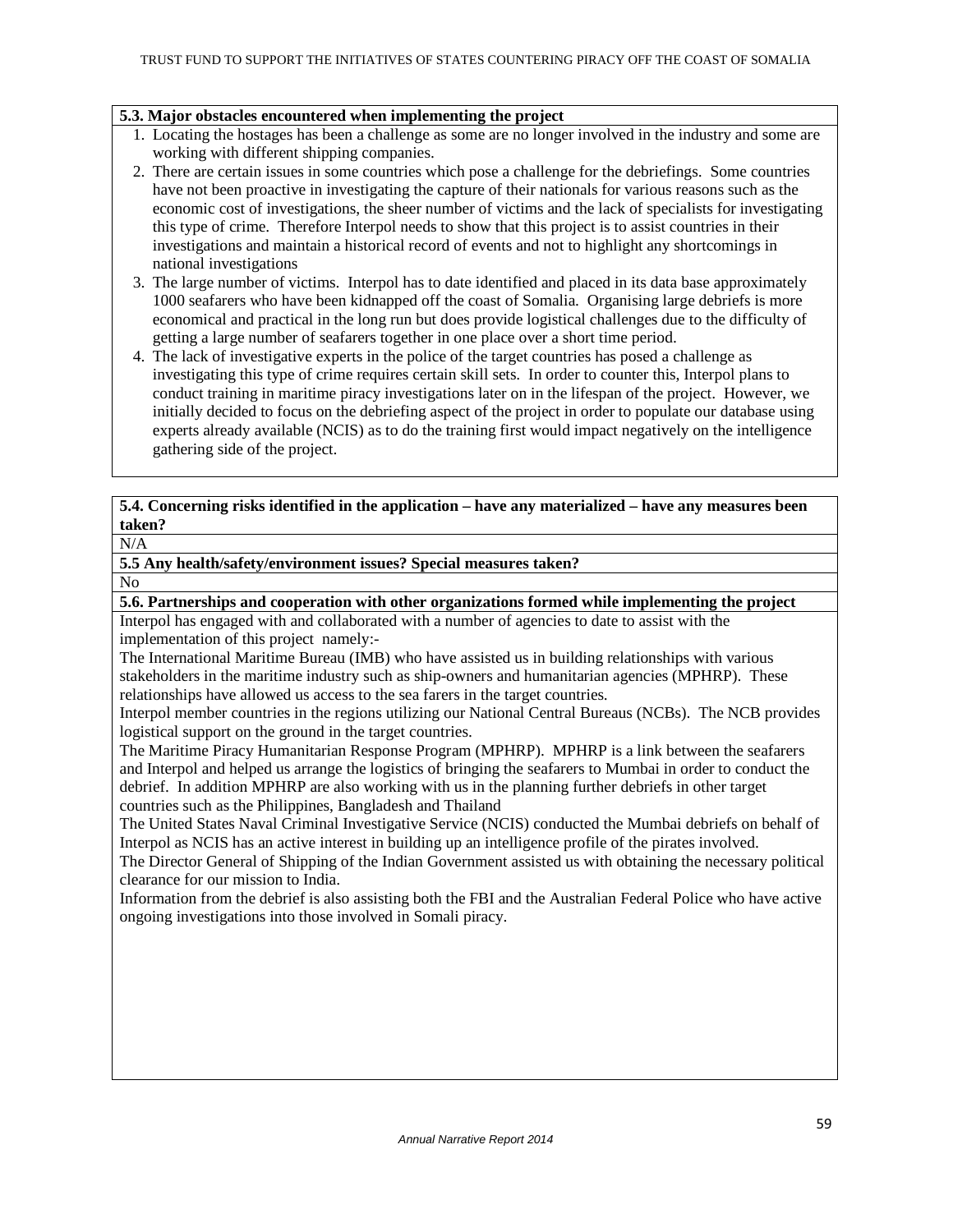**5.3. Major obstacles encountered when implementing the project**

1. Locating the hostages has been a challenge as some are no longer involved in the industry and some are working with different shipping companies.
2. There are certain issues in some countries which pose a challenge for the debriefings. Some countries have not been proactive in investigating the capture of their nationals for various reasons such as the economic cost of investigations, the sheer number of victims and the lack of specialists for investigating this type of crime. Therefore Interpol needs to show that this project is to assist countries in their investigations and maintain a historical record of events and not to highlight any shortcomings in national investigations
3. The large number of victims. Interpol has to date identified and placed in its data base approximately 1000 seafarers who have been kidnapped off the coast of Somalia. Organising large debriefs is more economical and practical in the long run but does provide logistical challenges due to the difficulty of getting a large number of seafarers together in one place over a short time period.
4. The lack of investigative experts in the police of the target countries has posed a challenge as investigating this type of crime requires certain skill sets. In order to counter this, Interpol plans to conduct training in maritime piracy investigations later on in the lifespan of the project. However, we initially decided to focus on the debriefing aspect of the project in order to populate our database using experts already available (NCIS) as to do the training first would impact negatively on the intelligence gathering side of the project.

**5.4. Concerning risks identified in the application – have any materialized – have any measures been taken?**

N/A

**5.5 Any health/safety/environment issues? Special measures taken?**

No

**5.6. Partnerships and cooperation with other organizations formed while implementing the project**

Interpol has engaged with and collaborated with a number of agencies to date to assist with the implementation of this project namely:-

The International Maritime Bureau (IMB) who have assisted us in building relationships with various stakeholders in the maritime industry such as ship-owners and humanitarian agencies (MPHRP). These relationships have allowed us access to the sea farers in the target countries.

Interpol member countries in the regions utilizing our National Central Bureaus (NCBs). The NCB provides logistical support on the ground in the target countries.

The Maritime Piracy Humanitarian Response Program (MPHRP). MPHRP is a link between the seafarers and Interpol and helped us arrange the logistics of bringing the seafarers to Mumbai in order to conduct the debrief. In addition MPHRP are also working with us in the planning further debriefs in other target countries such as the Philippines, Bangladesh and Thailand

The United States Naval Criminal Investigative Service (NCIS) conducted the Mumbai debriefs on behalf of Interpol as NCIS has an active interest in building up an intelligence profile of the pirates involved.

The Director General of Shipping of the Indian Government assisted us with obtaining the necessary political clearance for our mission to India.

Information from the debrief is also assisting both the FBI and the Australian Federal Police who have active ongoing investigations into those involved in Somali piracy.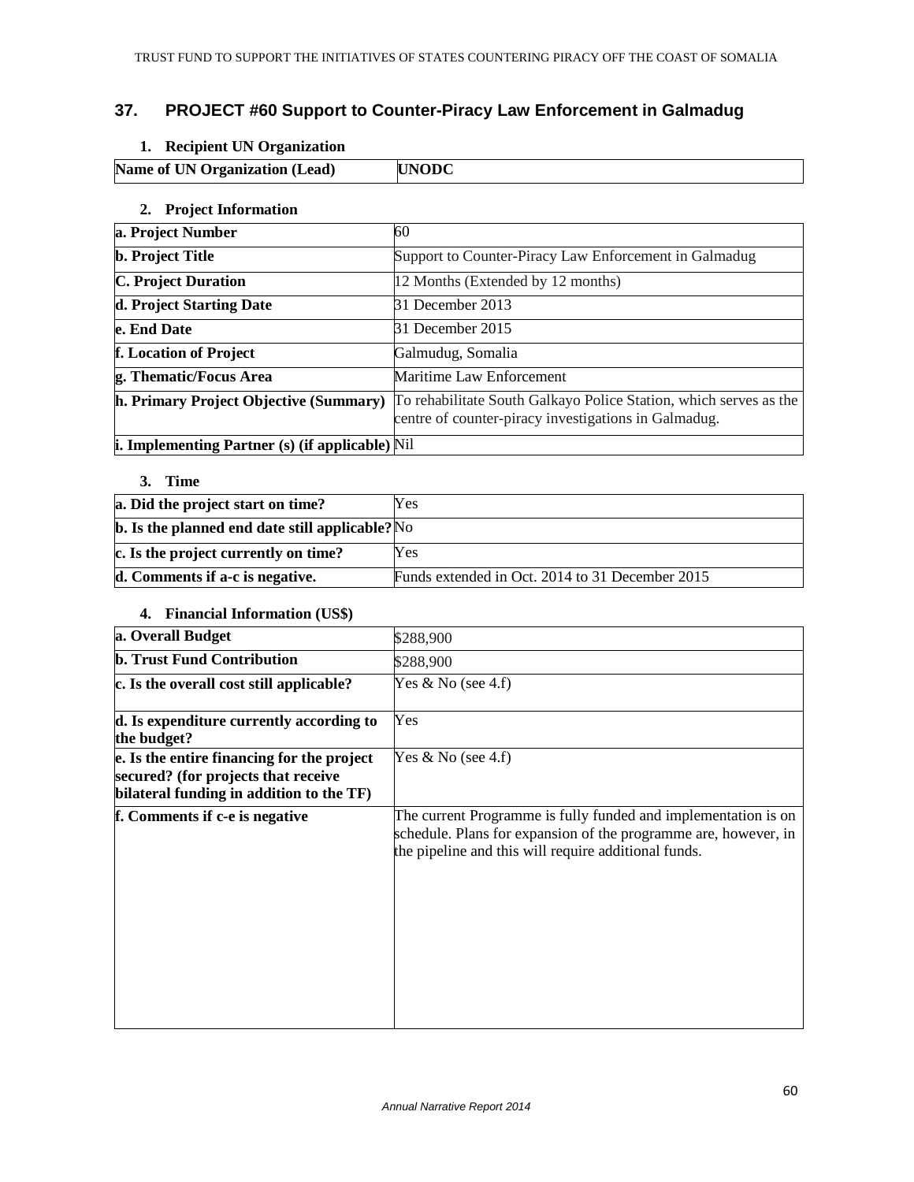## 37. PROJECT #60 Support to Counter-Piracy Law Enforcement in Galmadug

### 1. Recipient UN Organization

| Name of UN Organization (Lead) | UNODC |
|---|---|

### 2. Project Information

| | |
|---|---|
| **a. Project Number** | 60 |
| **b. Project Title** | Support to Counter-Piracy Law Enforcement in Galmadug |
| **C. Project Duration** | 12 Months (Extended by 12 months) |
| **d. Project Starting Date** | 31 December 2013 |
| **e. End Date** | 31 December 2015 |
| **f. Location of Project** | Galmudug, Somalia |
| **g. Thematic/Focus Area** | Maritime Law Enforcement |
| **h. Primary Project Objective (Summary)** | To rehabilitate South Galkayo Police Station, which serves as the centre of counter-piracy investigations in Galmadug. |
| **i. Implementing Partner (s) (if applicable)** | Nil |

### 3. Time

| | |
|---|---|
| **a. Did the project start on time?** | Yes |
| **b. Is the planned end date still applicable?** | No |
| **c. Is the project currently on time?** | Yes |
| **d. Comments if a-c is negative.** | Funds extended in Oct. 2014 to 31 December 2015 |

### 4. Financial Information (US$)

| | |
|---|---|
| **a. Overall Budget** | $288,900 |
| **b. Trust Fund Contribution** | $288,900 |
| **c. Is the overall cost still applicable?** | Yes & No (see 4.f) |
| **d. Is expenditure currently according to the budget?** | Yes |
| **e. Is the entire financing for the project secured? (for projects that receive bilateral funding in addition to the TF)** | Yes & No (see 4.f) |
| **f. Comments if c-e is negative** | The current Programme is fully funded and implementation is on schedule. Plans for expansion of the programme are, however, in the pipeline and this will require additional funds. |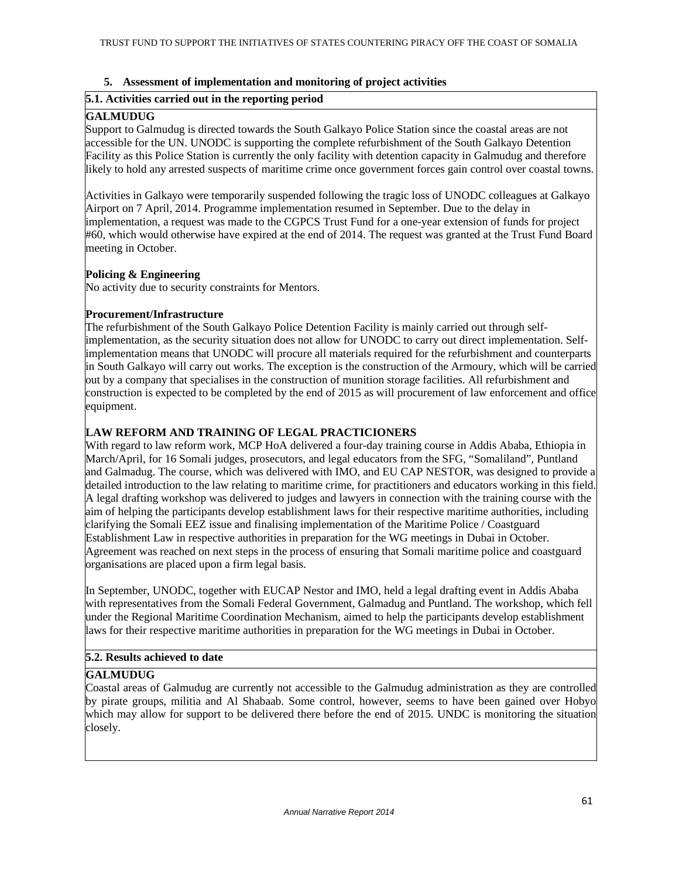## 5. Assessment of implementation and monitoring of project activities

### 5.1. Activities carried out in the reporting period

**GALMUDUG**

Support to Galmudug is directed towards the South Galkayo Police Station since the coastal areas are not accessible for the UN. UNODC is supporting the complete refurbishment of the South Galkayo Detention Facility as this Police Station is currently the only facility with detention capacity in Galmudug and therefore likely to hold any arrested suspects of maritime crime once government forces gain control over coastal towns.

Activities in Galkayo were temporarily suspended following the tragic loss of UNODC colleagues at Galkayo Airport on 7 April, 2014. Programme implementation resumed in September. Due to the delay in implementation, a request was made to the CGPCS Trust Fund for a one-year extension of funds for project #60, which would otherwise have expired at the end of 2014. The request was granted at the Trust Fund Board meeting in October.

**Policing & Engineering**

No activity due to security constraints for Mentors.

**Procurement/Infrastructure**

The refurbishment of the South Galkayo Police Detention Facility is mainly carried out through self-implementation, as the security situation does not allow for UNODC to carry out direct implementation. Self-implementation means that UNODC will procure all materials required for the refurbishment and counterparts in South Galkayo will carry out works. The exception is the construction of the Armoury, which will be carried out by a company that specialises in the construction of munition storage facilities. All refurbishment and construction is expected to be completed by the end of 2015 as will procurement of law enforcement and office equipment.

**LAW REFORM AND TRAINING OF LEGAL PRACTICIONERS**

With regard to law reform work, MCP HoA delivered a four-day training course in Addis Ababa, Ethiopia in March/April, for 16 Somali judges, prosecutors, and legal educators from the SFG, "Somaliland", Puntland and Galmadug. The course, which was delivered with IMO, and EU CAP NESTOR, was designed to provide a detailed introduction to the law relating to maritime crime, for practitioners and educators working in this field. A legal drafting workshop was delivered to judges and lawyers in connection with the training course with the aim of helping the participants develop establishment laws for their respective maritime authorities, including clarifying the Somali EEZ issue and finalising implementation of the Maritime Police / Coastguard Establishment Law in respective authorities in preparation for the WG meetings in Dubai in October. Agreement was reached on next steps in the process of ensuring that Somali maritime police and coastguard organisations are placed upon a firm legal basis.

In September, UNODC, together with EUCAP Nestor and IMO, held a legal drafting event in Addis Ababa with representatives from the Somali Federal Government, Galmadug and Puntland. The workshop, which fell under the Regional Maritime Coordination Mechanism, aimed to help the participants develop establishment laws for their respective maritime authorities in preparation for the WG meetings in Dubai in October.

### 5.2. Results achieved to date

**GALMUDUG**

Coastal areas of Galmudug are currently not accessible to the Galmudug administration as they are controlled by pirate groups, militia and Al Shabaab. Some control, however, seems to have been gained over Hobyo which may allow for support to be delivered there before the end of 2015. UNDC is monitoring the situation closely.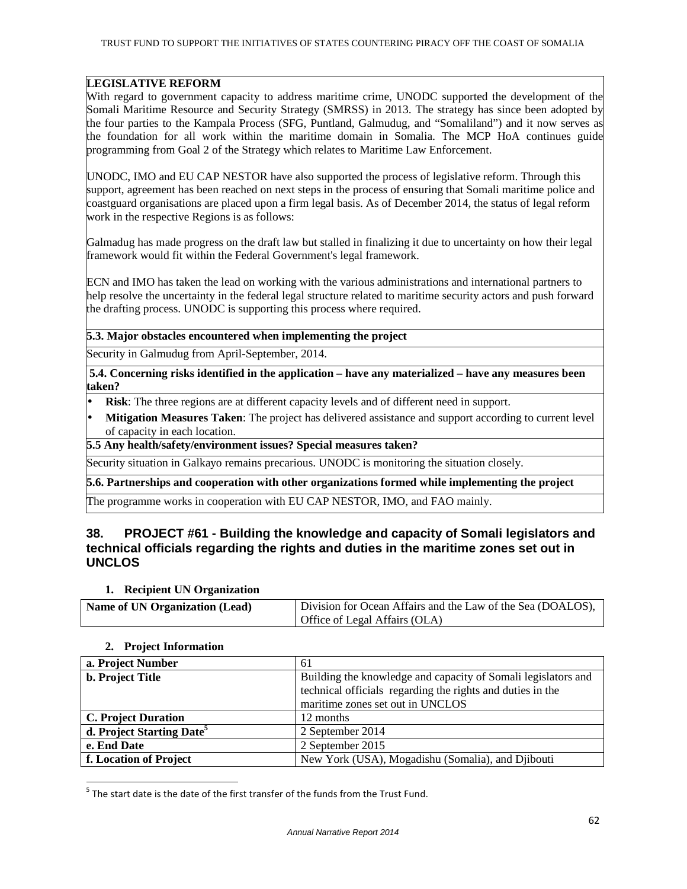**LEGISLATIVE REFORM**

With regard to government capacity to address maritime crime, UNODC supported the development of the Somali Maritime Resource and Security Strategy (SMRSS) in 2013. The strategy has since been adopted by the four parties to the Kampala Process (SFG, Puntland, Galmudug, and "Somaliland") and it now serves as the foundation for all work within the maritime domain in Somalia. The MCP HoA continues guide programming from Goal 2 of the Strategy which relates to Maritime Law Enforcement.

UNODC, IMO and EU CAP NESTOR have also supported the process of legislative reform. Through this support, agreement has been reached on next steps in the process of ensuring that Somali maritime police and coastguard organisations are placed upon a firm legal basis. As of December 2014, the status of legal reform work in the respective Regions is as follows:

Galmadug has made progress on the draft law but stalled in finalizing it due to uncertainty on how their legal framework would fit within the Federal Government's legal framework.

ECN and IMO has taken the lead on working with the various administrations and international partners to help resolve the uncertainty in the federal legal structure related to maritime security actors and push forward the drafting process. UNODC is supporting this process where required.

**5.3. Major obstacles encountered when implementing the project**

Security in Galmudug from April-September, 2014.

**5.4. Concerning risks identified in the application – have any materialized – have any measures been taken?**

- **Risk**: The three regions are at different capacity levels and of different need in support.
- **Mitigation Measures Taken**: The project has delivered assistance and support according to current level of capacity in each location.

**5.5 Any health/safety/environment issues? Special measures taken?**

Security situation in Galkayo remains precarious. UNODC is monitoring the situation closely.

**5.6. Partnerships and cooperation with other organizations formed while implementing the project**

The programme works in cooperation with EU CAP NESTOR, IMO, and FAO mainly.

## 38. PROJECT #61 - Building the knowledge and capacity of Somali legislators and technical officials regarding the rights and duties in the maritime zones set out in UNCLOS

**1. Recipient UN Organization**

| **Name of UN Organization (Lead)** | Division for Ocean Affairs and the Law of the Sea (DOALOS), Office of Legal Affairs (OLA) |
|---|---|

**2. Project Information**

| **a. Project Number** | 61 |
|---|---|
| **b. Project Title** | Building the knowledge and capacity of Somali legislators and technical officials regarding the rights and duties in the maritime zones set out in UNCLOS |
| **C. Project Duration** | 12 months |
| **d. Project Starting Date**[5] | 2 September 2014 |
| **e. End Date** | 2 September 2015 |
| **f. Location of Project** | New York (USA), Mogadishu (Somalia), and Djibouti |

[5] The start date is the date of the first transfer of the funds from the Trust Fund.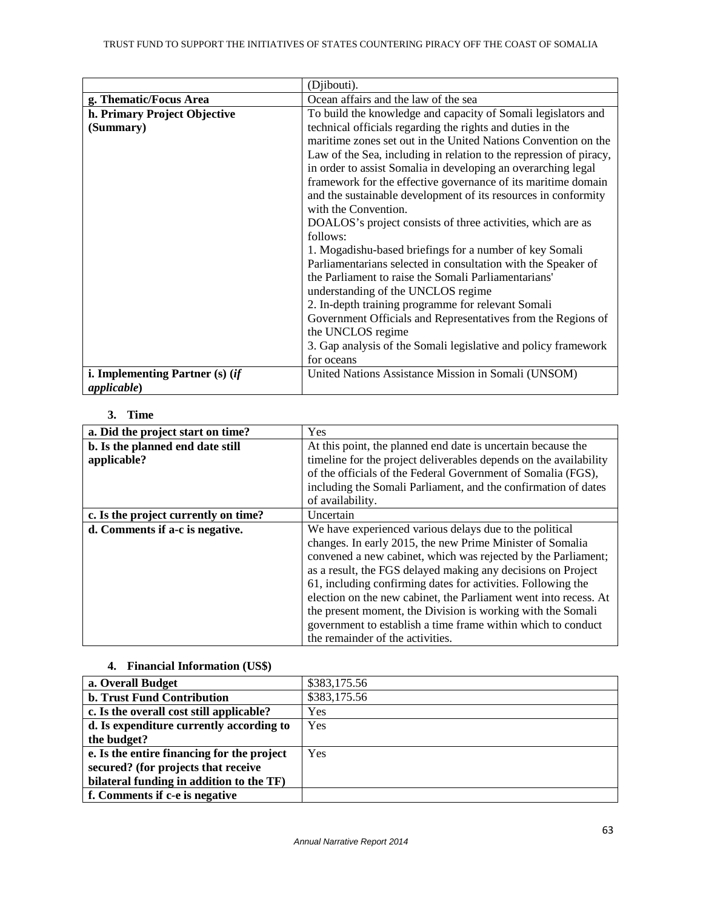| | |
|---|---|
| | (Djibouti). |
| **g. Thematic/Focus Area** | Ocean affairs and the law of the sea |
| **h. Primary Project Objective (Summary)** | To build the knowledge and capacity of Somali legislators and technical officials regarding the rights and duties in the maritime zones set out in the United Nations Convention on the Law of the Sea, including in relation to the repression of piracy, in order to assist Somalia in developing an overarching legal framework for the effective governance of its maritime domain and the sustainable development of its resources in conformity with the Convention.<br>DOALOS's project consists of three activities, which are as follows:<br>1. Mogadishu-based briefings for a number of key Somali Parliamentarians selected in consultation with the Speaker of the Parliament to raise the Somali Parliamentarians' understanding of the UNCLOS regime<br>2. In-depth training programme for relevant Somali Government Officials and Representatives from the Regions of the UNCLOS regime<br>3. Gap analysis of the Somali legislative and policy framework for oceans |
| **i. Implementing Partner (s) (*if applicable*)** | United Nations Assistance Mission in Somali (UNSOM) |

**3. Time**

| | |
|---|---|
| **a. Did the project start on time?** | Yes |
| **b. Is the planned end date still applicable?** | At this point, the planned end date is uncertain because the timeline for the project deliverables depends on the availability of the officials of the Federal Government of Somalia (FGS), including the Somali Parliament, and the confirmation of dates of availability. |
| **c. Is the project currently on time?** | Uncertain |
| **d. Comments if a-c is negative.** | We have experienced various delays due to the political changes. In early 2015, the new Prime Minister of Somalia convened a new cabinet, which was rejected by the Parliament; as a result, the FGS delayed making any decisions on Project 61, including confirming dates for activities. Following the election on the new cabinet, the Parliament went into recess. At the present moment, the Division is working with the Somali government to establish a time frame within which to conduct the remainder of the activities. |

**4. Financial Information (US$)**

| | |
|---|---|
| **a. Overall Budget** | $383,175.56 |
| **b. Trust Fund Contribution** | $383,175.56 |
| **c. Is the overall cost still applicable?** | Yes |
| **d. Is expenditure currently according to the budget?** | Yes |
| **e. Is the entire financing for the project secured? (for projects that receive bilateral funding in addition to the TF)** | Yes |
| **f. Comments if c-e is negative** | |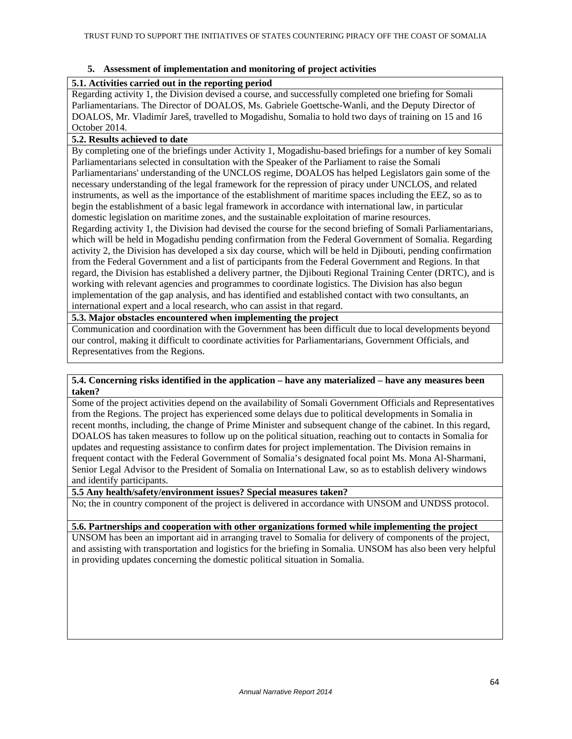## 5. Assessment of implementation and monitoring of project activities

**5.1. Activities carried out in the reporting period**

Regarding activity 1, the Division devised a course, and successfully completed one briefing for Somali Parliamentarians. The Director of DOALOS, Ms. Gabriele Goettsche-Wanli, and the Deputy Director of DOALOS, Mr. Vladimír Jareš, travelled to Mogadishu, Somalia to hold two days of training on 15 and 16 October 2014.

**5.2. Results achieved to date**

By completing one of the briefings under Activity 1, Mogadishu-based briefings for a number of key Somali Parliamentarians selected in consultation with the Speaker of the Parliament to raise the Somali Parliamentarians' understanding of the UNCLOS regime, DOALOS has helped Legislators gain some of the necessary understanding of the legal framework for the repression of piracy under UNCLOS, and related instruments, as well as the importance of the establishment of maritime spaces including the EEZ, so as to begin the establishment of a basic legal framework in accordance with international law, in particular domestic legislation on maritime zones, and the sustainable exploitation of marine resources.

Regarding activity 1, the Division had devised the course for the second briefing of Somali Parliamentarians, which will be held in Mogadishu pending confirmation from the Federal Government of Somalia. Regarding activity 2, the Division has developed a six day course, which will be held in Djibouti, pending confirmation from the Federal Government and a list of participants from the Federal Government and Regions. In that regard, the Division has established a delivery partner, the Djibouti Regional Training Center (DRTC), and is working with relevant agencies and programmes to coordinate logistics. The Division has also begun implementation of the gap analysis, and has identified and established contact with two consultants, an international expert and a local research, who can assist in that regard.

**5.3. Major obstacles encountered when implementing the project**

Communication and coordination with the Government has been difficult due to local developments beyond our control, making it difficult to coordinate activities for Parliamentarians, Government Officials, and Representatives from the Regions.

**5.4. Concerning risks identified in the application – have any materialized – have any measures been taken?**

Some of the project activities depend on the availability of Somali Government Officials and Representatives from the Regions. The project has experienced some delays due to political developments in Somalia in recent months, including, the change of Prime Minister and subsequent change of the cabinet. In this regard, DOALOS has taken measures to follow up on the political situation, reaching out to contacts in Somalia for updates and requesting assistance to confirm dates for project implementation. The Division remains in frequent contact with the Federal Government of Somalia's designated focal point Ms. Mona Al-Sharmani, Senior Legal Advisor to the President of Somalia on International Law, so as to establish delivery windows and identify participants.

**5.5 Any health/safety/environment issues? Special measures taken?**

No; the in country component of the project is delivered in accordance with UNSOM and UNDSS protocol.

**5.6. Partnerships and cooperation with other organizations formed while implementing the project**

UNSOM has been an important aid in arranging travel to Somalia for delivery of components of the project, and assisting with transportation and logistics for the briefing in Somalia. UNSOM has also been very helpful in providing updates concerning the domestic political situation in Somalia.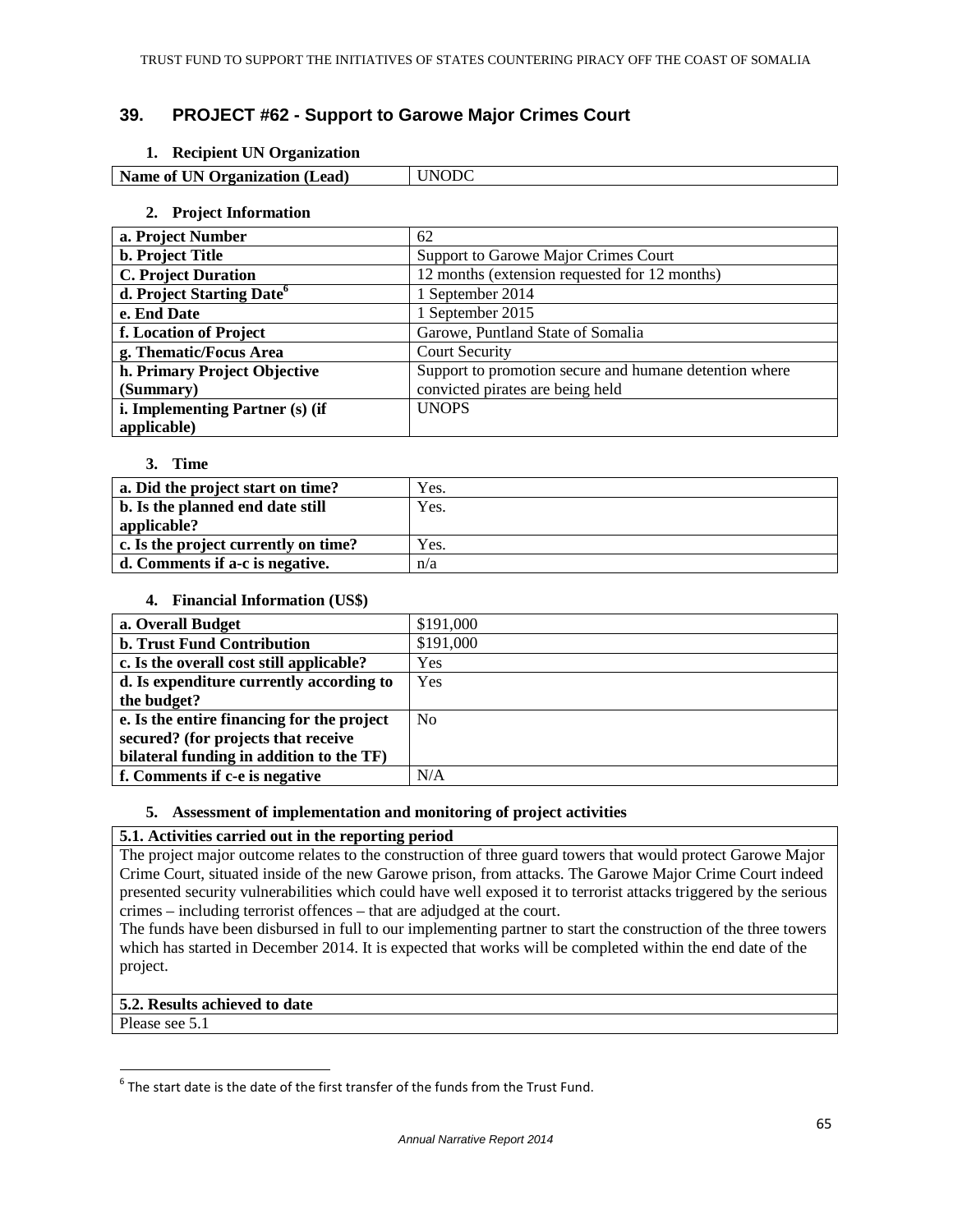## 39. PROJECT #62 - Support to Garowe Major Crimes Court

### 1. Recipient UN Organization

| Name of UN Organization (Lead) | UNODC |
|---|---|

### 2. Project Information

| a. Project Number | 62 |
|---|---|
| b. Project Title | Support to Garowe Major Crimes Court |
| C. Project Duration | 12 months (extension requested for 12 months) |
| d. Project Starting Date[6] | 1 September 2014 |
| e. End Date | 1 September 2015 |
| f. Location of Project | Garowe, Puntland State of Somalia |
| g. Thematic/Focus Area | Court Security |
| h. Primary Project Objective (Summary) | Support to promotion secure and humane detention where convicted pirates are being held |
| i. Implementing Partner (s) (if applicable) | UNOPS |

### 3. Time

| a. Did the project start on time? | Yes. |
|---|---|
| b. Is the planned end date still applicable? | Yes. |
| c. Is the project currently on time? | Yes. |
| d. Comments if a-c is negative. | n/a |

### 4. Financial Information (US$)

| a. Overall Budget | $191,000 |
|---|---|
| b. Trust Fund Contribution | $191,000 |
| c. Is the overall cost still applicable? | Yes |
| d. Is expenditure currently according to the budget? | Yes |
| e. Is the entire financing for the project secured? (for projects that receive bilateral funding in addition to the TF) | No |
| f. Comments if c-e is negative | N/A |

### 5. Assessment of implementation and monitoring of project activities

**5.1. Activities carried out in the reporting period**

The project major outcome relates to the construction of three guard towers that would protect Garowe Major Crime Court, situated inside of the new Garowe prison, from attacks. The Garowe Major Crime Court indeed presented security vulnerabilities which could have well exposed it to terrorist attacks triggered by the serious crimes – including terrorist offences – that are adjudged at the court.

The funds have been disbursed in full to our implementing partner to start the construction of the three towers which has started in December 2014. It is expected that works will be completed within the end date of the project.

**5.2. Results achieved to date**

Please see 5.1

---

[6] The start date is the date of the first transfer of the funds from the Trust Fund.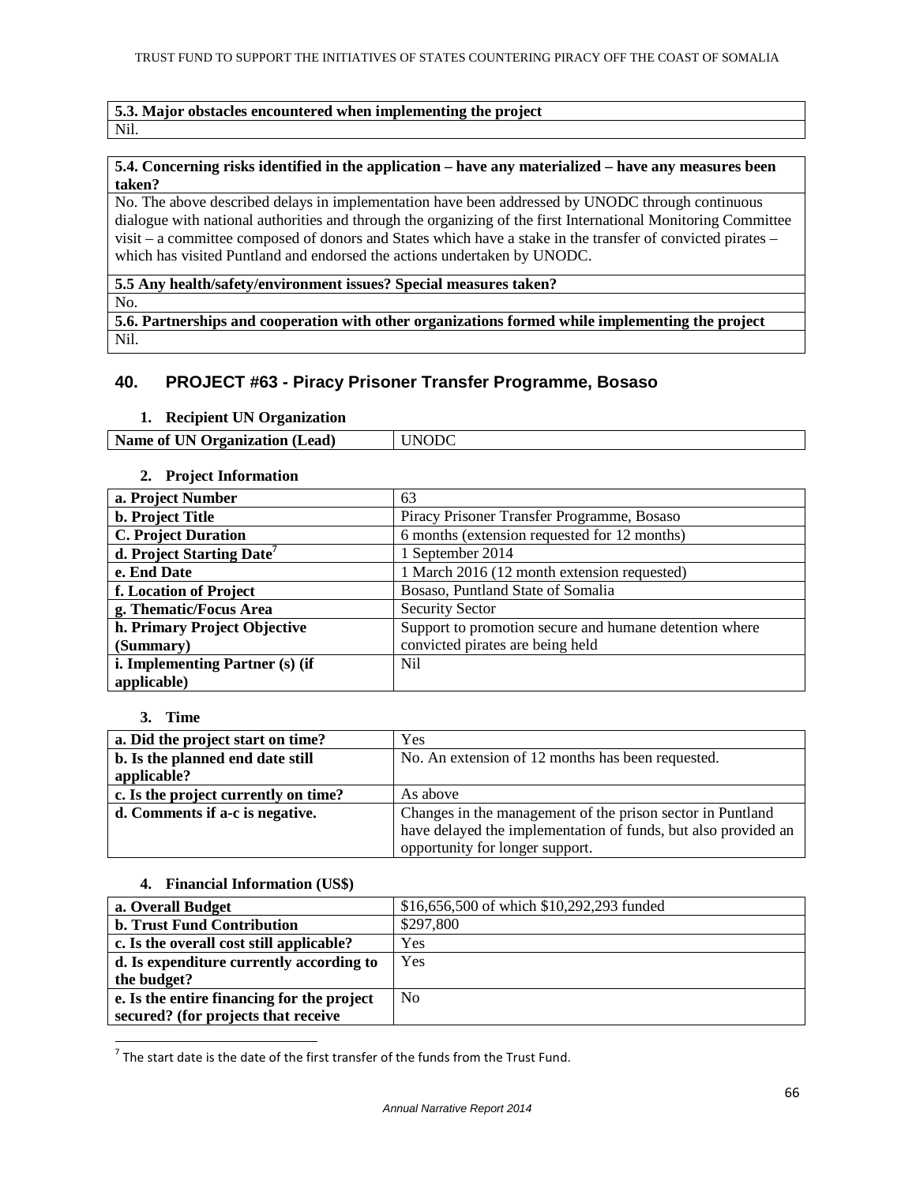| 5.3. Major obstacles encountered when implementing the project |
| --- |
| Nil. |

| 5.4. Concerning risks identified in the application – have any materialized – have any measures been taken? |
| --- |
| No. The above described delays in implementation have been addressed by UNODC through continuous dialogue with national authorities and through the organizing of the first International Monitoring Committee visit – a committee composed of donors and States which have a stake in the transfer of convicted pirates – which has visited Puntland and endorsed the actions undertaken by UNODC. |
| **5.5 Any health/safety/environment issues? Special measures taken?** |
| No. |
| **5.6. Partnerships and cooperation with other organizations formed while implementing the project** |
| Nil. |

## 40. PROJECT #63 - Piracy Prisoner Transfer Programme, Bosaso

### 1. Recipient UN Organization

| Name of UN Organization (Lead) | UNODC |
| --- | --- |

### 2. Project Information

| a. Project Number | 63 |
| --- | --- |
| b. Project Title | Piracy Prisoner Transfer Programme, Bosaso |
| C. Project Duration | 6 months (extension requested for 12 months) |
| d. Project Starting Date[7] | 1 September 2014 |
| e. End Date | 1 March 2016 (12 month extension requested) |
| f. Location of Project | Bosaso, Puntland State of Somalia |
| g. Thematic/Focus Area | Security Sector |
| h. Primary Project Objective (Summary) | Support to promotion secure and humane detention where convicted pirates are being held |
| i. Implementing Partner (s) (if applicable) | Nil |

### 3. Time

| a. Did the project start on time? | Yes |
| --- | --- |
| b. Is the planned end date still applicable? | No. An extension of 12 months has been requested. |
| c. Is the project currently on time? | As above |
| d. Comments if a-c is negative. | Changes in the management of the prison sector in Puntland have delayed the implementation of funds, but also provided an opportunity for longer support. |

### 4. Financial Information (US$)

| a. Overall Budget | $16,656,500 of which $10,292,293 funded |
| --- | --- |
| b. Trust Fund Contribution | $297,800 |
| c. Is the overall cost still applicable? | Yes |
| d. Is expenditure currently according to the budget? | Yes |
| e. Is the entire financing for the project secured? (for projects that receive | No |

[7] The start date is the date of the first transfer of the funds from the Trust Fund.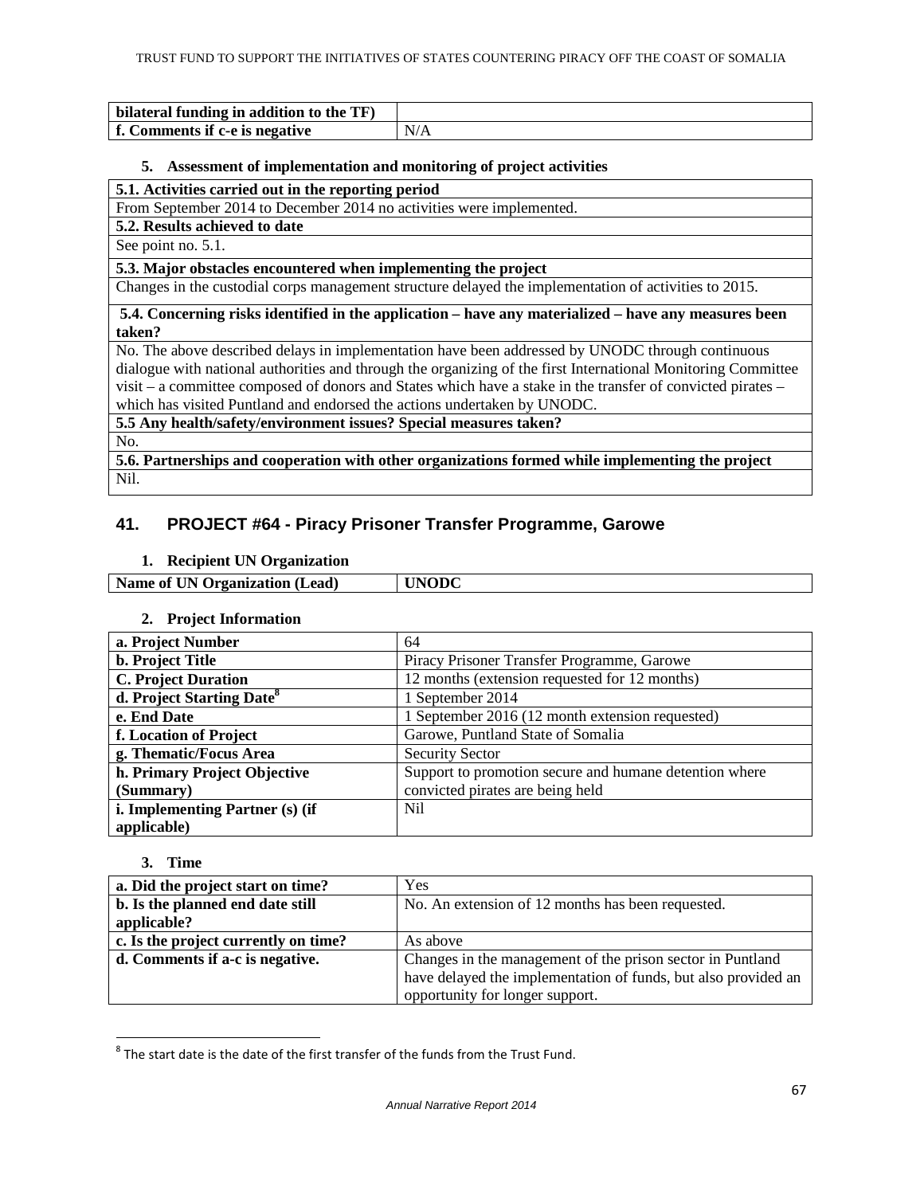| bilateral funding in addition to the TF) | |
|---|---|
| **f. Comments if c-e is negative** | N/A |

### 5. Assessment of implementation and monitoring of project activities

| **5.1. Activities carried out in the reporting period** |
|---|
| From September 2014 to December 2014 no activities were implemented. |
| **5.2. Results achieved to date** |
| See point no. 5.1. |
| **5.3. Major obstacles encountered when implementing the project** |
| Changes in the custodial corps management structure delayed the implementation of activities to 2015. |
| **5.4. Concerning risks identified in the application – have any materialized – have any measures been taken?** |
| No. The above described delays in implementation have been addressed by UNODC through continuous dialogue with national authorities and through the organizing of the first International Monitoring Committee visit – a committee composed of donors and States which have a stake in the transfer of convicted pirates – which has visited Puntland and endorsed the actions undertaken by UNODC. |
| **5.5 Any health/safety/environment issues? Special measures taken?** |
| No. |
| **5.6. Partnerships and cooperation with other organizations formed while implementing the project** |
| Nil. |

## 41. PROJECT #64 - Piracy Prisoner Transfer Programme, Garowe

### 1. Recipient UN Organization

| **Name of UN Organization (Lead)** | **UNODC** |
|---|---|

### 2. Project Information

| **a. Project Number** | 64 |
|---|---|
| **b. Project Title** | Piracy Prisoner Transfer Programme, Garowe |
| **C. Project Duration** | 12 months (extension requested for 12 months) |
| **d. Project Starting Date[8]** | 1 September 2014 |
| **e. End Date** | 1 September 2016 (12 month extension requested) |
| **f. Location of Project** | Garowe, Puntland State of Somalia |
| **g. Thematic/Focus Area** | Security Sector |
| **h. Primary Project Objective (Summary)** | Support to promotion secure and humane detention where convicted pirates are being held |
| **i. Implementing Partner (s) (if applicable)** | Nil |

### 3. Time

| **a. Did the project start on time?** | Yes |
|---|---|
| **b. Is the planned end date still applicable?** | No. An extension of 12 months has been requested. |
| **c. Is the project currently on time?** | As above |
| **d. Comments if a-c is negative.** | Changes in the management of the prison sector in Puntland have delayed the implementation of funds, but also provided an opportunity for longer support. |

[8] The start date is the date of the first transfer of the funds from the Trust Fund.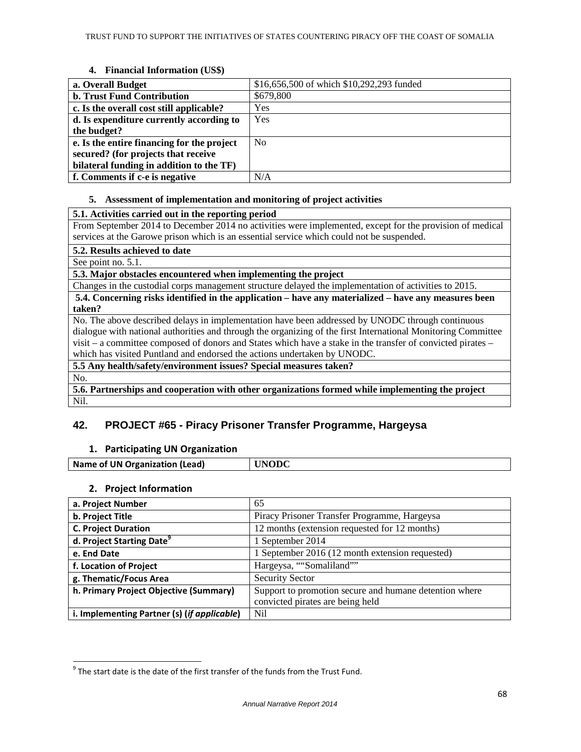#### 4. Financial Information (US$)

| a. Overall Budget | $16,656,500 of which $10,292,293 funded |
|---|---|
| b. Trust Fund Contribution | $679,800 |
| c. Is the overall cost still applicable? | Yes |
| d. Is expenditure currently according to the budget? | Yes |
| e. Is the entire financing for the project secured? (for projects that receive bilateral funding in addition to the TF) | No |
| f. Comments if c-e is negative | N/A |

#### 5. Assessment of implementation and monitoring of project activities

| 5.1. Activities carried out in the reporting period |
|---|
| From September 2014 to December 2014 no activities were implemented, except for the provision of medical services at the Garowe prison which is an essential service which could not be suspended. |
| **5.2. Results achieved to date** |
| See point no. 5.1. |
| **5.3. Major obstacles encountered when implementing the project** |
| Changes in the custodial corps management structure delayed the implementation of activities to 2015. |
| **5.4. Concerning risks identified in the application – have any materialized – have any measures been taken?** |
| No. The above described delays in implementation have been addressed by UNODC through continuous dialogue with national authorities and through the organizing of the first International Monitoring Committee visit – a committee composed of donors and States which have a stake in the transfer of convicted pirates – which has visited Puntland and endorsed the actions undertaken by UNODC. |
| **5.5 Any health/safety/environment issues? Special measures taken?** |
| No. |
| **5.6. Partnerships and cooperation with other organizations formed while implementing the project** |
| Nil. |

## 42. PROJECT #65 - Piracy Prisoner Transfer Programme, Hargeysa

### 1. Participating UN Organization

| Name of UN Organization (Lead) | UNODC |
|---|---|

### 2. Project Information

| a. Project Number | 65 |
|---|---|
| b. Project Title | Piracy Prisoner Transfer Programme, Hargeysa |
| C. Project Duration | 12 months (extension requested for 12 months) |
| d. Project Starting Date[9] | 1 September 2014 |
| e. End Date | 1 September 2016 (12 month extension requested) |
| f. Location of Project | Hargeysa, ""Somaliland"" |
| g. Thematic/Focus Area | Security Sector |
| h. Primary Project Objective (Summary) | Support to promotion secure and humane detention where convicted pirates are being held |
| i. Implementing Partner (s) (*if applicable*) | Nil |

[9] The start date is the date of the first transfer of the funds from the Trust Fund.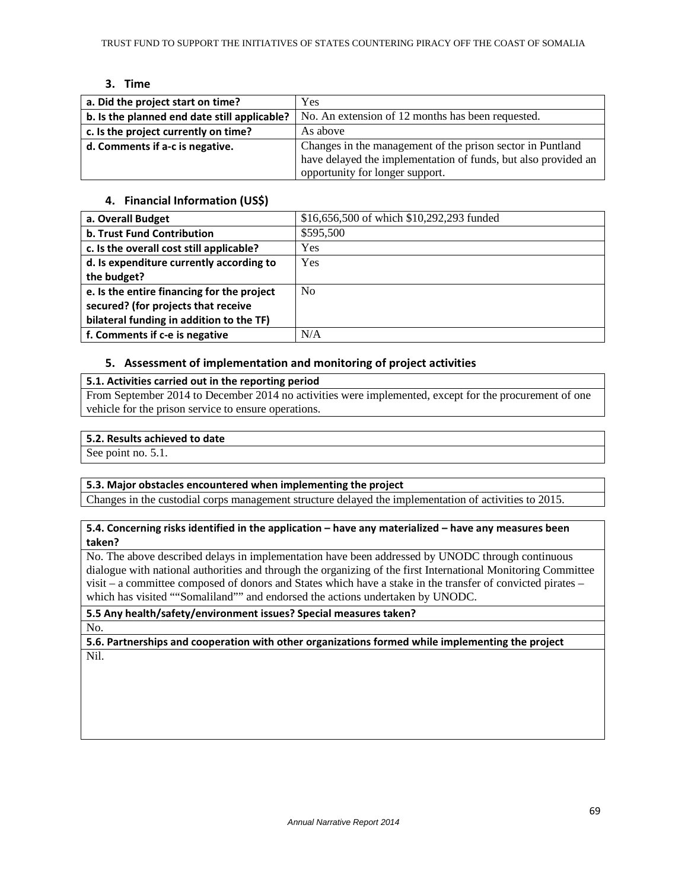### 3. Time

| | |
|---|---|
| **a. Did the project start on time?** | Yes |
| **b. Is the planned end date still applicable?** | No. An extension of 12 months has been requested. |
| **c. Is the project currently on time?** | As above |
| **d. Comments if a-c is negative.** | Changes in the management of the prison sector in Puntland have delayed the implementation of funds, but also provided an opportunity for longer support. |

### 4. Financial Information (US$)

| | |
|---|---|
| **a. Overall Budget** | $16,656,500 of which $10,292,293 funded |
| **b. Trust Fund Contribution** | $595,500 |
| **c. Is the overall cost still applicable?** | Yes |
| **d. Is expenditure currently according to the budget?** | Yes |
| **e. Is the entire financing for the project secured? (for projects that receive bilateral funding in addition to the TF)** | No |
| **f. Comments if c-e is negative** | N/A |

### 5. Assessment of implementation and monitoring of project activities

**5.1. Activities carried out in the reporting period**

From September 2014 to December 2014 no activities were implemented, except for the procurement of one vehicle for the prison service to ensure operations.

**5.2. Results achieved to date**

See point no. 5.1.

**5.3. Major obstacles encountered when implementing the project**

Changes in the custodial corps management structure delayed the implementation of activities to 2015.

**5.4. Concerning risks identified in the application – have any materialized – have any measures been taken?**

No. The above described delays in implementation have been addressed by UNODC through continuous dialogue with national authorities and through the organizing of the first International Monitoring Committee visit – a committee composed of donors and States which have a stake in the transfer of convicted pirates – which has visited ""Somaliland"" and endorsed the actions undertaken by UNODC.

**5.5 Any health/safety/environment issues? Special measures taken?**

No.

**5.6. Partnerships and cooperation with other organizations formed while implementing the project**

Nil.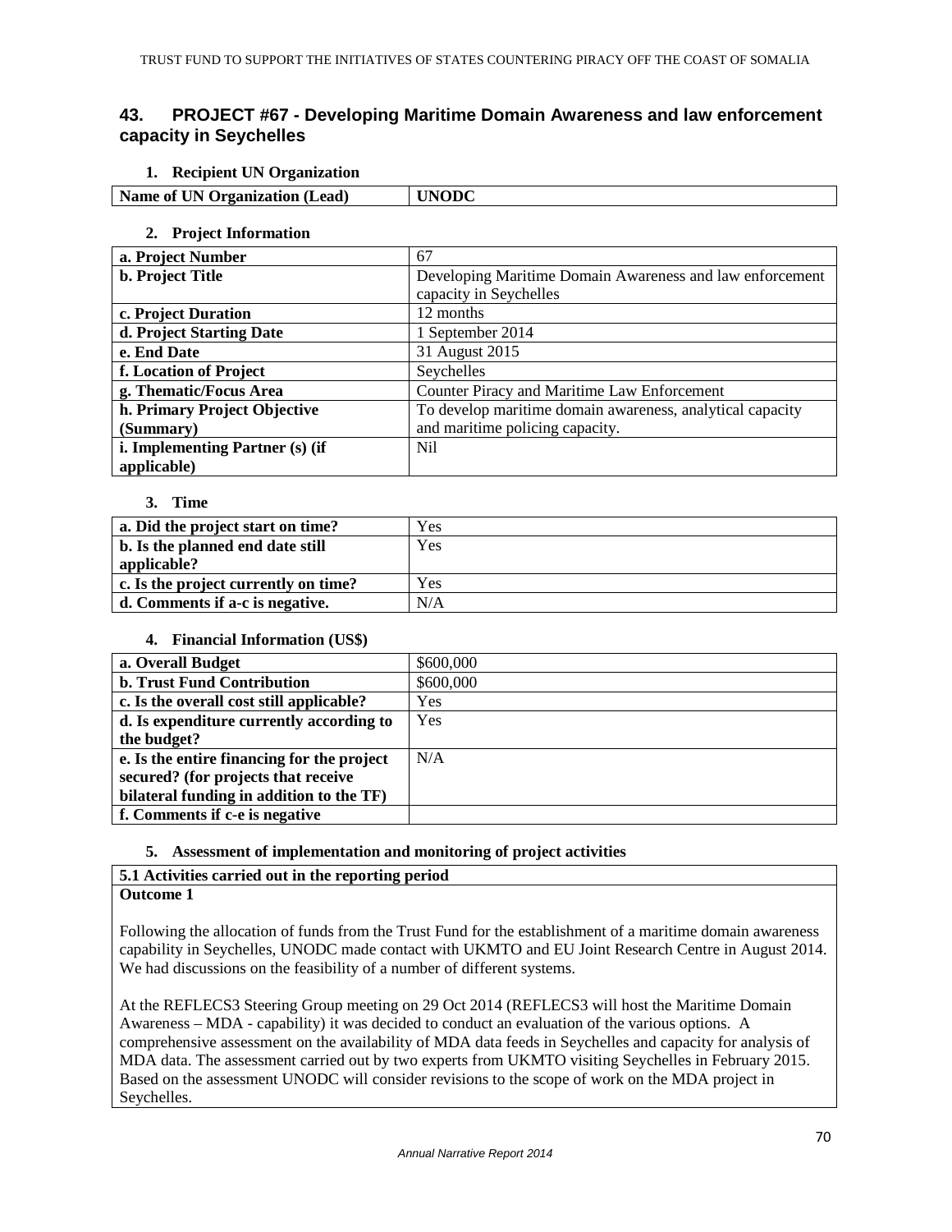## 43. PROJECT #67 - Developing Maritime Domain Awareness and law enforcement capacity in Seychelles

### 1. Recipient UN Organization

| **Name of UN Organization (Lead)** | **UNODC** |
|---|---|

### 2. Project Information

| | |
|---|---|
| **a. Project Number** | 67 |
| **b. Project Title** | Developing Maritime Domain Awareness and law enforcement capacity in Seychelles |
| **c. Project Duration** | 12 months |
| **d. Project Starting Date** | 1 September 2014 |
| **e. End Date** | 31 August 2015 |
| **f. Location of Project** | Seychelles |
| **g. Thematic/Focus Area** | Counter Piracy and Maritime Law Enforcement |
| **h. Primary Project Objective (Summary)** | To develop maritime domain awareness, analytical capacity and maritime policing capacity. |
| **i. Implementing Partner (s) (if applicable)** | Nil |

### 3. Time

| | |
|---|---|
| **a. Did the project start on time?** | Yes |
| **b. Is the planned end date still applicable?** | Yes |
| **c. Is the project currently on time?** | Yes |
| **d. Comments if a-c is negative.** | N/A |

### 4. Financial Information (US$)

| | |
|---|---|
| **a. Overall Budget** | $600,000 |
| **b. Trust Fund Contribution** | $600,000 |
| **c. Is the overall cost still applicable?** | Yes |
| **d. Is expenditure currently according to the budget?** | Yes |
| **e. Is the entire financing for the project secured? (for projects that receive bilateral funding in addition to the TF)** | N/A |
| **f. Comments if c-e is negative** | |

### 5. Assessment of implementation and monitoring of project activities

**5.1 Activities carried out in the reporting period**

**Outcome 1**

Following the allocation of funds from the Trust Fund for the establishment of a maritime domain awareness capability in Seychelles, UNODC made contact with UKMTO and EU Joint Research Centre in August 2014. We had discussions on the feasibility of a number of different systems.

At the REFLECS3 Steering Group meeting on 29 Oct 2014 (REFLECS3 will host the Maritime Domain Awareness – MDA - capability) it was decided to conduct an evaluation of the various options. A comprehensive assessment on the availability of MDA data feeds in Seychelles and capacity for analysis of MDA data. The assessment carried out by two experts from UKMTO visiting Seychelles in February 2015. Based on the assessment UNODC will consider revisions to the scope of work on the MDA project in Seychelles.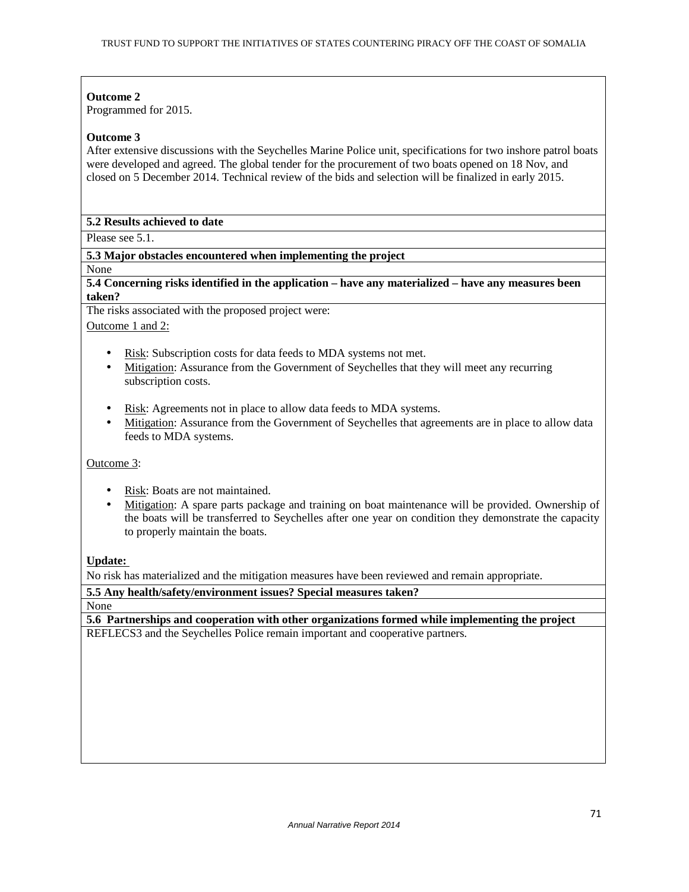**Outcome 2**
Programmed for 2015.

**Outcome 3**
After extensive discussions with the Seychelles Marine Police unit, specifications for two inshore patrol boats were developed and agreed. The global tender for the procurement of two boats opened on 18 Nov, and closed on 5 December 2014. Technical review of the bids and selection will be finalized in early 2015.

**5.2 Results achieved to date**

Please see 5.1.

**5.3 Major obstacles encountered when implementing the project**

None

**5.4 Concerning risks identified in the application – have any materialized – have any measures been taken?**

The risks associated with the proposed project were:

Outcome 1 and 2:

- Risk: Subscription costs for data feeds to MDA systems not met.
- Mitigation: Assurance from the Government of Seychelles that they will meet any recurring subscription costs.

- Risk: Agreements not in place to allow data feeds to MDA systems.
- Mitigation: Assurance from the Government of Seychelles that agreements are in place to allow data feeds to MDA systems.

Outcome 3:

- Risk: Boats are not maintained.
- Mitigation: A spare parts package and training on boat maintenance will be provided. Ownership of the boats will be transferred to Seychelles after one year on condition they demonstrate the capacity to properly maintain the boats.

**Update:**

No risk has materialized and the mitigation measures have been reviewed and remain appropriate.

**5.5 Any health/safety/environment issues? Special measures taken?**

None

**5.6 Partnerships and cooperation with other organizations formed while implementing the project**

REFLECS3 and the Seychelles Police remain important and cooperative partners.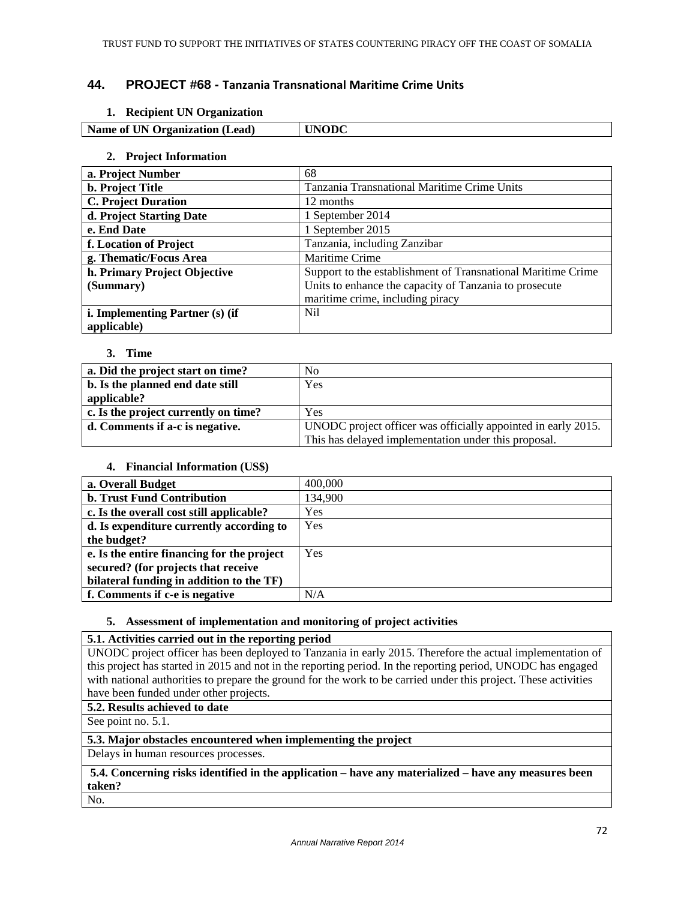## 44. PROJECT #68 - Tanzania Transnational Maritime Crime Units

### 1. Recipient UN Organization

| Name of UN Organization (Lead) | UNODC |
|---|---|

### 2. Project Information

| | |
|---|---|
| **a. Project Number** | 68 |
| **b. Project Title** | Tanzania Transnational Maritime Crime Units |
| **C. Project Duration** | 12 months |
| **d. Project Starting Date** | 1 September 2014 |
| **e. End Date** | 1 September 2015 |
| **f. Location of Project** | Tanzania, including Zanzibar |
| **g. Thematic/Focus Area** | Maritime Crime |
| **h. Primary Project Objective (Summary)** | Support to the establishment of Transnational Maritime Crime Units to enhance the capacity of Tanzania to prosecute maritime crime, including piracy |
| **i. Implementing Partner (s) (if applicable)** | Nil |

### 3. Time

| | |
|---|---|
| **a. Did the project start on time?** | No |
| **b. Is the planned end date still applicable?** | Yes |
| **c. Is the project currently on time?** | Yes |
| **d. Comments if a-c is negative.** | UNODC project officer was officially appointed in early 2015. This has delayed implementation under this proposal. |

### 4. Financial Information (US$)

| | |
|---|---|
| **a. Overall Budget** | 400,000 |
| **b. Trust Fund Contribution** | 134,900 |
| **c. Is the overall cost still applicable?** | Yes |
| **d. Is expenditure currently according to the budget?** | Yes |
| **e. Is the entire financing for the project secured? (for projects that receive bilateral funding in addition to the TF)** | Yes |
| **f. Comments if c-e is negative** | N/A |

### 5. Assessment of implementation and monitoring of project activities

**5.1. Activities carried out in the reporting period**

UNODC project officer has been deployed to Tanzania in early 2015. Therefore the actual implementation of this project has started in 2015 and not in the reporting period. In the reporting period, UNODC has engaged with national authorities to prepare the ground for the work to be carried under this project. These activities have been funded under other projects.

**5.2. Results achieved to date**

See point no. 5.1.

**5.3. Major obstacles encountered when implementing the project**

Delays in human resources processes.

**5.4. Concerning risks identified in the application – have any materialized – have any measures been taken?**

No.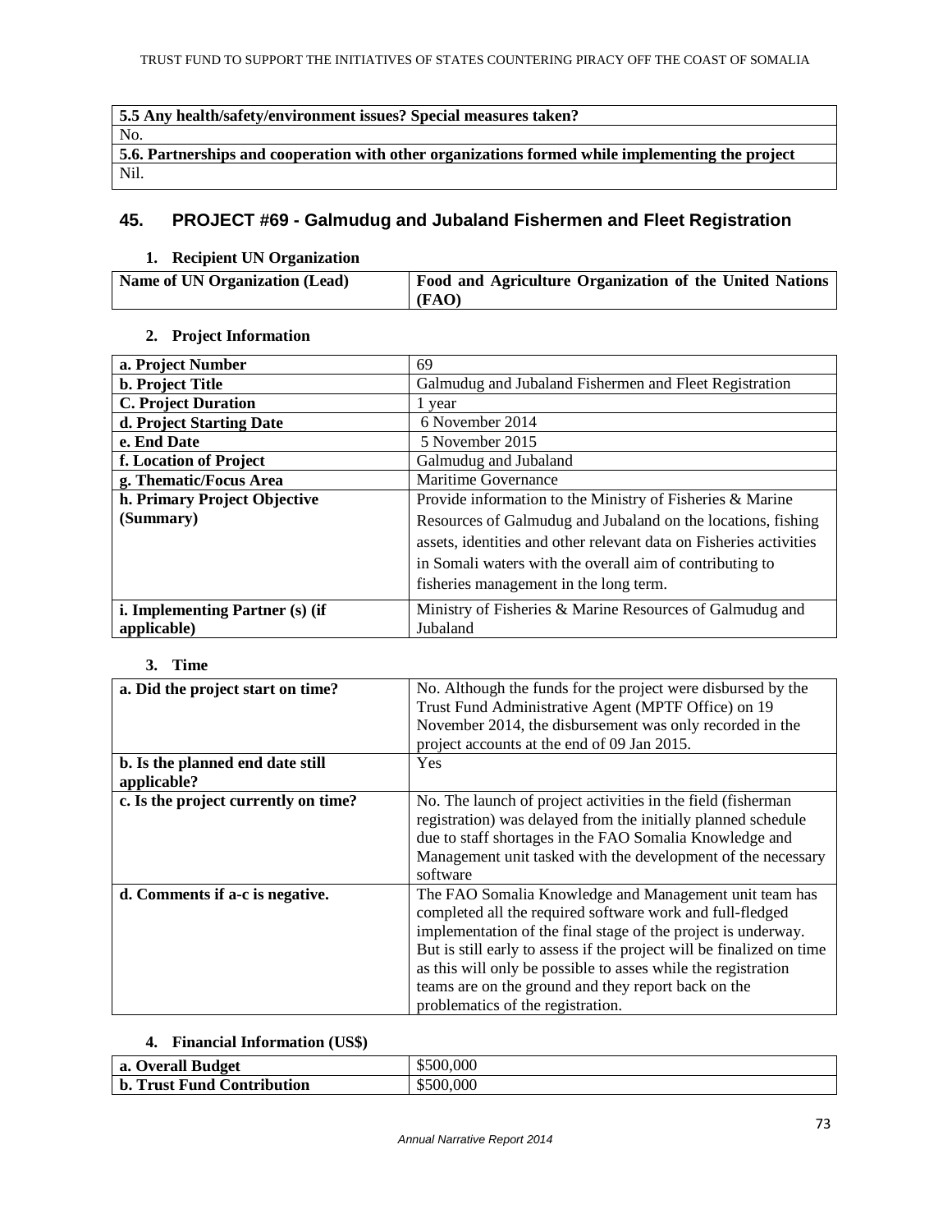| 5.5 Any health/safety/environment issues? Special measures taken? |
|---|
| No. |
| **5.6. Partnerships and cooperation with other organizations formed while implementing the project** |
| Nil. |

## 45. PROJECT #69 - Galmudug and Jubaland Fishermen and Fleet Registration

### 1. Recipient UN Organization

| Name of UN Organization (Lead) | Food and Agriculture Organization of the United Nations (FAO) |
|---|---|

### 2. Project Information

| | |
|---|---|
| **a. Project Number** | 69 |
| **b. Project Title** | Galmudug and Jubaland Fishermen and Fleet Registration |
| **C. Project Duration** | 1 year |
| **d. Project Starting Date** | 6 November 2014 |
| **e. End Date** | 5 November 2015 |
| **f. Location of Project** | Galmudug and Jubaland |
| **g. Thematic/Focus Area** | Maritime Governance |
| **h. Primary Project Objective (Summary)** | Provide information to the Ministry of Fisheries & Marine Resources of Galmudug and Jubaland on the locations, fishing assets, identities and other relevant data on Fisheries activities in Somali waters with the overall aim of contributing to fisheries management in the long term. |
| **i. Implementing Partner (s) (if applicable)** | Ministry of Fisheries & Marine Resources of Galmudug and Jubaland |

### 3. Time

| | |
|---|---|
| **a. Did the project start on time?** | No. Although the funds for the project were disbursed by the Trust Fund Administrative Agent (MPTF Office) on 19 November 2014, the disbursement was only recorded in the project accounts at the end of 09 Jan 2015. |
| **b. Is the planned end date still applicable?** | Yes |
| **c. Is the project currently on time?** | No. The launch of project activities in the field (fisherman registration) was delayed from the initially planned schedule due to staff shortages in the FAO Somalia Knowledge and Management unit tasked with the development of the necessary software |
| **d. Comments if a-c is negative.** | The FAO Somalia Knowledge and Management unit team has completed all the required software work and full-fledged implementation of the final stage of the project is underway. But is still early to assess if the project will be finalized on time as this will only be possible to asses while the registration teams are on the ground and they report back on the problematics of the registration. |

### 4. Financial Information (US$)

| | |
|---|---|
| **a. Overall Budget** | $500,000 |
| **b. Trust Fund Contribution** | $500,000 |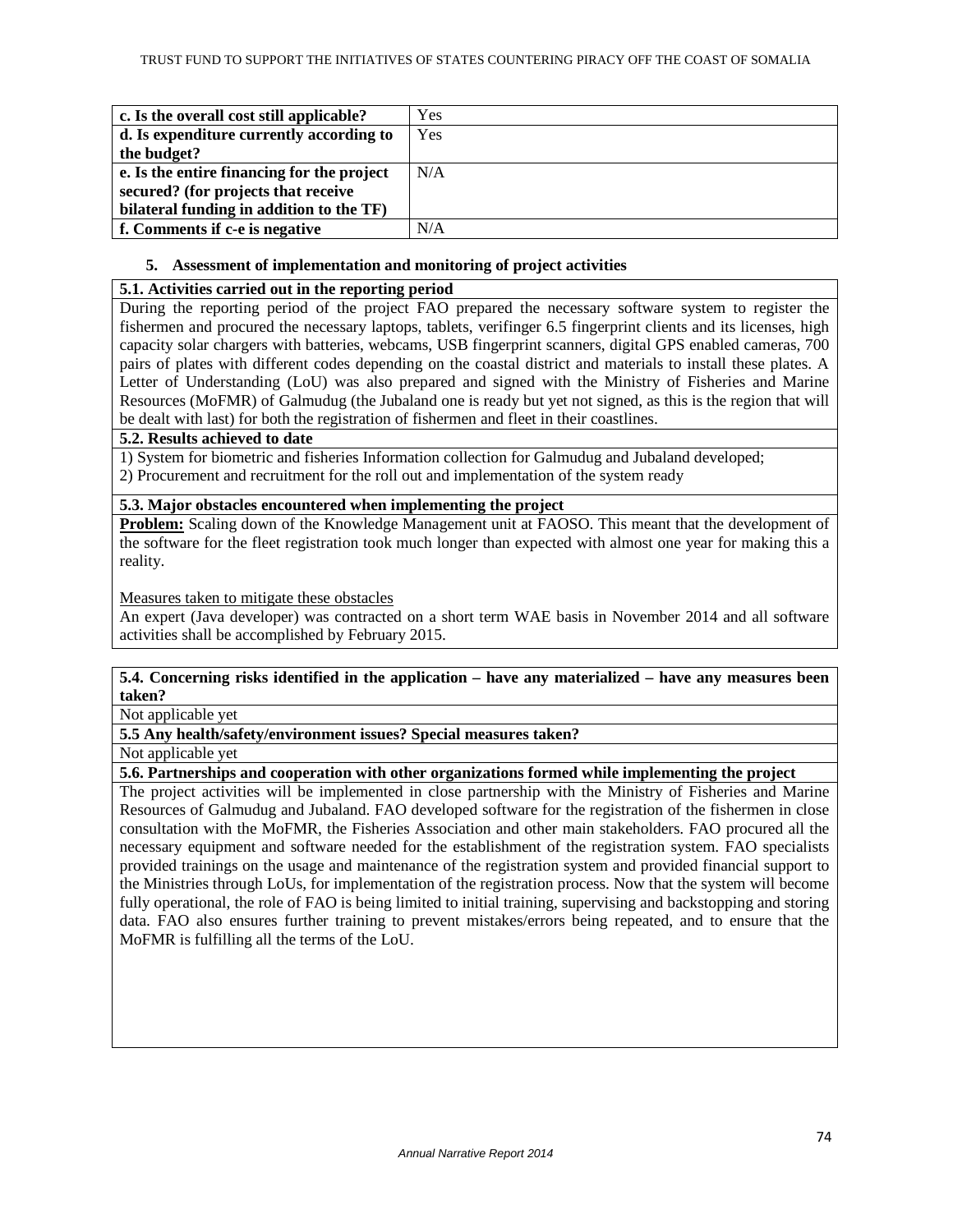| c. Is the overall cost still applicable? | Yes |
|---|---|
| d. Is expenditure currently according to the budget? | Yes |
| e. Is the entire financing for the project secured? (for projects that receive bilateral funding in addition to the TF) | N/A |
| f. Comments if c-e is negative | N/A |

## 5. Assessment of implementation and monitoring of project activities

**5.1. Activities carried out in the reporting period**

During the reporting period of the project FAO prepared the necessary software system to register the fishermen and procured the necessary laptops, tablets, verifinger 6.5 fingerprint clients and its licenses, high capacity solar chargers with batteries, webcams, USB fingerprint scanners, digital GPS enabled cameras, 700 pairs of plates with different codes depending on the coastal district and materials to install these plates. A Letter of Understanding (LoU) was also prepared and signed with the Ministry of Fisheries and Marine Resources (MoFMR) of Galmudug (the Jubaland one is ready but yet not signed, as this is the region that will be dealt with last) for both the registration of fishermen and fleet in their coastlines.

**5.2. Results achieved to date**

1) System for biometric and fisheries Information collection for Galmudug and Jubaland developed;
2) Procurement and recruitment for the roll out and implementation of the system ready

**5.3. Major obstacles encountered when implementing the project**

**Problem:** Scaling down of the Knowledge Management unit at FAOSO. This meant that the development of the software for the fleet registration took much longer than expected with almost one year for making this a reality.

Measures taken to mitigate these obstacles

An expert (Java developer) was contracted on a short term WAE basis in November 2014 and all software activities shall be accomplished by February 2015.

**5.4. Concerning risks identified in the application – have any materialized – have any measures been taken?**

Not applicable yet

**5.5 Any health/safety/environment issues? Special measures taken?**

Not applicable yet

**5.6. Partnerships and cooperation with other organizations formed while implementing the project**

The project activities will be implemented in close partnership with the Ministry of Fisheries and Marine Resources of Galmudug and Jubaland. FAO developed software for the registration of the fishermen in close consultation with the MoFMR, the Fisheries Association and other main stakeholders. FAO procured all the necessary equipment and software needed for the establishment of the registration system. FAO specialists provided trainings on the usage and maintenance of the registration system and provided financial support to the Ministries through LoUs, for implementation of the registration process. Now that the system will become fully operational, the role of FAO is being limited to initial training, supervising and backstopping and storing data. FAO also ensures further training to prevent mistakes/errors being repeated, and to ensure that the MoFMR is fulfilling all the terms of the LoU.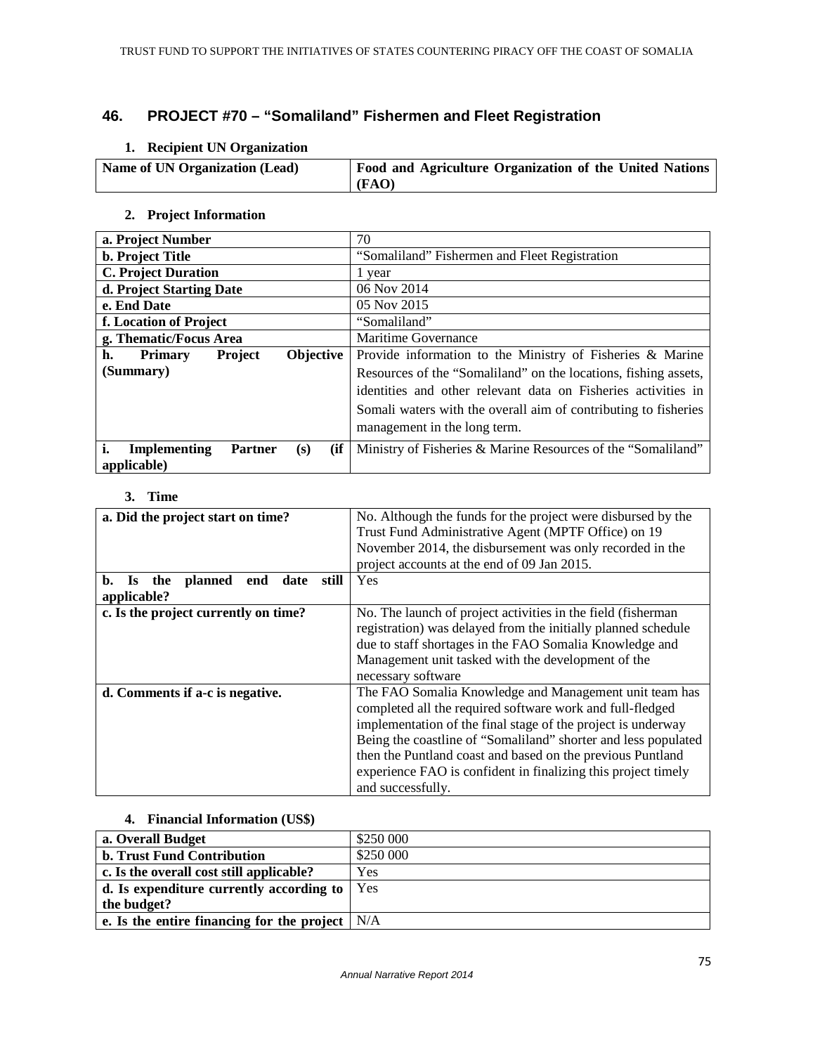## 46. PROJECT #70 – "Somaliland" Fishermen and Fleet Registration

### 1. Recipient UN Organization

| Name of UN Organization (Lead) | Food and Agriculture Organization of the United Nations (FAO) |
|---|---|

### 2. Project Information

| a. Project Number | 70 |
|---|---|
| b. Project Title | "Somaliland" Fishermen and Fleet Registration |
| C. Project Duration | 1 year |
| d. Project Starting Date | 06 Nov 2014 |
| e. End Date | 05 Nov 2015 |
| f. Location of Project | "Somaliland" |
| g. Thematic/Focus Area | Maritime Governance |
| h. Primary Project Objective (Summary) | Provide information to the Ministry of Fisheries & Marine Resources of the "Somaliland" on the locations, fishing assets, identities and other relevant data on Fisheries activities in Somali waters with the overall aim of contributing to fisheries management in the long term. |
| i. Implementing Partner (s) (if applicable) | Ministry of Fisheries & Marine Resources of the "Somaliland" |

### 3. Time

| a. Did the project start on time? | No. Although the funds for the project were disbursed by the Trust Fund Administrative Agent (MPTF Office) on 19 November 2014, the disbursement was only recorded in the project accounts at the end of 09 Jan 2015. |
|---|---|
| b. Is the planned end date still applicable? | Yes |
| c. Is the project currently on time? | No. The launch of project activities in the field (fisherman registration) was delayed from the initially planned schedule due to staff shortages in the FAO Somalia Knowledge and Management unit tasked with the development of the necessary software |
| d. Comments if a-c is negative. | The FAO Somalia Knowledge and Management unit team has completed all the required software work and full-fledged implementation of the final stage of the project is underway Being the coastline of "Somaliland" shorter and less populated then the Puntland coast and based on the previous Puntland experience FAO is confident in finalizing this project timely and successfully. |

### 4. Financial Information (US$)

| a. Overall Budget | $250 000 |
|---|---|
| b. Trust Fund Contribution | $250 000 |
| c. Is the overall cost still applicable? | Yes |
| d. Is expenditure currently according to the budget? | Yes |
| e. Is the entire financing for the project | N/A |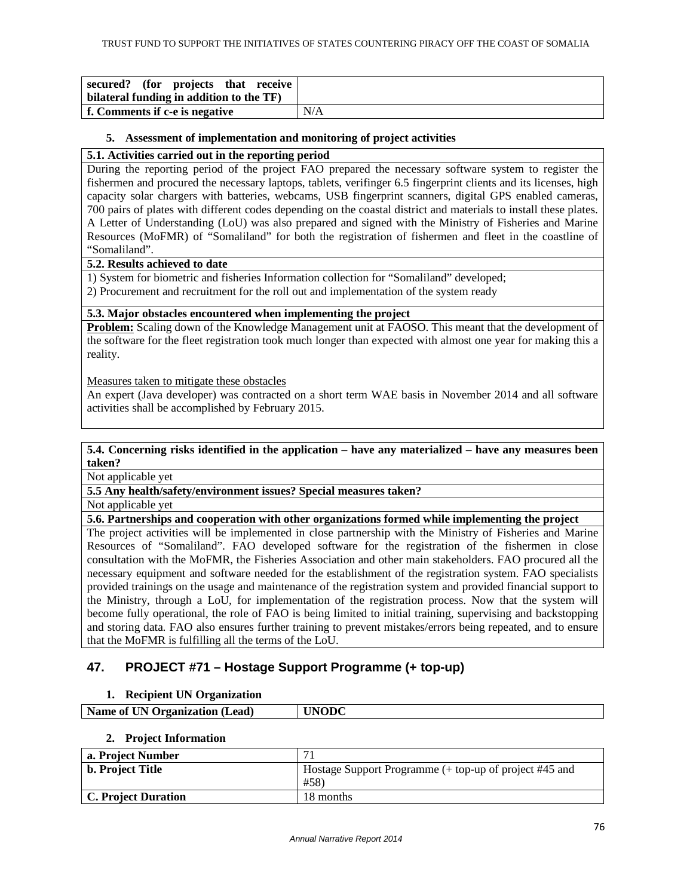| secured? (for projects that receive bilateral funding in addition to the TF) | |
|---|---|
| **f. Comments if c-e is negative** | N/A |

### 5. Assessment of implementation and monitoring of project activities

| **5.1. Activities carried out in the reporting period** |
|---|
| During the reporting period of the project FAO prepared the necessary software system to register the fishermen and procured the necessary laptops, tablets, verifinger 6.5 fingerprint clients and its licenses, high capacity solar chargers with batteries, webcams, USB fingerprint scanners, digital GPS enabled cameras, 700 pairs of plates with different codes depending on the coastal district and materials to install these plates. A Letter of Understanding (LoU) was also prepared and signed with the Ministry of Fisheries and Marine Resources (MoFMR) of "Somaliland" for both the registration of fishermen and fleet in the coastline of "Somaliland". |
| **5.2. Results achieved to date** |
| 1) System for biometric and fisheries Information collection for "Somaliland" developed;<br>2) Procurement and recruitment for the roll out and implementation of the system ready |
| **5.3. Major obstacles encountered when implementing the project** |
| **Problem:** Scaling down of the Knowledge Management unit at FAOSO. This meant that the development of the software for the fleet registration took much longer than expected with almost one year for making this a reality.<br><br>Measures taken to mitigate these obstacles<br>An expert (Java developer) was contracted on a short term WAE basis in November 2014 and all software activities shall be accomplished by February 2015. |

| **5.4. Concerning risks identified in the application – have any materialized – have any measures been taken?** |
|---|
| Not applicable yet |
| **5.5 Any health/safety/environment issues? Special measures taken?** |
| Not applicable yet |
| **5.6. Partnerships and cooperation with other organizations formed while implementing the project** |
| The project activities will be implemented in close partnership with the Ministry of Fisheries and Marine Resources of "Somaliland". FAO developed software for the registration of the fishermen in close consultation with the MoFMR, the Fisheries Association and other main stakeholders. FAO procured all the necessary equipment and software needed for the establishment of the registration system. FAO specialists provided trainings on the usage and maintenance of the registration system and provided financial support to the Ministry, through a LoU, for implementation of the registration process. Now that the system will become fully operational, the role of FAO is being limited to initial training, supervising and backstopping and storing data. FAO also ensures further training to prevent mistakes/errors being repeated, and to ensure that the MoFMR is fulfilling all the terms of the LoU. |

## 47. PROJECT #71 – Hostage Support Programme (+ top-up)

### 1. Recipient UN Organization

| **Name of UN Organization (Lead)** | **UNODC** |
|---|---|

### 2. Project Information

| **a. Project Number** | 71 |
|---|---|
| **b. Project Title** | Hostage Support Programme (+ top-up of project #45 and #58) |
| **C. Project Duration** | 18 months |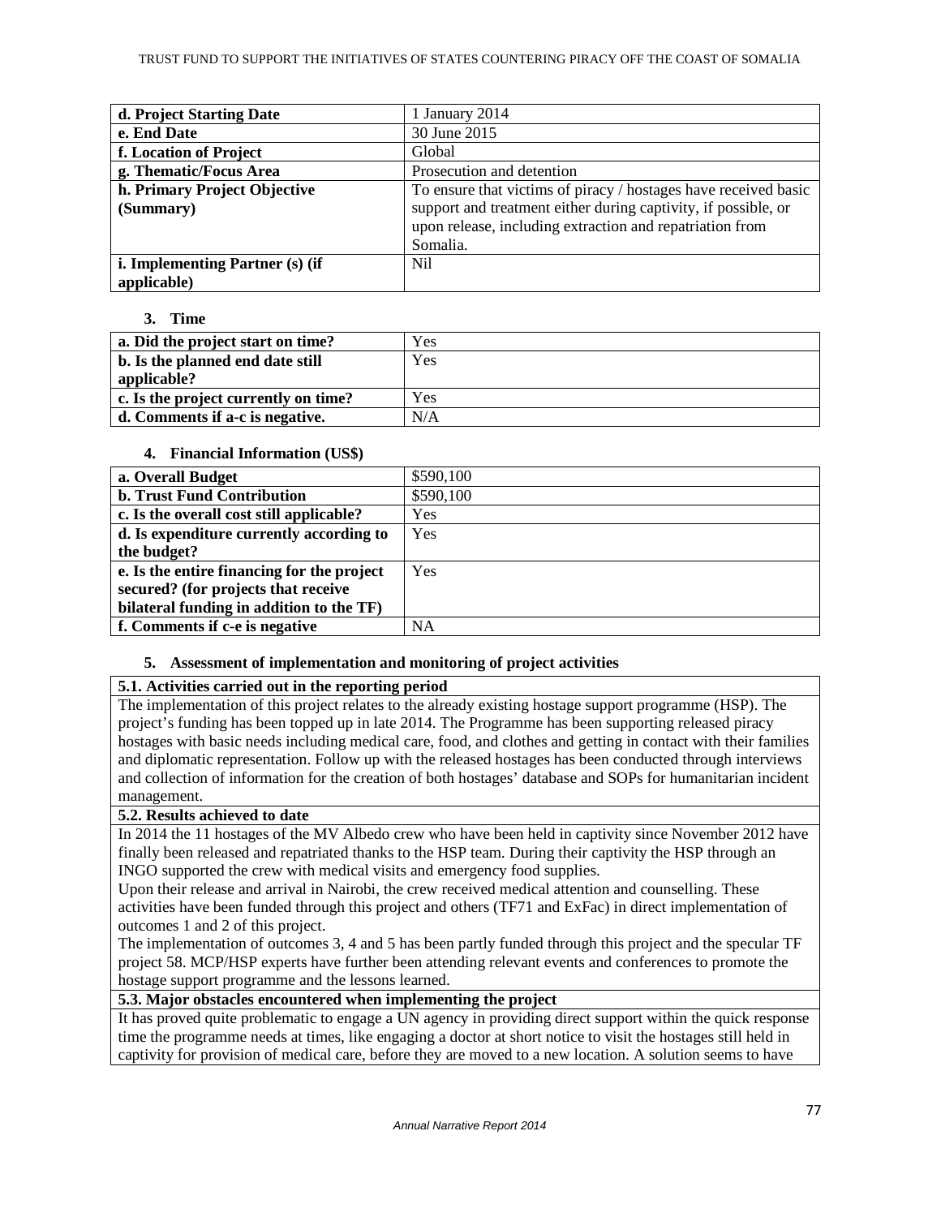| d. Project Starting Date | 1 January 2014 |
|---|---|
| e. End Date | 30 June 2015 |
| f. Location of Project | Global |
| g. Thematic/Focus Area | Prosecution and detention |
| h. Primary Project Objective (Summary) | To ensure that victims of piracy / hostages have received basic support and treatment either during captivity, if possible, or upon release, including extraction and repatriation from Somalia. |
| i. Implementing Partner (s) (if applicable) | Nil |

**3. Time**

| a. Did the project start on time? | Yes |
|---|---|
| b. Is the planned end date still applicable? | Yes |
| c. Is the project currently on time? | Yes |
| d. Comments if a-c is negative. | N/A |

**4. Financial Information (US$)**

| a. Overall Budget | $590,100 |
|---|---|
| b. Trust Fund Contribution | $590,100 |
| c. Is the overall cost still applicable? | Yes |
| d. Is expenditure currently according to the budget? | Yes |
| e. Is the entire financing for the project secured? (for projects that receive bilateral funding in addition to the TF) | Yes |
| f. Comments if c-e is negative | NA |

**5. Assessment of implementation and monitoring of project activities**

**5.1. Activities carried out in the reporting period**

The implementation of this project relates to the already existing hostage support programme (HSP). The project's funding has been topped up in late 2014. The Programme has been supporting released piracy hostages with basic needs including medical care, food, and clothes and getting in contact with their families and diplomatic representation. Follow up with the released hostages has been conducted through interviews and collection of information for the creation of both hostages' database and SOPs for humanitarian incident management.

**5.2. Results achieved to date**

In 2014 the 11 hostages of the MV Albedo crew who have been held in captivity since November 2012 have finally been released and repatriated thanks to the HSP team. During their captivity the HSP through an INGO supported the crew with medical visits and emergency food supplies.

Upon their release and arrival in Nairobi, the crew received medical attention and counselling. These activities have been funded through this project and others (TF71 and ExFac) in direct implementation of outcomes 1 and 2 of this project.

The implementation of outcomes 3, 4 and 5 has been partly funded through this project and the specular TF project 58. MCP/HSP experts have further been attending relevant events and conferences to promote the hostage support programme and the lessons learned.

**5.3. Major obstacles encountered when implementing the project**

It has proved quite problematic to engage a UN agency in providing direct support within the quick response time the programme needs at times, like engaging a doctor at short notice to visit the hostages still held in captivity for provision of medical care, before they are moved to a new location. A solution seems to have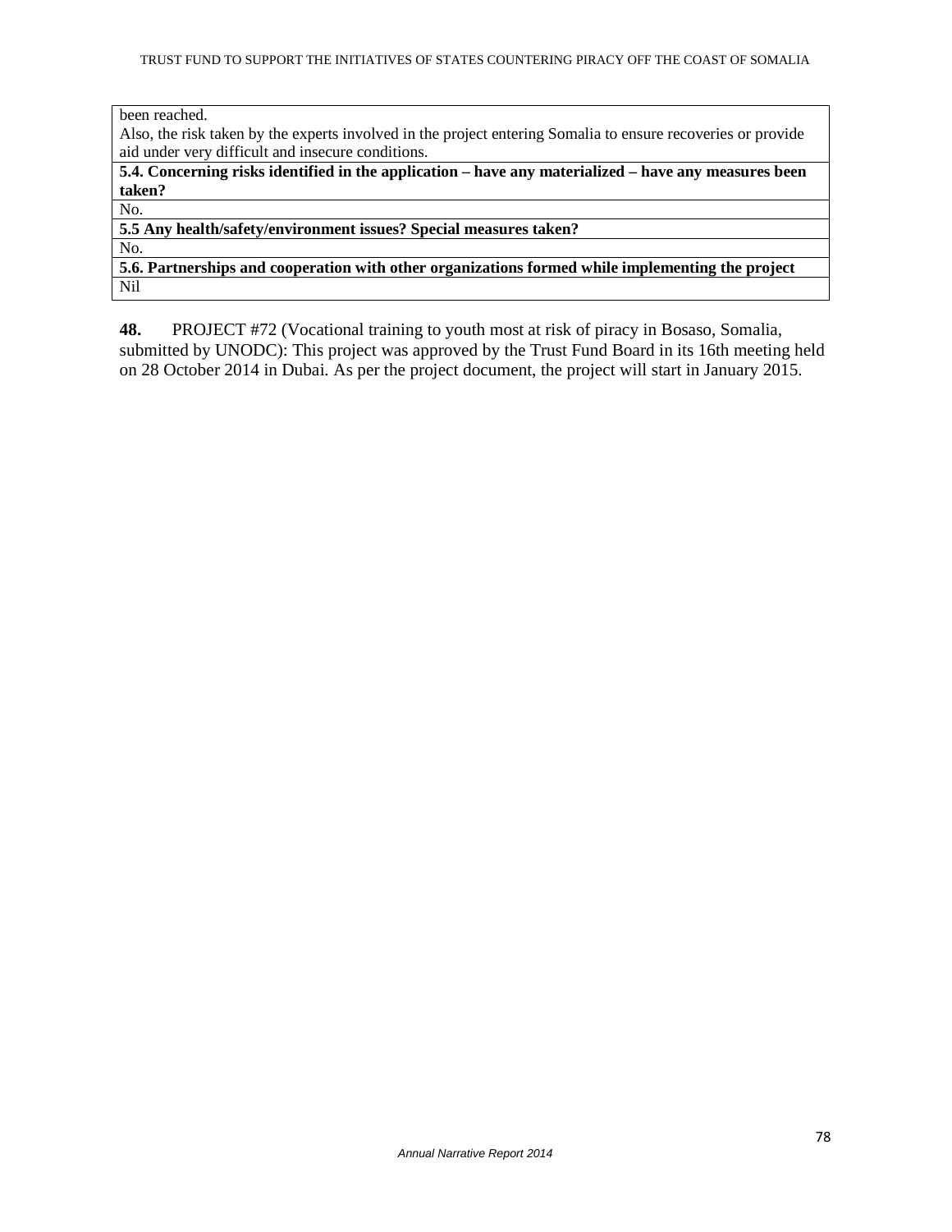| been reached. Also, the risk taken by the experts involved in the project entering Somalia to ensure recoveries or provide aid under very difficult and insecure conditions. |
| --- |
| **5.4. Concerning risks identified in the application – have any materialized – have any measures been taken?** |
| No. |
| **5.5 Any health/safety/environment issues? Special measures taken?** |
| No. |
| **5.6. Partnerships and cooperation with other organizations formed while implementing the project** |
| Nil |

**48.** PROJECT #72 (Vocational training to youth most at risk of piracy in Bosaso, Somalia, submitted by UNODC): This project was approved by the Trust Fund Board in its 16th meeting held on 28 October 2014 in Dubai. As per the project document, the project will start in January 2015.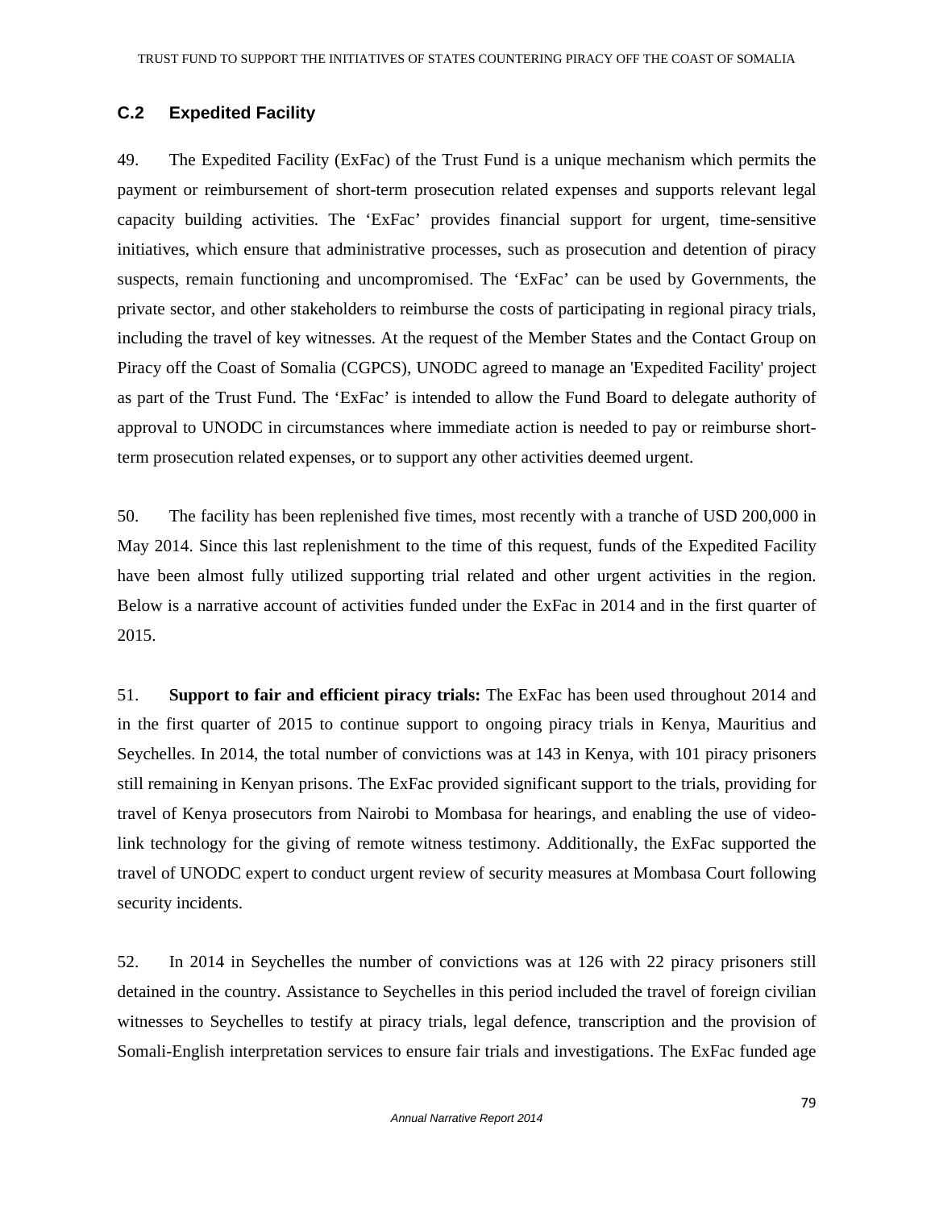## C.2 Expedited Facility

49. The Expedited Facility (ExFac) of the Trust Fund is a unique mechanism which permits the payment or reimbursement of short-term prosecution related expenses and supports relevant legal capacity building activities. The 'ExFac' provides financial support for urgent, time-sensitive initiatives, which ensure that administrative processes, such as prosecution and detention of piracy suspects, remain functioning and uncompromised. The 'ExFac' can be used by Governments, the private sector, and other stakeholders to reimburse the costs of participating in regional piracy trials, including the travel of key witnesses. At the request of the Member States and the Contact Group on Piracy off the Coast of Somalia (CGPCS), UNODC agreed to manage an 'Expedited Facility' project as part of the Trust Fund. The 'ExFac' is intended to allow the Fund Board to delegate authority of approval to UNODC in circumstances where immediate action is needed to pay or reimburse short-term prosecution related expenses, or to support any other activities deemed urgent.

50. The facility has been replenished five times, most recently with a tranche of USD 200,000 in May 2014. Since this last replenishment to the time of this request, funds of the Expedited Facility have been almost fully utilized supporting trial related and other urgent activities in the region. Below is a narrative account of activities funded under the ExFac in 2014 and in the first quarter of 2015.

51. **Support to fair and efficient piracy trials:** The ExFac has been used throughout 2014 and in the first quarter of 2015 to continue support to ongoing piracy trials in Kenya, Mauritius and Seychelles. In 2014, the total number of convictions was at 143 in Kenya, with 101 piracy prisoners still remaining in Kenyan prisons. The ExFac provided significant support to the trials, providing for travel of Kenya prosecutors from Nairobi to Mombasa for hearings, and enabling the use of video-link technology for the giving of remote witness testimony. Additionally, the ExFac supported the travel of UNODC expert to conduct urgent review of security measures at Mombasa Court following security incidents.

52. In 2014 in Seychelles the number of convictions was at 126 with 22 piracy prisoners still detained in the country. Assistance to Seychelles in this period included the travel of foreign civilian witnesses to Seychelles to testify at piracy trials, legal defence, transcription and the provision of Somali-English interpretation services to ensure fair trials and investigations. The ExFac funded age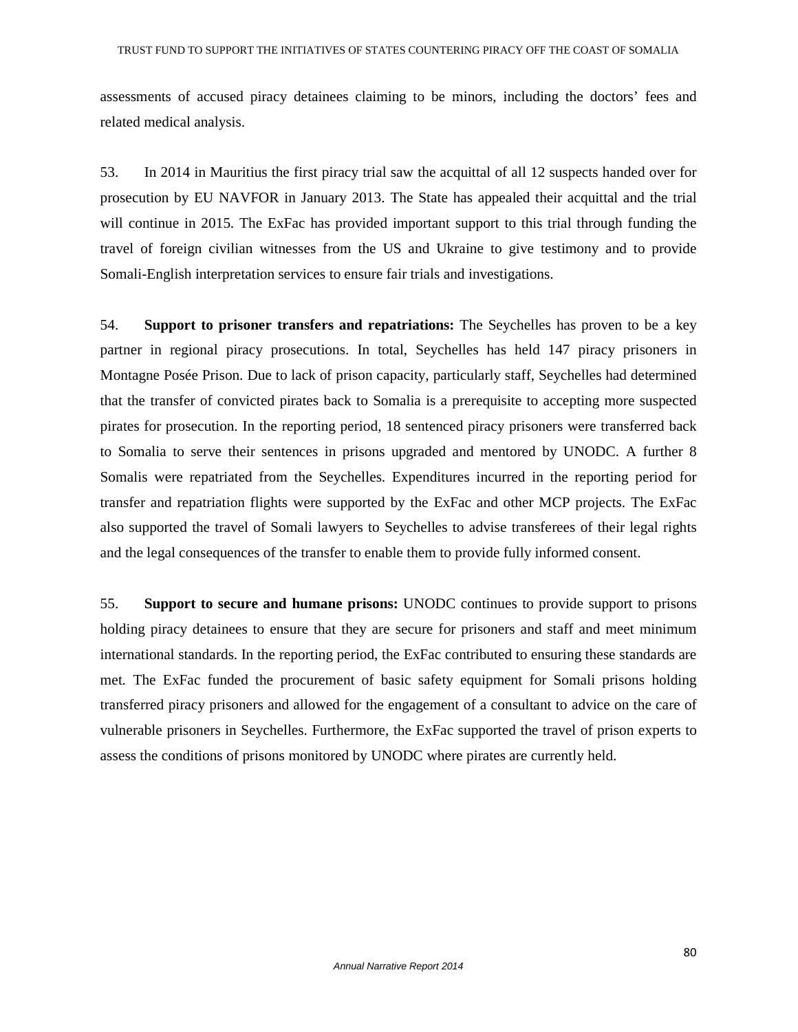assessments of accused piracy detainees claiming to be minors, including the doctors' fees and related medical analysis.

53. In 2014 in Mauritius the first piracy trial saw the acquittal of all 12 suspects handed over for prosecution by EU NAVFOR in January 2013. The State has appealed their acquittal and the trial will continue in 2015. The ExFac has provided important support to this trial through funding the travel of foreign civilian witnesses from the US and Ukraine to give testimony and to provide Somali-English interpretation services to ensure fair trials and investigations.

54. **Support to prisoner transfers and repatriations:** The Seychelles has proven to be a key partner in regional piracy prosecutions. In total, Seychelles has held 147 piracy prisoners in Montagne Posée Prison. Due to lack of prison capacity, particularly staff, Seychelles had determined that the transfer of convicted pirates back to Somalia is a prerequisite to accepting more suspected pirates for prosecution. In the reporting period, 18 sentenced piracy prisoners were transferred back to Somalia to serve their sentences in prisons upgraded and mentored by UNODC. A further 8 Somalis were repatriated from the Seychelles. Expenditures incurred in the reporting period for transfer and repatriation flights were supported by the ExFac and other MCP projects. The ExFac also supported the travel of Somali lawyers to Seychelles to advise transferees of their legal rights and the legal consequences of the transfer to enable them to provide fully informed consent.

55. **Support to secure and humane prisons:** UNODC continues to provide support to prisons holding piracy detainees to ensure that they are secure for prisoners and staff and meet minimum international standards. In the reporting period, the ExFac contributed to ensuring these standards are met. The ExFac funded the procurement of basic safety equipment for Somali prisons holding transferred piracy prisoners and allowed for the engagement of a consultant to advice on the care of vulnerable prisoners in Seychelles. Furthermore, the ExFac supported the travel of prison experts to assess the conditions of prisons monitored by UNODC where pirates are currently held.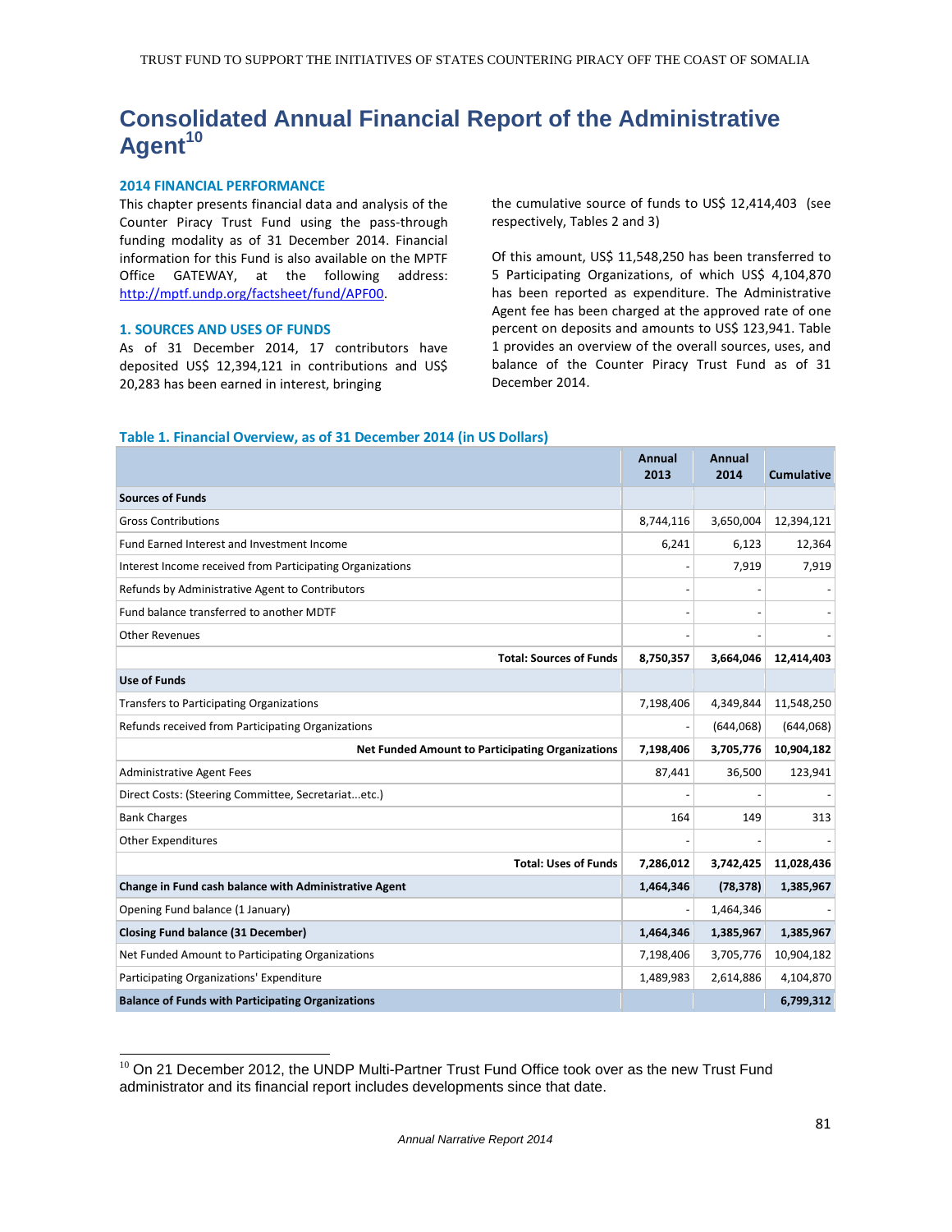# Consolidated Annual Financial Report of the Administrative Agent[10]

### 2014 FINANCIAL PERFORMANCE

This chapter presents financial data and analysis of the Counter Piracy Trust Fund using the pass-through funding modality as of 31 December 2014. Financial information for this Fund is also available on the MPTF Office GATEWAY, at the following address: http://mptf.undp.org/factsheet/fund/APF00.

### 1. SOURCES AND USES OF FUNDS

As of 31 December 2014, 17 contributors have deposited US$ 12,394,121 in contributions and US$ 20,283 has been earned in interest, bringing the cumulative source of funds to US$ 12,414,403 (see respectively, Tables 2 and 3)

Of this amount, US$ 11,548,250 has been transferred to 5 Participating Organizations, of which US$ 4,104,870 has been reported as expenditure. The Administrative Agent fee has been charged at the approved rate of one percent on deposits and amounts to US$ 123,941. Table 1 provides an overview of the overall sources, uses, and balance of the Counter Piracy Trust Fund as of 31 December 2014.

**Table 1. Financial Overview, as of 31 December 2014 (in US Dollars)**

| | Annual 2013 | Annual 2014 | Cumulative |
|---|---|---|---|
| **Sources of Funds** | | | |
| Gross Contributions | 8,744,116 | 3,650,004 | 12,394,121 |
| Fund Earned Interest and Investment Income | 6,241 | 6,123 | 12,364 |
| Interest Income received from Participating Organizations | - | 7,919 | 7,919 |
| Refunds by Administrative Agent to Contributors | - | - | - |
| Fund balance transferred to another MDTF | - | - | - |
| Other Revenues | - | - | - |
| **Total: Sources of Funds** | **8,750,357** | **3,664,046** | **12,414,403** |
| **Use of Funds** | | | |
| Transfers to Participating Organizations | 7,198,406 | 4,349,844 | 11,548,250 |
| Refunds received from Participating Organizations | - | (644,068) | (644,068) |
| **Net Funded Amount to Participating Organizations** | **7,198,406** | **3,705,776** | **10,904,182** |
| Administrative Agent Fees | 87,441 | 36,500 | 123,941 |
| Direct Costs: (Steering Committee, Secretariat...etc.) | - | - | - |
| Bank Charges | 164 | 149 | 313 |
| Other Expenditures | - | - | - |
| **Total: Uses of Funds** | **7,286,012** | **3,742,425** | **11,028,436** |
| **Change in Fund cash balance with Administrative Agent** | **1,464,346** | **(78,378)** | **1,385,967** |
| Opening Fund balance (1 January) | - | 1,464,346 | - |
| **Closing Fund balance (31 December)** | **1,464,346** | **1,385,967** | **1,385,967** |
| Net Funded Amount to Participating Organizations | 7,198,406 | 3,705,776 | 10,904,182 |
| Participating Organizations' Expenditure | 1,489,983 | 2,614,886 | 4,104,870 |
| **Balance of Funds with Participating Organizations** | | | **6,799,312** |

[10] On 21 December 2012, the UNDP Multi-Partner Trust Fund Office took over as the new Trust Fund administrator and its financial report includes developments since that date.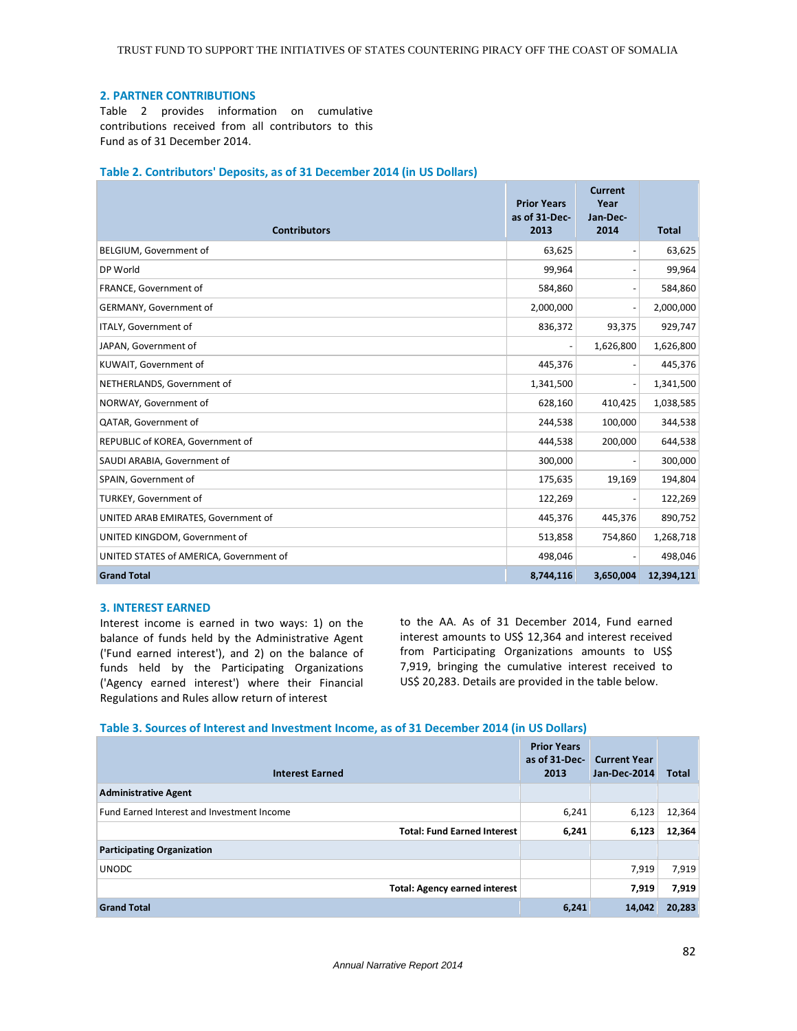## 2. PARTNER CONTRIBUTIONS

Table 2 provides information on cumulative contributions received from all contributors to this Fund as of 31 December 2014.

**Table 2. Contributors' Deposits, as of 31 December 2014 (in US Dollars)**

| Contributors | Prior Years as of 31-Dec-2013 | Current Year Jan-Dec-2014 | Total |
|---|---|---|---|
| BELGIUM, Government of | 63,625 | - | 63,625 |
| DP World | 99,964 | - | 99,964 |
| FRANCE, Government of | 584,860 | - | 584,860 |
| GERMANY, Government of | 2,000,000 | - | 2,000,000 |
| ITALY, Government of | 836,372 | 93,375 | 929,747 |
| JAPAN, Government of | - | 1,626,800 | 1,626,800 |
| KUWAIT, Government of | 445,376 | - | 445,376 |
| NETHERLANDS, Government of | 1,341,500 | - | 1,341,500 |
| NORWAY, Government of | 628,160 | 410,425 | 1,038,585 |
| QATAR, Government of | 244,538 | 100,000 | 344,538 |
| REPUBLIC of KOREA, Government of | 444,538 | 200,000 | 644,538 |
| SAUDI ARABIA, Government of | 300,000 | - | 300,000 |
| SPAIN, Government of | 175,635 | 19,169 | 194,804 |
| TURKEY, Government of | 122,269 | - | 122,269 |
| UNITED ARAB EMIRATES, Government of | 445,376 | 445,376 | 890,752 |
| UNITED KINGDOM, Government of | 513,858 | 754,860 | 1,268,718 |
| UNITED STATES of AMERICA, Government of | 498,046 | - | 498,046 |
| **Grand Total** | **8,744,116** | **3,650,004** | **12,394,121** |

## 3. INTEREST EARNED

Interest income is earned in two ways: 1) on the balance of funds held by the Administrative Agent ('Fund earned interest'), and 2) on the balance of funds held by the Participating Organizations ('Agency earned interest') where their Financial Regulations and Rules allow return of interest to the AA. As of 31 December 2014, Fund earned interest amounts to US$ 12,364 and interest received from Participating Organizations amounts to US$ 7,919, bringing the cumulative interest received to US$ 20,283. Details are provided in the table below.

**Table 3. Sources of Interest and Investment Income, as of 31 December 2014 (in US Dollars)**

| Interest Earned | Prior Years as of 31-Dec-2013 | Current Year Jan-Dec-2014 | Total |
|---|---|---|---|
| **Administrative Agent** | | | |
| Fund Earned Interest and Investment Income | 6,241 | 6,123 | 12,364 |
| **Total: Fund Earned Interest** | **6,241** | **6,123** | **12,364** |
| **Participating Organization** | | | |
| UNODC | | 7,919 | 7,919 |
| **Total: Agency earned interest** | | **7,919** | **7,919** |
| **Grand Total** | **6,241** | **14,042** | **20,283** |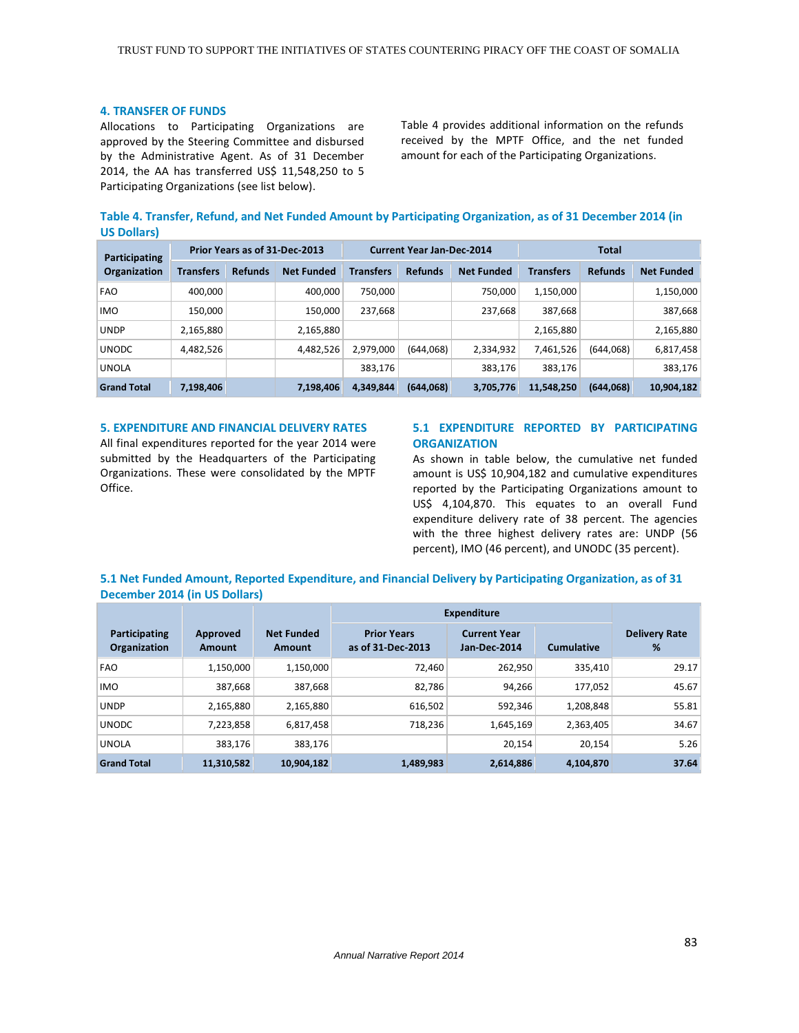## 4. TRANSFER OF FUNDS

Allocations to Participating Organizations are approved by the Steering Committee and disbursed by the Administrative Agent. As of 31 December 2014, the AA has transferred US$ 11,548,250 to 5 Participating Organizations (see list below).

Table 4 provides additional information on the refunds received by the MPTF Office, and the net funded amount for each of the Participating Organizations.

### Table 4. Transfer, Refund, and Net Funded Amount by Participating Organization, as of 31 December 2014 (in US Dollars)

| Participating Organization | Prior Years as of 31-Dec-2013 | | | Current Year Jan-Dec-2014 | | | Total | | |
|---|---|---|---|---|---|---|---|---|---|
| | Transfers | Refunds | Net Funded | Transfers | Refunds | Net Funded | Transfers | Refunds | Net Funded |
| FAO | 400,000 | | 400,000 | 750,000 | | 750,000 | 1,150,000 | | 1,150,000 |
| IMO | 150,000 | | 150,000 | 237,668 | | 237,668 | 387,668 | | 387,668 |
| UNDP | 2,165,880 | | 2,165,880 | | | | 2,165,880 | | 2,165,880 |
| UNODC | 4,482,526 | | 4,482,526 | 2,979,000 | (644,068) | 2,334,932 | 7,461,526 | (644,068) | 6,817,458 |
| UNOLA | | | | 383,176 | | 383,176 | 383,176 | | 383,176 |
| **Grand Total** | **7,198,406** | | **7,198,406** | **4,349,844** | **(644,068)** | **3,705,776** | **11,548,250** | **(644,068)** | **10,904,182** |

## 5. EXPENDITURE AND FINANCIAL DELIVERY RATES

All final expenditures reported for the year 2014 were submitted by the Headquarters of the Participating Organizations. These were consolidated by the MPTF Office.

### 5.1 EXPENDITURE REPORTED BY PARTICIPATING ORGANIZATION

As shown in table below, the cumulative net funded amount is US$ 10,904,182 and cumulative expenditures reported by the Participating Organizations amount to US$ 4,104,870. This equates to an overall Fund expenditure delivery rate of 38 percent. The agencies with the three highest delivery rates are: UNDP (56 percent), IMO (46 percent), and UNODC (35 percent).

### 5.1 Net Funded Amount, Reported Expenditure, and Financial Delivery by Participating Organization, as of 31 December 2014 (in US Dollars)

| Participating Organization | Approved Amount | Net Funded Amount | Expenditure | | | Delivery Rate % |
|---|---|---|---|---|---|---|
| | | | Prior Years as of 31-Dec-2013 | Current Year Jan-Dec-2014 | Cumulative | |
| FAO | 1,150,000 | 1,150,000 | 72,460 | 262,950 | 335,410 | 29.17 |
| IMO | 387,668 | 387,668 | 82,786 | 94,266 | 177,052 | 45.67 |
| UNDP | 2,165,880 | 2,165,880 | 616,502 | 592,346 | 1,208,848 | 55.81 |
| UNODC | 7,223,858 | 6,817,458 | 718,236 | 1,645,169 | 2,363,405 | 34.67 |
| UNOLA | 383,176 | 383,176 | | 20,154 | 20,154 | 5.26 |
| **Grand Total** | **11,310,582** | **10,904,182** | **1,489,983** | **2,614,886** | **4,104,870** | **37.64** |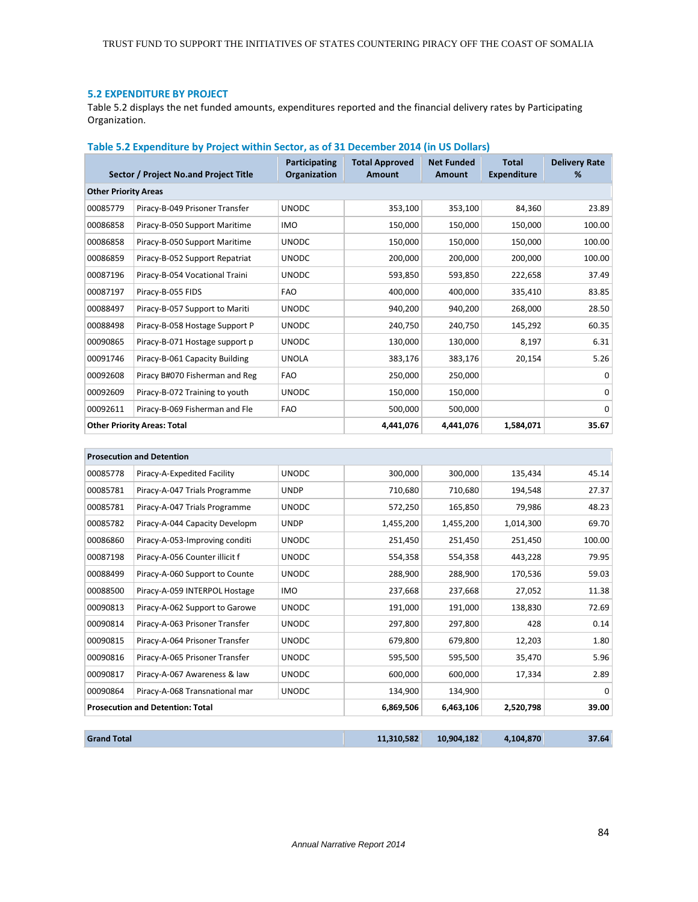## 5.2 EXPENDITURE BY PROJECT

Table 5.2 displays the net funded amounts, expenditures reported and the financial delivery rates by Participating Organization.

### Table 5.2 Expenditure by Project within Sector, as of 31 December 2014 (in US Dollars)

| Sector / Project No.and Project Title | | Participating Organization | Total Approved Amount | Net Funded Amount | Total Expenditure | Delivery Rate % |
|---|---|---|---|---|---|---|
| **Other Priority Areas** | | | | | | |
| 00085779 | Piracy-B-049 Prisoner Transfer | UNODC | 353,100 | 353,100 | 84,360 | 23.89 |
| 00086858 | Piracy-B-050 Support Maritime | IMO | 150,000 | 150,000 | 150,000 | 100.00 |
| 00086858 | Piracy-B-050 Support Maritime | UNODC | 150,000 | 150,000 | 150,000 | 100.00 |
| 00086859 | Piracy-B-052 Support Repatriat | UNODC | 200,000 | 200,000 | 200,000 | 100.00 |
| 00087196 | Piracy-B-054 Vocational Traini | UNODC | 593,850 | 593,850 | 222,658 | 37.49 |
| 00087197 | Piracy-B-055 FIDS | FAO | 400,000 | 400,000 | 335,410 | 83.85 |
| 00088497 | Piracy-B-057 Support to Mariti | UNODC | 940,200 | 940,200 | 268,000 | 28.50 |
| 00088498 | Piracy-B-058 Hostage Support P | UNODC | 240,750 | 240,750 | 145,292 | 60.35 |
| 00090865 | Piracy-B-071 Hostage support p | UNODC | 130,000 | 130,000 | 8,197 | 6.31 |
| 00091746 | Piracy-B-061 Capacity Building | UNOLA | 383,176 | 383,176 | 20,154 | 5.26 |
| 00092608 | Piracy B#070 Fisherman and Reg | FAO | 250,000 | 250,000 | | 0 |
| 00092609 | Piracy-B-072 Training to youth | UNODC | 150,000 | 150,000 | | 0 |
| 00092611 | Piracy-B-069 Fisherman and Fle | FAO | 500,000 | 500,000 | | 0 |
| **Other Priority Areas: Total** | | | **4,441,076** | **4,441,076** | **1,584,071** | **35.67** |
| **Prosecution and Detention** | | | | | | |
| 00085778 | Piracy-A-Expedited Facility | UNODC | 300,000 | 300,000 | 135,434 | 45.14 |
| 00085781 | Piracy-A-047 Trials Programme | UNDP | 710,680 | 710,680 | 194,548 | 27.37 |
| 00085781 | Piracy-A-047 Trials Programme | UNODC | 572,250 | 165,850 | 79,986 | 48.23 |
| 00085782 | Piracy-A-044 Capacity Developm | UNDP | 1,455,200 | 1,455,200 | 1,014,300 | 69.70 |
| 00086860 | Piracy-A-053-Improving conditi | UNODC | 251,450 | 251,450 | 251,450 | 100.00 |
| 00087198 | Piracy-A-056 Counter illicit f | UNODC | 554,358 | 554,358 | 443,228 | 79.95 |
| 00088499 | Piracy-A-060 Support to Counte | UNODC | 288,900 | 288,900 | 170,536 | 59.03 |
| 00088500 | Piracy-A-059 INTERPOL Hostage | IMO | 237,668 | 237,668 | 27,052 | 11.38 |
| 00090813 | Piracy-A-062 Support to Garowe | UNODC | 191,000 | 191,000 | 138,830 | 72.69 |
| 00090814 | Piracy-A-063 Prisoner Transfer | UNODC | 297,800 | 297,800 | 428 | 0.14 |
| 00090815 | Piracy-A-064 Prisoner Transfer | UNODC | 679,800 | 679,800 | 12,203 | 1.80 |
| 00090816 | Piracy-A-065 Prisoner Transfer | UNODC | 595,500 | 595,500 | 35,470 | 5.96 |
| 00090817 | Piracy-A-067 Awareness & law | UNODC | 600,000 | 600,000 | 17,334 | 2.89 |
| 00090864 | Piracy-A-068 Transnational mar | UNODC | 134,900 | 134,900 | | 0 |
| **Prosecution and Detention: Total** | | | **6,869,506** | **6,463,106** | **2,520,798** | **39.00** |
| **Grand Total** | | | **11,310,582** | **10,904,182** | **4,104,870** | **37.64** |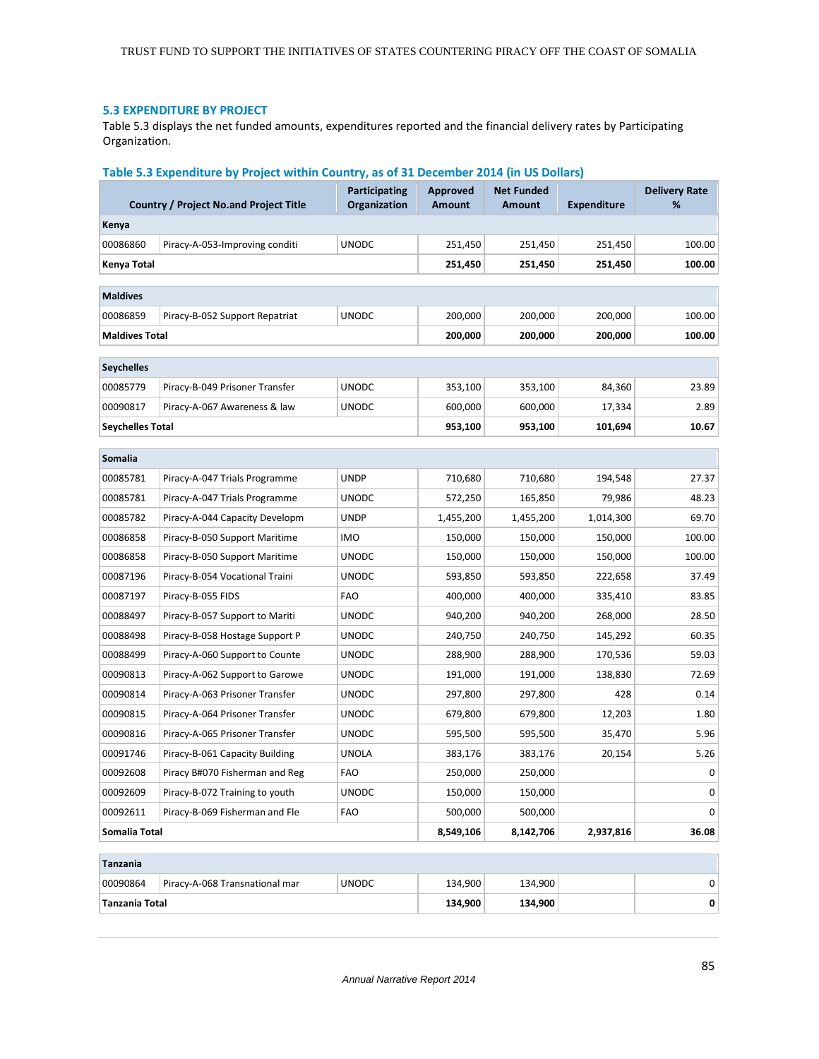### 5.3 EXPENDITURE BY PROJECT

Table 5.3 displays the net funded amounts, expenditures reported and the financial delivery rates by Participating Organization.

**Table 5.3 Expenditure by Project within Country, as of 31 December 2014 (in US Dollars)**

| Country / Project No.and Project Title | | Participating Organization | Approved Amount | Net Funded Amount | Expenditure | Delivery Rate % |
|---|---|---|---|---|---|---|
| **Kenya** | | | | | | |
| 00086860 | Piracy-A-053-Improving conditi | UNODC | 251,450 | 251,450 | 251,450 | 100.00 |
| **Kenya Total** | | | **251,450** | **251,450** | **251,450** | **100.00** |
| **Maldives** | | | | | | |
| 00086859 | Piracy-B-052 Support Repatriat | UNODC | 200,000 | 200,000 | 200,000 | 100.00 |
| **Maldives Total** | | | **200,000** | **200,000** | **200,000** | **100.00** |
| **Seychelles** | | | | | | |
| 00085779 | Piracy-B-049 Prisoner Transfer | UNODC | 353,100 | 353,100 | 84,360 | 23.89 |
| 00090817 | Piracy-A-067 Awareness & law | UNODC | 600,000 | 600,000 | 17,334 | 2.89 |
| **Seychelles Total** | | | **953,100** | **953,100** | **101,694** | **10.67** |
| **Somalia** | | | | | | |
| 00085781 | Piracy-A-047 Trials Programme | UNDP | 710,680 | 710,680 | 194,548 | 27.37 |
| 00085781 | Piracy-A-047 Trials Programme | UNODC | 572,250 | 165,850 | 79,986 | 48.23 |
| 00085782 | Piracy-A-044 Capacity Developm | UNDP | 1,455,200 | 1,455,200 | 1,014,300 | 69.70 |
| 00086858 | Piracy-B-050 Support Maritime | IMO | 150,000 | 150,000 | 150,000 | 100.00 |
| 00086858 | Piracy-B-050 Support Maritime | UNODC | 150,000 | 150,000 | 150,000 | 100.00 |
| 00087196 | Piracy-B-054 Vocational Traini | UNODC | 593,850 | 593,850 | 222,658 | 37.49 |
| 00087197 | Piracy-B-055 FIDS | FAO | 400,000 | 400,000 | 335,410 | 83.85 |
| 00088497 | Piracy-B-057 Support to Mariti | UNODC | 940,200 | 940,200 | 268,000 | 28.50 |
| 00088498 | Piracy-B-058 Hostage Support P | UNODC | 240,750 | 240,750 | 145,292 | 60.35 |
| 00088499 | Piracy-A-060 Support to Counte | UNODC | 288,900 | 288,900 | 170,536 | 59.03 |
| 00090813 | Piracy-A-062 Support to Garowe | UNODC | 191,000 | 191,000 | 138,830 | 72.69 |
| 00090814 | Piracy-A-063 Prisoner Transfer | UNODC | 297,800 | 297,800 | 428 | 0.14 |
| 00090815 | Piracy-A-064 Prisoner Transfer | UNODC | 679,800 | 679,800 | 12,203 | 1.80 |
| 00090816 | Piracy-A-065 Prisoner Transfer | UNODC | 595,500 | 595,500 | 35,470 | 5.96 |
| 00091746 | Piracy-B-061 Capacity Building | UNOLA | 383,176 | 383,176 | 20,154 | 5.26 |
| 00092608 | Piracy B#070 Fisherman and Reg | FAO | 250,000 | 250,000 | | 0 |
| 00092609 | Piracy-B-072 Training to youth | UNODC | 150,000 | 150,000 | | 0 |
| 00092611 | Piracy-B-069 Fisherman and Fle | FAO | 500,000 | 500,000 | | 0 |
| **Somalia Total** | | | **8,549,106** | **8,142,706** | **2,937,816** | **36.08** |
| **Tanzania** | | | | | | |
| 00090864 | Piracy-A-068 Transnational mar | UNODC | 134,900 | 134,900 | | 0 |
| **Tanzania Total** | | | **134,900** | **134,900** | | **0** |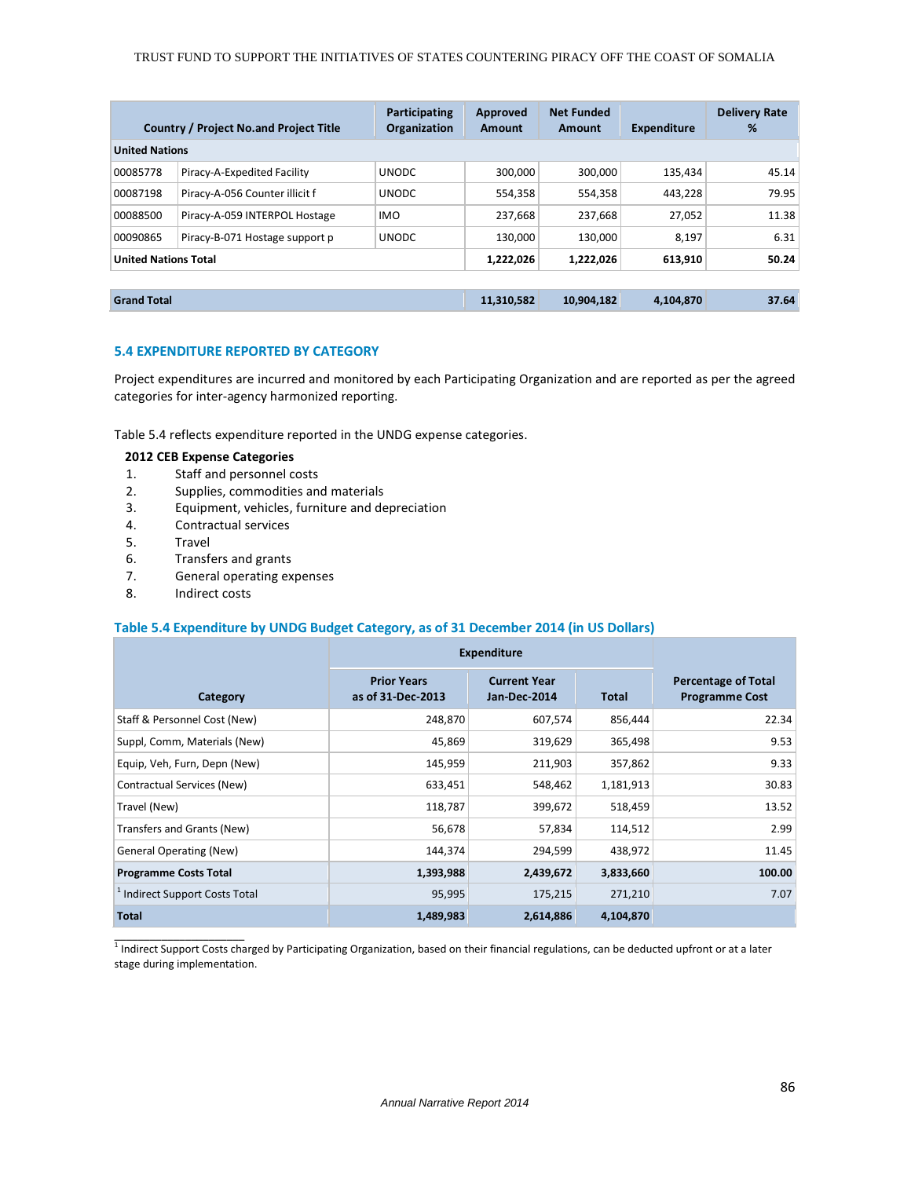| Country / Project No.and Project Title | | Participating Organization | Approved Amount | Net Funded Amount | Expenditure | Delivery Rate % |
|---|---|---|---|---|---|---|
| **United Nations** | | | | | | |
| 00085778 | Piracy-A-Expedited Facility | UNODC | 300,000 | 300,000 | 135,434 | 45.14 |
| 00087198 | Piracy-A-056 Counter illicit f | UNODC | 554,358 | 554,358 | 443,228 | 79.95 |
| 00088500 | Piracy-A-059 INTERPOL Hostage | IMO | 237,668 | 237,668 | 27,052 | 11.38 |
| 00090865 | Piracy-B-071 Hostage support p | UNODC | 130,000 | 130,000 | 8,197 | 6.31 |
| **United Nations Total** | | | **1,222,026** | **1,222,026** | **613,910** | **50.24** |
| | | | | | | |
| **Grand Total** | | | **11,310,582** | **10,904,182** | **4,104,870** | **37.64** |

## 5.4 EXPENDITURE REPORTED BY CATEGORY

Project expenditures are incurred and monitored by each Participating Organization and are reported as per the agreed categories for inter-agency harmonized reporting.

Table 5.4 reflects expenditure reported in the UNDG expense categories.

**2012 CEB Expense Categories**

1. Staff and personnel costs
2. Supplies, commodities and materials
3. Equipment, vehicles, furniture and depreciation
4. Contractual services
5. Travel
6. Transfers and grants
7. General operating expenses
8. Indirect costs

### Table 5.4 Expenditure by UNDG Budget Category, as of 31 December 2014 (in US Dollars)

| Category | Expenditure | | | Percentage of Total Programme Cost |
|---|---|---|---|---|
| | Prior Years as of 31-Dec-2013 | Current Year Jan-Dec-2014 | Total | |
| Staff & Personnel Cost (New) | 248,870 | 607,574 | 856,444 | 22.34 |
| Suppl, Comm, Materials (New) | 45,869 | 319,629 | 365,498 | 9.53 |
| Equip, Veh, Furn, Depn (New) | 145,959 | 211,903 | 357,862 | 9.33 |
| Contractual Services (New) | 633,451 | 548,462 | 1,181,913 | 30.83 |
| Travel (New) | 118,787 | 399,672 | 518,459 | 13.52 |
| Transfers and Grants (New) | 56,678 | 57,834 | 114,512 | 2.99 |
| General Operating (New) | 144,374 | 294,599 | 438,972 | 11.45 |
| **Programme Costs Total** | **1,393,988** | **2,439,672** | **3,833,660** | **100.00** |
| [1] Indirect Support Costs Total | 95,995 | 175,215 | 271,210 | 7.07 |
| **Total** | **1,489,983** | **2,614,886** | **4,104,870** | |

[1] Indirect Support Costs charged by Participating Organization, based on their financial regulations, can be deducted upfront or at a later stage during implementation.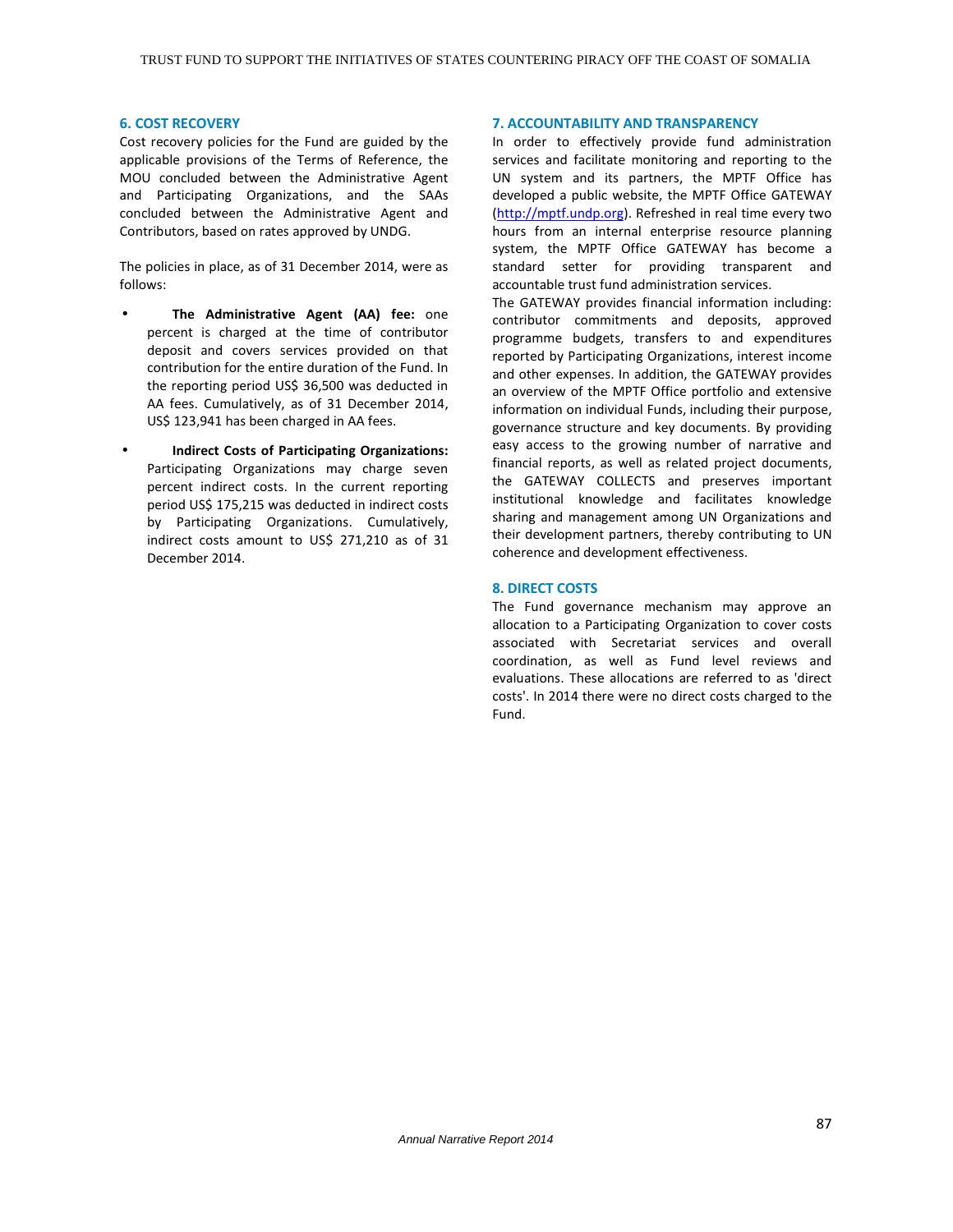## 6. COST RECOVERY

Cost recovery policies for the Fund are guided by the applicable provisions of the Terms of Reference, the MOU concluded between the Administrative Agent and Participating Organizations, and the SAAs concluded between the Administrative Agent and Contributors, based on rates approved by UNDG.

The policies in place, as of 31 December 2014, were as follows:

- **The Administrative Agent (AA) fee:** one percent is charged at the time of contributor deposit and covers services provided on that contribution for the entire duration of the Fund. In the reporting period US$ 36,500 was deducted in AA fees. Cumulatively, as of 31 December 2014, US$ 123,941 has been charged in AA fees.
- **Indirect Costs of Participating Organizations:** Participating Organizations may charge seven percent indirect costs. In the current reporting period US$ 175,215 was deducted in indirect costs by Participating Organizations. Cumulatively, indirect costs amount to US$ 271,210 as of 31 December 2014.

## 7. ACCOUNTABILITY AND TRANSPARENCY

In order to effectively provide fund administration services and facilitate monitoring and reporting to the UN system and its partners, the MPTF Office has developed a public website, the MPTF Office GATEWAY (http://mptf.undp.org). Refreshed in real time every two hours from an internal enterprise resource planning system, the MPTF Office GATEWAY has become a standard setter for providing transparent and accountable trust fund administration services.

The GATEWAY provides financial information including: contributor commitments and deposits, approved programme budgets, transfers to and expenditures reported by Participating Organizations, interest income and other expenses. In addition, the GATEWAY provides an overview of the MPTF Office portfolio and extensive information on individual Funds, including their purpose, governance structure and key documents. By providing easy access to the growing number of narrative and financial reports, as well as related project documents, the GATEWAY COLLECTS and preserves important institutional knowledge and facilitates knowledge sharing and management among UN Organizations and their development partners, thereby contributing to UN coherence and development effectiveness.

## 8. DIRECT COSTS

The Fund governance mechanism may approve an allocation to a Participating Organization to cover costs associated with Secretariat services and overall coordination, as well as Fund level reviews and evaluations. These allocations are referred to as 'direct costs'. In 2014 there were no direct costs charged to the Fund.